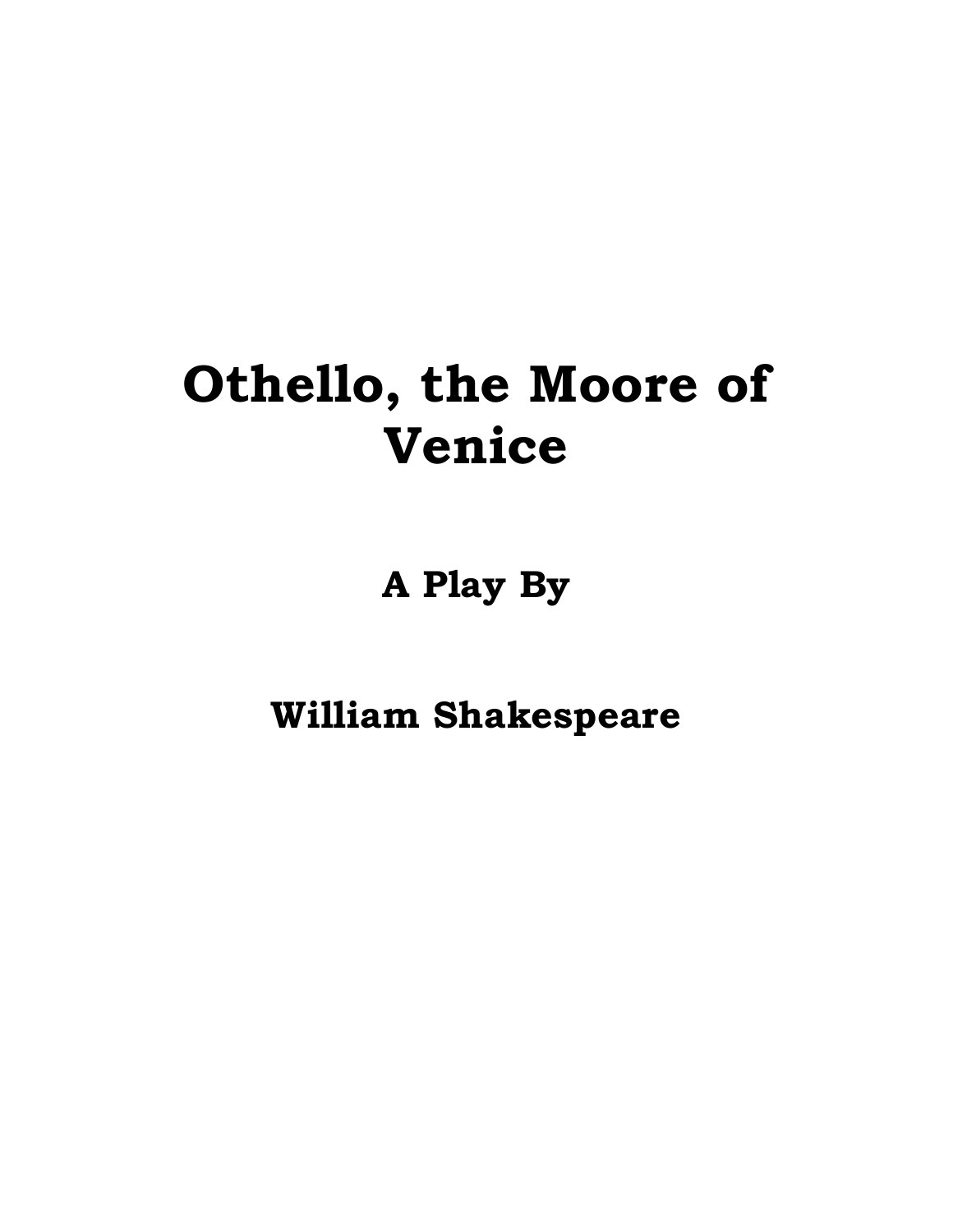# Othello, the Moore of Venice

## A Play By

## William Shakespeare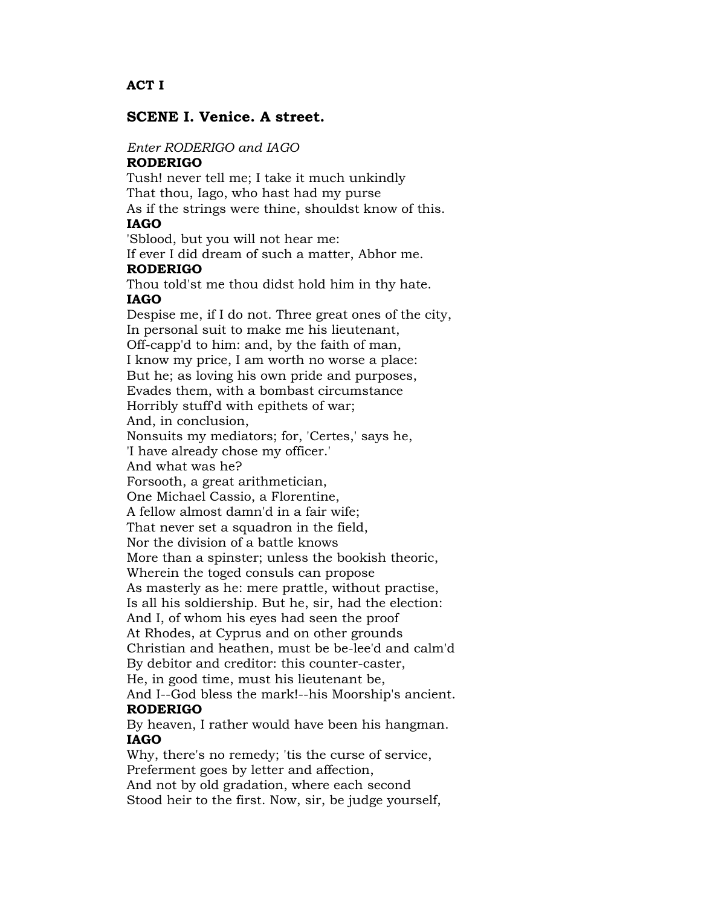# ACT I

## SCENE I. Venice. A street.

*Enter RODERIGO and IAGO*

**RODERIGO**

Tush! never tell me; I take it much unkindly
That thou, Iago, who hast had my purse
As if the strings were thine, shouldst know of this.

**IAGO**

'Sblood, but you will not hear me:
If ever I did dream of such a matter, Abhor me.

**RODERIGO**

Thou told'st me thou didst hold him in thy hate.

**IAGO**

Despise me, if I do not. Three great ones of the city,
In personal suit to make me his lieutenant,
Off-capp'd to him: and, by the faith of man,
I know my price, I am worth no worse a place:
But he; as loving his own pride and purposes,
Evades them, with a bombast circumstance
Horribly stuff'd with epithets of war;
And, in conclusion,
Nonsuits my mediators; for, 'Certes,' says he,
'I have already chose my officer.'
And what was he?
Forsooth, a great arithmetician,
One Michael Cassio, a Florentine,
A fellow almost damn'd in a fair wife;
That never set a squadron in the field,
Nor the division of a battle knows
More than a spinster; unless the bookish theoric,
Wherein the toged consuls can propose
As masterly as he: mere prattle, without practise,
Is all his soldiership. But he, sir, had the election:
And I, of whom his eyes had seen the proof
At Rhodes, at Cyprus and on other grounds
Christian and heathen, must be be-lee'd and calm'd
By debitor and creditor: this counter-caster,
He, in good time, must his lieutenant be,
And I--God bless the mark!--his Moorship's ancient.

**RODERIGO**

By heaven, I rather would have been his hangman.

**IAGO**

Why, there's no remedy; 'tis the curse of service,
Preferment goes by letter and affection,
And not by old gradation, where each second
Stood heir to the first. Now, sir, be judge yourself,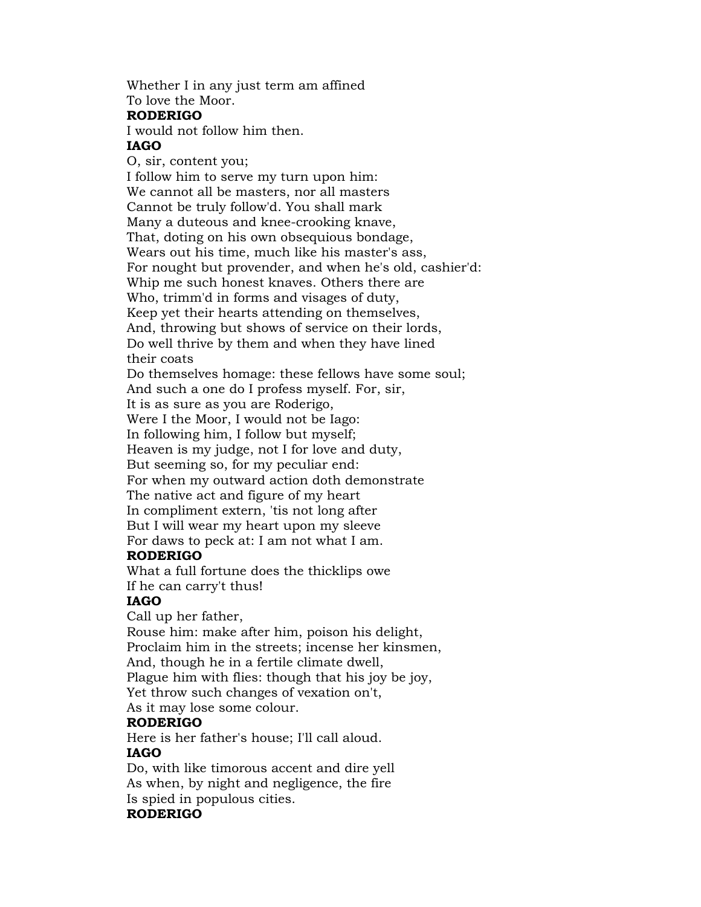Whether I in any just term am affined
To love the Moor.

**RODERIGO**

I would not follow him then.

**IAGO**

O, sir, content you;
I follow him to serve my turn upon him:
We cannot all be masters, nor all masters
Cannot be truly follow'd. You shall mark
Many a duteous and knee-crooking knave,
That, doting on his own obsequious bondage,
Wears out his time, much like his master's ass,
For nought but provender, and when he's old, cashier'd:
Whip me such honest knaves. Others there are
Who, trimm'd in forms and visages of duty,
Keep yet their hearts attending on themselves,
And, throwing but shows of service on their lords,
Do well thrive by them and when they have lined
their coats
Do themselves homage: these fellows have some soul;
And such a one do I profess myself. For, sir,
It is as sure as you are Roderigo,
Were I the Moor, I would not be Iago:
In following him, I follow but myself;
Heaven is my judge, not I for love and duty,
But seeming so, for my peculiar end:
For when my outward action doth demonstrate
The native act and figure of my heart
In compliment extern, 'tis not long after
But I will wear my heart upon my sleeve
For daws to peck at: I am not what I am.

**RODERIGO**

What a full fortune does the thicklips owe
If he can carry't thus!

**IAGO**

Call up her father,
Rouse him: make after him, poison his delight,
Proclaim him in the streets; incense her kinsmen,
And, though he in a fertile climate dwell,
Plague him with flies: though that his joy be joy,
Yet throw such changes of vexation on't,
As it may lose some colour.

**RODERIGO**

Here is her father's house; I'll call aloud.

**IAGO**

Do, with like timorous accent and dire yell
As when, by night and negligence, the fire
Is spied in populous cities.

**RODERIGO**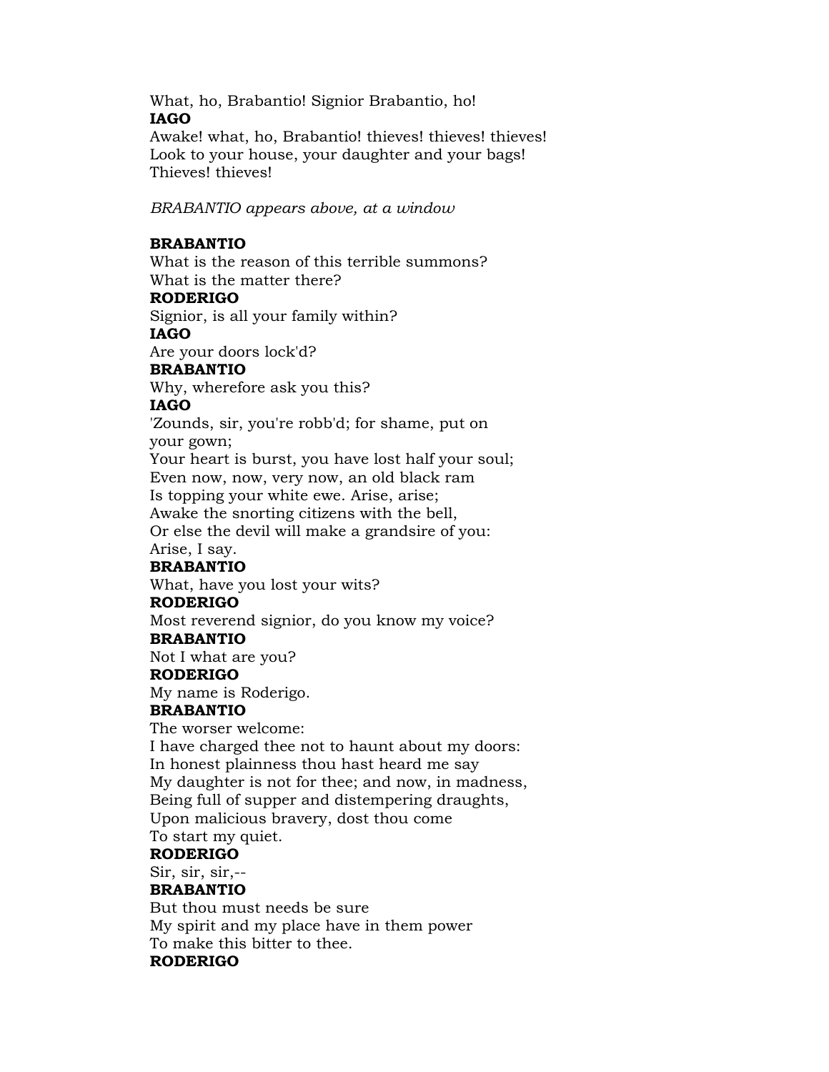What, ho, Brabantio! Signior Brabantio, ho!

**IAGO**

Awake! what, ho, Brabantio! thieves! thieves! thieves!
Look to your house, your daughter and your bags!
Thieves! thieves!

*BRABANTIO appears above, at a window*

**BRABANTIO**

What is the reason of this terrible summons?
What is the matter there?

**RODERIGO**

Signior, is all your family within?

**IAGO**

Are your doors lock'd?

**BRABANTIO**

Why, wherefore ask you this?

**IAGO**

'Zounds, sir, you're robb'd; for shame, put on
your gown;
Your heart is burst, you have lost half your soul;
Even now, now, very now, an old black ram
Is topping your white ewe. Arise, arise;
Awake the snorting citizens with the bell,
Or else the devil will make a grandsire of you:
Arise, I say.

**BRABANTIO**

What, have you lost your wits?

**RODERIGO**

Most reverend signior, do you know my voice?

**BRABANTIO**

Not I what are you?

**RODERIGO**

My name is Roderigo.

**BRABANTIO**

The worser welcome:
I have charged thee not to haunt about my doors:
In honest plainness thou hast heard me say
My daughter is not for thee; and now, in madness,
Being full of supper and distempering draughts,
Upon malicious bravery, dost thou come
To start my quiet.

**RODERIGO**

Sir, sir, sir,--

**BRABANTIO**

But thou must needs be sure
My spirit and my place have in them power
To make this bitter to thee.

**RODERIGO**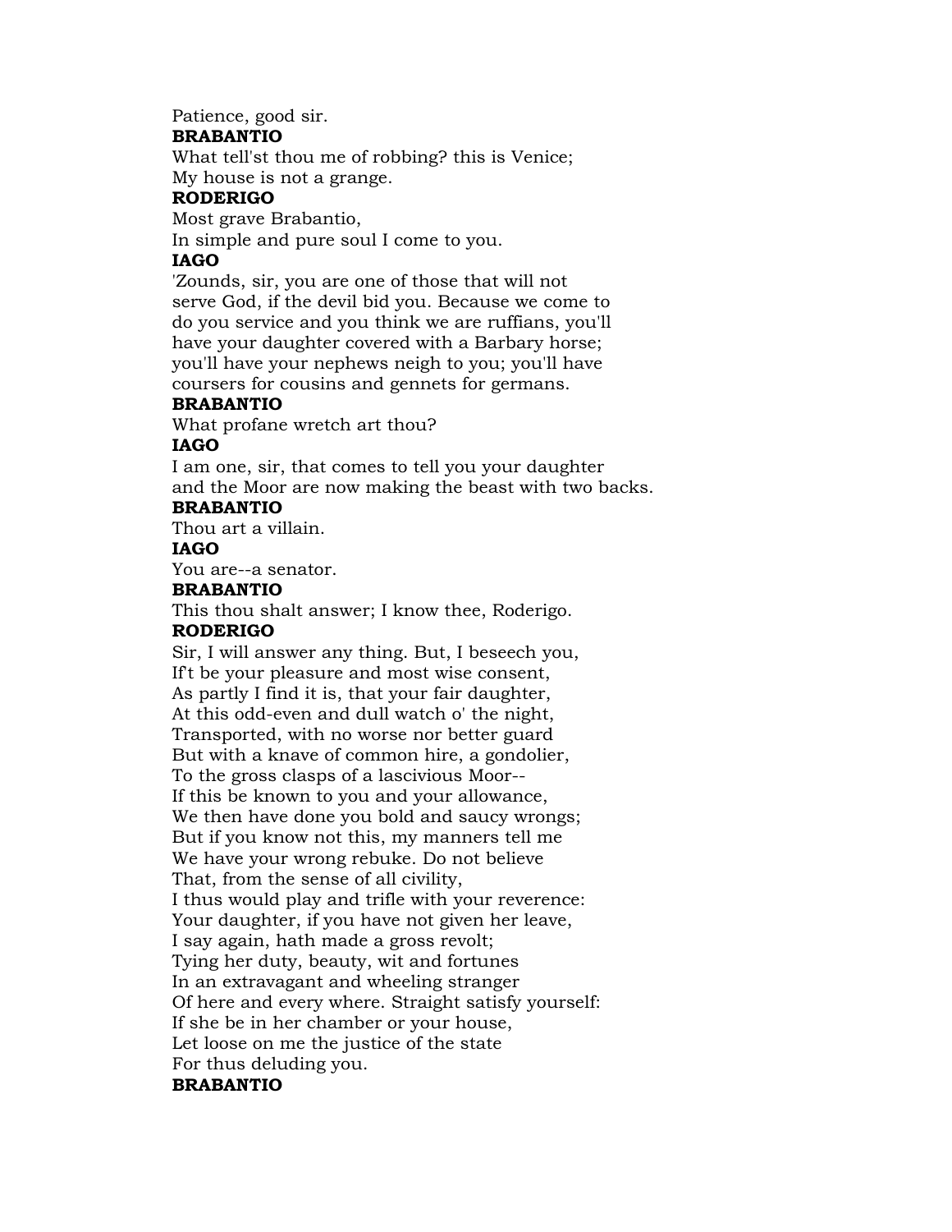Patience, good sir.

**BRABANTIO**

What tell'st thou me of robbing? this is Venice;
My house is not a grange.

**RODERIGO**

Most grave Brabantio,
In simple and pure soul I come to you.

**IAGO**

'Zounds, sir, you are one of those that will not
serve God, if the devil bid you. Because we come to
do you service and you think we are ruffians, you'll
have your daughter covered with a Barbary horse;
you'll have your nephews neigh to you; you'll have
coursers for cousins and gennets for germans.

**BRABANTIO**

What profane wretch art thou?

**IAGO**

I am one, sir, that comes to tell you your daughter
and the Moor are now making the beast with two backs.

**BRABANTIO**

Thou art a villain.

**IAGO**

You are--a senator.

**BRABANTIO**

This thou shalt answer; I know thee, Roderigo.

**RODERIGO**

Sir, I will answer any thing. But, I beseech you,
If't be your pleasure and most wise consent,
As partly I find it is, that your fair daughter,
At this odd-even and dull watch o' the night,
Transported, with no worse nor better guard
But with a knave of common hire, a gondolier,
To the gross clasps of a lascivious Moor--
If this be known to you and your allowance,
We then have done you bold and saucy wrongs;
But if you know not this, my manners tell me
We have your wrong rebuke. Do not believe
That, from the sense of all civility,
I thus would play and trifle with your reverence:
Your daughter, if you have not given her leave,
I say again, hath made a gross revolt;
Tying her duty, beauty, wit and fortunes
In an extravagant and wheeling stranger
Of here and every where. Straight satisfy yourself:
If she be in her chamber or your house,
Let loose on me the justice of the state
For thus deluding you.

**BRABANTIO**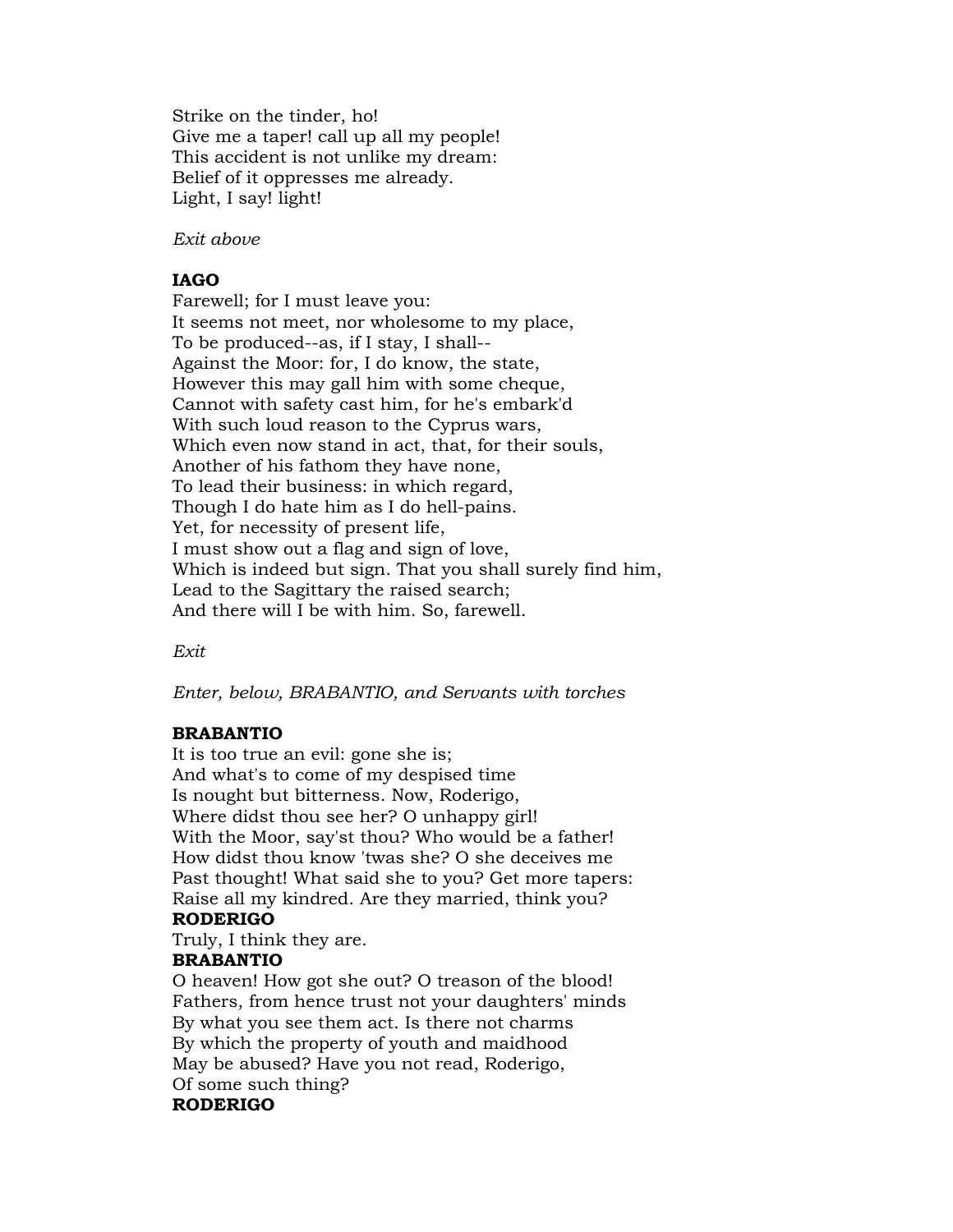Strike on the tinder, ho!
Give me a taper! call up all my people!
This accident is not unlike my dream:
Belief of it oppresses me already.
Light, I say! light!

*Exit above*

**IAGO**
Farewell; for I must leave you:
It seems not meet, nor wholesome to my place,
To be produced--as, if I stay, I shall--
Against the Moor: for, I do know, the state,
However this may gall him with some cheque,
Cannot with safety cast him, for he's embark'd
With such loud reason to the Cyprus wars,
Which even now stand in act, that, for their souls,
Another of his fathom they have none,
To lead their business: in which regard,
Though I do hate him as I do hell-pains.
Yet, for necessity of present life,
I must show out a flag and sign of love,
Which is indeed but sign. That you shall surely find him,
Lead to the Sagittary the raised search;
And there will I be with him. So, farewell.

*Exit*

*Enter, below, BRABANTIO, and Servants with torches*

**BRABANTIO**
It is too true an evil: gone she is;
And what's to come of my despised time
Is nought but bitterness. Now, Roderigo,
Where didst thou see her? O unhappy girl!
With the Moor, say'st thou? Who would be a father!
How didst thou know 'twas she? O she deceives me
Past thought! What said she to you? Get more tapers:
Raise all my kindred. Are they married, think you?
**RODERIGO**
Truly, I think they are.
**BRABANTIO**
O heaven! How got she out? O treason of the blood!
Fathers, from hence trust not your daughters' minds
By what you see them act. Is there not charms
By which the property of youth and maidhood
May be abused? Have you not read, Roderigo,
Of some such thing?
**RODERIGO**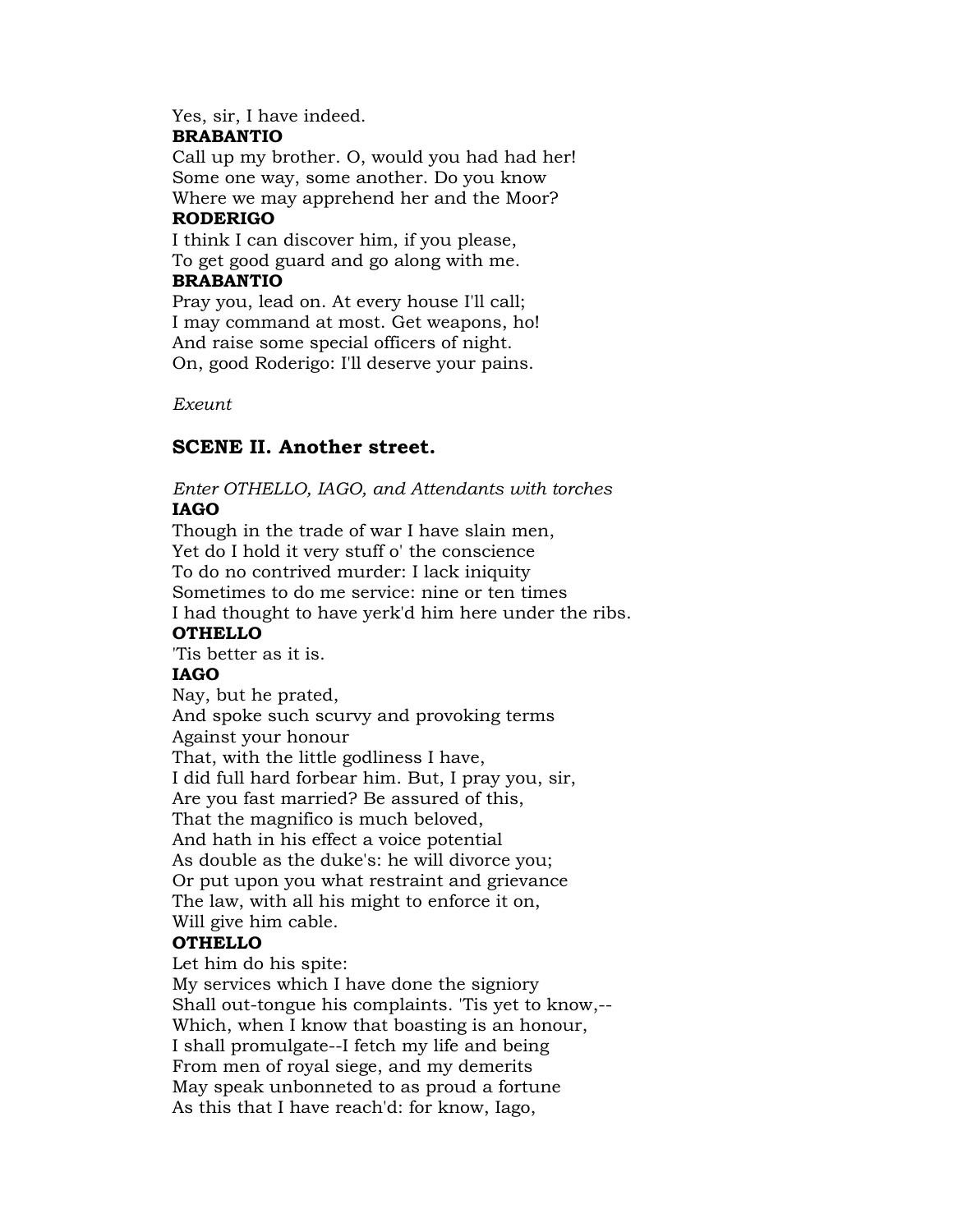Yes, sir, I have indeed.

**BRABANTIO**

Call up my brother. O, would you had had her!
Some one way, some another. Do you know
Where we may apprehend her and the Moor?

**RODERIGO**

I think I can discover him, if you please,
To get good guard and go along with me.

**BRABANTIO**

Pray you, lead on. At every house I'll call;
I may command at most. Get weapons, ho!
And raise some special officers of night.
On, good Roderigo: I'll deserve your pains.

*Exeunt*

### SCENE II. Another street.

*Enter OTHELLO, IAGO, and Attendants with torches*

**IAGO**

Though in the trade of war I have slain men,
Yet do I hold it very stuff o' the conscience
To do no contrived murder: I lack iniquity
Sometimes to do me service: nine or ten times
I had thought to have yerk'd him here under the ribs.

**OTHELLO**

'Tis better as it is.

**IAGO**

Nay, but he prated,
And spoke such scurvy and provoking terms
Against your honour
That, with the little godliness I have,
I did full hard forbear him. But, I pray you, sir,
Are you fast married? Be assured of this,
That the magnifico is much beloved,
And hath in his effect a voice potential
As double as the duke's: he will divorce you;
Or put upon you what restraint and grievance
The law, with all his might to enforce it on,
Will give him cable.

**OTHELLO**

Let him do his spite:
My services which I have done the signiory
Shall out-tongue his complaints. 'Tis yet to know,--
Which, when I know that boasting is an honour,
I shall promulgate--I fetch my life and being
From men of royal siege, and my demerits
May speak unbonneted to as proud a fortune
As this that I have reach'd: for know, Iago,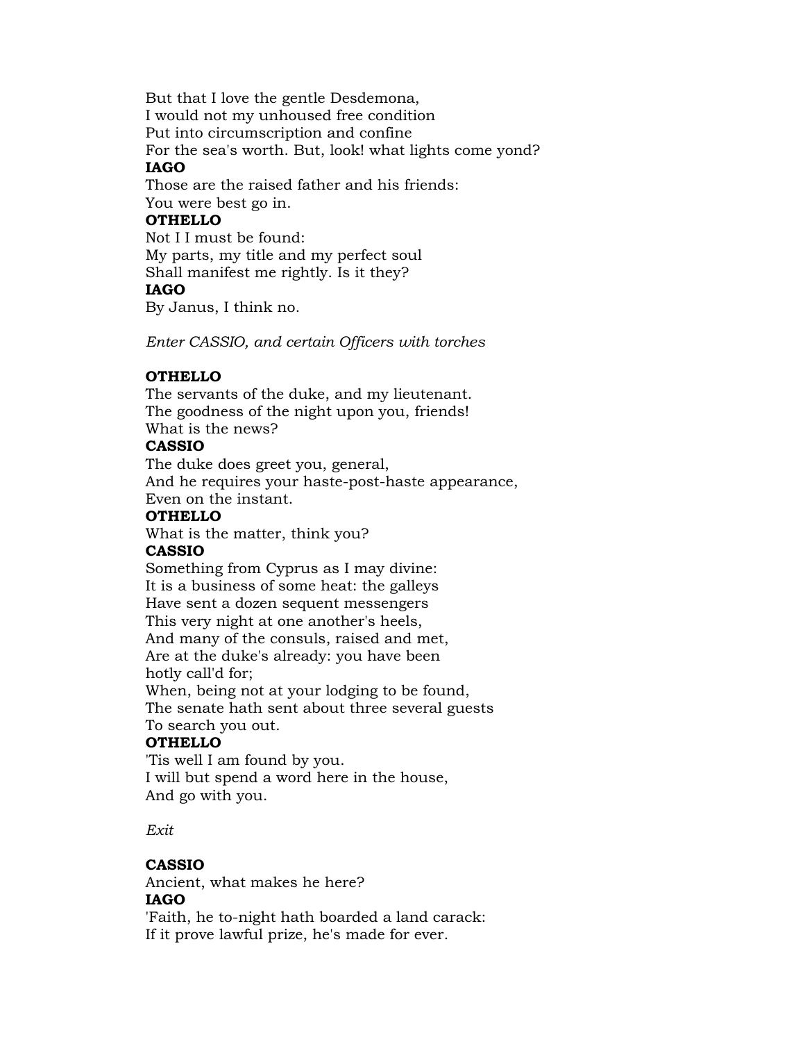But that I love the gentle Desdemona,
I would not my unhoused free condition
Put into circumscription and confine
For the sea's worth. But, look! what lights come yond?

**IAGO**

Those are the raised father and his friends:
You were best go in.

**OTHELLO**

Not I I must be found:
My parts, my title and my perfect soul
Shall manifest me rightly. Is it they?

**IAGO**

By Janus, I think no.

*Enter CASSIO, and certain Officers with torches*

**OTHELLO**

The servants of the duke, and my lieutenant.
The goodness of the night upon you, friends!
What is the news?

**CASSIO**

The duke does greet you, general,
And he requires your haste-post-haste appearance,
Even on the instant.

**OTHELLO**

What is the matter, think you?

**CASSIO**

Something from Cyprus as I may divine:
It is a business of some heat: the galleys
Have sent a dozen sequent messengers
This very night at one another's heels,
And many of the consuls, raised and met,
Are at the duke's already: you have been
hotly call'd for;
When, being not at your lodging to be found,
The senate hath sent about three several guests
To search you out.

**OTHELLO**

'Tis well I am found by you.
I will but spend a word here in the house,
And go with you.

*Exit*

**CASSIO**

Ancient, what makes he here?

**IAGO**

'Faith, he to-night hath boarded a land carack:
If it prove lawful prize, he's made for ever.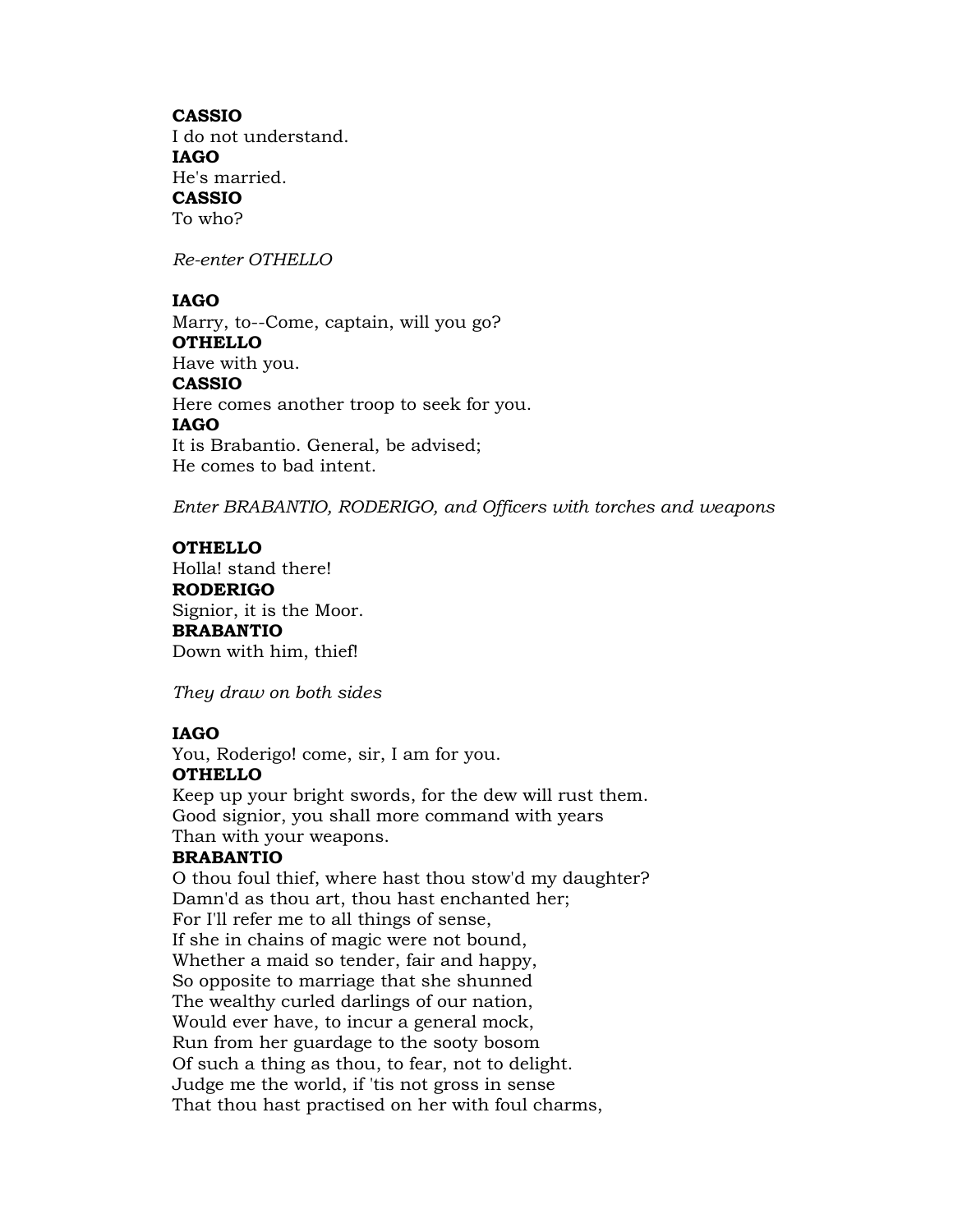**CASSIO**
I do not understand.
**IAGO**
He's married.
**CASSIO**
To who?

*Re-enter OTHELLO*

**IAGO**
Marry, to--Come, captain, will you go?
**OTHELLO**
Have with you.
**CASSIO**
Here comes another troop to seek for you.
**IAGO**
It is Brabantio. General, be advised;
He comes to bad intent.

*Enter BRABANTIO, RODERIGO, and Officers with torches and weapons*

**OTHELLO**
Holla! stand there!
**RODERIGO**
Signior, it is the Moor.
**BRABANTIO**
Down with him, thief!

*They draw on both sides*

**IAGO**
You, Roderigo! come, sir, I am for you.
**OTHELLO**
Keep up your bright swords, for the dew will rust them.
Good signior, you shall more command with years
Than with your weapons.
**BRABANTIO**
O thou foul thief, where hast thou stow'd my daughter?
Damn'd as thou art, thou hast enchanted her;
For I'll refer me to all things of sense,
If she in chains of magic were not bound,
Whether a maid so tender, fair and happy,
So opposite to marriage that she shunned
The wealthy curled darlings of our nation,
Would ever have, to incur a general mock,
Run from her guardage to the sooty bosom
Of such a thing as thou, to fear, not to delight.
Judge me the world, if 'tis not gross in sense
That thou hast practised on her with foul charms,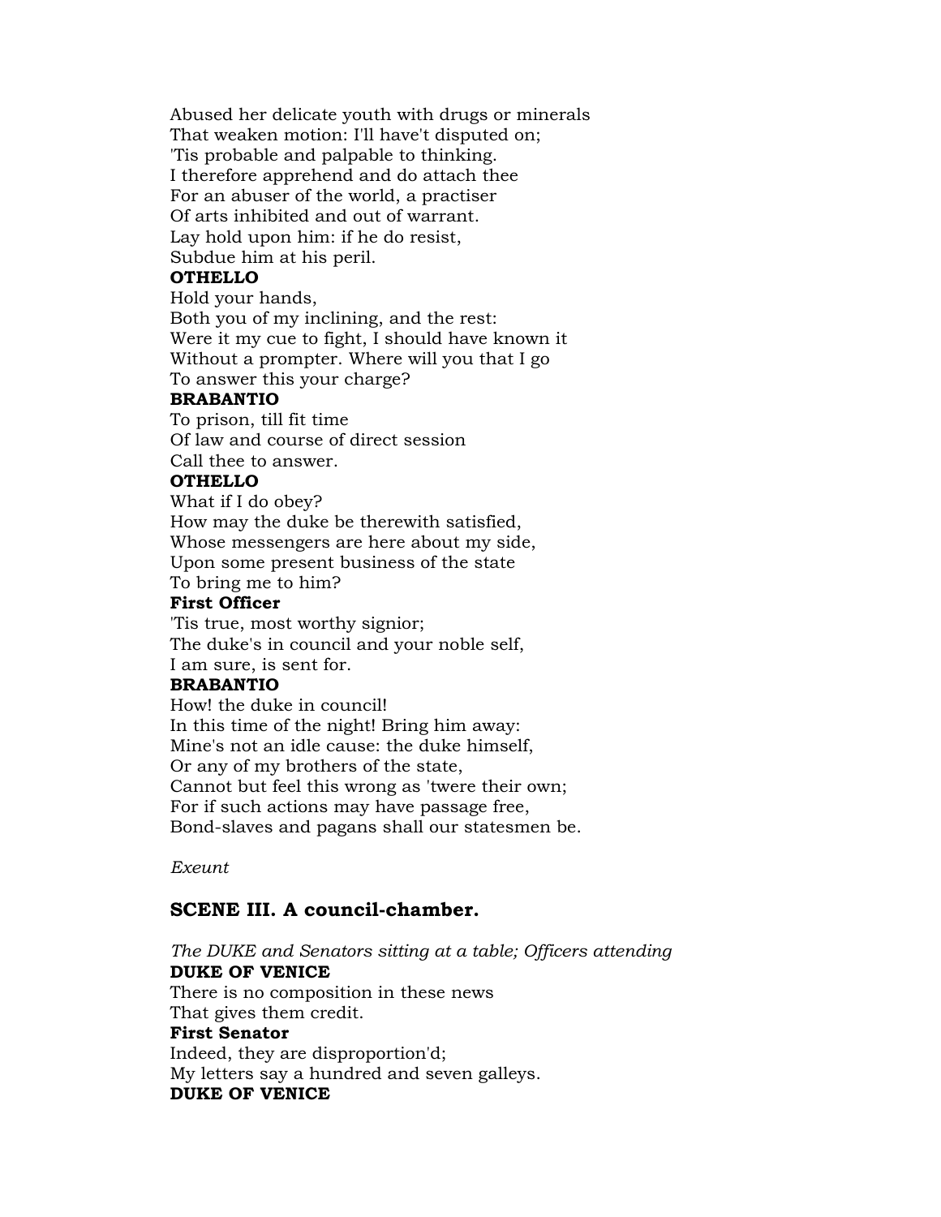Abused her delicate youth with drugs or minerals
That weaken motion: I'll have't disputed on;
'Tis probable and palpable to thinking.
I therefore apprehend and do attach thee
For an abuser of the world, a practiser
Of arts inhibited and out of warrant.
Lay hold upon him: if he do resist,
Subdue him at his peril.

**OTHELLO**

Hold your hands,
Both you of my inclining, and the rest:
Were it my cue to fight, I should have known it
Without a prompter. Where will you that I go
To answer this your charge?

**BRABANTIO**

To prison, till fit time
Of law and course of direct session
Call thee to answer.

**OTHELLO**

What if I do obey?
How may the duke be therewith satisfied,
Whose messengers are here about my side,
Upon some present business of the state
To bring me to him?

**First Officer**

'Tis true, most worthy signior;
The duke's in council and your noble self,
I am sure, is sent for.

**BRABANTIO**

How! the duke in council!
In this time of the night! Bring him away:
Mine's not an idle cause: the duke himself,
Or any of my brothers of the state,
Cannot but feel this wrong as 'twere their own;
For if such actions may have passage free,
Bond-slaves and pagans shall our statesmen be.

*Exeunt*

## SCENE III. A council-chamber.

*The DUKE and Senators sitting at a table; Officers attending*

**DUKE OF VENICE**

There is no composition in these news
That gives them credit.

**First Senator**

Indeed, they are disproportion'd;
My letters say a hundred and seven galleys.

**DUKE OF VENICE**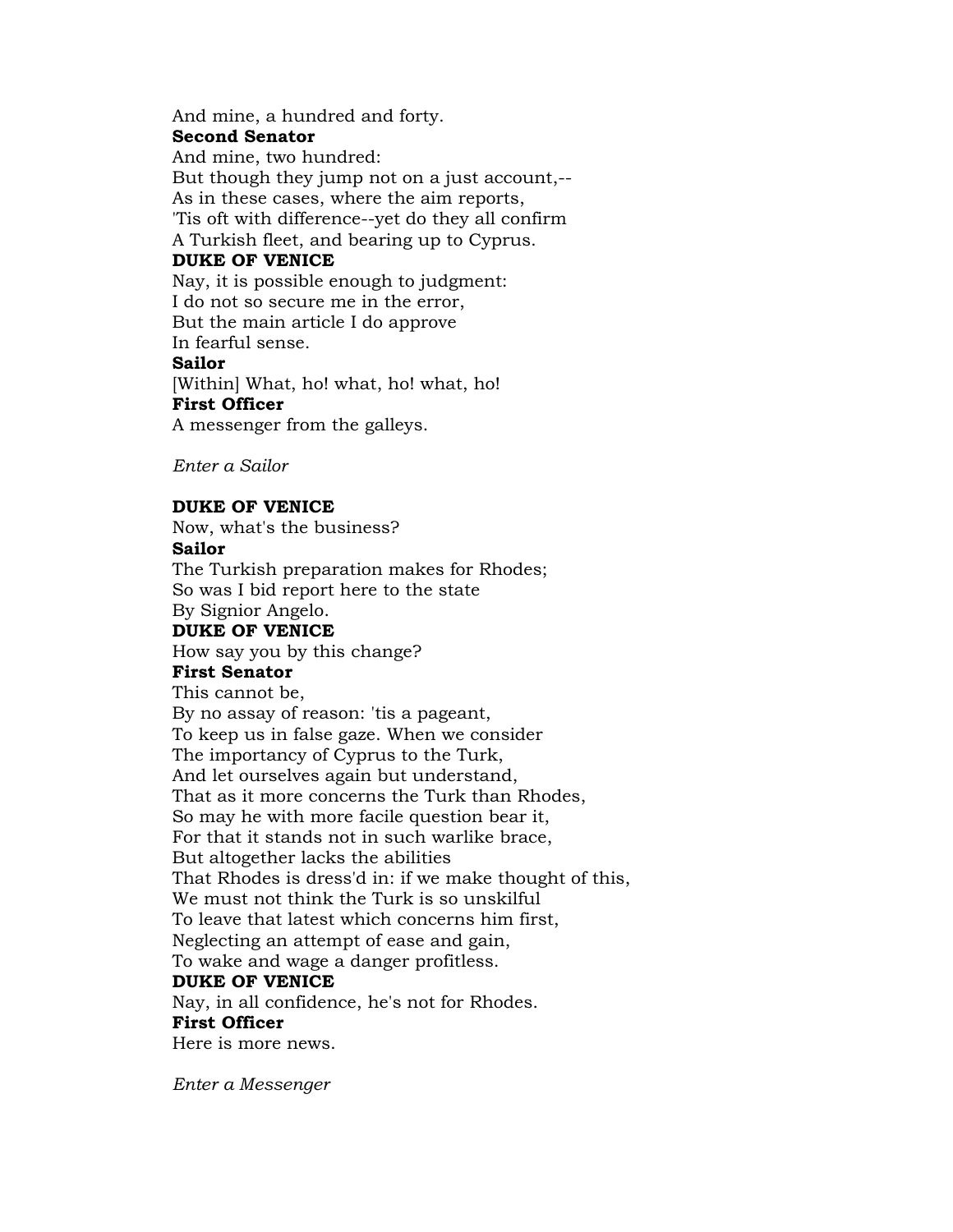And mine, a hundred and forty.

**Second Senator**

And mine, two hundred:
But though they jump not on a just account,--
As in these cases, where the aim reports,
'Tis oft with difference--yet do they all confirm
A Turkish fleet, and bearing up to Cyprus.

**DUKE OF VENICE**

Nay, it is possible enough to judgment:
I do not so secure me in the error,
But the main article I do approve
In fearful sense.

**Sailor**

[Within] What, ho! what, ho! what, ho!

**First Officer**

A messenger from the galleys.

*Enter a Sailor*

**DUKE OF VENICE**

Now, what's the business?

**Sailor**

The Turkish preparation makes for Rhodes;
So was I bid report here to the state
By Signior Angelo.

**DUKE OF VENICE**

How say you by this change?

**First Senator**

This cannot be,
By no assay of reason: 'tis a pageant,
To keep us in false gaze. When we consider
The importancy of Cyprus to the Turk,
And let ourselves again but understand,
That as it more concerns the Turk than Rhodes,
So may he with more facile question bear it,
For that it stands not in such warlike brace,
But altogether lacks the abilities
That Rhodes is dress'd in: if we make thought of this,
We must not think the Turk is so unskilful
To leave that latest which concerns him first,
Neglecting an attempt of ease and gain,
To wake and wage a danger profitless.

**DUKE OF VENICE**

Nay, in all confidence, he's not for Rhodes.

**First Officer**

Here is more news.

*Enter a Messenger*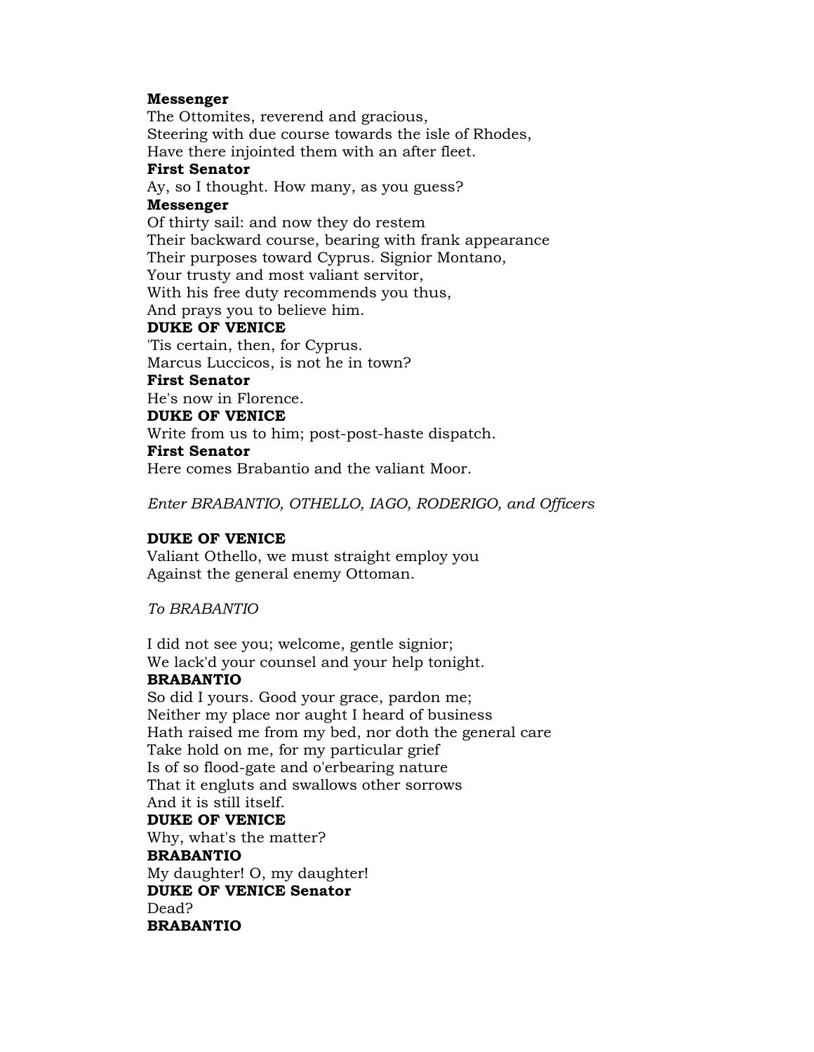**Messenger**
The Ottomites, reverend and gracious,
Steering with due course towards the isle of Rhodes,
Have there injointed them with an after fleet.
**First Senator**
Ay, so I thought. How many, as you guess?
**Messenger**
Of thirty sail: and now they do restem
Their backward course, bearing with frank appearance
Their purposes toward Cyprus. Signior Montano,
Your trusty and most valiant servitor,
With his free duty recommends you thus,
And prays you to believe him.
**DUKE OF VENICE**
'Tis certain, then, for Cyprus.
Marcus Luccicos, is not he in town?
**First Senator**
He's now in Florence.
**DUKE OF VENICE**
Write from us to him; post-post-haste dispatch.
**First Senator**
Here comes Brabantio and the valiant Moor.

*Enter BRABANTIO, OTHELLO, IAGO, RODERIGO, and Officers*

**DUKE OF VENICE**
Valiant Othello, we must straight employ you
Against the general enemy Ottoman.

*To BRABANTIO*

I did not see you; welcome, gentle signior;
We lack'd your counsel and your help tonight.
**BRABANTIO**
So did I yours. Good your grace, pardon me;
Neither my place nor aught I heard of business
Hath raised me from my bed, nor doth the general care
Take hold on me, for my particular grief
Is of so flood-gate and o'erbearing nature
That it engluts and swallows other sorrows
And it is still itself.
**DUKE OF VENICE**
Why, what's the matter?
**BRABANTIO**
My daughter! O, my daughter!
**DUKE OF VENICE Senator**
Dead?
**BRABANTIO**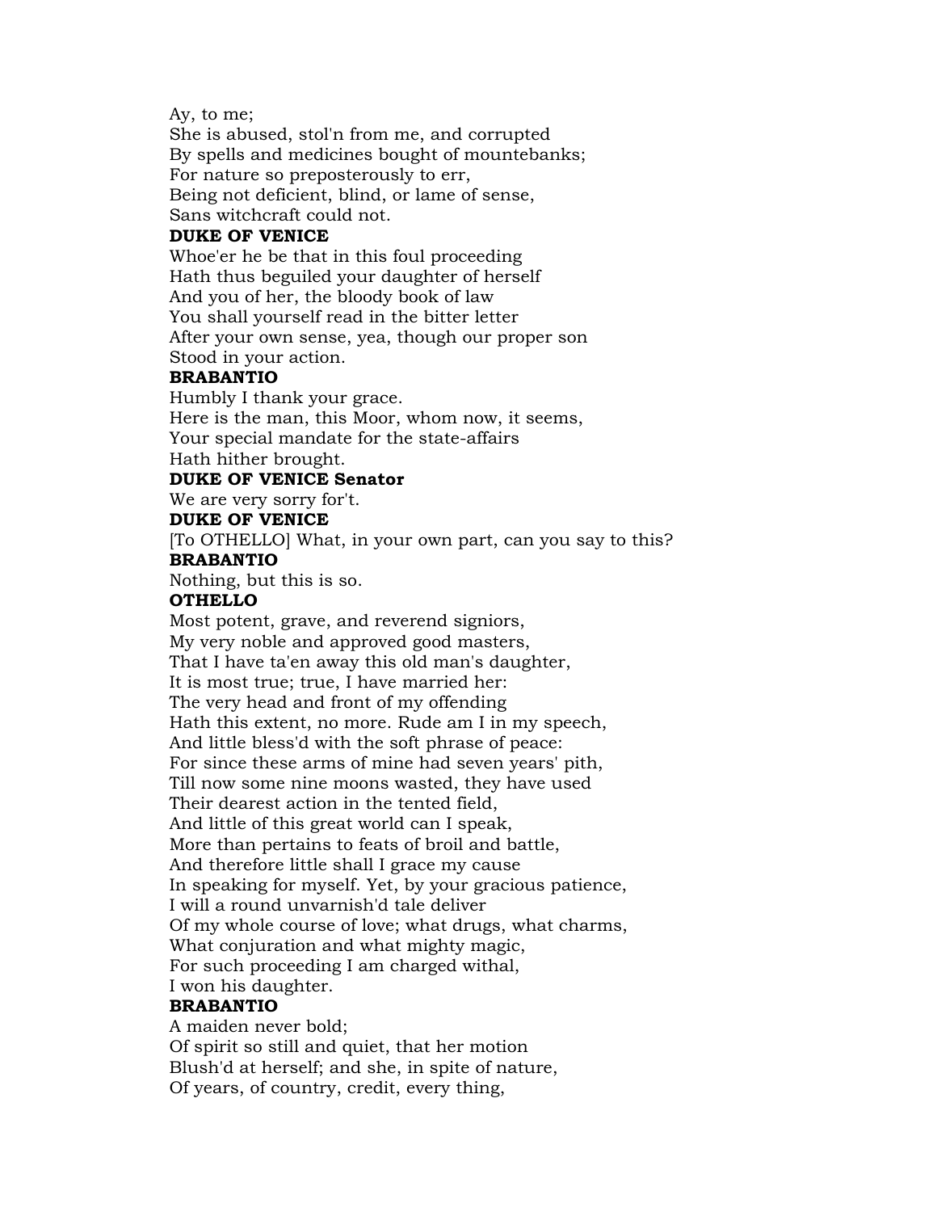Ay, to me;
She is abused, stol'n from me, and corrupted
By spells and medicines bought of mountebanks;
For nature so preposterously to err,
Being not deficient, blind, or lame of sense,
Sans witchcraft could not.

**DUKE OF VENICE**

Whoe'er he be that in this foul proceeding
Hath thus beguiled your daughter of herself
And you of her, the bloody book of law
You shall yourself read in the bitter letter
After your own sense, yea, though our proper son
Stood in your action.

**BRABANTIO**

Humbly I thank your grace.
Here is the man, this Moor, whom now, it seems,
Your special mandate for the state-affairs
Hath hither brought.

**DUKE OF VENICE Senator**

We are very sorry for't.

**DUKE OF VENICE**

[To OTHELLO] What, in your own part, can you say to this?

**BRABANTIO**

Nothing, but this is so.

**OTHELLO**

Most potent, grave, and reverend signiors,
My very noble and approved good masters,
That I have ta'en away this old man's daughter,
It is most true; true, I have married her:
The very head and front of my offending
Hath this extent, no more. Rude am I in my speech,
And little bless'd with the soft phrase of peace:
For since these arms of mine had seven years' pith,
Till now some nine moons wasted, they have used
Their dearest action in the tented field,
And little of this great world can I speak,
More than pertains to feats of broil and battle,
And therefore little shall I grace my cause
In speaking for myself. Yet, by your gracious patience,
I will a round unvarnish'd tale deliver
Of my whole course of love; what drugs, what charms,
What conjuration and what mighty magic,
For such proceeding I am charged withal,
I won his daughter.

**BRABANTIO**

A maiden never bold;
Of spirit so still and quiet, that her motion
Blush'd at herself; and she, in spite of nature,
Of years, of country, credit, every thing,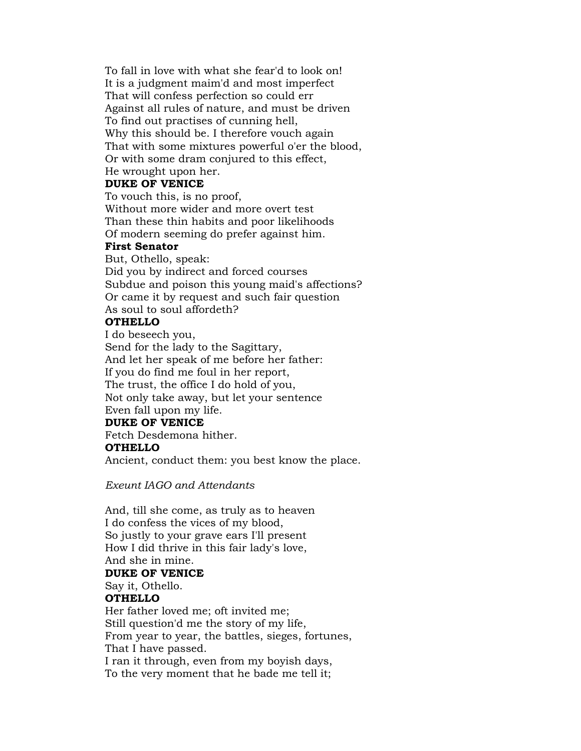To fall in love with what she fear'd to look on!
It is a judgment maim'd and most imperfect
That will confess perfection so could err
Against all rules of nature, and must be driven
To find out practises of cunning hell,
Why this should be. I therefore vouch again
That with some mixtures powerful o'er the blood,
Or with some dram conjured to this effect,
He wrought upon her.

**DUKE OF VENICE**

To vouch this, is no proof,
Without more wider and more overt test
Than these thin habits and poor likelihoods
Of modern seeming do prefer against him.

**First Senator**

But, Othello, speak:
Did you by indirect and forced courses
Subdue and poison this young maid's affections?
Or came it by request and such fair question
As soul to soul affordeth?

**OTHELLO**

I do beseech you,
Send for the lady to the Sagittary,
And let her speak of me before her father:
If you do find me foul in her report,
The trust, the office I do hold of you,
Not only take away, but let your sentence
Even fall upon my life.

**DUKE OF VENICE**

Fetch Desdemona hither.

**OTHELLO**

Ancient, conduct them: you best know the place.

*Exeunt IAGO and Attendants*

And, till she come, as truly as to heaven
I do confess the vices of my blood,
So justly to your grave ears I'll present
How I did thrive in this fair lady's love,
And she in mine.

**DUKE OF VENICE**

Say it, Othello.

**OTHELLO**

Her father loved me; oft invited me;
Still question'd me the story of my life,
From year to year, the battles, sieges, fortunes,
That I have passed.
I ran it through, even from my boyish days,
To the very moment that he bade me tell it;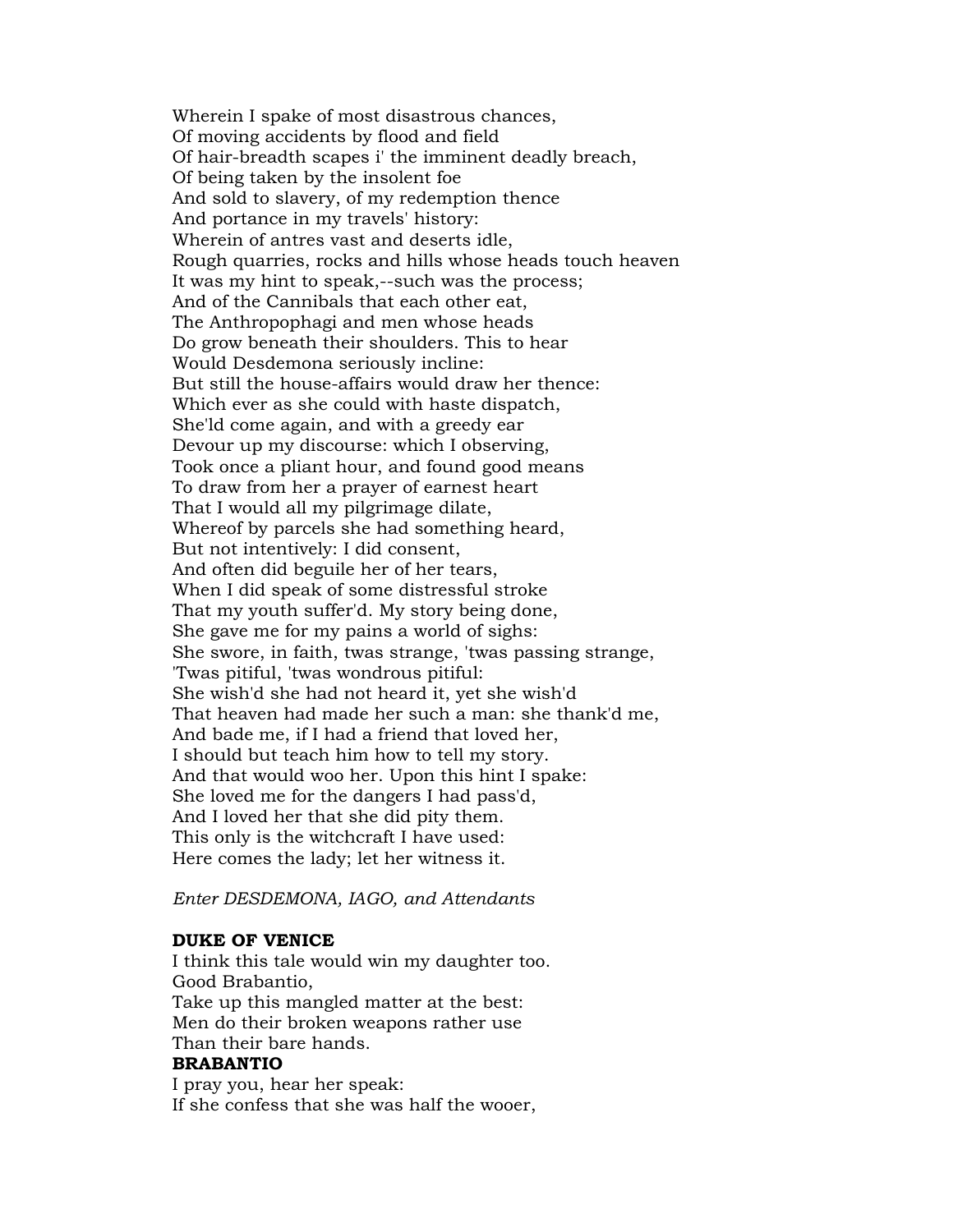Wherein I spake of most disastrous chances,
Of moving accidents by flood and field
Of hair-breadth scapes i' the imminent deadly breach,
Of being taken by the insolent foe
And sold to slavery, of my redemption thence
And portance in my travels' history:
Wherein of antres vast and deserts idle,
Rough quarries, rocks and hills whose heads touch heaven
It was my hint to speak,--such was the process;
And of the Cannibals that each other eat,
The Anthropophagi and men whose heads
Do grow beneath their shoulders. This to hear
Would Desdemona seriously incline:
But still the house-affairs would draw her thence:
Which ever as she could with haste dispatch,
She'ld come again, and with a greedy ear
Devour up my discourse: which I observing,
Took once a pliant hour, and found good means
To draw from her a prayer of earnest heart
That I would all my pilgrimage dilate,
Whereof by parcels she had something heard,
But not intentively: I did consent,
And often did beguile her of her tears,
When I did speak of some distressful stroke
That my youth suffer'd. My story being done,
She gave me for my pains a world of sighs:
She swore, in faith, twas strange, 'twas passing strange,
'Twas pitiful, 'twas wondrous pitiful:
She wish'd she had not heard it, yet she wish'd
That heaven had made her such a man: she thank'd me,
And bade me, if I had a friend that loved her,
I should but teach him how to tell my story.
And that would woo her. Upon this hint I spake:
She loved me for the dangers I had pass'd,
And I loved her that she did pity them.
This only is the witchcraft I have used:
Here comes the lady; let her witness it.

*Enter DESDEMONA, IAGO, and Attendants*

**DUKE OF VENICE**
I think this tale would win my daughter too.
Good Brabantio,
Take up this mangled matter at the best:
Men do their broken weapons rather use
Than their bare hands.
**BRABANTIO**
I pray you, hear her speak:
If she confess that she was half the wooer,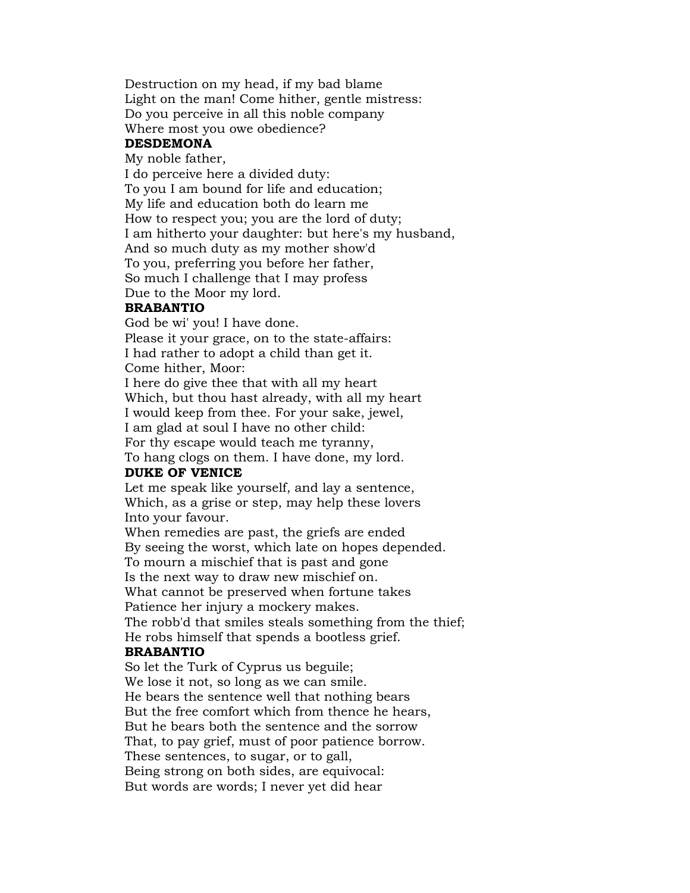Destruction on my head, if my bad blame
Light on the man! Come hither, gentle mistress:
Do you perceive in all this noble company
Where most you owe obedience?

**DESDEMONA**

My noble father,
I do perceive here a divided duty:
To you I am bound for life and education;
My life and education both do learn me
How to respect you; you are the lord of duty;
I am hitherto your daughter: but here's my husband,
And so much duty as my mother show'd
To you, preferring you before her father,
So much I challenge that I may profess
Due to the Moor my lord.

**BRABANTIO**

God be wi' you! I have done.
Please it your grace, on to the state-affairs:
I had rather to adopt a child than get it.
Come hither, Moor:
I here do give thee that with all my heart
Which, but thou hast already, with all my heart
I would keep from thee. For your sake, jewel,
I am glad at soul I have no other child:
For thy escape would teach me tyranny,
To hang clogs on them. I have done, my lord.

**DUKE OF VENICE**

Let me speak like yourself, and lay a sentence,
Which, as a grise or step, may help these lovers
Into your favour.
When remedies are past, the griefs are ended
By seeing the worst, which late on hopes depended.
To mourn a mischief that is past and gone
Is the next way to draw new mischief on.
What cannot be preserved when fortune takes
Patience her injury a mockery makes.
The robb'd that smiles steals something from the thief;
He robs himself that spends a bootless grief.

**BRABANTIO**

So let the Turk of Cyprus us beguile;
We lose it not, so long as we can smile.
He bears the sentence well that nothing bears
But the free comfort which from thence he hears,
But he bears both the sentence and the sorrow
That, to pay grief, must of poor patience borrow.
These sentences, to sugar, or to gall,
Being strong on both sides, are equivocal:
But words are words; I never yet did hear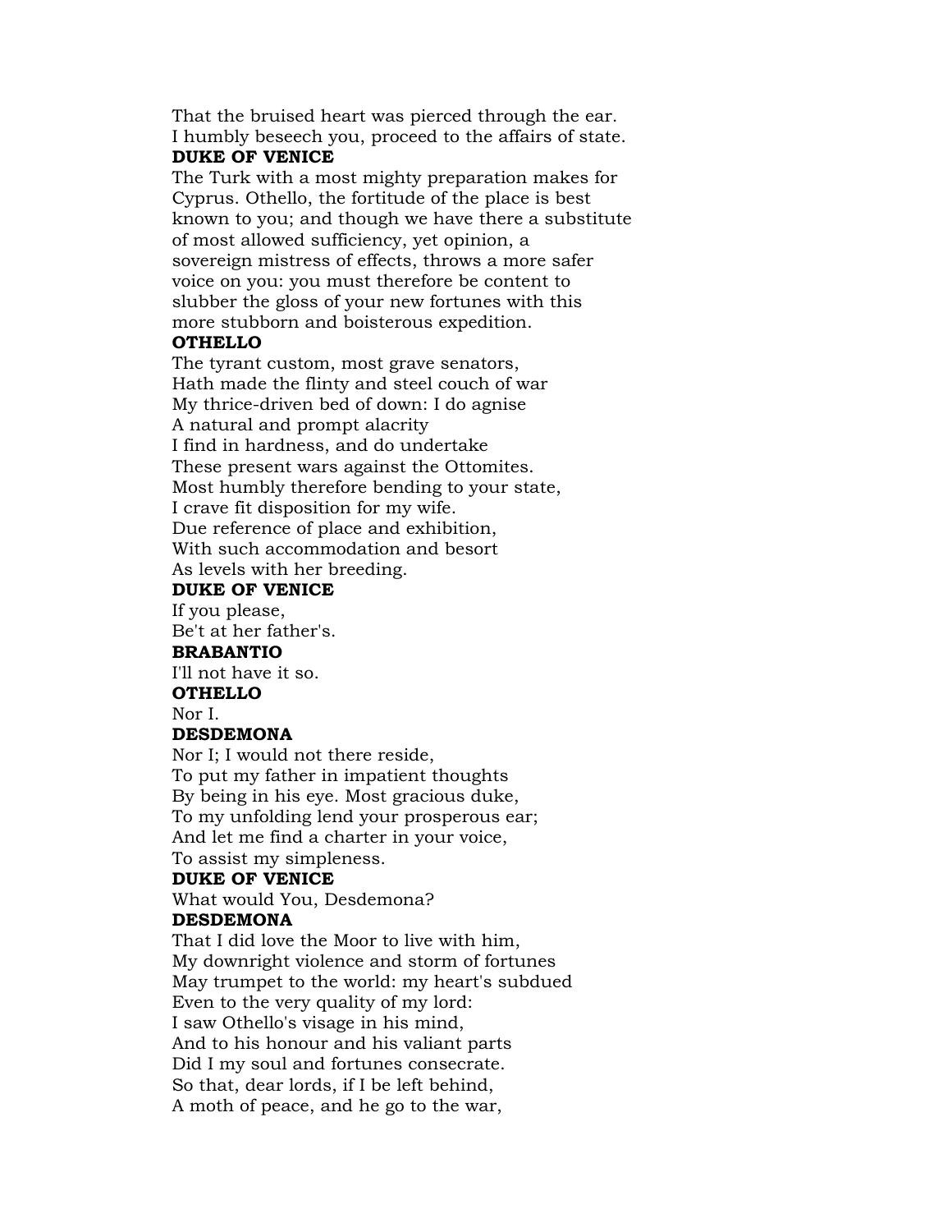That the bruised heart was pierced through the ear.
I humbly beseech you, proceed to the affairs of state.

**DUKE OF VENICE**

The Turk with a most mighty preparation makes for
Cyprus. Othello, the fortitude of the place is best
known to you; and though we have there a substitute
of most allowed sufficiency, yet opinion, a
sovereign mistress of effects, throws a more safer
voice on you: you must therefore be content to
slubber the gloss of your new fortunes with this
more stubborn and boisterous expedition.

**OTHELLO**

The tyrant custom, most grave senators,
Hath made the flinty and steel couch of war
My thrice-driven bed of down: I do agnise
A natural and prompt alacrity
I find in hardness, and do undertake
These present wars against the Ottomites.
Most humbly therefore bending to your state,
I crave fit disposition for my wife.
Due reference of place and exhibition,
With such accommodation and besort
As levels with her breeding.

**DUKE OF VENICE**

If you please,
Be't at her father's.

**BRABANTIO**

I'll not have it so.

**OTHELLO**

Nor I.

**DESDEMONA**

Nor I; I would not there reside,
To put my father in impatient thoughts
By being in his eye. Most gracious duke,
To my unfolding lend your prosperous ear;
And let me find a charter in your voice,
To assist my simpleness.

**DUKE OF VENICE**

What would You, Desdemona?

**DESDEMONA**

That I did love the Moor to live with him,
My downright violence and storm of fortunes
May trumpet to the world: my heart's subdued
Even to the very quality of my lord:
I saw Othello's visage in his mind,
And to his honour and his valiant parts
Did I my soul and fortunes consecrate.
So that, dear lords, if I be left behind,
A moth of peace, and he go to the war,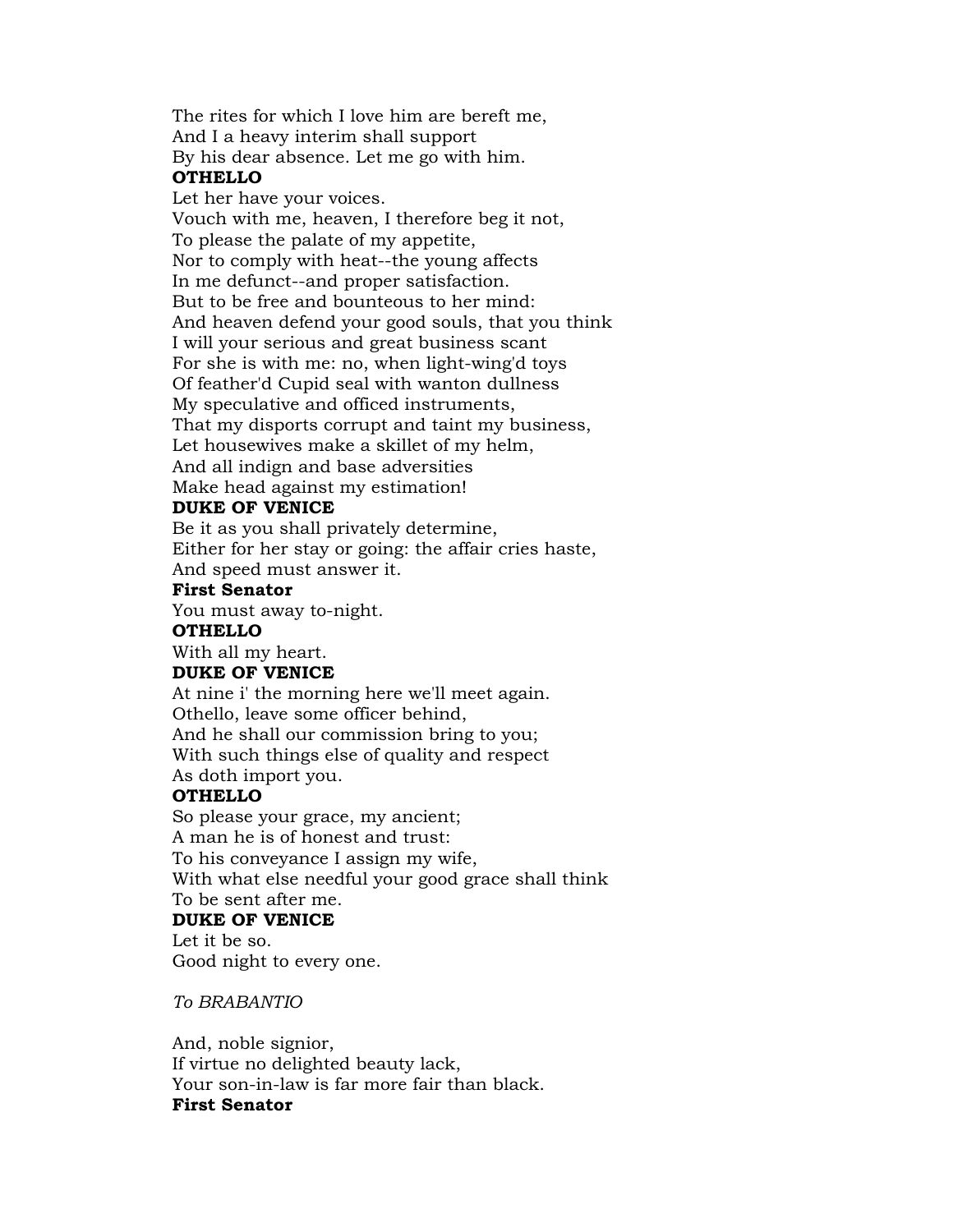The rites for which I love him are bereft me,
And I a heavy interim shall support
By his dear absence. Let me go with him.

**OTHELLO**

Let her have your voices.
Vouch with me, heaven, I therefore beg it not,
To please the palate of my appetite,
Nor to comply with heat--the young affects
In me defunct--and proper satisfaction.
But to be free and bounteous to her mind:
And heaven defend your good souls, that you think
I will your serious and great business scant
For she is with me: no, when light-wing'd toys
Of feather'd Cupid seal with wanton dullness
My speculative and officed instruments,
That my disports corrupt and taint my business,
Let housewives make a skillet of my helm,
And all indign and base adversities
Make head against my estimation!

**DUKE OF VENICE**

Be it as you shall privately determine,
Either for her stay or going: the affair cries haste,
And speed must answer it.

**First Senator**

You must away to-night.

**OTHELLO**

With all my heart.

**DUKE OF VENICE**

At nine i' the morning here we'll meet again.
Othello, leave some officer behind,
And he shall our commission bring to you;
With such things else of quality and respect
As doth import you.

**OTHELLO**

So please your grace, my ancient;
A man he is of honest and trust:
To his conveyance I assign my wife,
With what else needful your good grace shall think
To be sent after me.

**DUKE OF VENICE**

Let it be so.
Good night to every one.

*To BRABANTIO*

And, noble signior,
If virtue no delighted beauty lack,
Your son-in-law is far more fair than black.

**First Senator**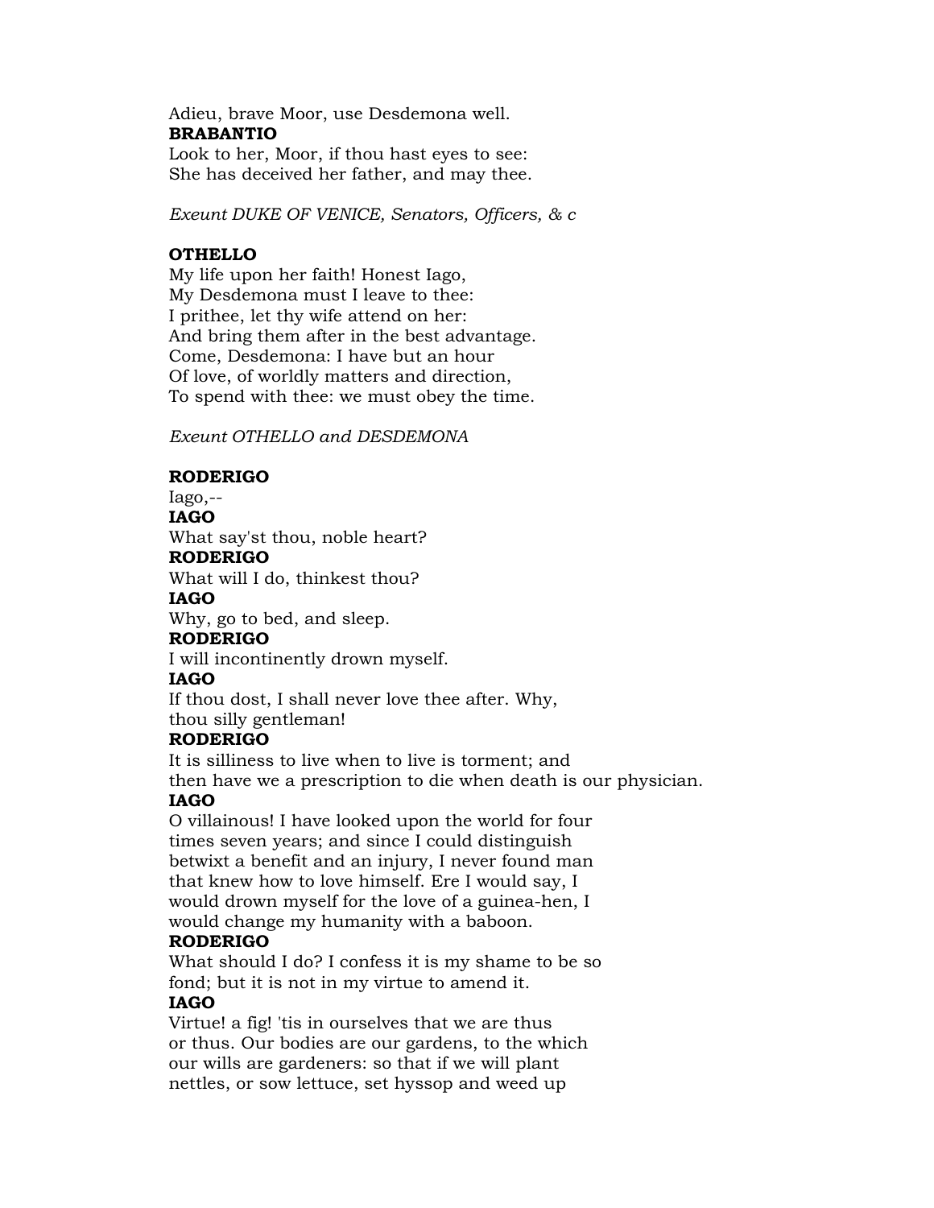Adieu, brave Moor, use Desdemona well.
**BRABANTIO**
Look to her, Moor, if thou hast eyes to see:
She has deceived her father, and may thee.

*Exeunt DUKE OF VENICE, Senators, Officers, & c*

**OTHELLO**
My life upon her faith! Honest Iago,
My Desdemona must I leave to thee:
I prithee, let thy wife attend on her:
And bring them after in the best advantage.
Come, Desdemona: I have but an hour
Of love, of worldly matters and direction,
To spend with thee: we must obey the time.

*Exeunt OTHELLO and DESDEMONA*

**RODERIGO**
Iago,--
**IAGO**
What say'st thou, noble heart?
**RODERIGO**
What will I do, thinkest thou?
**IAGO**
Why, go to bed, and sleep.
**RODERIGO**
I will incontinently drown myself.
**IAGO**
If thou dost, I shall never love thee after. Why,
thou silly gentleman!
**RODERIGO**
It is silliness to live when to live is torment; and
then have we a prescription to die when death is our physician.
**IAGO**
O villainous! I have looked upon the world for four
times seven years; and since I could distinguish
betwixt a benefit and an injury, I never found man
that knew how to love himself. Ere I would say, I
would drown myself for the love of a guinea-hen, I
would change my humanity with a baboon.
**RODERIGO**
What should I do? I confess it is my shame to be so
fond; but it is not in my virtue to amend it.
**IAGO**
Virtue! a fig! 'tis in ourselves that we are thus
or thus. Our bodies are our gardens, to the which
our wills are gardeners: so that if we will plant
nettles, or sow lettuce, set hyssop and weed up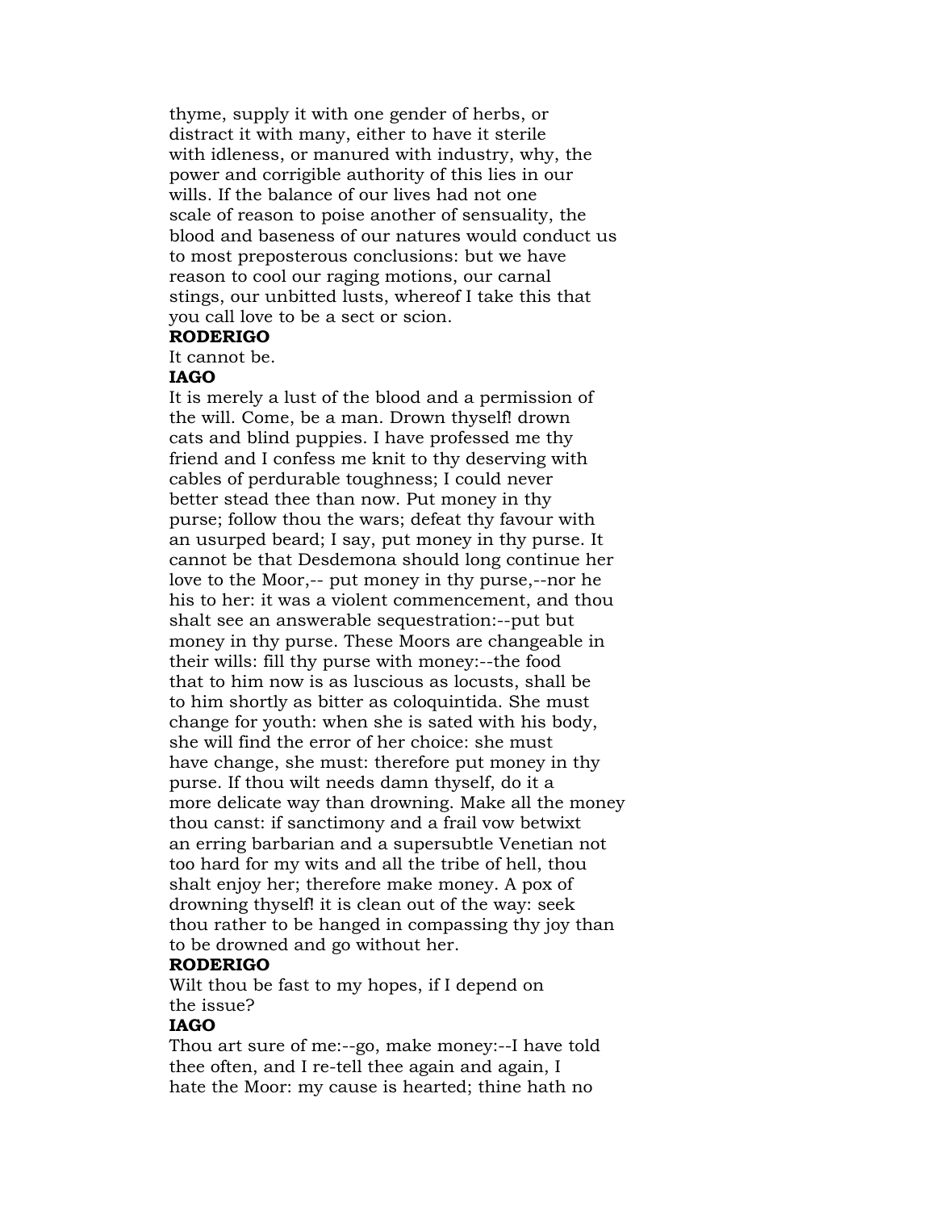thyme, supply it with one gender of herbs, or
distract it with many, either to have it sterile
with idleness, or manured with industry, why, the
power and corrigible authority of this lies in our
wills. If the balance of our lives had not one
scale of reason to poise another of sensuality, the
blood and baseness of our natures would conduct us
to most preposterous conclusions: but we have
reason to cool our raging motions, our carnal
stings, our unbitted lusts, whereof I take this that
you call love to be a sect or scion.

**RODERIGO**

It cannot be.

**IAGO**

It is merely a lust of the blood and a permission of
the will. Come, be a man. Drown thyself! drown
cats and blind puppies. I have professed me thy
friend and I confess me knit to thy deserving with
cables of perdurable toughness; I could never
better stead thee than now. Put money in thy
purse; follow thou the wars; defeat thy favour with
an usurped beard; I say, put money in thy purse. It
cannot be that Desdemona should long continue her
love to the Moor,-- put money in thy purse,--nor he
his to her: it was a violent commencement, and thou
shalt see an answerable sequestration:--put but
money in thy purse. These Moors are changeable in
their wills: fill thy purse with money:--the food
that to him now is as luscious as locusts, shall be
to him shortly as bitter as coloquintida. She must
change for youth: when she is sated with his body,
she will find the error of her choice: she must
have change, she must: therefore put money in thy
purse. If thou wilt needs damn thyself, do it a
more delicate way than drowning. Make all the money
thou canst: if sanctimony and a frail vow betwixt
an erring barbarian and a supersubtle Venetian not
too hard for my wits and all the tribe of hell, thou
shalt enjoy her; therefore make money. A pox of
drowning thyself! it is clean out of the way: seek
thou rather to be hanged in compassing thy joy than
to be drowned and go without her.

**RODERIGO**

Wilt thou be fast to my hopes, if I depend on
the issue?

**IAGO**

Thou art sure of me:--go, make money:--I have told
thee often, and I re-tell thee again and again, I
hate the Moor: my cause is hearted; thine hath no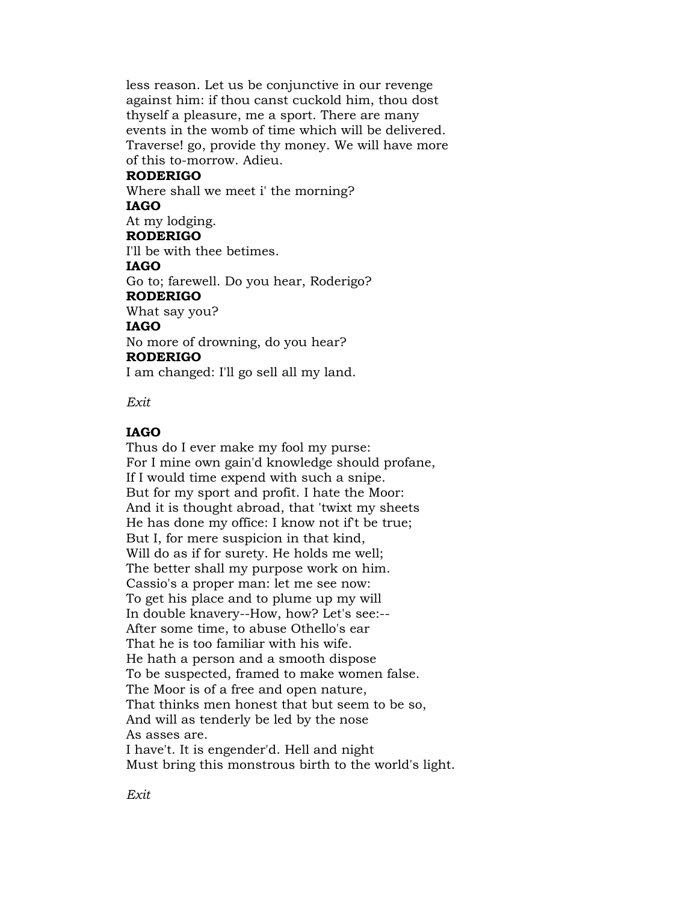less reason. Let us be conjunctive in our revenge
against him: if thou canst cuckold him, thou dost
thyself a pleasure, me a sport. There are many
events in the womb of time which will be delivered.
Traverse! go, provide thy money. We will have more
of this to-morrow. Adieu.

**RODERIGO**

Where shall we meet i' the morning?

**IAGO**

At my lodging.

**RODERIGO**

I'll be with thee betimes.

**IAGO**

Go to; farewell. Do you hear, Roderigo?

**RODERIGO**

What say you?

**IAGO**

No more of drowning, do you hear?

**RODERIGO**

I am changed: I'll go sell all my land.

*Exit*

**IAGO**

Thus do I ever make my fool my purse:
For I mine own gain'd knowledge should profane,
If I would time expend with such a snipe.
But for my sport and profit. I hate the Moor:
And it is thought abroad, that 'twixt my sheets
He has done my office: I know not if't be true;
But I, for mere suspicion in that kind,
Will do as if for surety. He holds me well;
The better shall my purpose work on him.
Cassio's a proper man: let me see now:
To get his place and to plume up my will
In double knavery--How, how? Let's see:--
After some time, to abuse Othello's ear
That he is too familiar with his wife.
He hath a person and a smooth dispose
To be suspected, framed to make women false.
The Moor is of a free and open nature,
That thinks men honest that but seem to be so,
And will as tenderly be led by the nose
As asses are.
I have't. It is engender'd. Hell and night
Must bring this monstrous birth to the world's light.

*Exit*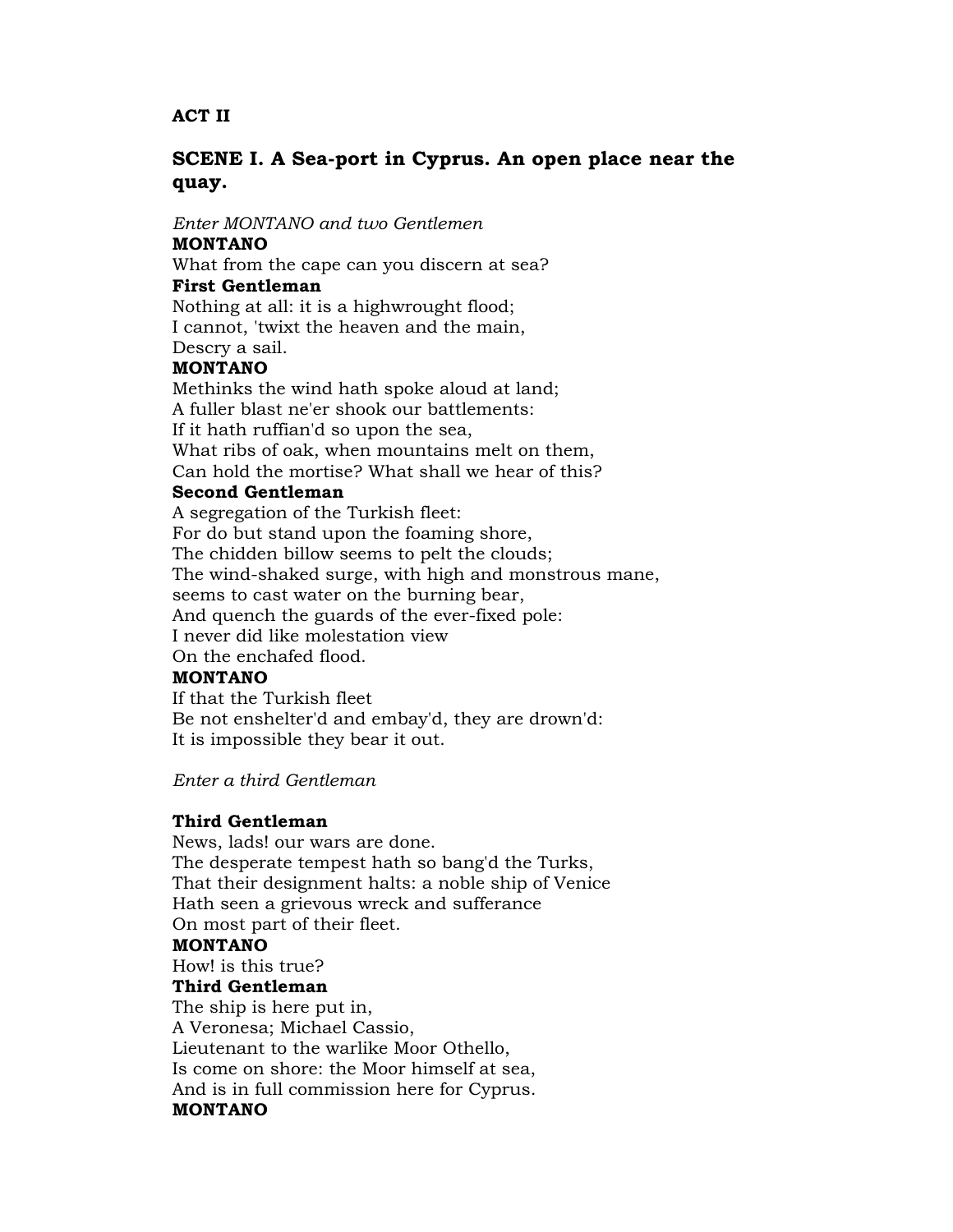## ACT II

## SCENE I. A Sea-port in Cyprus. An open place near the quay.

*Enter MONTANO and two Gentlemen*

**MONTANO**

What from the cape can you discern at sea?

**First Gentleman**

Nothing at all: it is a highwrought flood;
I cannot, 'twixt the heaven and the main,
Descry a sail.

**MONTANO**

Methinks the wind hath spoke aloud at land;
A fuller blast ne'er shook our battlements:
If it hath ruffian'd so upon the sea,
What ribs of oak, when mountains melt on them,
Can hold the mortise? What shall we hear of this?

**Second Gentleman**

A segregation of the Turkish fleet:
For do but stand upon the foaming shore,
The chidden billow seems to pelt the clouds;
The wind-shaked surge, with high and monstrous mane,
seems to cast water on the burning bear,
And quench the guards of the ever-fixed pole:
I never did like molestation view
On the enchafed flood.

**MONTANO**

If that the Turkish fleet
Be not enshelter'd and embay'd, they are drown'd:
It is impossible they bear it out.

*Enter a third Gentleman*

**Third Gentleman**

News, lads! our wars are done.
The desperate tempest hath so bang'd the Turks,
That their designment halts: a noble ship of Venice
Hath seen a grievous wreck and sufferance
On most part of their fleet.

**MONTANO**

How! is this true?

**Third Gentleman**

The ship is here put in,
A Veronesa; Michael Cassio,
Lieutenant to the warlike Moor Othello,
Is come on shore: the Moor himself at sea,
And is in full commission here for Cyprus.

**MONTANO**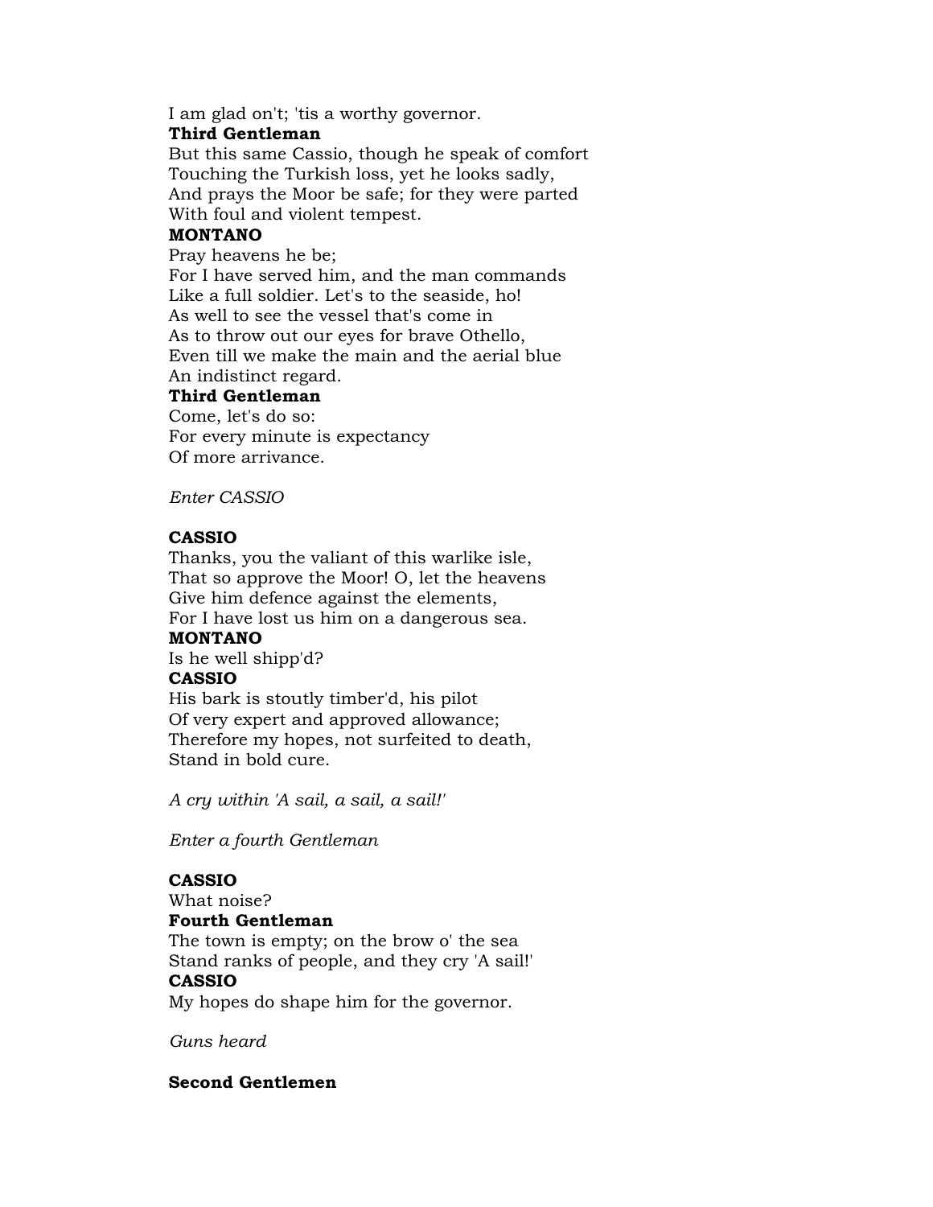I am glad on't; 'tis a worthy governor.

**Third Gentleman**

But this same Cassio, though he speak of comfort
Touching the Turkish loss, yet he looks sadly,
And prays the Moor be safe; for they were parted
With foul and violent tempest.

**MONTANO**

Pray heavens he be;
For I have served him, and the man commands
Like a full soldier. Let's to the seaside, ho!
As well to see the vessel that's come in
As to throw out our eyes for brave Othello,
Even till we make the main and the aerial blue
An indistinct regard.

**Third Gentleman**

Come, let's do so:
For every minute is expectancy
Of more arrivance.

*Enter CASSIO*

**CASSIO**

Thanks, you the valiant of this warlike isle,
That so approve the Moor! O, let the heavens
Give him defence against the elements,
For I have lost us him on a dangerous sea.

**MONTANO**

Is he well shipp'd?

**CASSIO**

His bark is stoutly timber'd, his pilot
Of very expert and approved allowance;
Therefore my hopes, not surfeited to death,
Stand in bold cure.

*A cry within 'A sail, a sail, a sail!'*

*Enter a fourth Gentleman*

**CASSIO**

What noise?

**Fourth Gentleman**

The town is empty; on the brow o' the sea
Stand ranks of people, and they cry 'A sail!'

**CASSIO**

My hopes do shape him for the governor.

*Guns heard*

**Second Gentlemen**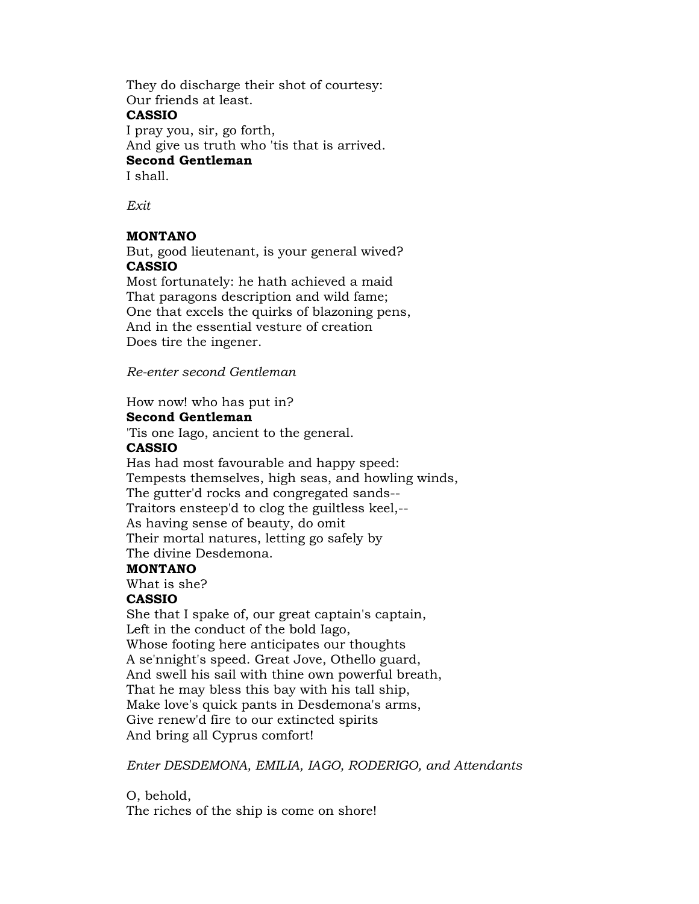They do discharge their shot of courtesy:
Our friends at least.

**CASSIO**

I pray you, sir, go forth,
And give us truth who 'tis that is arrived.

**Second Gentleman**

I shall.

*Exit*

**MONTANO**

But, good lieutenant, is your general wived?

**CASSIO**

Most fortunately: he hath achieved a maid
That paragons description and wild fame;
One that excels the quirks of blazoning pens,
And in the essential vesture of creation
Does tire the ingener.

*Re-enter second Gentleman*

How now! who has put in?

**Second Gentleman**

'Tis one Iago, ancient to the general.

**CASSIO**

Has had most favourable and happy speed:
Tempests themselves, high seas, and howling winds,
The gutter'd rocks and congregated sands--
Traitors ensteep'd to clog the guiltless keel,--
As having sense of beauty, do omit
Their mortal natures, letting go safely by
The divine Desdemona.

**MONTANO**

What is she?

**CASSIO**

She that I spake of, our great captain's captain,
Left in the conduct of the bold Iago,
Whose footing here anticipates our thoughts
A se'nnight's speed. Great Jove, Othello guard,
And swell his sail with thine own powerful breath,
That he may bless this bay with his tall ship,
Make love's quick pants in Desdemona's arms,
Give renew'd fire to our extincted spirits
And bring all Cyprus comfort!

*Enter DESDEMONA, EMILIA, IAGO, RODERIGO, and Attendants*

O, behold,
The riches of the ship is come on shore!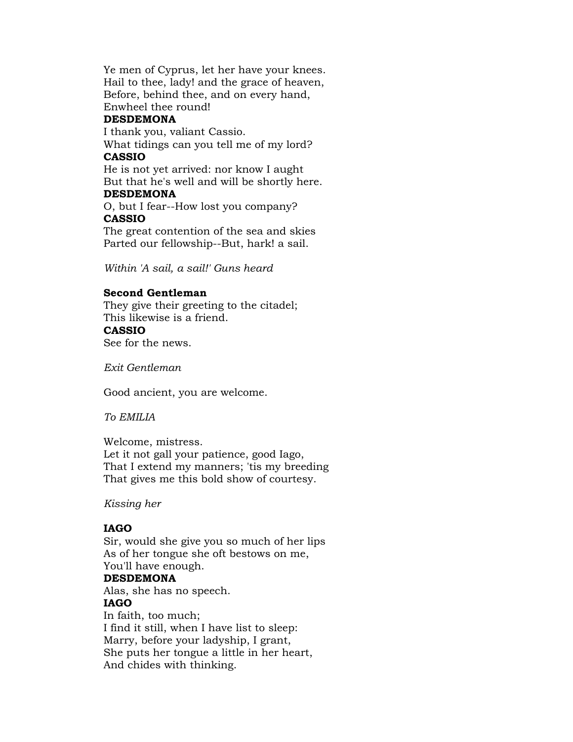Ye men of Cyprus, let her have your knees.
Hail to thee, lady! and the grace of heaven,
Before, behind thee, and on every hand,
Enwheel thee round!

**DESDEMONA**

I thank you, valiant Cassio.
What tidings can you tell me of my lord?

**CASSIO**

He is not yet arrived: nor know I aught
But that he's well and will be shortly here.

**DESDEMONA**

O, but I fear--How lost you company?

**CASSIO**

The great contention of the sea and skies
Parted our fellowship--But, hark! a sail.

*Within 'A sail, a sail!' Guns heard*

**Second Gentleman**

They give their greeting to the citadel;
This likewise is a friend.

**CASSIO**

See for the news.

*Exit Gentleman*

Good ancient, you are welcome.

*To EMILIA*

Welcome, mistress.
Let it not gall your patience, good Iago,
That I extend my manners; 'tis my breeding
That gives me this bold show of courtesy.

*Kissing her*

**IAGO**

Sir, would she give you so much of her lips
As of her tongue she oft bestows on me,
You'll have enough.

**DESDEMONA**

Alas, she has no speech.

**IAGO**

In faith, too much;
I find it still, when I have list to sleep:
Marry, before your ladyship, I grant,
She puts her tongue a little in her heart,
And chides with thinking.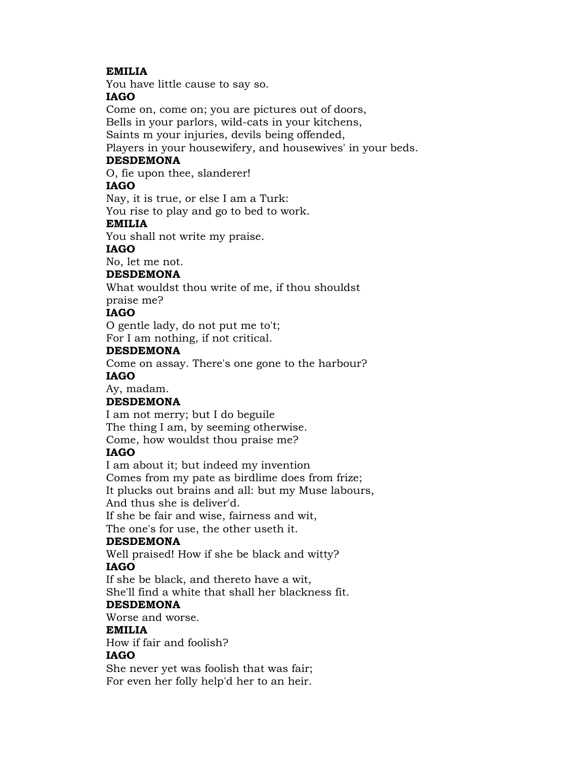**EMILIA**

You have little cause to say so.

**IAGO**

Come on, come on; you are pictures out of doors,
Bells in your parlors, wild-cats in your kitchens,
Saints m your injuries, devils being offended,
Players in your housewifery, and housewives' in your beds.

**DESDEMONA**

O, fie upon thee, slanderer!

**IAGO**

Nay, it is true, or else I am a Turk:
You rise to play and go to bed to work.

**EMILIA**

You shall not write my praise.

**IAGO**

No, let me not.

**DESDEMONA**

What wouldst thou write of me, if thou shouldst
praise me?

**IAGO**

O gentle lady, do not put me to't;
For I am nothing, if not critical.

**DESDEMONA**

Come on assay. There's one gone to the harbour?

**IAGO**

Ay, madam.

**DESDEMONA**

I am not merry; but I do beguile
The thing I am, by seeming otherwise.
Come, how wouldst thou praise me?

**IAGO**

I am about it; but indeed my invention
Comes from my pate as birdlime does from frize;
It plucks out brains and all: but my Muse labours,
And thus she is deliver'd.
If she be fair and wise, fairness and wit,
The one's for use, the other useth it.

**DESDEMONA**

Well praised! How if she be black and witty?

**IAGO**

If she be black, and thereto have a wit,
She'll find a white that shall her blackness fit.

**DESDEMONA**

Worse and worse.

**EMILIA**

How if fair and foolish?

**IAGO**

She never yet was foolish that was fair;
For even her folly help'd her to an heir.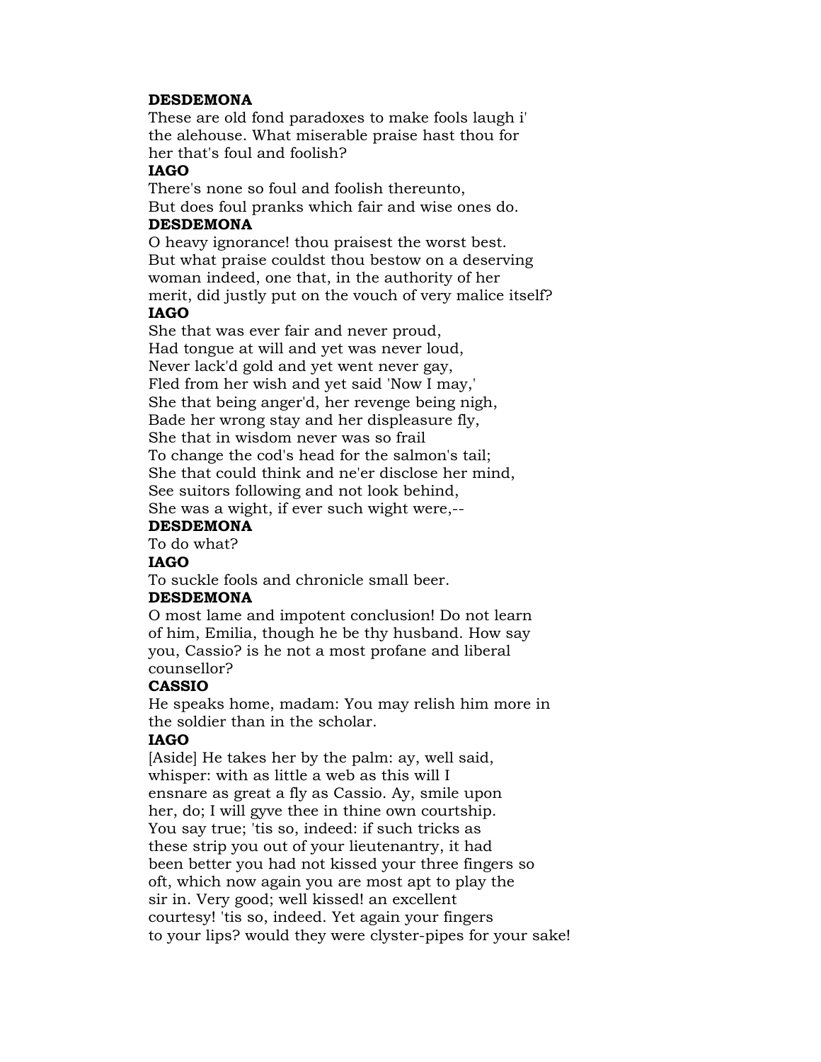**DESDEMONA**
These are old fond paradoxes to make fools laugh i'
the alehouse. What miserable praise hast thou for
her that's foul and foolish?

**IAGO**
There's none so foul and foolish thereunto,
But does foul pranks which fair and wise ones do.

**DESDEMONA**
O heavy ignorance! thou praisest the worst best.
But what praise couldst thou bestow on a deserving
woman indeed, one that, in the authority of her
merit, did justly put on the vouch of very malice itself?

**IAGO**
She that was ever fair and never proud,
Had tongue at will and yet was never loud,
Never lack'd gold and yet went never gay,
Fled from her wish and yet said 'Now I may,'
She that being anger'd, her revenge being nigh,
Bade her wrong stay and her displeasure fly,
She that in wisdom never was so frail
To change the cod's head for the salmon's tail;
She that could think and ne'er disclose her mind,
See suitors following and not look behind,
She was a wight, if ever such wight were,--

**DESDEMONA**
To do what?

**IAGO**
To suckle fools and chronicle small beer.

**DESDEMONA**
O most lame and impotent conclusion! Do not learn
of him, Emilia, though he be thy husband. How say
you, Cassio? is he not a most profane and liberal
counsellor?

**CASSIO**
He speaks home, madam: You may relish him more in
the soldier than in the scholar.

**IAGO**
[Aside] He takes her by the palm: ay, well said,
whisper: with as little a web as this will I
ensnare as great a fly as Cassio. Ay, smile upon
her, do; I will gyve thee in thine own courtship.
You say true; 'tis so, indeed: if such tricks as
these strip you out of your lieutenantry, it had
been better you had not kissed your three fingers so
oft, which now again you are most apt to play the
sir in. Very good; well kissed! an excellent
courtesy! 'tis so, indeed. Yet again your fingers
to your lips? would they were clyster-pipes for your sake!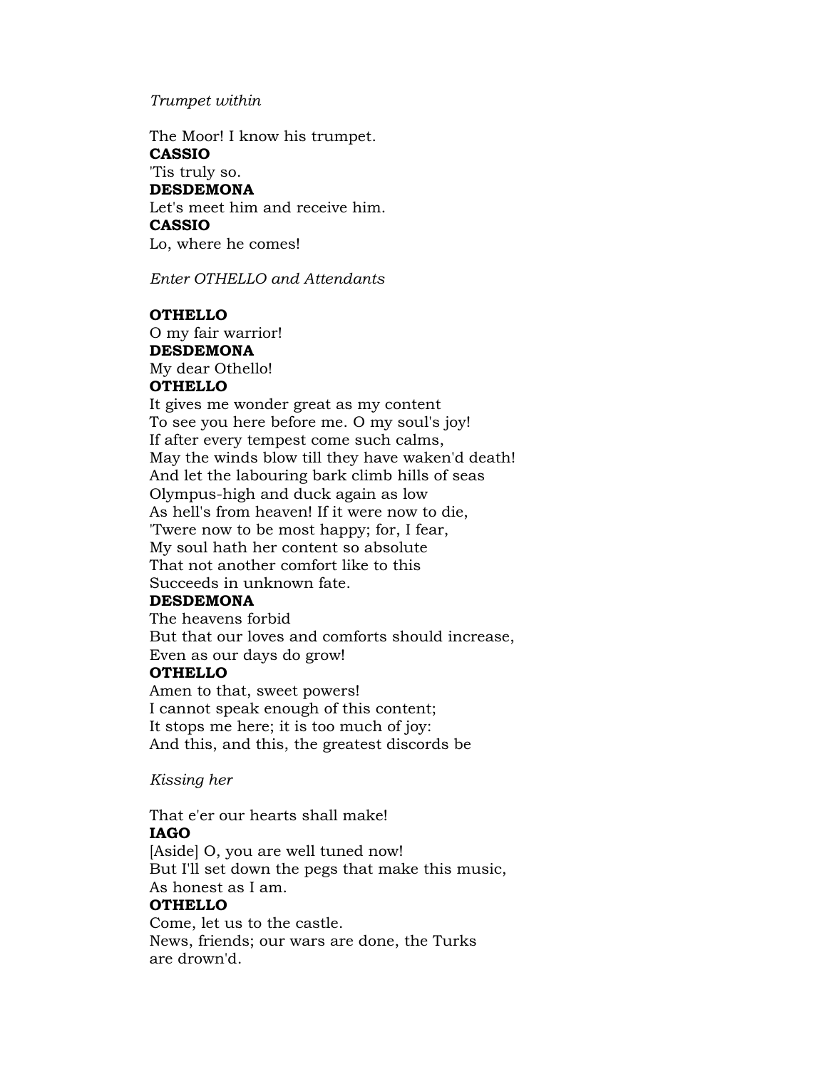*Trumpet within*

The Moor! I know his trumpet.
**CASSIO**
'Tis truly so.
**DESDEMONA**
Let's meet him and receive him.
**CASSIO**
Lo, where he comes!

*Enter OTHELLO and Attendants*

**OTHELLO**
O my fair warrior!
**DESDEMONA**
My dear Othello!
**OTHELLO**
It gives me wonder great as my content
To see you here before me. O my soul's joy!
If after every tempest come such calms,
May the winds blow till they have waken'd death!
And let the labouring bark climb hills of seas
Olympus-high and duck again as low
As hell's from heaven! If it were now to die,
'Twere now to be most happy; for, I fear,
My soul hath her content so absolute
That not another comfort like to this
Succeeds in unknown fate.
**DESDEMONA**
The heavens forbid
But that our loves and comforts should increase,
Even as our days do grow!
**OTHELLO**
Amen to that, sweet powers!
I cannot speak enough of this content;
It stops me here; it is too much of joy:
And this, and this, the greatest discords be

*Kissing her*

That e'er our hearts shall make!
**IAGO**
[Aside] O, you are well tuned now!
But I'll set down the pegs that make this music,
As honest as I am.
**OTHELLO**
Come, let us to the castle.
News, friends; our wars are done, the Turks
are drown'd.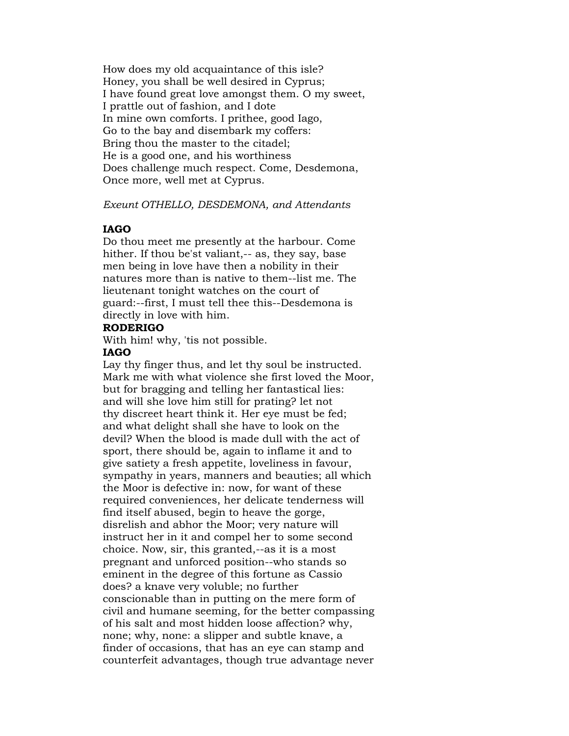How does my old acquaintance of this isle?
Honey, you shall be well desired in Cyprus;
I have found great love amongst them. O my sweet,
I prattle out of fashion, and I dote
In mine own comforts. I prithee, good Iago,
Go to the bay and disembark my coffers:
Bring thou the master to the citadel;
He is a good one, and his worthiness
Does challenge much respect. Come, Desdemona,
Once more, well met at Cyprus.

*Exeunt OTHELLO, DESDEMONA, and Attendants*

**IAGO**
Do thou meet me presently at the harbour. Come
hither. If thou be'st valiant,-- as, they say, base
men being in love have then a nobility in their
natures more than is native to them--list me. The
lieutenant tonight watches on the court of
guard:--first, I must tell thee this--Desdemona is
directly in love with him.
**RODERIGO**
With him! why, 'tis not possible.
**IAGO**
Lay thy finger thus, and let thy soul be instructed.
Mark me with what violence she first loved the Moor,
but for bragging and telling her fantastical lies:
and will she love him still for prating? let not
thy discreet heart think it. Her eye must be fed;
and what delight shall she have to look on the
devil? When the blood is made dull with the act of
sport, there should be, again to inflame it and to
give satiety a fresh appetite, loveliness in favour,
sympathy in years, manners and beauties; all which
the Moor is defective in: now, for want of these
required conveniences, her delicate tenderness will
find itself abused, begin to heave the gorge,
disrelish and abhor the Moor; very nature will
instruct her in it and compel her to some second
choice. Now, sir, this granted,--as it is a most
pregnant and unforced position--who stands so
eminent in the degree of this fortune as Cassio
does? a knave very voluble; no further
conscionable than in putting on the mere form of
civil and humane seeming, for the better compassing
of his salt and most hidden loose affection? why,
none; why, none: a slipper and subtle knave, a
finder of occasions, that has an eye can stamp and
counterfeit advantages, though true advantage never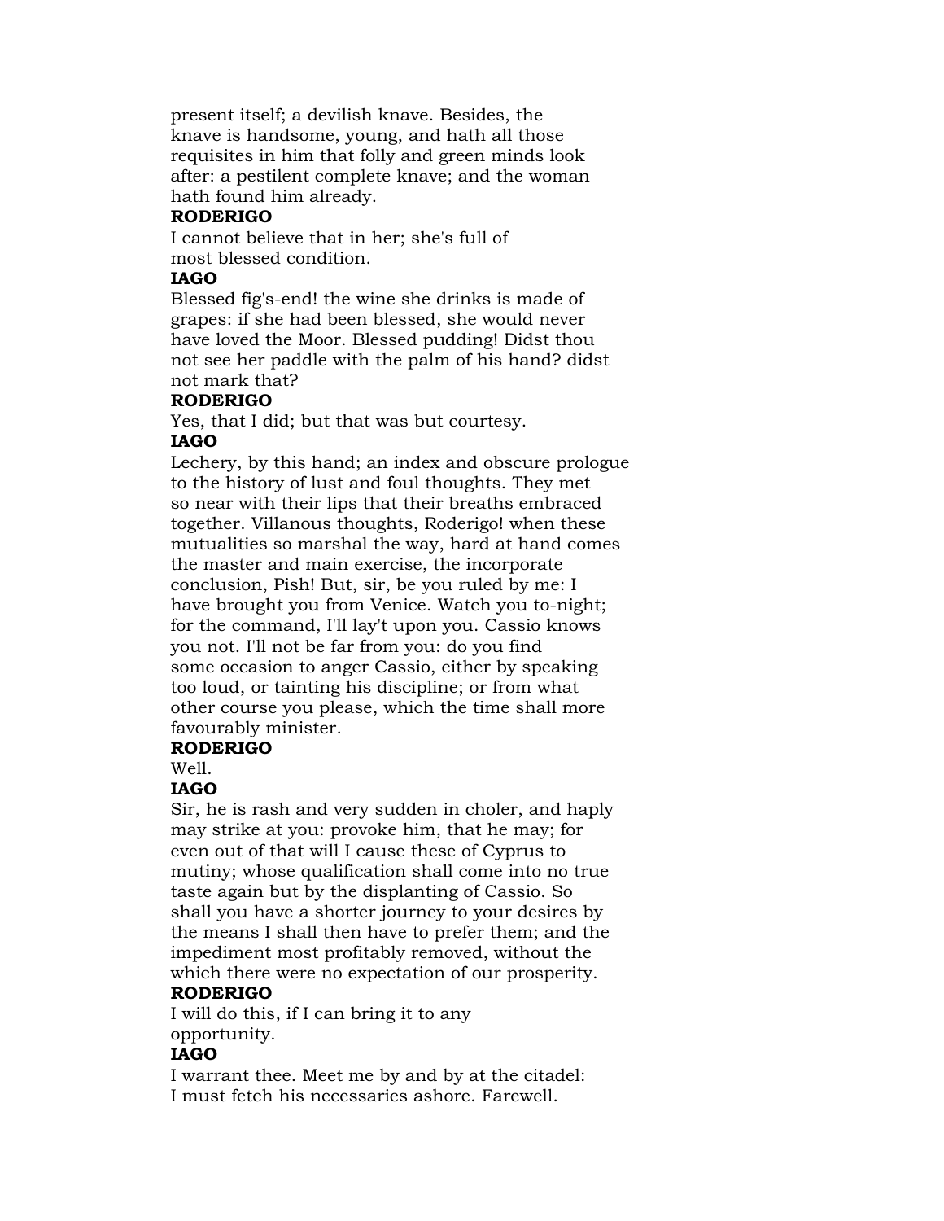present itself; a devilish knave. Besides, the
knave is handsome, young, and hath all those
requisites in him that folly and green minds look
after: a pestilent complete knave; and the woman
hath found him already.

**RODERIGO**

I cannot believe that in her; she's full of
most blessed condition.

**IAGO**

Blessed fig's-end! the wine she drinks is made of
grapes: if she had been blessed, she would never
have loved the Moor. Blessed pudding! Didst thou
not see her paddle with the palm of his hand? didst
not mark that?

**RODERIGO**

Yes, that I did; but that was but courtesy.

**IAGO**

Lechery, by this hand; an index and obscure prologue
to the history of lust and foul thoughts. They met
so near with their lips that their breaths embraced
together. Villanous thoughts, Roderigo! when these
mutualities so marshal the way, hard at hand comes
the master and main exercise, the incorporate
conclusion, Pish! But, sir, be you ruled by me: I
have brought you from Venice. Watch you to-night;
for the command, I'll lay't upon you. Cassio knows
you not. I'll not be far from you: do you find
some occasion to anger Cassio, either by speaking
too loud, or tainting his discipline; or from what
other course you please, which the time shall more
favourably minister.

**RODERIGO**

Well.

**IAGO**

Sir, he is rash and very sudden in choler, and haply
may strike at you: provoke him, that he may; for
even out of that will I cause these of Cyprus to
mutiny; whose qualification shall come into no true
taste again but by the displanting of Cassio. So
shall you have a shorter journey to your desires by
the means I shall then have to prefer them; and the
impediment most profitably removed, without the
which there were no expectation of our prosperity.

**RODERIGO**

I will do this, if I can bring it to any
opportunity.

**IAGO**

I warrant thee. Meet me by and by at the citadel:
I must fetch his necessaries ashore. Farewell.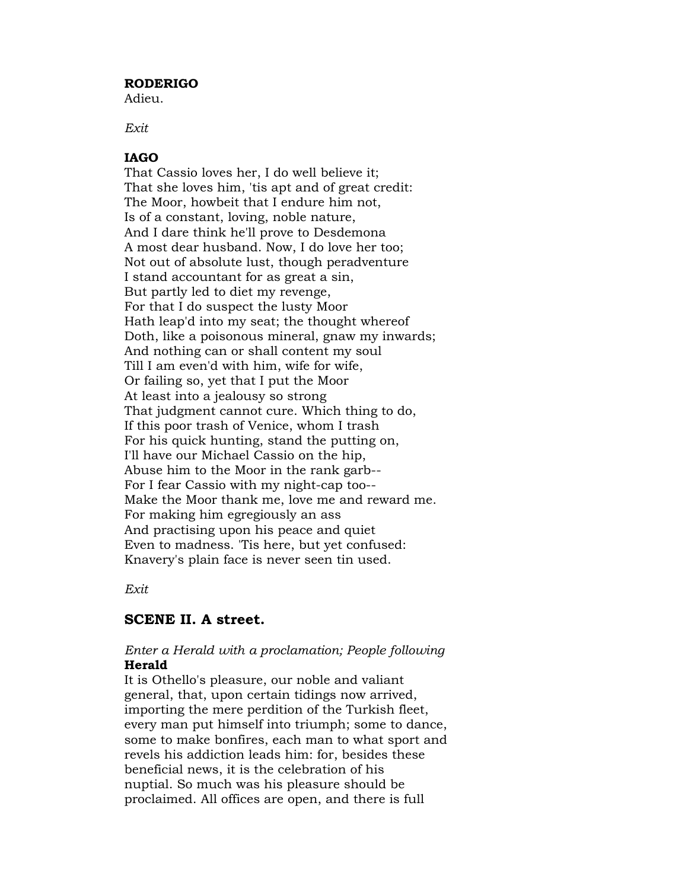**RODERIGO**
Adieu.

*Exit*

**IAGO**
That Cassio loves her, I do well believe it;
That she loves him, 'tis apt and of great credit:
The Moor, howbeit that I endure him not,
Is of a constant, loving, noble nature,
And I dare think he'll prove to Desdemona
A most dear husband. Now, I do love her too;
Not out of absolute lust, though peradventure
I stand accountant for as great a sin,
But partly led to diet my revenge,
For that I do suspect the lusty Moor
Hath leap'd into my seat; the thought whereof
Doth, like a poisonous mineral, gnaw my inwards;
And nothing can or shall content my soul
Till I am even'd with him, wife for wife,
Or failing so, yet that I put the Moor
At least into a jealousy so strong
That judgment cannot cure. Which thing to do,
If this poor trash of Venice, whom I trash
For his quick hunting, stand the putting on,
I'll have our Michael Cassio on the hip,
Abuse him to the Moor in the rank garb--
For I fear Cassio with my night-cap too--
Make the Moor thank me, love me and reward me.
For making him egregiously an ass
And practising upon his peace and quiet
Even to madness. 'Tis here, but yet confused:
Knavery's plain face is never seen tin used.

*Exit*

## SCENE II. A street.

*Enter a Herald with a proclamation; People following*

**Herald**
It is Othello's pleasure, our noble and valiant
general, that, upon certain tidings now arrived,
importing the mere perdition of the Turkish fleet,
every man put himself into triumph; some to dance,
some to make bonfires, each man to what sport and
revels his addiction leads him: for, besides these
beneficial news, it is the celebration of his
nuptial. So much was his pleasure should be
proclaimed. All offices are open, and there is full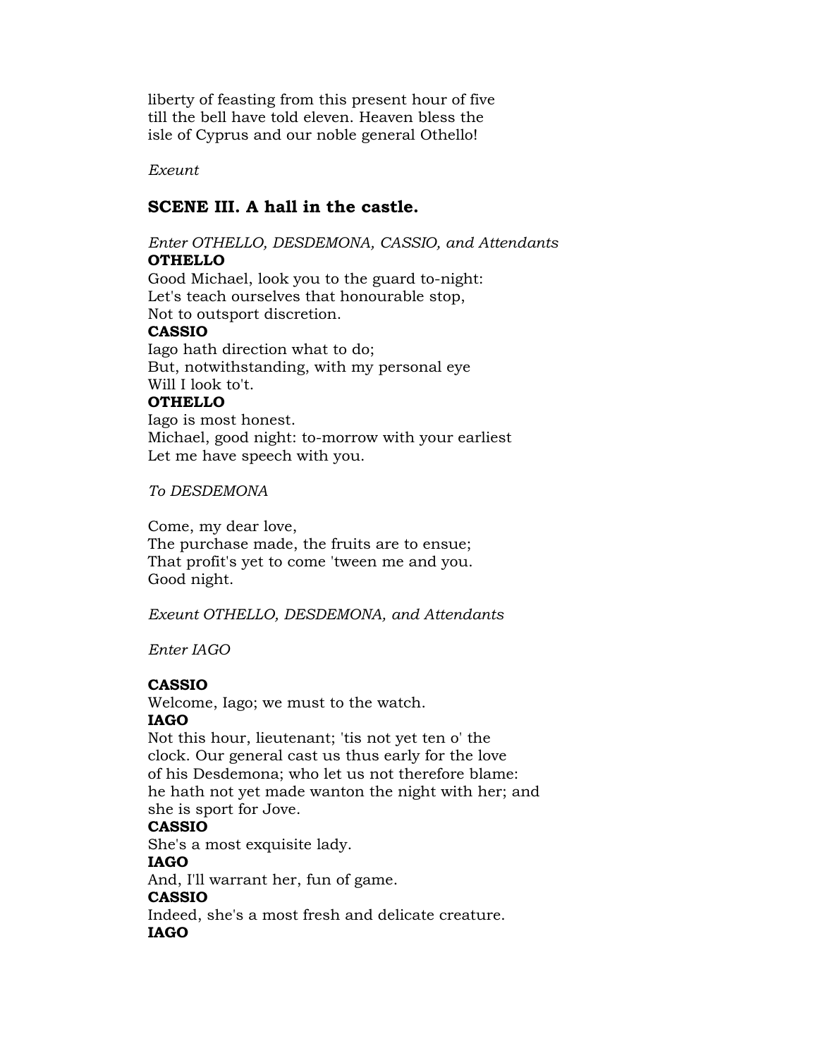liberty of feasting from this present hour of five
till the bell have told eleven. Heaven bless the
isle of Cyprus and our noble general Othello!

*Exeunt*

## SCENE III. A hall in the castle.

*Enter OTHELLO, DESDEMONA, CASSIO, and Attendants*

**OTHELLO**

Good Michael, look you to the guard to-night:
Let's teach ourselves that honourable stop,
Not to outsport discretion.

**CASSIO**

Iago hath direction what to do;
But, notwithstanding, with my personal eye
Will I look to't.

**OTHELLO**

Iago is most honest.
Michael, good night: to-morrow with your earliest
Let me have speech with you.

*To DESDEMONA*

Come, my dear love,
The purchase made, the fruits are to ensue;
That profit's yet to come 'tween me and you.
Good night.

*Exeunt OTHELLO, DESDEMONA, and Attendants*

*Enter IAGO*

**CASSIO**

Welcome, Iago; we must to the watch.

**IAGO**

Not this hour, lieutenant; 'tis not yet ten o' the
clock. Our general cast us thus early for the love
of his Desdemona; who let us not therefore blame:
he hath not yet made wanton the night with her; and
she is sport for Jove.

**CASSIO**

She's a most exquisite lady.

**IAGO**

And, I'll warrant her, fun of game.

**CASSIO**

Indeed, she's a most fresh and delicate creature.

**IAGO**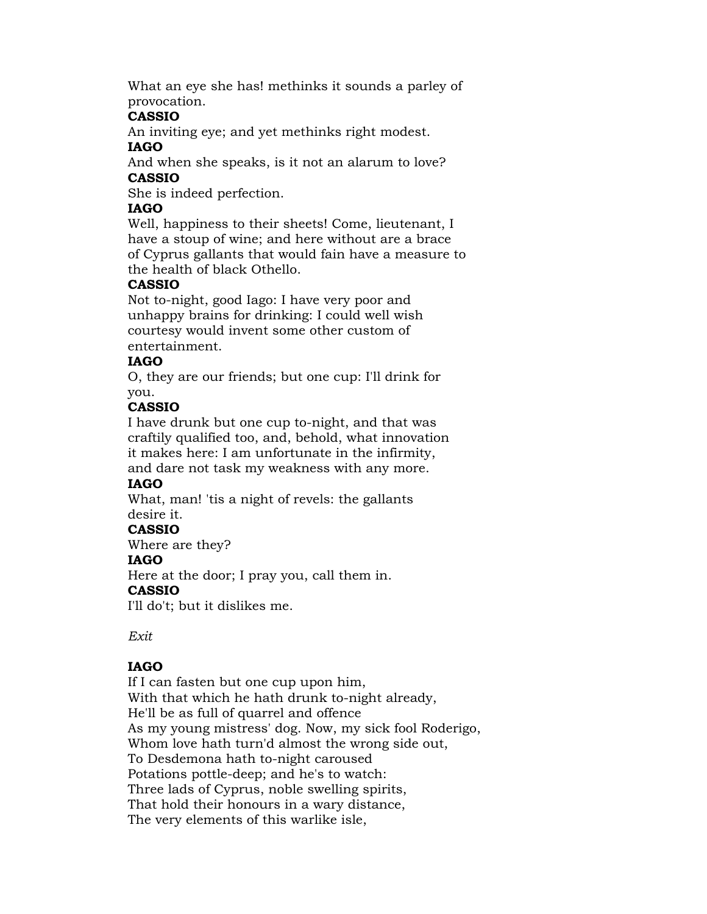What an eye she has! methinks it sounds a parley of
provocation.

**CASSIO**

An inviting eye; and yet methinks right modest.

**IAGO**

And when she speaks, is it not an alarum to love?

**CASSIO**

She is indeed perfection.

**IAGO**

Well, happiness to their sheets! Come, lieutenant, I
have a stoup of wine; and here without are a brace
of Cyprus gallants that would fain have a measure to
the health of black Othello.

**CASSIO**

Not to-night, good Iago: I have very poor and
unhappy brains for drinking: I could well wish
courtesy would invent some other custom of
entertainment.

**IAGO**

O, they are our friends; but one cup: I'll drink for
you.

**CASSIO**

I have drunk but one cup to-night, and that was
craftily qualified too, and, behold, what innovation
it makes here: I am unfortunate in the infirmity,
and dare not task my weakness with any more.

**IAGO**

What, man! 'tis a night of revels: the gallants
desire it.

**CASSIO**

Where are they?

**IAGO**

Here at the door; I pray you, call them in.

**CASSIO**

I'll do't; but it dislikes me.

*Exit*

**IAGO**

If I can fasten but one cup upon him,
With that which he hath drunk to-night already,
He'll be as full of quarrel and offence
As my young mistress' dog. Now, my sick fool Roderigo,
Whom love hath turn'd almost the wrong side out,
To Desdemona hath to-night caroused
Potations pottle-deep; and he's to watch:
Three lads of Cyprus, noble swelling spirits,
That hold their honours in a wary distance,
The very elements of this warlike isle,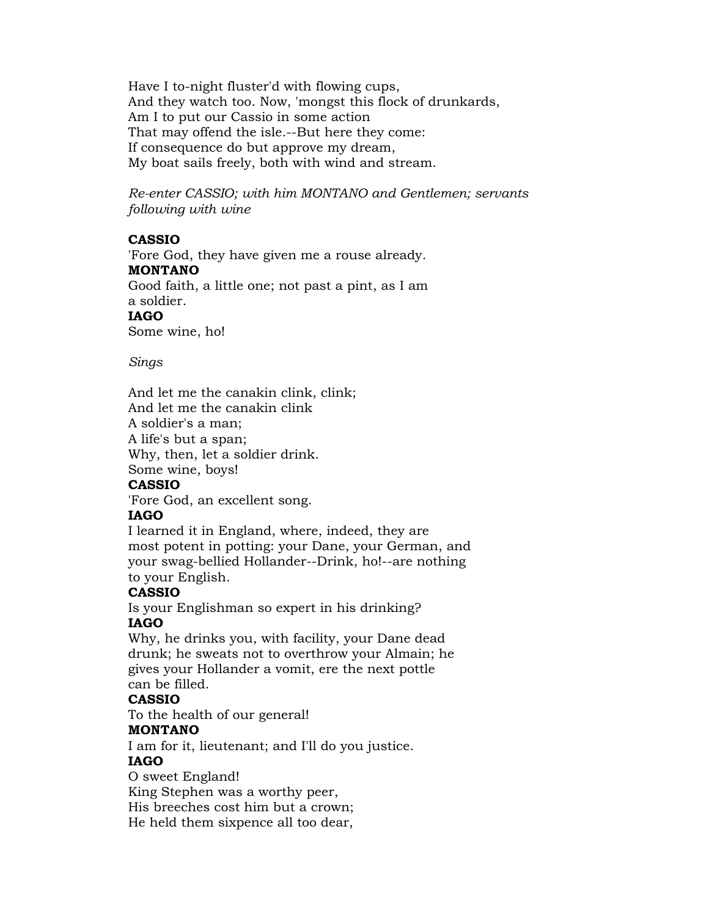Have I to-night fluster'd with flowing cups,
And they watch too. Now, 'mongst this flock of drunkards,
Am I to put our Cassio in some action
That may offend the isle.--But here they come:
If consequence do but approve my dream,
My boat sails freely, both with wind and stream.

*Re-enter CASSIO; with him MONTANO and Gentlemen; servants following with wine*

**CASSIO**
'Fore God, they have given me a rouse already.
**MONTANO**
Good faith, a little one; not past a pint, as I am
a soldier.
**IAGO**
Some wine, ho!

*Sings*

And let me the canakin clink, clink;
And let me the canakin clink
A soldier's a man;
A life's but a span;
Why, then, let a soldier drink.
Some wine, boys!
**CASSIO**
'Fore God, an excellent song.
**IAGO**
I learned it in England, where, indeed, they are
most potent in potting: your Dane, your German, and
your swag-bellied Hollander--Drink, ho!--are nothing
to your English.
**CASSIO**
Is your Englishman so expert in his drinking?
**IAGO**
Why, he drinks you, with facility, your Dane dead
drunk; he sweats not to overthrow your Almain; he
gives your Hollander a vomit, ere the next pottle
can be filled.
**CASSIO**
To the health of our general!
**MONTANO**
I am for it, lieutenant; and I'll do you justice.
**IAGO**
O sweet England!
King Stephen was a worthy peer,
His breeches cost him but a crown;
He held them sixpence all too dear,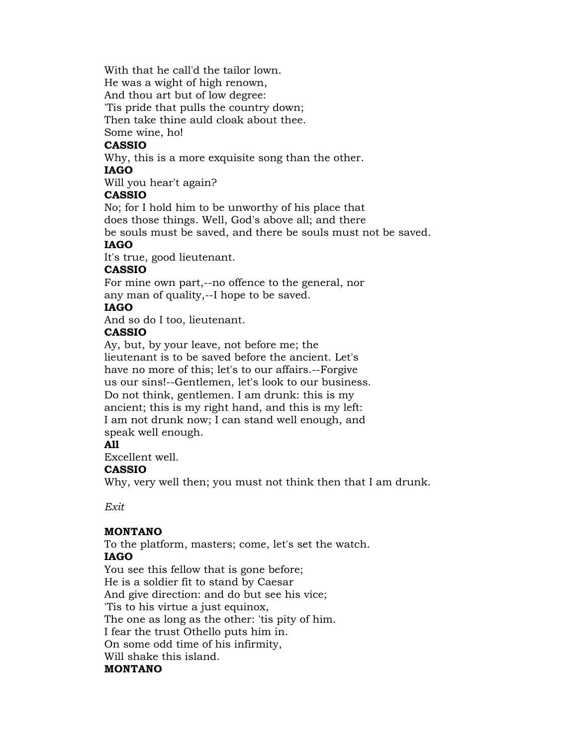With that he call'd the tailor lown.
He was a wight of high renown,
And thou art but of low degree:
'Tis pride that pulls the country down;
Then take thine auld cloak about thee.
Some wine, ho!
**CASSIO**
Why, this is a more exquisite song than the other.
**IAGO**
Will you hear't again?
**CASSIO**
No; for I hold him to be unworthy of his place that
does those things. Well, God's above all; and there
be souls must be saved, and there be souls must not be saved.
**IAGO**
It's true, good lieutenant.
**CASSIO**
For mine own part,--no offence to the general, nor
any man of quality,--I hope to be saved.
**IAGO**
And so do I too, lieutenant.
**CASSIO**
Ay, but, by your leave, not before me; the
lieutenant is to be saved before the ancient. Let's
have no more of this; let's to our affairs.--Forgive
us our sins!--Gentlemen, let's look to our business.
Do not think, gentlemen. I am drunk: this is my
ancient; this is my right hand, and this is my left:
I am not drunk now; I can stand well enough, and
speak well enough.
**All**
Excellent well.
**CASSIO**
Why, very well then; you must not think then that I am drunk.

*Exit*

**MONTANO**
To the platform, masters; come, let's set the watch.
**IAGO**
You see this fellow that is gone before;
He is a soldier fit to stand by Caesar
And give direction: and do but see his vice;
'Tis to his virtue a just equinox,
The one as long as the other: 'tis pity of him.
I fear the trust Othello puts him in.
On some odd time of his infirmity,
Will shake this island.
**MONTANO**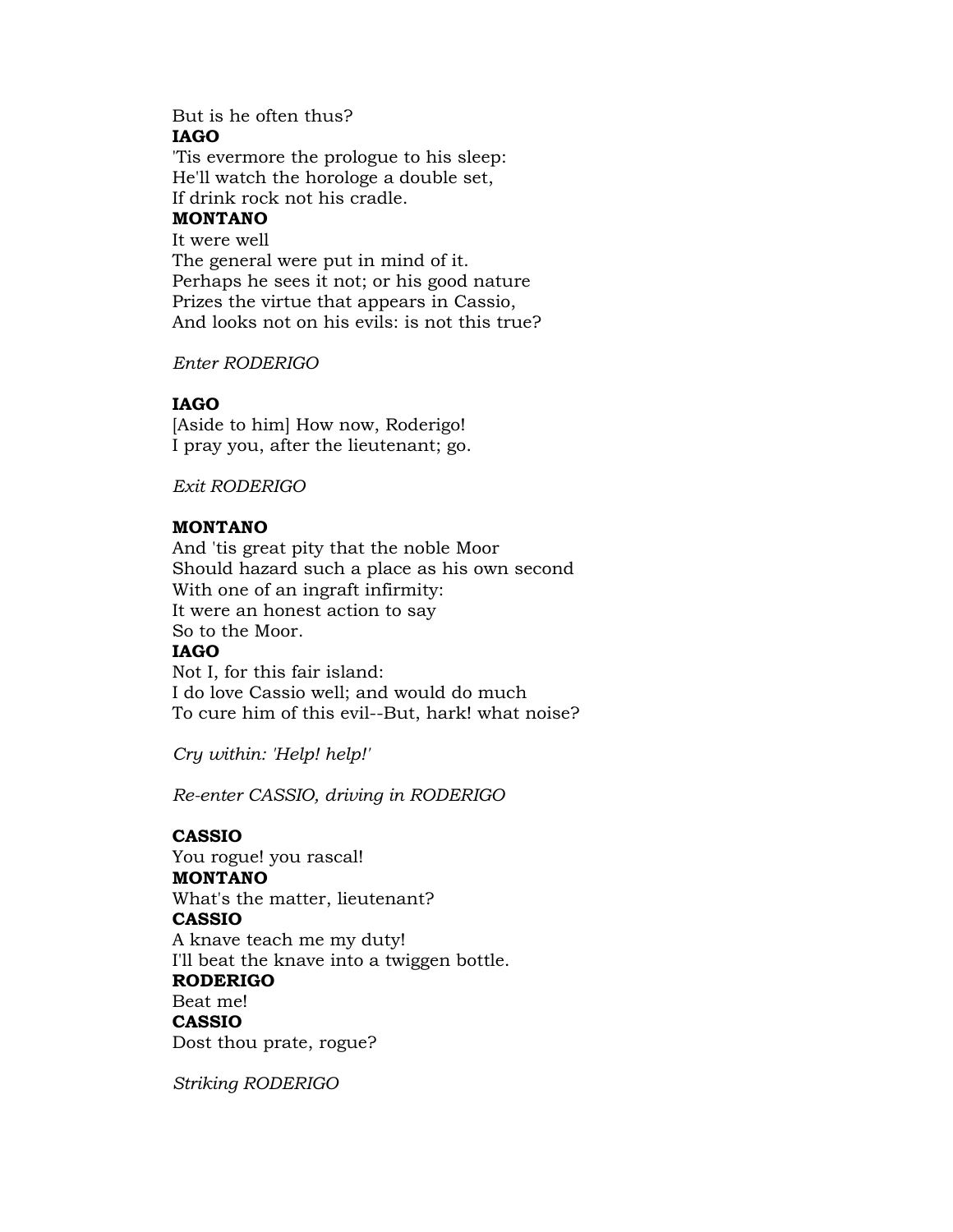But is he often thus?
**IAGO**
'Tis evermore the prologue to his sleep:
He'll watch the horologe a double set,
If drink rock not his cradle.
**MONTANO**
It were well
The general were put in mind of it.
Perhaps he sees it not; or his good nature
Prizes the virtue that appears in Cassio,
And looks not on his evils: is not this true?

*Enter RODERIGO*

**IAGO**
[Aside to him] How now, Roderigo!
I pray you, after the lieutenant; go.

*Exit RODERIGO*

**MONTANO**
And 'tis great pity that the noble Moor
Should hazard such a place as his own second
With one of an ingraft infirmity:
It were an honest action to say
So to the Moor.
**IAGO**
Not I, for this fair island:
I do love Cassio well; and would do much
To cure him of this evil--But, hark! what noise?

*Cry within: 'Help! help!'*

*Re-enter CASSIO, driving in RODERIGO*

**CASSIO**
You rogue! you rascal!
**MONTANO**
What's the matter, lieutenant?
**CASSIO**
A knave teach me my duty!
I'll beat the knave into a twiggen bottle.
**RODERIGO**
Beat me!
**CASSIO**
Dost thou prate, rogue?

*Striking RODERIGO*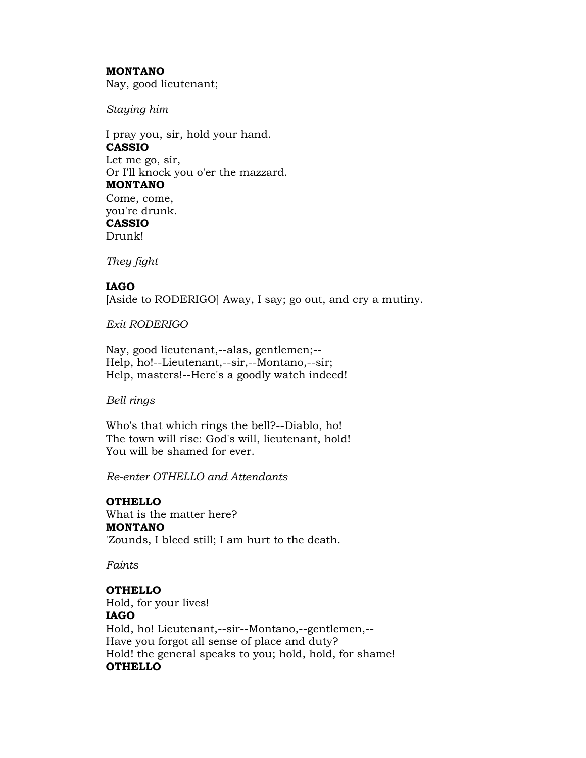**MONTANO**
Nay, good lieutenant;

*Staying him*

I pray you, sir, hold your hand.
**CASSIO**
Let me go, sir,
Or I'll knock you o'er the mazzard.
**MONTANO**
Come, come,
you're drunk.
**CASSIO**
Drunk!

*They fight*

**IAGO**
[Aside to RODERIGO] Away, I say; go out, and cry a mutiny.

*Exit RODERIGO*

Nay, good lieutenant,--alas, gentlemen;--
Help, ho!--Lieutenant,--sir,--Montano,--sir;
Help, masters!--Here's a goodly watch indeed!

*Bell rings*

Who's that which rings the bell?--Diablo, ho!
The town will rise: God's will, lieutenant, hold!
You will be shamed for ever.

*Re-enter OTHELLO and Attendants*

**OTHELLO**
What is the matter here?
**MONTANO**
'Zounds, I bleed still; I am hurt to the death.

*Faints*

**OTHELLO**
Hold, for your lives!
**IAGO**
Hold, ho! Lieutenant,--sir--Montano,--gentlemen,--
Have you forgot all sense of place and duty?
Hold! the general speaks to you; hold, hold, for shame!
**OTHELLO**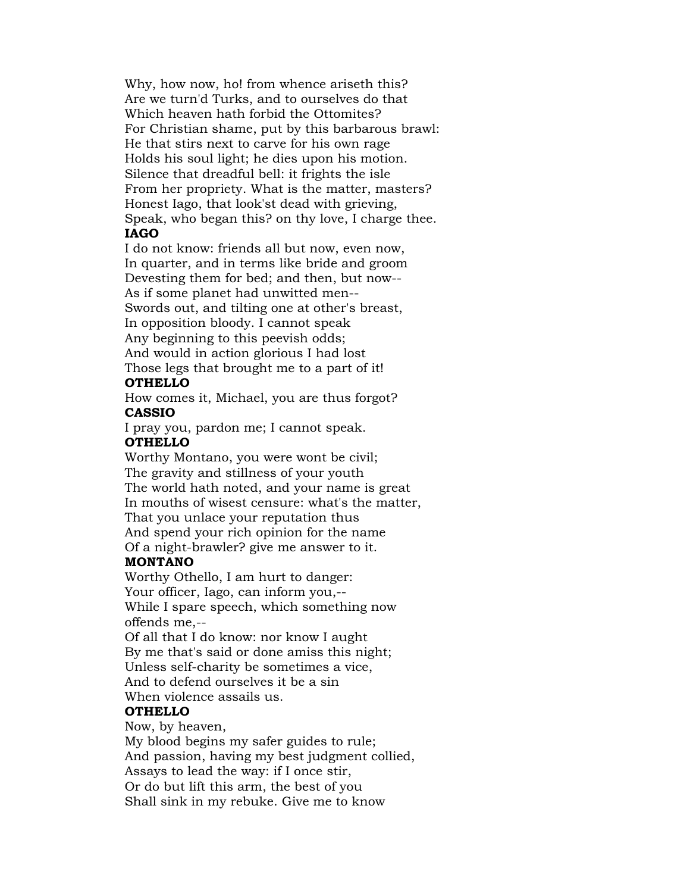Why, how now, ho! from whence ariseth this?
Are we turn'd Turks, and to ourselves do that
Which heaven hath forbid the Ottomites?
For Christian shame, put by this barbarous brawl:
He that stirs next to carve for his own rage
Holds his soul light; he dies upon his motion.
Silence that dreadful bell: it frights the isle
From her propriety. What is the matter, masters?
Honest Iago, that look'st dead with grieving,
Speak, who began this? on thy love, I charge thee.

**IAGO**

I do not know: friends all but now, even now,
In quarter, and in terms like bride and groom
Devesting them for bed; and then, but now--
As if some planet had unwitted men--
Swords out, and tilting one at other's breast,
In opposition bloody. I cannot speak
Any beginning to this peevish odds;
And would in action glorious I had lost
Those legs that brought me to a part of it!

**OTHELLO**

How comes it, Michael, you are thus forgot?

**CASSIO**

I pray you, pardon me; I cannot speak.

**OTHELLO**

Worthy Montano, you were wont be civil;
The gravity and stillness of your youth
The world hath noted, and your name is great
In mouths of wisest censure: what's the matter,
That you unlace your reputation thus
And spend your rich opinion for the name
Of a night-brawler? give me answer to it.

**MONTANO**

Worthy Othello, I am hurt to danger:
Your officer, Iago, can inform you,--
While I spare speech, which something now offends me,--
Of all that I do know: nor know I aught
By me that's said or done amiss this night;
Unless self-charity be sometimes a vice,
And to defend ourselves it be a sin
When violence assails us.

**OTHELLO**

Now, by heaven,
My blood begins my safer guides to rule;
And passion, having my best judgment collied,
Assays to lead the way: if I once stir,
Or do but lift this arm, the best of you
Shall sink in my rebuke. Give me to know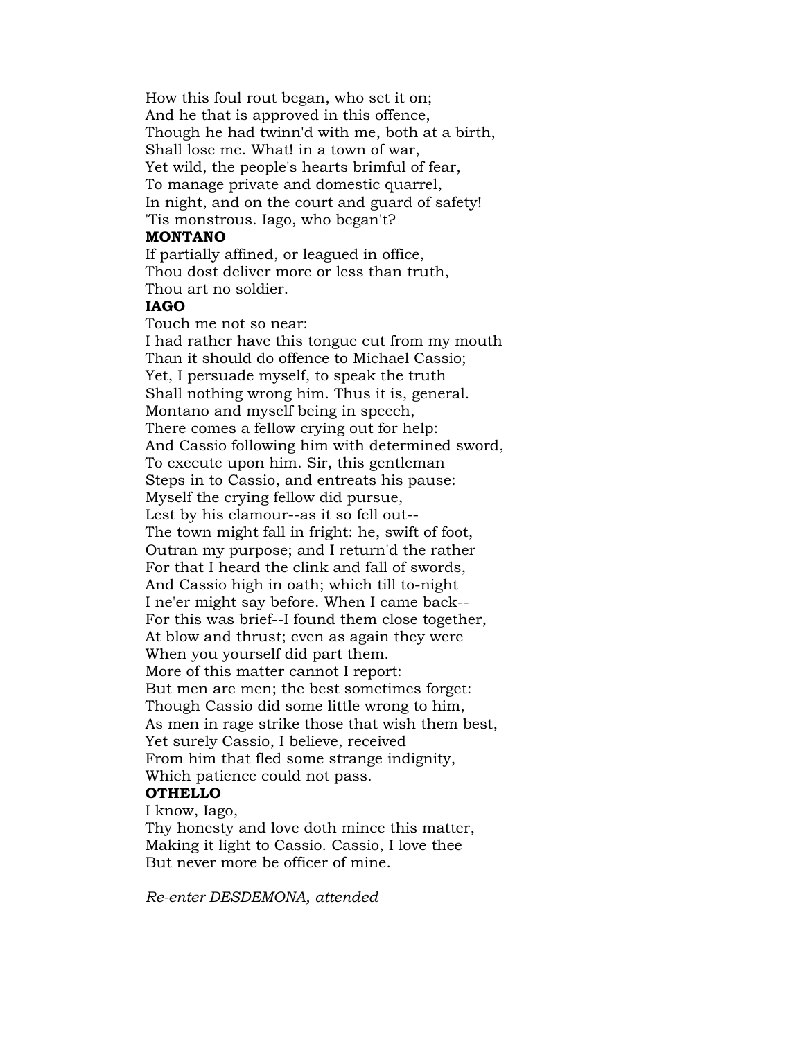How this foul rout began, who set it on;
And he that is approved in this offence,
Though he had twinn'd with me, both at a birth,
Shall lose me. What! in a town of war,
Yet wild, the people's hearts brimful of fear,
To manage private and domestic quarrel,
In night, and on the court and guard of safety!
'Tis monstrous. Iago, who began't?

**MONTANO**

If partially affined, or leagued in office,
Thou dost deliver more or less than truth,
Thou art no soldier.

**IAGO**

Touch me not so near:
I had rather have this tongue cut from my mouth
Than it should do offence to Michael Cassio;
Yet, I persuade myself, to speak the truth
Shall nothing wrong him. Thus it is, general.
Montano and myself being in speech,
There comes a fellow crying out for help:
And Cassio following him with determined sword,
To execute upon him. Sir, this gentleman
Steps in to Cassio, and entreats his pause:
Myself the crying fellow did pursue,
Lest by his clamour--as it so fell out--
The town might fall in fright: he, swift of foot,
Outran my purpose; and I return'd the rather
For that I heard the clink and fall of swords,
And Cassio high in oath; which till to-night
I ne'er might say before. When I came back--
For this was brief--I found them close together,
At blow and thrust; even as again they were
When you yourself did part them.
More of this matter cannot I report:
But men are men; the best sometimes forget:
Though Cassio did some little wrong to him,
As men in rage strike those that wish them best,
Yet surely Cassio, I believe, received
From him that fled some strange indignity,
Which patience could not pass.

**OTHELLO**

I know, Iago,
Thy honesty and love doth mince this matter,
Making it light to Cassio. Cassio, I love thee
But never more be officer of mine.

*Re-enter DESDEMONA, attended*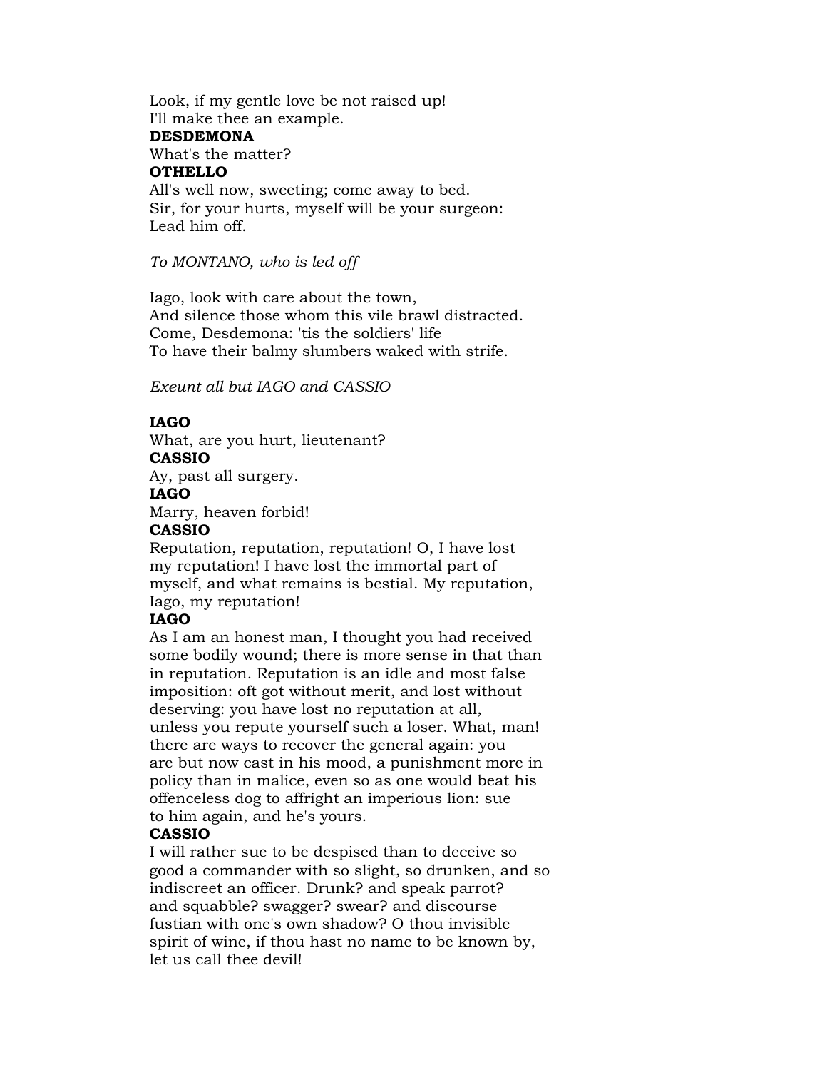Look, if my gentle love be not raised up!
I'll make thee an example.

**DESDEMONA**

What's the matter?

**OTHELLO**

All's well now, sweeting; come away to bed.
Sir, for your hurts, myself will be your surgeon:
Lead him off.

*To MONTANO, who is led off*

Iago, look with care about the town,
And silence those whom this vile brawl distracted.
Come, Desdemona: 'tis the soldiers' life
To have their balmy slumbers waked with strife.

*Exeunt all but IAGO and CASSIO*

**IAGO**

What, are you hurt, lieutenant?

**CASSIO**

Ay, past all surgery.

**IAGO**

Marry, heaven forbid!

**CASSIO**

Reputation, reputation, reputation! O, I have lost
my reputation! I have lost the immortal part of
myself, and what remains is bestial. My reputation,
Iago, my reputation!

**IAGO**

As I am an honest man, I thought you had received
some bodily wound; there is more sense in that than
in reputation. Reputation is an idle and most false
imposition: oft got without merit, and lost without
deserving: you have lost no reputation at all,
unless you repute yourself such a loser. What, man!
there are ways to recover the general again: you
are but now cast in his mood, a punishment more in
policy than in malice, even so as one would beat his
offenceless dog to affright an imperious lion: sue
to him again, and he's yours.

**CASSIO**

I will rather sue to be despised than to deceive so
good a commander with so slight, so drunken, and so
indiscreet an officer. Drunk? and speak parrot?
and squabble? swagger? swear? and discourse
fustian with one's own shadow? O thou invisible
spirit of wine, if thou hast no name to be known by,
let us call thee devil!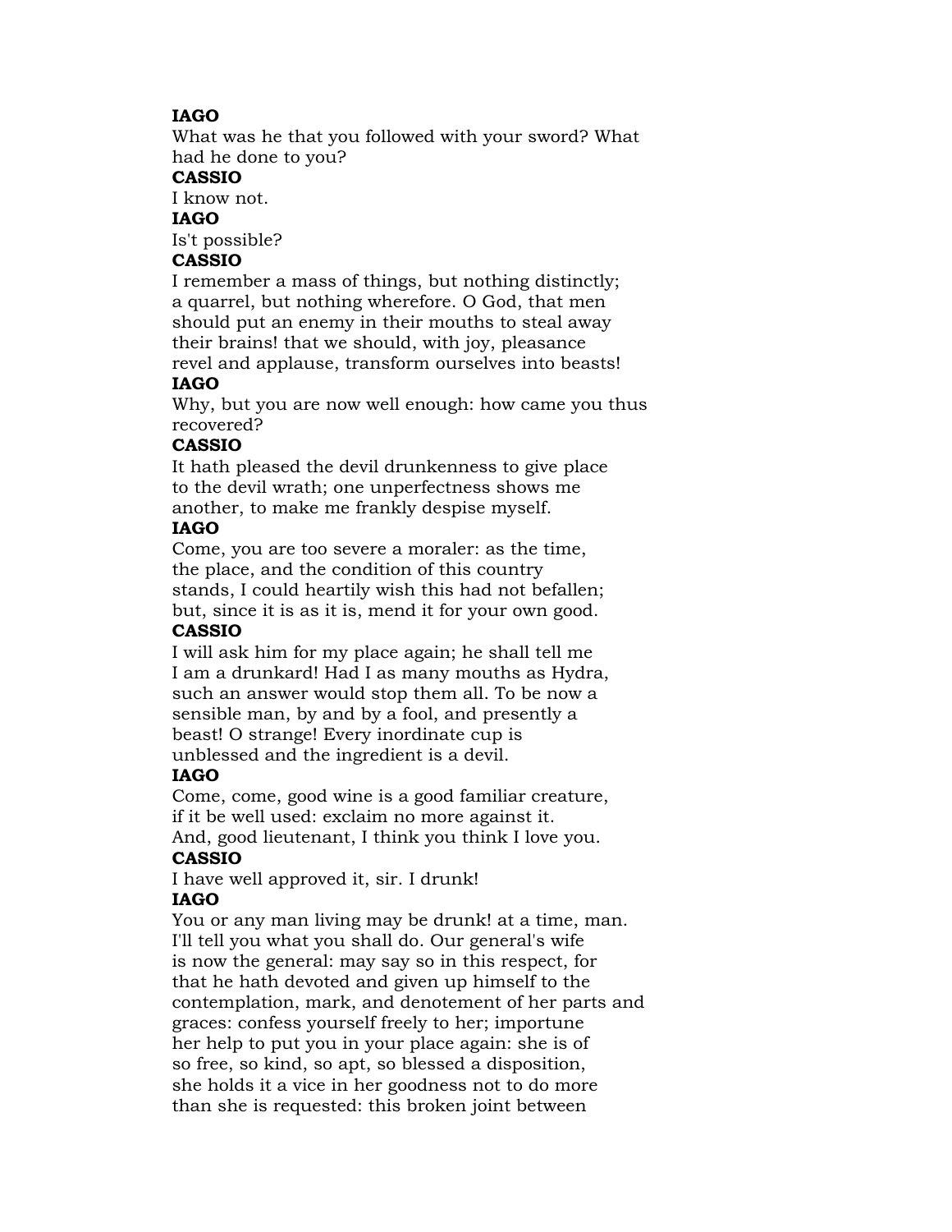**IAGO**

What was he that you followed with your sword? What
had he done to you?

**CASSIO**

I know not.

**IAGO**

Is't possible?

**CASSIO**

I remember a mass of things, but nothing distinctly;
a quarrel, but nothing wherefore. O God, that men
should put an enemy in their mouths to steal away
their brains! that we should, with joy, pleasance
revel and applause, transform ourselves into beasts!

**IAGO**

Why, but you are now well enough: how came you thus
recovered?

**CASSIO**

It hath pleased the devil drunkenness to give place
to the devil wrath; one unperfectness shows me
another, to make me frankly despise myself.

**IAGO**

Come, you are too severe a moraler: as the time,
the place, and the condition of this country
stands, I could heartily wish this had not befallen;
but, since it is as it is, mend it for your own good.

**CASSIO**

I will ask him for my place again; he shall tell me
I am a drunkard! Had I as many mouths as Hydra,
such an answer would stop them all. To be now a
sensible man, by and by a fool, and presently a
beast! O strange! Every inordinate cup is
unblessed and the ingredient is a devil.

**IAGO**

Come, come, good wine is a good familiar creature,
if it be well used: exclaim no more against it.
And, good lieutenant, I think you think I love you.

**CASSIO**

I have well approved it, sir. I drunk!

**IAGO**

You or any man living may be drunk! at a time, man.
I'll tell you what you shall do. Our general's wife
is now the general: may say so in this respect, for
that he hath devoted and given up himself to the
contemplation, mark, and denotement of her parts and
graces: confess yourself freely to her; importune
her help to put you in your place again: she is of
so free, so kind, so apt, so blessed a disposition,
she holds it a vice in her goodness not to do more
than she is requested: this broken joint between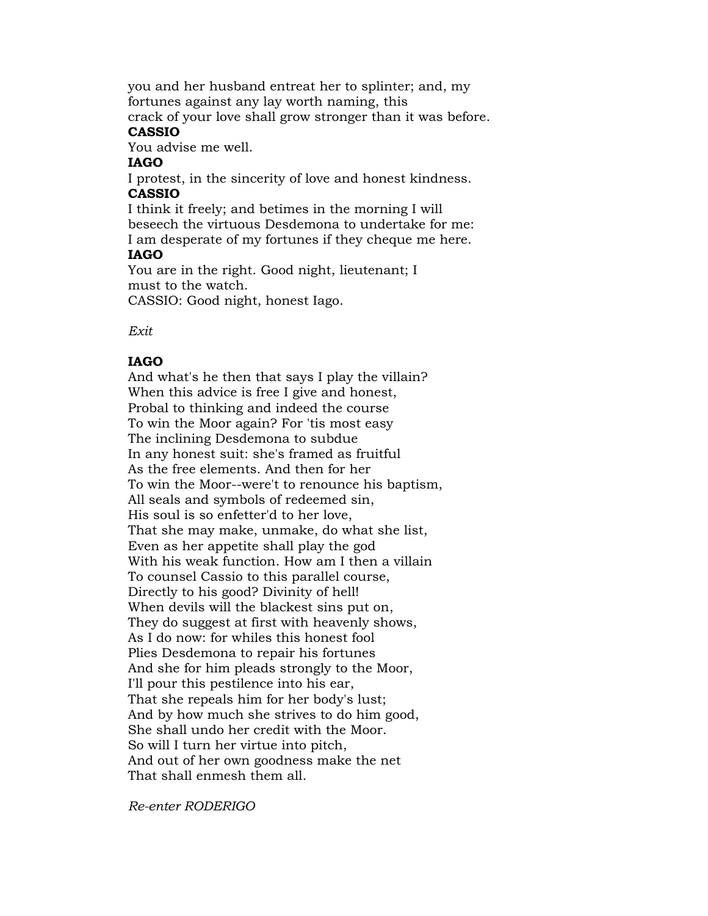you and her husband entreat her to splinter; and, my
fortunes against any lay worth naming, this
crack of your love shall grow stronger than it was before.

**CASSIO**

You advise me well.

**IAGO**

I protest, in the sincerity of love and honest kindness.

**CASSIO**

I think it freely; and betimes in the morning I will
beseech the virtuous Desdemona to undertake for me:
I am desperate of my fortunes if they cheque me here.

**IAGO**

You are in the right. Good night, lieutenant; I
must to the watch.
CASSIO: Good night, honest Iago.

*Exit*

**IAGO**

And what's he then that says I play the villain?
When this advice is free I give and honest,
Probal to thinking and indeed the course
To win the Moor again? For 'tis most easy
The inclining Desdemona to subdue
In any honest suit: she's framed as fruitful
As the free elements. And then for her
To win the Moor--were't to renounce his baptism,
All seals and symbols of redeemed sin,
His soul is so enfetter'd to her love,
That she may make, unmake, do what she list,
Even as her appetite shall play the god
With his weak function. How am I then a villain
To counsel Cassio to this parallel course,
Directly to his good? Divinity of hell!
When devils will the blackest sins put on,
They do suggest at first with heavenly shows,
As I do now: for whiles this honest fool
Plies Desdemona to repair his fortunes
And she for him pleads strongly to the Moor,
I'll pour this pestilence into his ear,
That she repeals him for her body's lust;
And by how much she strives to do him good,
She shall undo her credit with the Moor.
So will I turn her virtue into pitch,
And out of her own goodness make the net
That shall enmesh them all.

*Re-enter RODERIGO*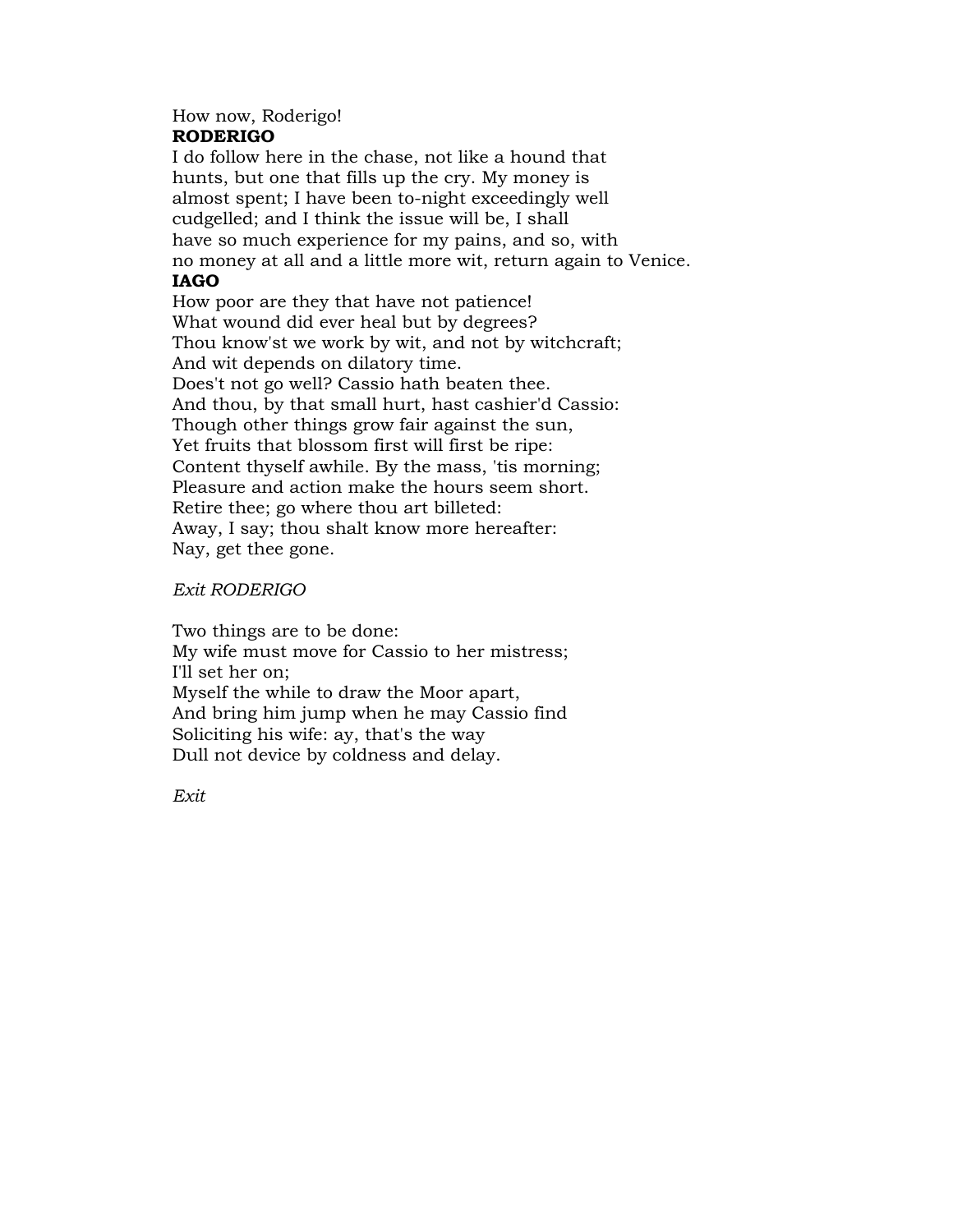How now, Roderigo!

**RODERIGO**

I do follow here in the chase, not like a hound that
hunts, but one that fills up the cry. My money is
almost spent; I have been to-night exceedingly well
cudgelled; and I think the issue will be, I shall
have so much experience for my pains, and so, with
no money at all and a little more wit, return again to Venice.

**IAGO**

How poor are they that have not patience!
What wound did ever heal but by degrees?
Thou know'st we work by wit, and not by witchcraft;
And wit depends on dilatory time.
Does't not go well? Cassio hath beaten thee.
And thou, by that small hurt, hast cashier'd Cassio:
Though other things grow fair against the sun,
Yet fruits that blossom first will first be ripe:
Content thyself awhile. By the mass, 'tis morning;
Pleasure and action make the hours seem short.
Retire thee; go where thou art billeted:
Away, I say; thou shalt know more hereafter:
Nay, get thee gone.

*Exit RODERIGO*

Two things are to be done:
My wife must move for Cassio to her mistress;
I'll set her on;
Myself the while to draw the Moor apart,
And bring him jump when he may Cassio find
Soliciting his wife: ay, that's the way
Dull not device by coldness and delay.

*Exit*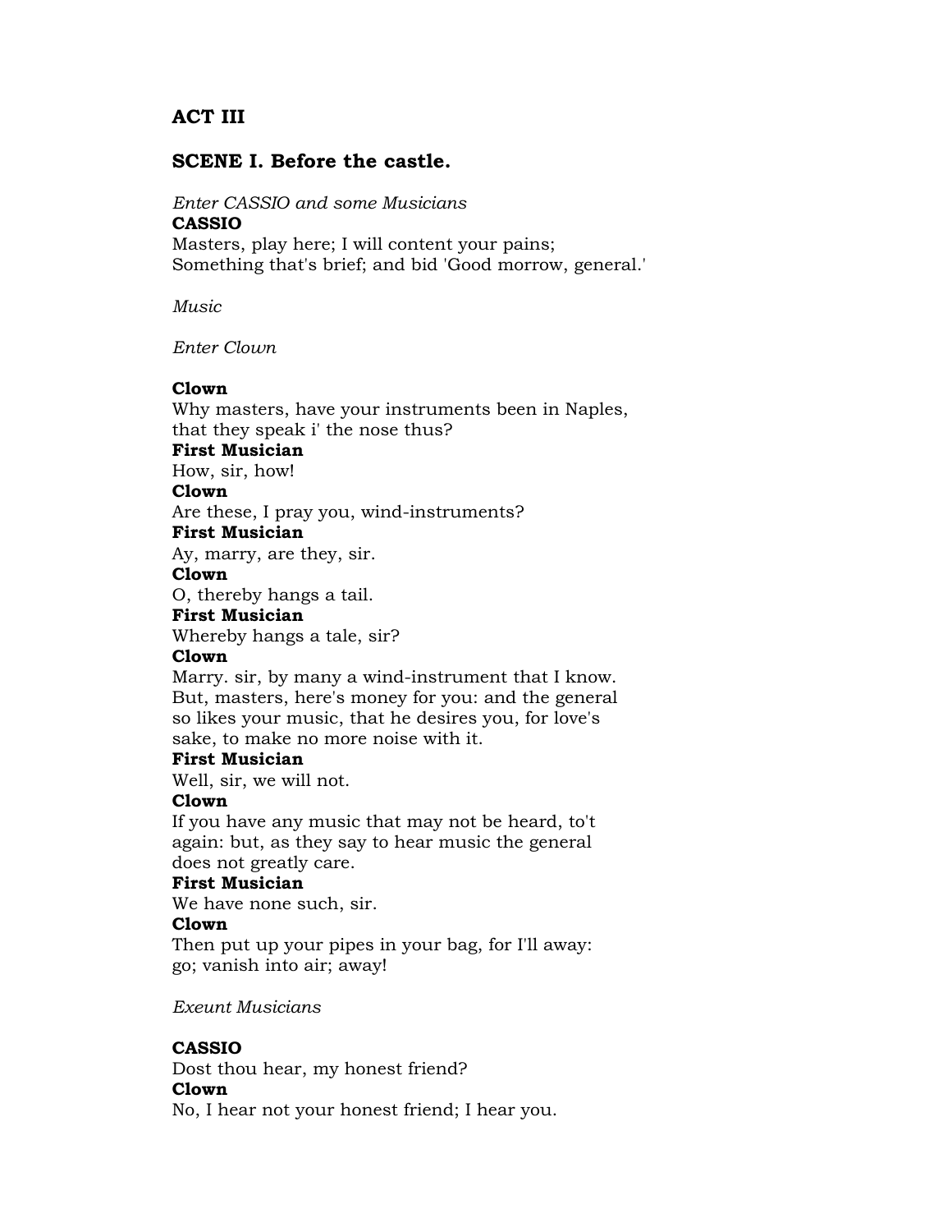## ACT III

### SCENE I. Before the castle.

*Enter CASSIO and some Musicians*

**CASSIO**
Masters, play here; I will content your pains;
Something that's brief; and bid 'Good morrow, general.'

*Music*

*Enter Clown*

**Clown**
Why masters, have your instruments been in Naples,
that they speak i' the nose thus?
**First Musician**
How, sir, how!
**Clown**
Are these, I pray you, wind-instruments?
**First Musician**
Ay, marry, are they, sir.
**Clown**
O, thereby hangs a tail.
**First Musician**
Whereby hangs a tale, sir?
**Clown**
Marry. sir, by many a wind-instrument that I know.
But, masters, here's money for you: and the general
so likes your music, that he desires you, for love's
sake, to make no more noise with it.
**First Musician**
Well, sir, we will not.
**Clown**
If you have any music that may not be heard, to't
again: but, as they say to hear music the general
does not greatly care.
**First Musician**
We have none such, sir.
**Clown**
Then put up your pipes in your bag, for I'll away:
go; vanish into air; away!

*Exeunt Musicians*

**CASSIO**
Dost thou hear, my honest friend?
**Clown**
No, I hear not your honest friend; I hear you.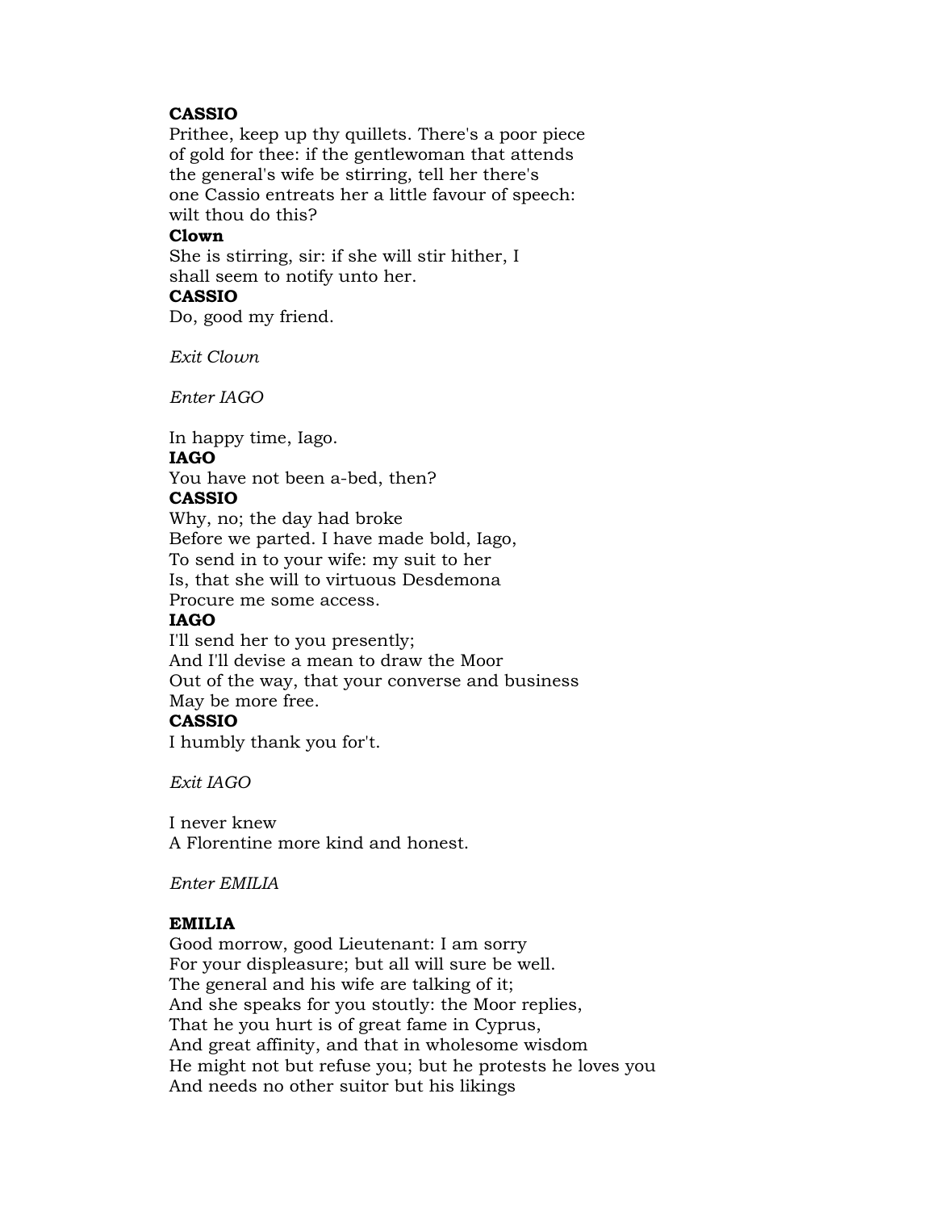**CASSIO**

Prithee, keep up thy quillets. There's a poor piece
of gold for thee: if the gentlewoman that attends
the general's wife be stirring, tell her there's
one Cassio entreats her a little favour of speech:
wilt thou do this?

**Clown**

She is stirring, sir: if she will stir hither, I
shall seem to notify unto her.

**CASSIO**

Do, good my friend.

*Exit Clown*

*Enter IAGO*

In happy time, Iago.

**IAGO**

You have not been a-bed, then?

**CASSIO**

Why, no; the day had broke
Before we parted. I have made bold, Iago,
To send in to your wife: my suit to her
Is, that she will to virtuous Desdemona
Procure me some access.

**IAGO**

I'll send her to you presently;
And I'll devise a mean to draw the Moor
Out of the way, that your converse and business
May be more free.

**CASSIO**

I humbly thank you for't.

*Exit IAGO*

I never knew
A Florentine more kind and honest.

*Enter EMILIA*

**EMILIA**

Good morrow, good Lieutenant: I am sorry
For your displeasure; but all will sure be well.
The general and his wife are talking of it;
And she speaks for you stoutly: the Moor replies,
That he you hurt is of great fame in Cyprus,
And great affinity, and that in wholesome wisdom
He might not but refuse you; but he protests he loves you
And needs no other suitor but his likings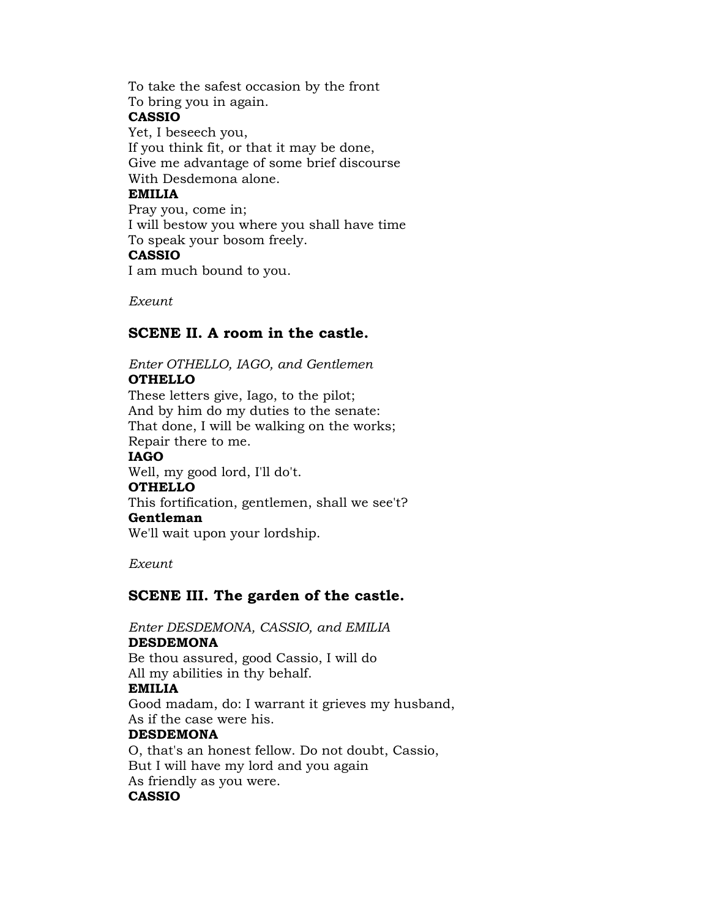To take the safest occasion by the front
To bring you in again.

**CASSIO**

Yet, I beseech you,
If you think fit, or that it may be done,
Give me advantage of some brief discourse
With Desdemona alone.

**EMILIA**

Pray you, come in;
I will bestow you where you shall have time
To speak your bosom freely.

**CASSIO**

I am much bound to you.

*Exeunt*

## SCENE II. A room in the castle.

*Enter OTHELLO, IAGO, and Gentlemen*

**OTHELLO**

These letters give, Iago, to the pilot;
And by him do my duties to the senate:
That done, I will be walking on the works;
Repair there to me.

**IAGO**

Well, my good lord, I'll do't.

**OTHELLO**

This fortification, gentlemen, shall we see't?

**Gentleman**

We'll wait upon your lordship.

*Exeunt*

## SCENE III. The garden of the castle.

*Enter DESDEMONA, CASSIO, and EMILIA*

**DESDEMONA**

Be thou assured, good Cassio, I will do
All my abilities in thy behalf.

**EMILIA**

Good madam, do: I warrant it grieves my husband,
As if the case were his.

**DESDEMONA**

O, that's an honest fellow. Do not doubt, Cassio,
But I will have my lord and you again
As friendly as you were.

**CASSIO**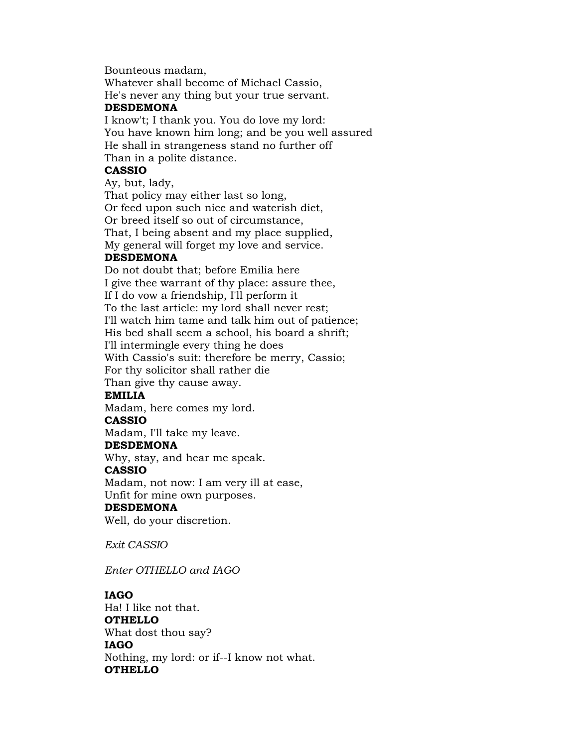Bounteous madam,
Whatever shall become of Michael Cassio,
He's never any thing but your true servant.

**DESDEMONA**

I know't; I thank you. You do love my lord:
You have known him long; and be you well assured
He shall in strangeness stand no further off
Than in a polite distance.

**CASSIO**

Ay, but, lady,
That policy may either last so long,
Or feed upon such nice and waterish diet,
Or breed itself so out of circumstance,
That, I being absent and my place supplied,
My general will forget my love and service.

**DESDEMONA**

Do not doubt that; before Emilia here
I give thee warrant of thy place: assure thee,
If I do vow a friendship, I'll perform it
To the last article: my lord shall never rest;
I'll watch him tame and talk him out of patience;
His bed shall seem a school, his board a shrift;
I'll intermingle every thing he does
With Cassio's suit: therefore be merry, Cassio;
For thy solicitor shall rather die
Than give thy cause away.

**EMILIA**

Madam, here comes my lord.

**CASSIO**

Madam, I'll take my leave.

**DESDEMONA**

Why, stay, and hear me speak.

**CASSIO**

Madam, not now: I am very ill at ease,
Unfit for mine own purposes.

**DESDEMONA**

Well, do your discretion.

*Exit CASSIO*

*Enter OTHELLO and IAGO*

**IAGO**

Ha! I like not that.

**OTHELLO**

What dost thou say?

**IAGO**

Nothing, my lord: or if--I know not what.

**OTHELLO**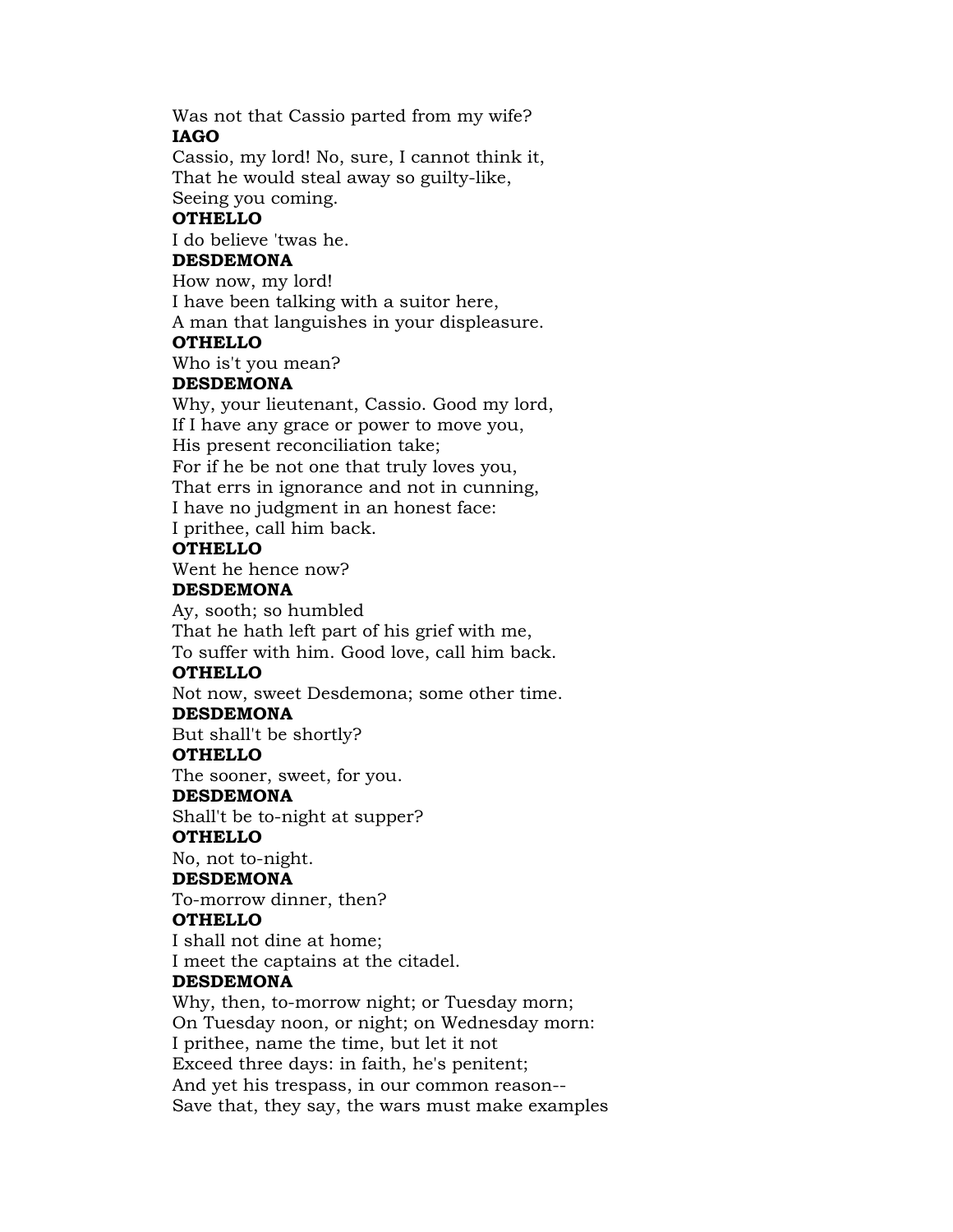Was not that Cassio parted from my wife?

**IAGO**

Cassio, my lord! No, sure, I cannot think it,
That he would steal away so guilty-like,
Seeing you coming.

**OTHELLO**

I do believe 'twas he.

**DESDEMONA**

How now, my lord!
I have been talking with a suitor here,
A man that languishes in your displeasure.

**OTHELLO**

Who is't you mean?

**DESDEMONA**

Why, your lieutenant, Cassio. Good my lord,
If I have any grace or power to move you,
His present reconciliation take;
For if he be not one that truly loves you,
That errs in ignorance and not in cunning,
I have no judgment in an honest face:
I prithee, call him back.

**OTHELLO**

Went he hence now?

**DESDEMONA**

Ay, sooth; so humbled
That he hath left part of his grief with me,
To suffer with him. Good love, call him back.

**OTHELLO**

Not now, sweet Desdemona; some other time.

**DESDEMONA**

But shall't be shortly?

**OTHELLO**

The sooner, sweet, for you.

**DESDEMONA**

Shall't be to-night at supper?

**OTHELLO**

No, not to-night.

**DESDEMONA**

To-morrow dinner, then?

**OTHELLO**

I shall not dine at home;
I meet the captains at the citadel.

**DESDEMONA**

Why, then, to-morrow night; or Tuesday morn;
On Tuesday noon, or night; on Wednesday morn:
I prithee, name the time, but let it not
Exceed three days: in faith, he's penitent;
And yet his trespass, in our common reason--
Save that, they say, the wars must make examples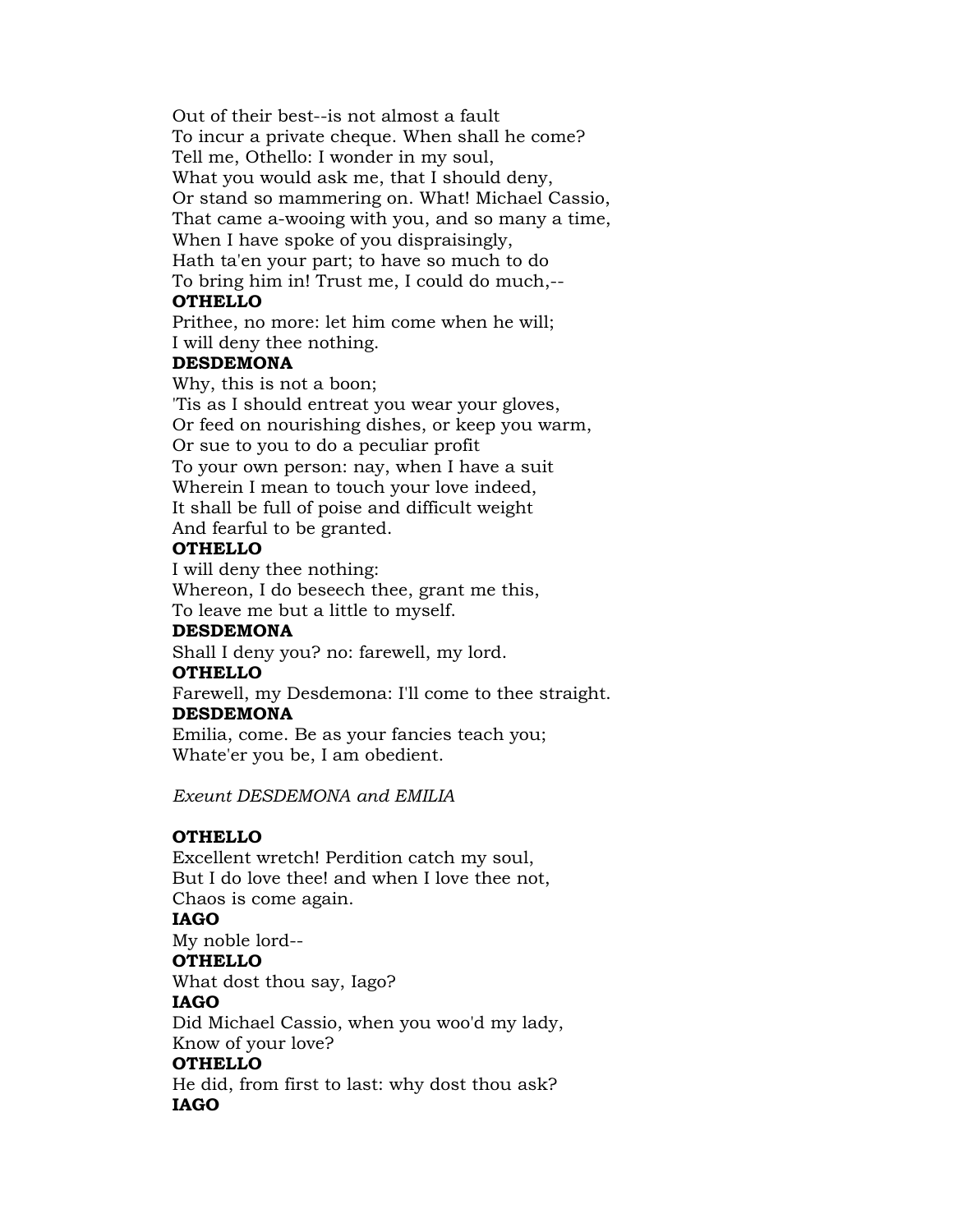Out of their best--is not almost a fault
To incur a private cheque. When shall he come?
Tell me, Othello: I wonder in my soul,
What you would ask me, that I should deny,
Or stand so mammering on. What! Michael Cassio,
That came a-wooing with you, and so many a time,
When I have spoke of you dispraisingly,
Hath ta'en your part; to have so much to do
To bring him in! Trust me, I could do much,--

**OTHELLO**
Prithee, no more: let him come when he will;
I will deny thee nothing.

**DESDEMONA**
Why, this is not a boon;
'Tis as I should entreat you wear your gloves,
Or feed on nourishing dishes, or keep you warm,
Or sue to you to do a peculiar profit
To your own person: nay, when I have a suit
Wherein I mean to touch your love indeed,
It shall be full of poise and difficult weight
And fearful to be granted.

**OTHELLO**
I will deny thee nothing:
Whereon, I do beseech thee, grant me this,
To leave me but a little to myself.

**DESDEMONA**
Shall I deny you? no: farewell, my lord.

**OTHELLO**
Farewell, my Desdemona: I'll come to thee straight.

**DESDEMONA**
Emilia, come. Be as your fancies teach you;
Whate'er you be, I am obedient.

*Exeunt DESDEMONA and EMILIA*

**OTHELLO**
Excellent wretch! Perdition catch my soul,
But I do love thee! and when I love thee not,
Chaos is come again.

**IAGO**
My noble lord--

**OTHELLO**
What dost thou say, Iago?

**IAGO**
Did Michael Cassio, when you woo'd my lady,
Know of your love?

**OTHELLO**
He did, from first to last: why dost thou ask?

**IAGO**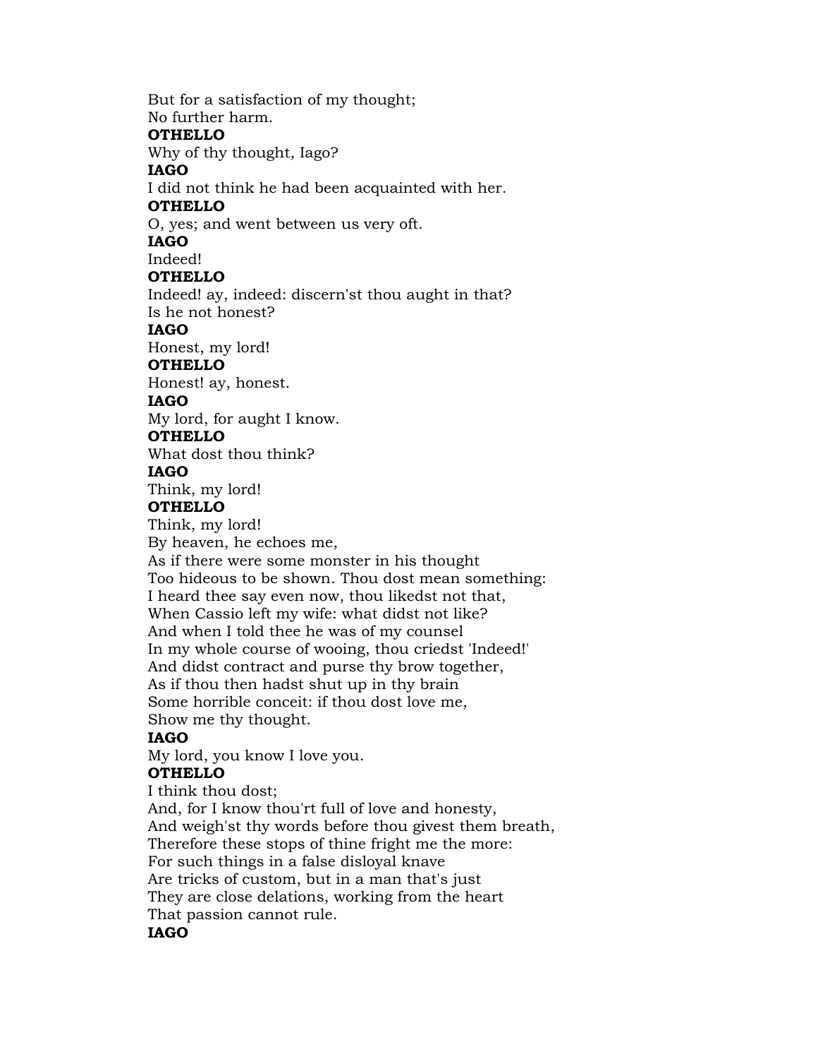But for a satisfaction of my thought;
No further harm.

**OTHELLO**

Why of thy thought, Iago?

**IAGO**

I did not think he had been acquainted with her.

**OTHELLO**

O, yes; and went between us very oft.

**IAGO**

Indeed!

**OTHELLO**

Indeed! ay, indeed: discern'st thou aught in that?
Is he not honest?

**IAGO**

Honest, my lord!

**OTHELLO**

Honest! ay, honest.

**IAGO**

My lord, for aught I know.

**OTHELLO**

What dost thou think?

**IAGO**

Think, my lord!

**OTHELLO**

Think, my lord!
By heaven, he echoes me,
As if there were some monster in his thought
Too hideous to be shown. Thou dost mean something:
I heard thee say even now, thou likedst not that,
When Cassio left my wife: what didst not like?
And when I told thee he was of my counsel
In my whole course of wooing, thou criedst 'Indeed!'
And didst contract and purse thy brow together,
As if thou then hadst shut up in thy brain
Some horrible conceit: if thou dost love me,
Show me thy thought.

**IAGO**

My lord, you know I love you.

**OTHELLO**

I think thou dost;
And, for I know thou'rt full of love and honesty,
And weigh'st thy words before thou givest them breath,
Therefore these stops of thine fright me the more:
For such things in a false disloyal knave
Are tricks of custom, but in a man that's just
They are close delations, working from the heart
That passion cannot rule.

**IAGO**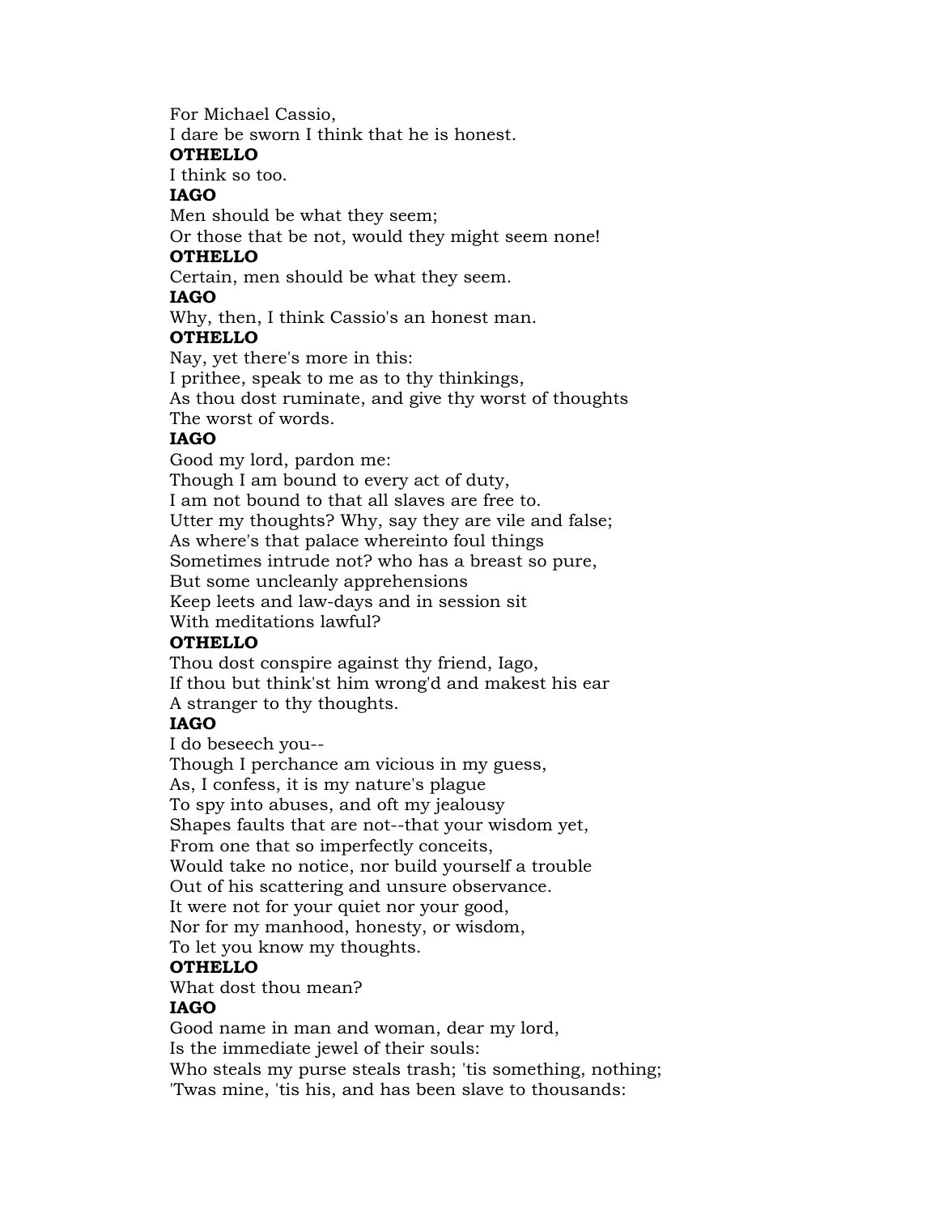For Michael Cassio,
I dare be sworn I think that he is honest.

**OTHELLO**

I think so too.

**IAGO**

Men should be what they seem;
Or those that be not, would they might seem none!

**OTHELLO**

Certain, men should be what they seem.

**IAGO**

Why, then, I think Cassio's an honest man.

**OTHELLO**

Nay, yet there's more in this:
I prithee, speak to me as to thy thinkings,
As thou dost ruminate, and give thy worst of thoughts
The worst of words.

**IAGO**

Good my lord, pardon me:
Though I am bound to every act of duty,
I am not bound to that all slaves are free to.
Utter my thoughts? Why, say they are vile and false;
As where's that palace whereinto foul things
Sometimes intrude not? who has a breast so pure,
But some uncleanly apprehensions
Keep leets and law-days and in session sit
With meditations lawful?

**OTHELLO**

Thou dost conspire against thy friend, Iago,
If thou but think'st him wrong'd and makest his ear
A stranger to thy thoughts.

**IAGO**

I do beseech you--
Though I perchance am vicious in my guess,
As, I confess, it is my nature's plague
To spy into abuses, and oft my jealousy
Shapes faults that are not--that your wisdom yet,
From one that so imperfectly conceits,
Would take no notice, nor build yourself a trouble
Out of his scattering and unsure observance.
It were not for your quiet nor your good,
Nor for my manhood, honesty, or wisdom,
To let you know my thoughts.

**OTHELLO**

What dost thou mean?

**IAGO**

Good name in man and woman, dear my lord,
Is the immediate jewel of their souls:
Who steals my purse steals trash; 'tis something, nothing;
'Twas mine, 'tis his, and has been slave to thousands: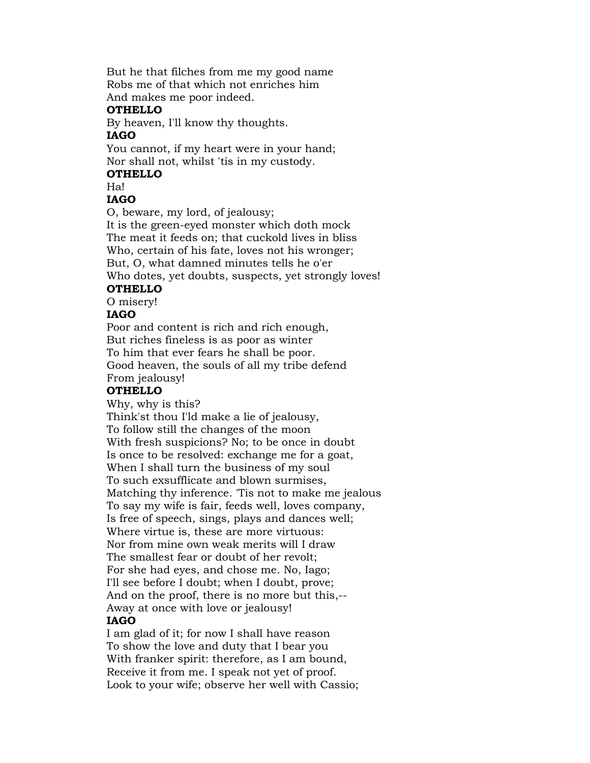But he that filches from me my good name
Robs me of that which not enriches him
And makes me poor indeed.

**OTHELLO**

By heaven, I'll know thy thoughts.

**IAGO**

You cannot, if my heart were in your hand;
Nor shall not, whilst 'tis in my custody.

**OTHELLO**

Ha!

**IAGO**

O, beware, my lord, of jealousy;
It is the green-eyed monster which doth mock
The meat it feeds on; that cuckold lives in bliss
Who, certain of his fate, loves not his wronger;
But, O, what damned minutes tells he o'er
Who dotes, yet doubts, suspects, yet strongly loves!

**OTHELLO**

O misery!

**IAGO**

Poor and content is rich and rich enough,
But riches fineless is as poor as winter
To him that ever fears he shall be poor.
Good heaven, the souls of all my tribe defend
From jealousy!

**OTHELLO**

Why, why is this?
Think'st thou I'ld make a lie of jealousy,
To follow still the changes of the moon
With fresh suspicions? No; to be once in doubt
Is once to be resolved: exchange me for a goat,
When I shall turn the business of my soul
To such exsufflicate and blown surmises,
Matching thy inference. 'Tis not to make me jealous
To say my wife is fair, feeds well, loves company,
Is free of speech, sings, plays and dances well;
Where virtue is, these are more virtuous:
Nor from mine own weak merits will I draw
The smallest fear or doubt of her revolt;
For she had eyes, and chose me. No, Iago;
I'll see before I doubt; when I doubt, prove;
And on the proof, there is no more but this,--
Away at once with love or jealousy!

**IAGO**

I am glad of it; for now I shall have reason
To show the love and duty that I bear you
With franker spirit: therefore, as I am bound,
Receive it from me. I speak not yet of proof.
Look to your wife; observe her well with Cassio;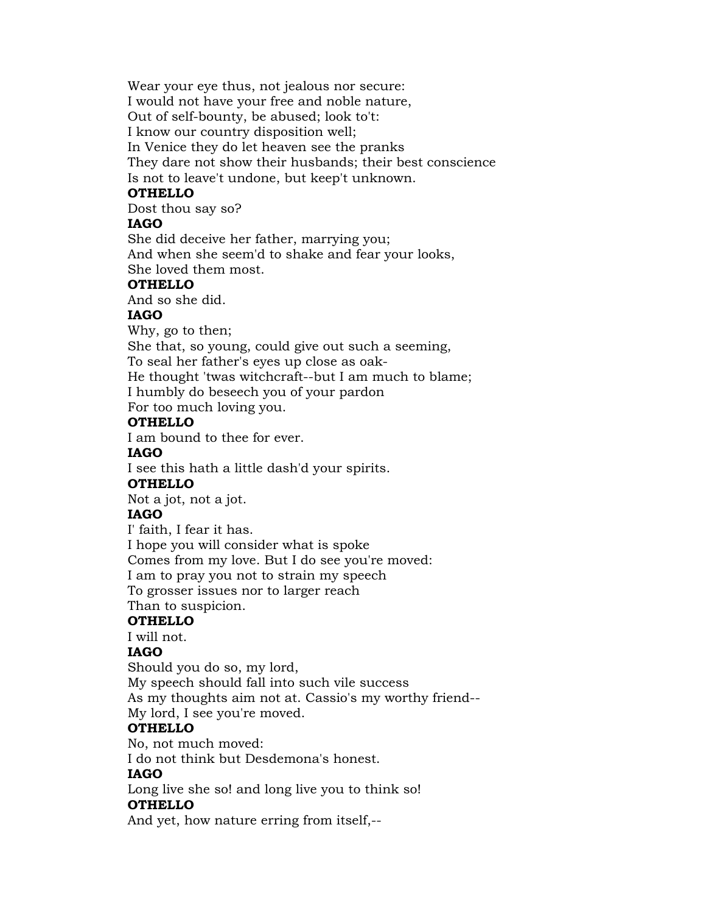Wear your eye thus, not jealous nor secure:
I would not have your free and noble nature,
Out of self-bounty, be abused; look to't:
I know our country disposition well;
In Venice they do let heaven see the pranks
They dare not show their husbands; their best conscience
Is not to leave't undone, but keep't unknown.

**OTHELLO**

Dost thou say so?

**IAGO**

She did deceive her father, marrying you;
And when she seem'd to shake and fear your looks,
She loved them most.

**OTHELLO**

And so she did.

**IAGO**

Why, go to then;
She that, so young, could give out such a seeming,
To seal her father's eyes up close as oak-
He thought 'twas witchcraft--but I am much to blame;
I humbly do beseech you of your pardon
For too much loving you.

**OTHELLO**

I am bound to thee for ever.

**IAGO**

I see this hath a little dash'd your spirits.

**OTHELLO**

Not a jot, not a jot.

**IAGO**

I' faith, I fear it has.
I hope you will consider what is spoke
Comes from my love. But I do see you're moved:
I am to pray you not to strain my speech
To grosser issues nor to larger reach
Than to suspicion.

**OTHELLO**

I will not.

**IAGO**

Should you do so, my lord,
My speech should fall into such vile success
As my thoughts aim not at. Cassio's my worthy friend--
My lord, I see you're moved.

**OTHELLO**

No, not much moved:
I do not think but Desdemona's honest.

**IAGO**

Long live she so! and long live you to think so!

**OTHELLO**

And yet, how nature erring from itself,--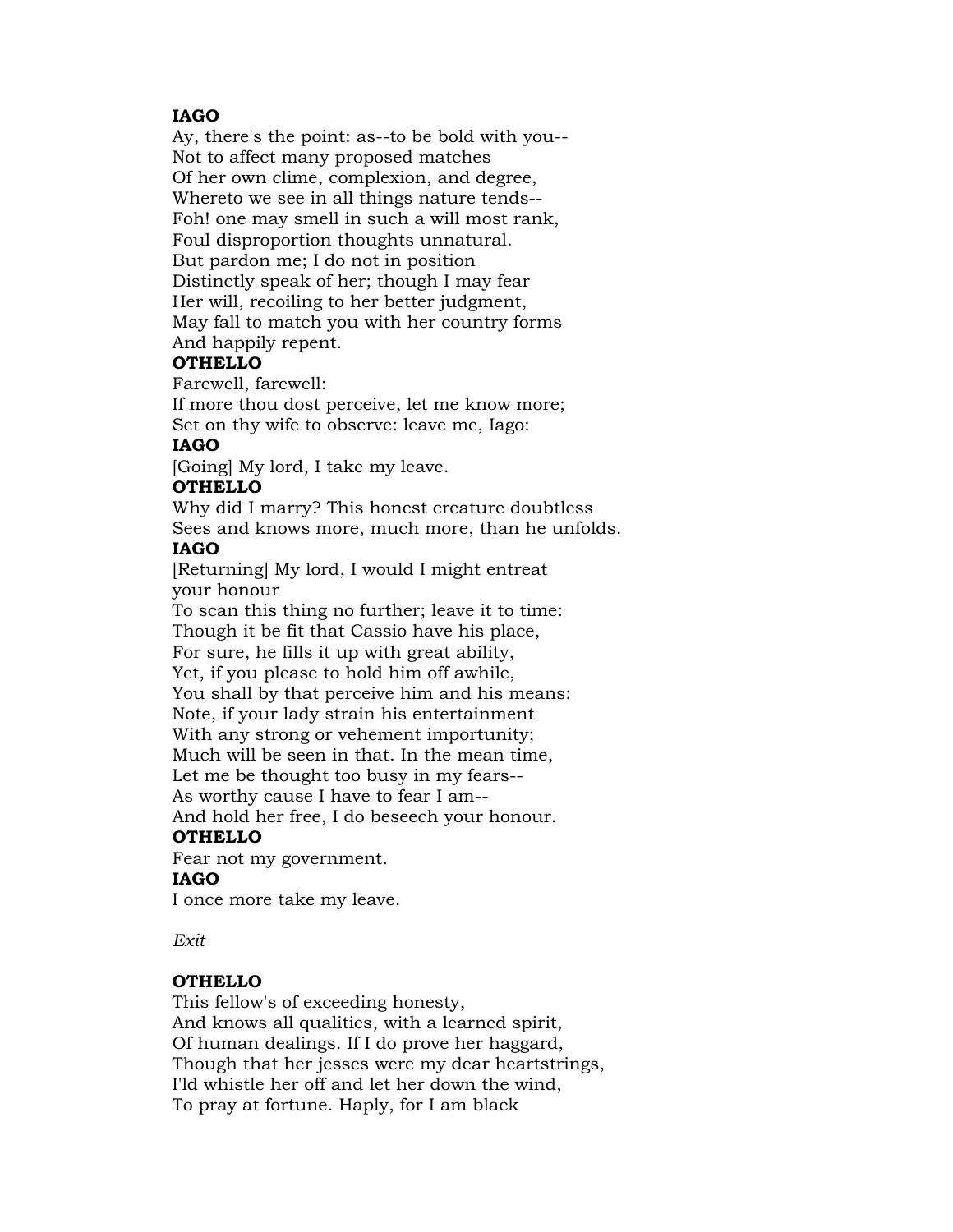**IAGO**
Ay, there's the point: as--to be bold with you--
Not to affect many proposed matches
Of her own clime, complexion, and degree,
Whereto we see in all things nature tends--
Foh! one may smell in such a will most rank,
Foul disproportion thoughts unnatural.
But pardon me; I do not in position
Distinctly speak of her; though I may fear
Her will, recoiling to her better judgment,
May fall to match you with her country forms
And happily repent.
**OTHELLO**
Farewell, farewell:
If more thou dost perceive, let me know more;
Set on thy wife to observe: leave me, Iago:
**IAGO**
[Going] My lord, I take my leave.
**OTHELLO**
Why did I marry? This honest creature doubtless
Sees and knows more, much more, than he unfolds.
**IAGO**
[Returning] My lord, I would I might entreat
your honour
To scan this thing no further; leave it to time:
Though it be fit that Cassio have his place,
For sure, he fills it up with great ability,
Yet, if you please to hold him off awhile,
You shall by that perceive him and his means:
Note, if your lady strain his entertainment
With any strong or vehement importunity;
Much will be seen in that. In the mean time,
Let me be thought too busy in my fears--
As worthy cause I have to fear I am--
And hold her free, I do beseech your honour.
**OTHELLO**
Fear not my government.
**IAGO**
I once more take my leave.

*Exit*

**OTHELLO**
This fellow's of exceeding honesty,
And knows all qualities, with a learned spirit,
Of human dealings. If I do prove her haggard,
Though that her jesses were my dear heartstrings,
I'ld whistle her off and let her down the wind,
To pray at fortune. Haply, for I am black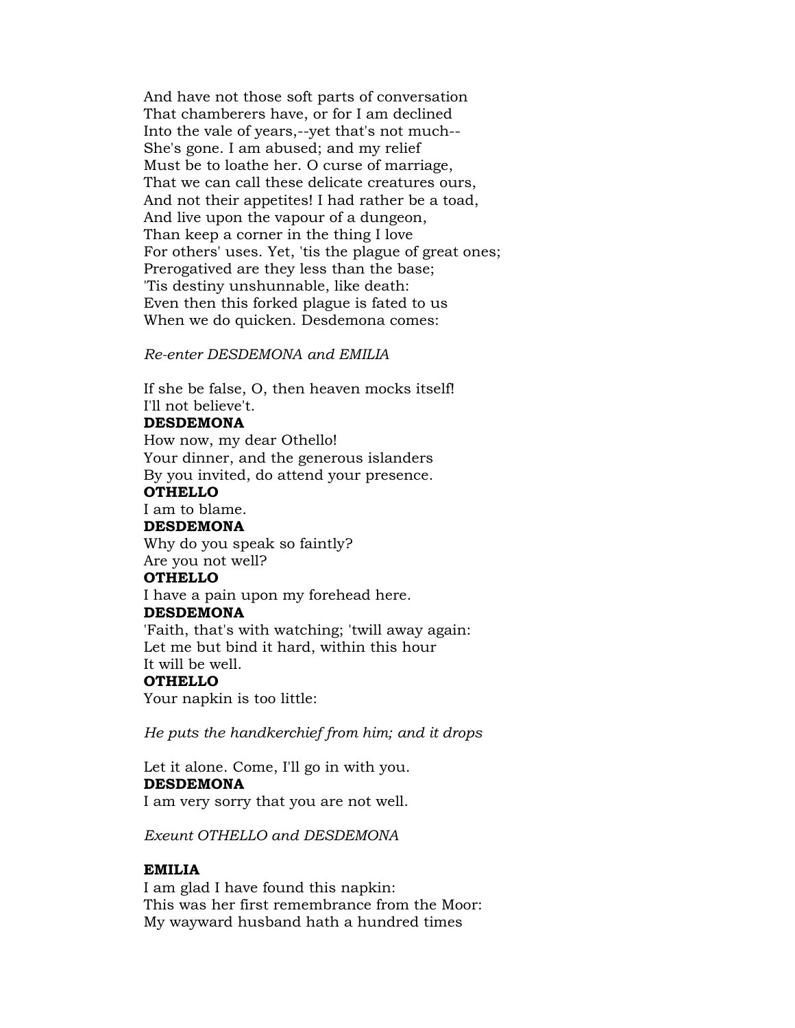And have not those soft parts of conversation
That chamberers have, or for I am declined
Into the vale of years,--yet that's not much--
She's gone. I am abused; and my relief
Must be to loathe her. O curse of marriage,
That we can call these delicate creatures ours,
And not their appetites! I had rather be a toad,
And live upon the vapour of a dungeon,
Than keep a corner in the thing I love
For others' uses. Yet, 'tis the plague of great ones;
Prerogatived are they less than the base;
'Tis destiny unshunnable, like death:
Even then this forked plague is fated to us
When we do quicken. Desdemona comes:

*Re-enter DESDEMONA and EMILIA*

If she be false, O, then heaven mocks itself!
I'll not believe't.

**DESDEMONA**
How now, my dear Othello!
Your dinner, and the generous islanders
By you invited, do attend your presence.

**OTHELLO**
I am to blame.

**DESDEMONA**
Why do you speak so faintly?
Are you not well?

**OTHELLO**
I have a pain upon my forehead here.

**DESDEMONA**
'Faith, that's with watching; 'twill away again:
Let me but bind it hard, within this hour
It will be well.

**OTHELLO**
Your napkin is too little:

*He puts the handkerchief from him; and it drops*

Let it alone. Come, I'll go in with you.

**DESDEMONA**
I am very sorry that you are not well.

*Exeunt OTHELLO and DESDEMONA*

**EMILIA**
I am glad I have found this napkin:
This was her first remembrance from the Moor:
My wayward husband hath a hundred times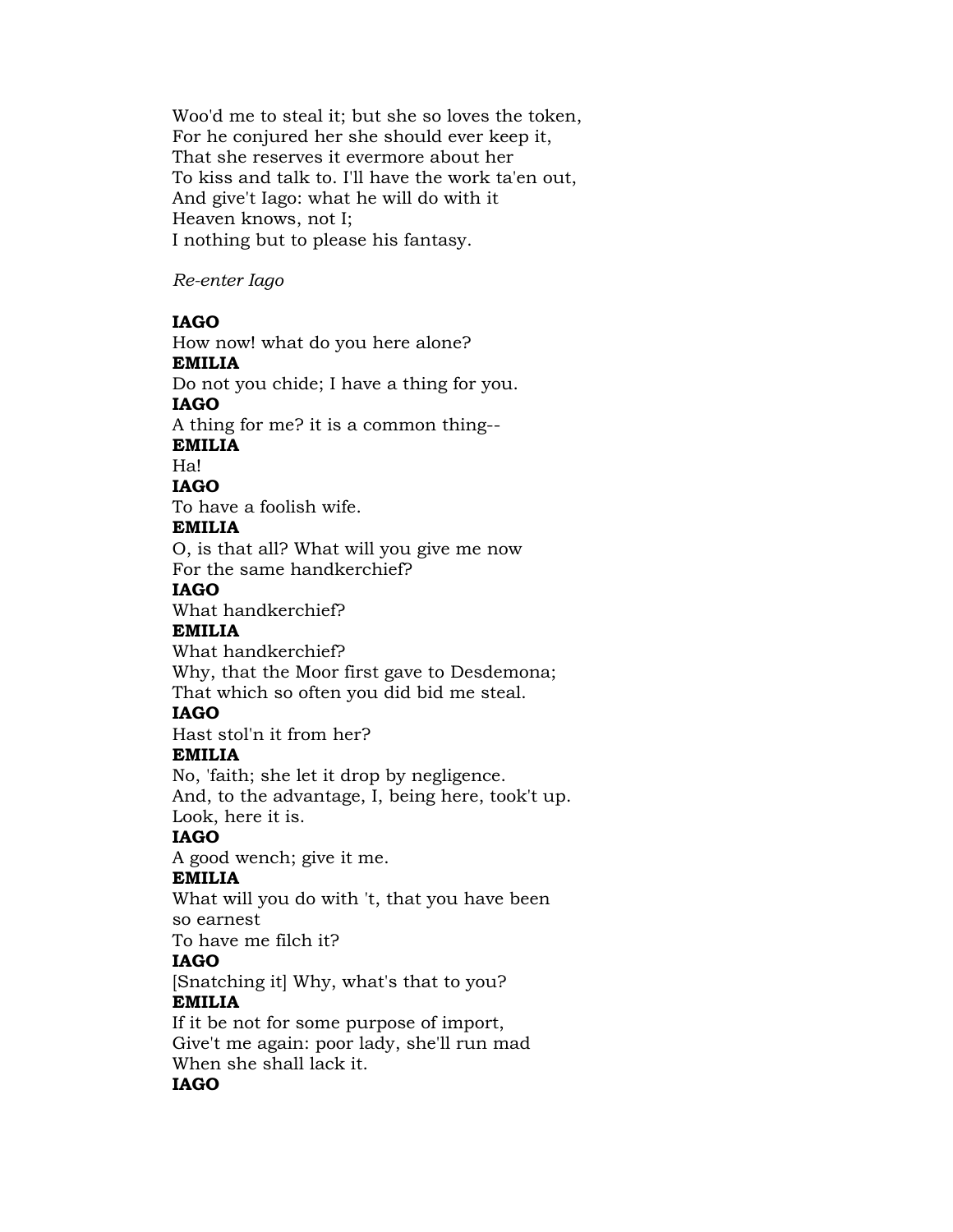Woo'd me to steal it; but she so loves the token,
For he conjured her she should ever keep it,
That she reserves it evermore about her
To kiss and talk to. I'll have the work ta'en out,
And give't Iago: what he will do with it
Heaven knows, not I;
I nothing but to please his fantasy.

*Re-enter Iago*

**IAGO**
How now! what do you here alone?
**EMILIA**
Do not you chide; I have a thing for you.
**IAGO**
A thing for me? it is a common thing--
**EMILIA**
Ha!
**IAGO**
To have a foolish wife.
**EMILIA**
O, is that all? What will you give me now
For the same handkerchief?
**IAGO**
What handkerchief?
**EMILIA**
What handkerchief?
Why, that the Moor first gave to Desdemona;
That which so often you did bid me steal.
**IAGO**
Hast stol'n it from her?
**EMILIA**
No, 'faith; she let it drop by negligence.
And, to the advantage, I, being here, took't up.
Look, here it is.
**IAGO**
A good wench; give it me.
**EMILIA**
What will you do with 't, that you have been
so earnest
To have me filch it?
**IAGO**
[Snatching it] Why, what's that to you?
**EMILIA**
If it be not for some purpose of import,
Give't me again: poor lady, she'll run mad
When she shall lack it.
**IAGO**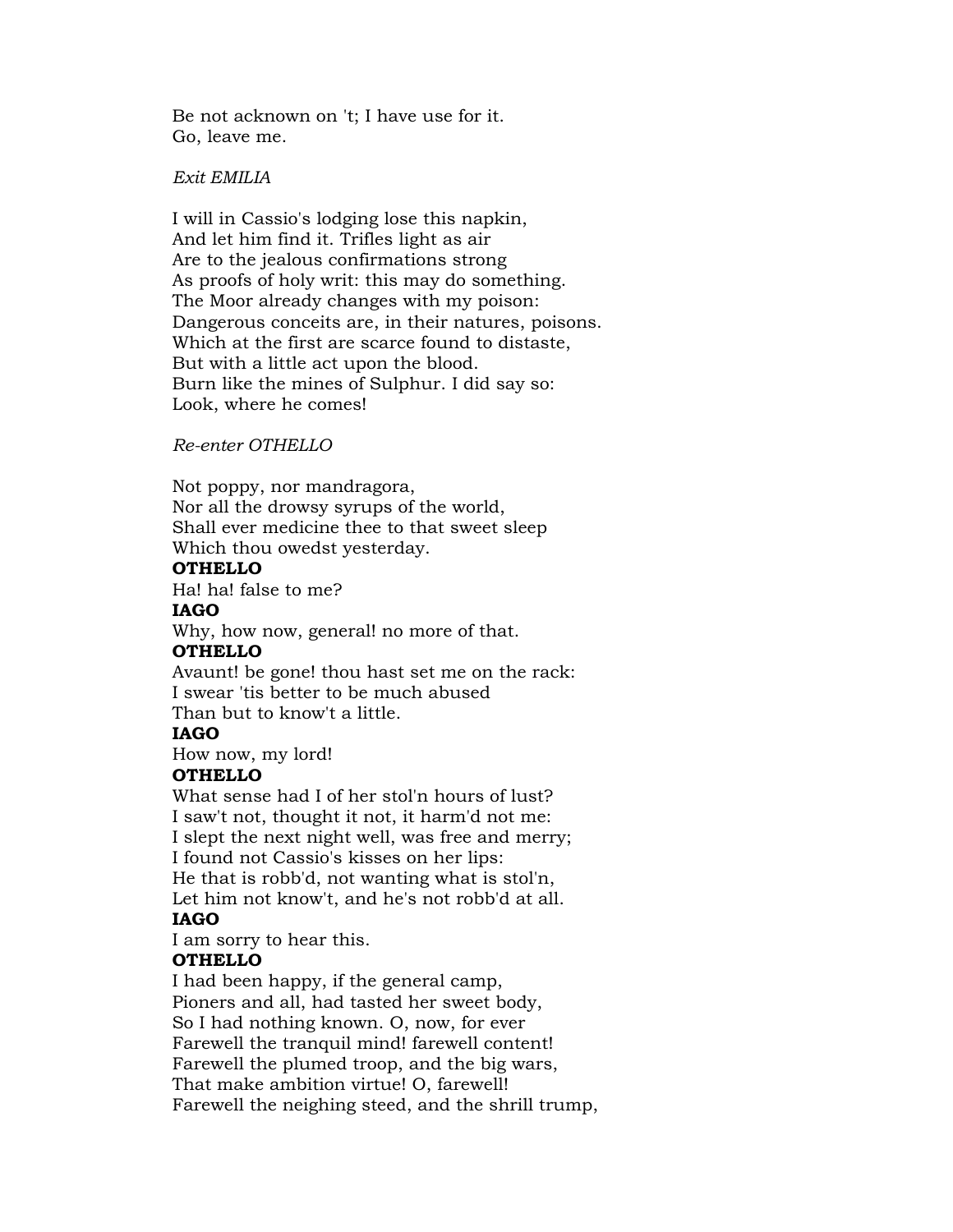Be not acknown on 't; I have use for it.
Go, leave me.

*Exit EMILIA*

I will in Cassio's lodging lose this napkin,
And let him find it. Trifles light as air
Are to the jealous confirmations strong
As proofs of holy writ: this may do something.
The Moor already changes with my poison:
Dangerous conceits are, in their natures, poisons.
Which at the first are scarce found to distaste,
But with a little act upon the blood.
Burn like the mines of Sulphur. I did say so:
Look, where he comes!

*Re-enter OTHELLO*

Not poppy, nor mandragora,
Nor all the drowsy syrups of the world,
Shall ever medicine thee to that sweet sleep
Which thou owedst yesterday.

**OTHELLO**

Ha! ha! false to me?

**IAGO**

Why, how now, general! no more of that.

**OTHELLO**

Avaunt! be gone! thou hast set me on the rack:
I swear 'tis better to be much abused
Than but to know't a little.

**IAGO**

How now, my lord!

**OTHELLO**

What sense had I of her stol'n hours of lust?
I saw't not, thought it not, it harm'd not me:
I slept the next night well, was free and merry;
I found not Cassio's kisses on her lips:
He that is robb'd, not wanting what is stol'n,
Let him not know't, and he's not robb'd at all.

**IAGO**

I am sorry to hear this.

**OTHELLO**

I had been happy, if the general camp,
Pioners and all, had tasted her sweet body,
So I had nothing known. O, now, for ever
Farewell the tranquil mind! farewell content!
Farewell the plumed troop, and the big wars,
That make ambition virtue! O, farewell!
Farewell the neighing steed, and the shrill trump,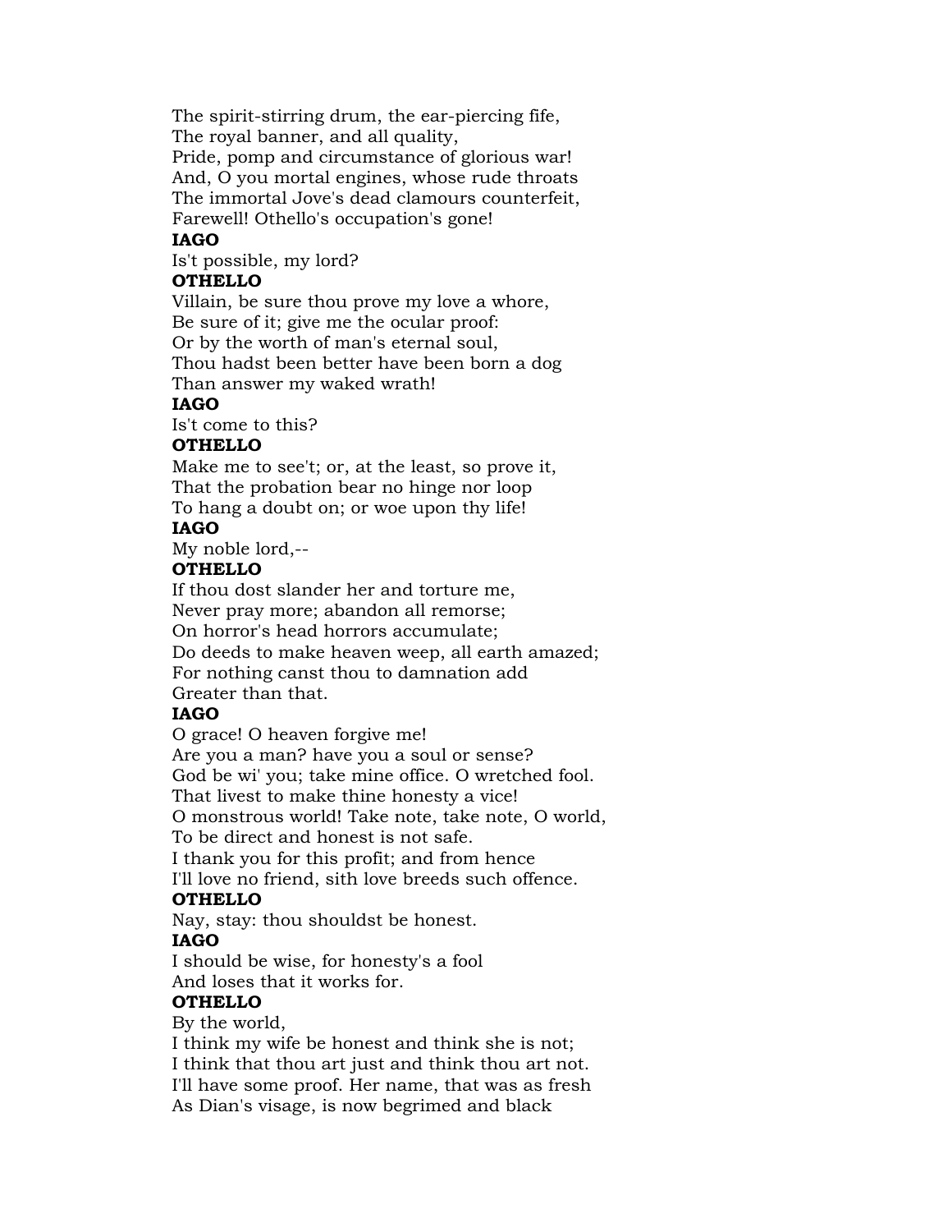The spirit-stirring drum, the ear-piercing fife,
The royal banner, and all quality,
Pride, pomp and circumstance of glorious war!
And, O you mortal engines, whose rude throats
The immortal Jove's dead clamours counterfeit,
Farewell! Othello's occupation's gone!

**IAGO**

Is't possible, my lord?

**OTHELLO**

Villain, be sure thou prove my love a whore,
Be sure of it; give me the ocular proof:
Or by the worth of man's eternal soul,
Thou hadst been better have been born a dog
Than answer my waked wrath!

**IAGO**

Is't come to this?

**OTHELLO**

Make me to see't; or, at the least, so prove it,
That the probation bear no hinge nor loop
To hang a doubt on; or woe upon thy life!

**IAGO**

My noble lord,--

**OTHELLO**

If thou dost slander her and torture me,
Never pray more; abandon all remorse;
On horror's head horrors accumulate;
Do deeds to make heaven weep, all earth amazed;
For nothing canst thou to damnation add
Greater than that.

**IAGO**

O grace! O heaven forgive me!
Are you a man? have you a soul or sense?
God be wi' you; take mine office. O wretched fool.
That livest to make thine honesty a vice!
O monstrous world! Take note, take note, O world,
To be direct and honest is not safe.
I thank you for this profit; and from hence
I'll love no friend, sith love breeds such offence.

**OTHELLO**

Nay, stay: thou shouldst be honest.

**IAGO**

I should be wise, for honesty's a fool
And loses that it works for.

**OTHELLO**

By the world,
I think my wife be honest and think she is not;
I think that thou art just and think thou art not.
I'll have some proof. Her name, that was as fresh
As Dian's visage, is now begrimed and black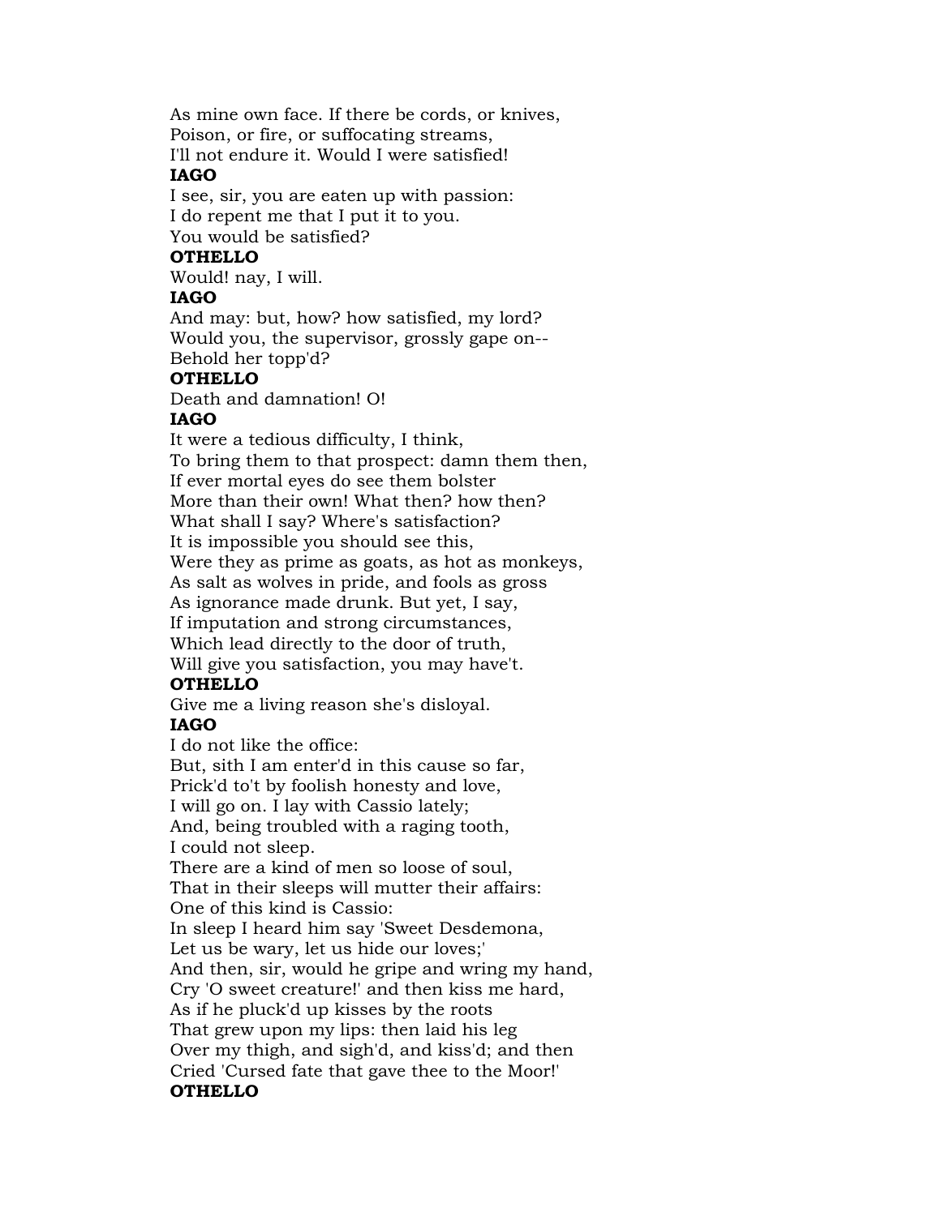As mine own face. If there be cords, or knives,
Poison, or fire, or suffocating streams,
I'll not endure it. Would I were satisfied!

**IAGO**

I see, sir, you are eaten up with passion:
I do repent me that I put it to you.
You would be satisfied?

**OTHELLO**

Would! nay, I will.

**IAGO**

And may: but, how? how satisfied, my lord?
Would you, the supervisor, grossly gape on--
Behold her topp'd?

**OTHELLO**

Death and damnation! O!

**IAGO**

It were a tedious difficulty, I think,
To bring them to that prospect: damn them then,
If ever mortal eyes do see them bolster
More than their own! What then? how then?
What shall I say? Where's satisfaction?
It is impossible you should see this,
Were they as prime as goats, as hot as monkeys,
As salt as wolves in pride, and fools as gross
As ignorance made drunk. But yet, I say,
If imputation and strong circumstances,
Which lead directly to the door of truth,
Will give you satisfaction, you may have't.

**OTHELLO**

Give me a living reason she's disloyal.

**IAGO**

I do not like the office:
But, sith I am enter'd in this cause so far,
Prick'd to't by foolish honesty and love,
I will go on. I lay with Cassio lately;
And, being troubled with a raging tooth,
I could not sleep.
There are a kind of men so loose of soul,
That in their sleeps will mutter their affairs:
One of this kind is Cassio:
In sleep I heard him say 'Sweet Desdemona,
Let us be wary, let us hide our loves;'
And then, sir, would he gripe and wring my hand,
Cry 'O sweet creature!' and then kiss me hard,
As if he pluck'd up kisses by the roots
That grew upon my lips: then laid his leg
Over my thigh, and sigh'd, and kiss'd; and then
Cried 'Cursed fate that gave thee to the Moor!'

**OTHELLO**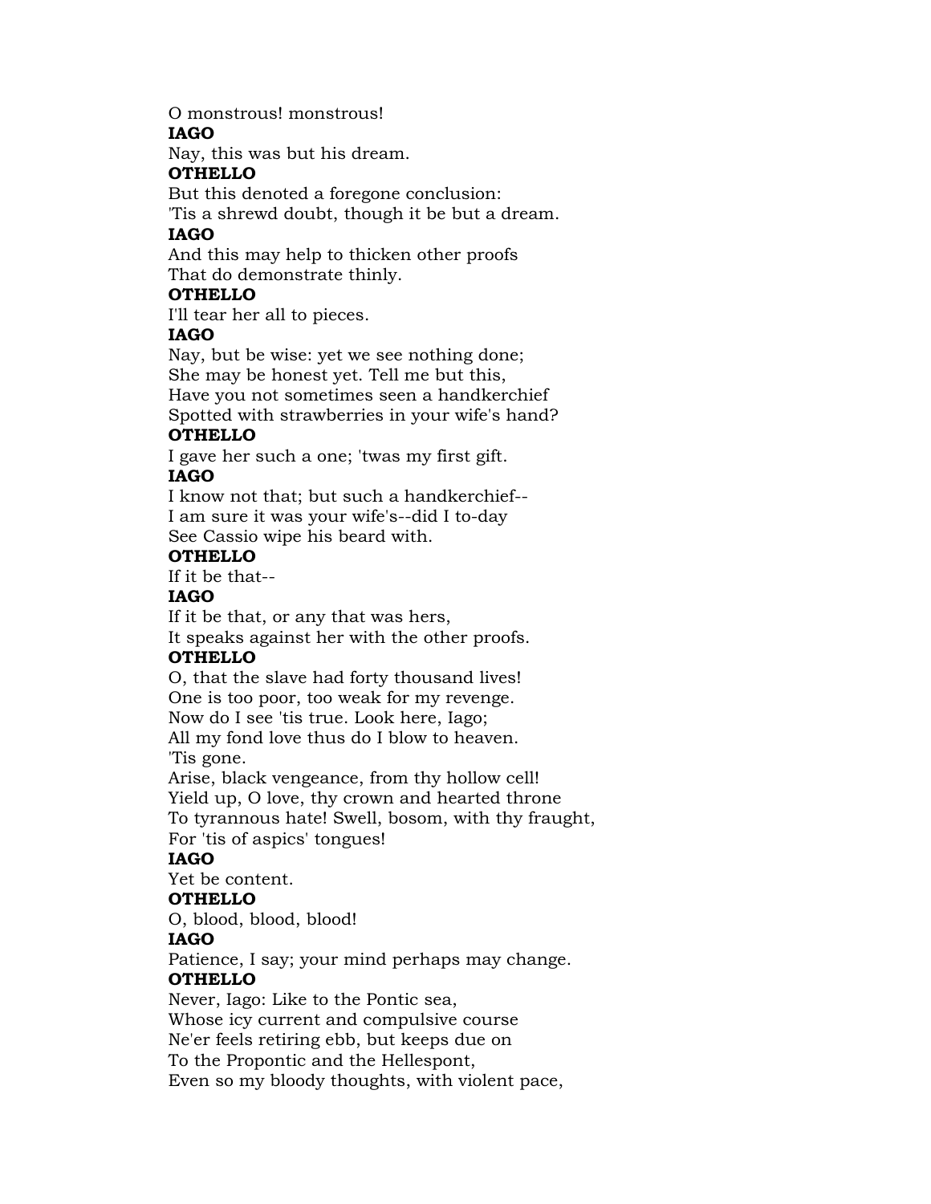O monstrous! monstrous!

**IAGO**

Nay, this was but his dream.

**OTHELLO**

But this denoted a foregone conclusion:
'Tis a shrewd doubt, though it be but a dream.

**IAGO**

And this may help to thicken other proofs
That do demonstrate thinly.

**OTHELLO**

I'll tear her all to pieces.

**IAGO**

Nay, but be wise: yet we see nothing done;
She may be honest yet. Tell me but this,
Have you not sometimes seen a handkerchief
Spotted with strawberries in your wife's hand?

**OTHELLO**

I gave her such a one; 'twas my first gift.

**IAGO**

I know not that; but such a handkerchief--
I am sure it was your wife's--did I to-day
See Cassio wipe his beard with.

**OTHELLO**

If it be that--

**IAGO**

If it be that, or any that was hers,
It speaks against her with the other proofs.

**OTHELLO**

O, that the slave had forty thousand lives!
One is too poor, too weak for my revenge.
Now do I see 'tis true. Look here, Iago;
All my fond love thus do I blow to heaven.
'Tis gone.
Arise, black vengeance, from thy hollow cell!
Yield up, O love, thy crown and hearted throne
To tyrannous hate! Swell, bosom, with thy fraught,
For 'tis of aspics' tongues!

**IAGO**

Yet be content.

**OTHELLO**

O, blood, blood, blood!

**IAGO**

Patience, I say; your mind perhaps may change.

**OTHELLO**

Never, Iago: Like to the Pontic sea,
Whose icy current and compulsive course
Ne'er feels retiring ebb, but keeps due on
To the Propontic and the Hellespont,
Even so my bloody thoughts, with violent pace,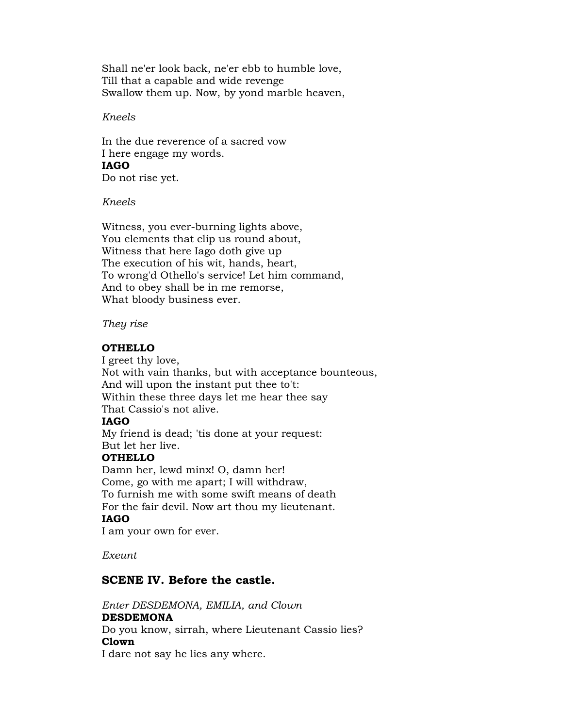Shall ne'er look back, ne'er ebb to humble love,
Till that a capable and wide revenge
Swallow them up. Now, by yond marble heaven,

*Kneels*

In the due reverence of a sacred vow
I here engage my words.

**IAGO**

Do not rise yet.

*Kneels*

Witness, you ever-burning lights above,
You elements that clip us round about,
Witness that here Iago doth give up
The execution of his wit, hands, heart,
To wrong'd Othello's service! Let him command,
And to obey shall be in me remorse,
What bloody business ever.

*They rise*

**OTHELLO**

I greet thy love,
Not with vain thanks, but with acceptance bounteous,
And will upon the instant put thee to't:
Within these three days let me hear thee say
That Cassio's not alive.

**IAGO**

My friend is dead; 'tis done at your request:
But let her live.

**OTHELLO**

Damn her, lewd minx! O, damn her!
Come, go with me apart; I will withdraw,
To furnish me with some swift means of death
For the fair devil. Now art thou my lieutenant.

**IAGO**

I am your own for ever.

*Exeunt*

## SCENE IV. Before the castle.

*Enter DESDEMONA, EMILIA, and Clown*

**DESDEMONA**

Do you know, sirrah, where Lieutenant Cassio lies?

**Clown**

I dare not say he lies any where.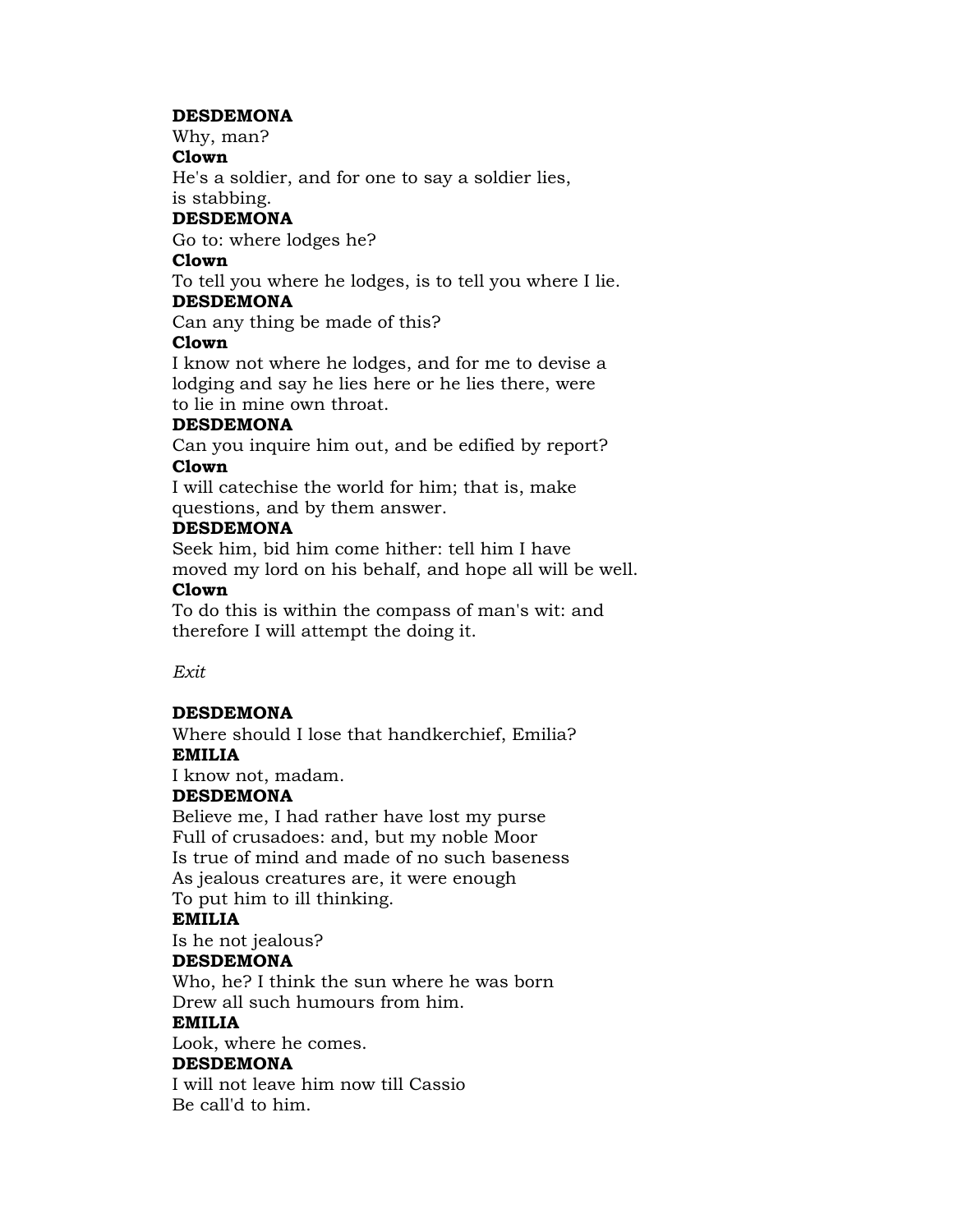**DESDEMONA**
Why, man?
**Clown**
He's a soldier, and for one to say a soldier lies,
is stabbing.
**DESDEMONA**
Go to: where lodges he?
**Clown**
To tell you where he lodges, is to tell you where I lie.
**DESDEMONA**
Can any thing be made of this?
**Clown**
I know not where he lodges, and for me to devise a
lodging and say he lies here or he lies there, were
to lie in mine own throat.
**DESDEMONA**
Can you inquire him out, and be edified by report?
**Clown**
I will catechise the world for him; that is, make
questions, and by them answer.
**DESDEMONA**
Seek him, bid him come hither: tell him I have
moved my lord on his behalf, and hope all will be well.
**Clown**
To do this is within the compass of man's wit: and
therefore I will attempt the doing it.

*Exit*

**DESDEMONA**
Where should I lose that handkerchief, Emilia?
**EMILIA**
I know not, madam.
**DESDEMONA**
Believe me, I had rather have lost my purse
Full of crusadoes: and, but my noble Moor
Is true of mind and made of no such baseness
As jealous creatures are, it were enough
To put him to ill thinking.
**EMILIA**
Is he not jealous?
**DESDEMONA**
Who, he? I think the sun where he was born
Drew all such humours from him.
**EMILIA**
Look, where he comes.
**DESDEMONA**
I will not leave him now till Cassio
Be call'd to him.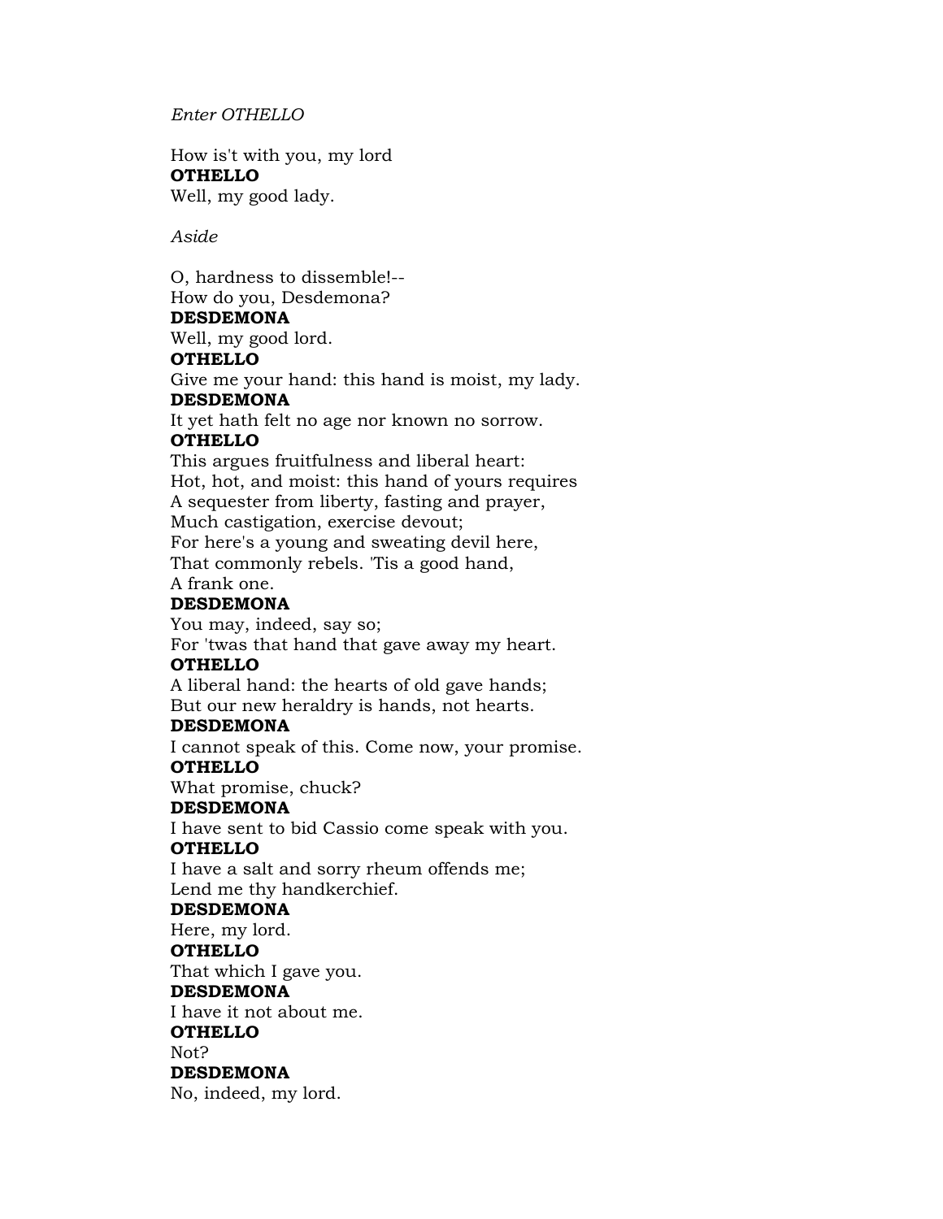*Enter OTHELLO*

How is't with you, my lord
**OTHELLO**
Well, my good lady.

*Aside*

O, hardness to dissemble!--
How do you, Desdemona?
**DESDEMONA**
Well, my good lord.
**OTHELLO**
Give me your hand: this hand is moist, my lady.
**DESDEMONA**
It yet hath felt no age nor known no sorrow.
**OTHELLO**
This argues fruitfulness and liberal heart:
Hot, hot, and moist: this hand of yours requires
A sequester from liberty, fasting and prayer,
Much castigation, exercise devout;
For here's a young and sweating devil here,
That commonly rebels. 'Tis a good hand,
A frank one.
**DESDEMONA**
You may, indeed, say so;
For 'twas that hand that gave away my heart.
**OTHELLO**
A liberal hand: the hearts of old gave hands;
But our new heraldry is hands, not hearts.
**DESDEMONA**
I cannot speak of this. Come now, your promise.
**OTHELLO**
What promise, chuck?
**DESDEMONA**
I have sent to bid Cassio come speak with you.
**OTHELLO**
I have a salt and sorry rheum offends me;
Lend me thy handkerchief.
**DESDEMONA**
Here, my lord.
**OTHELLO**
That which I gave you.
**DESDEMONA**
I have it not about me.
**OTHELLO**
Not?
**DESDEMONA**
No, indeed, my lord.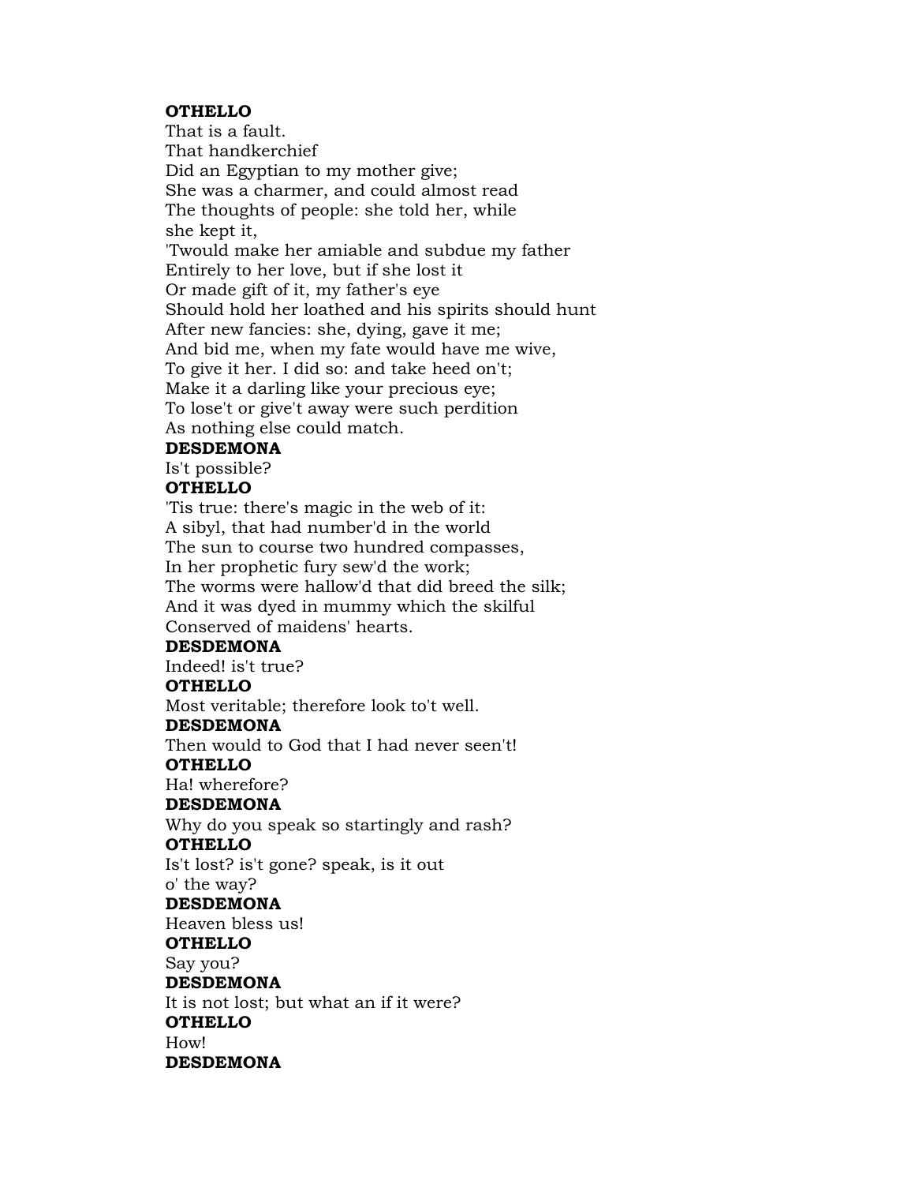**OTHELLO**
That is a fault.
That handkerchief
Did an Egyptian to my mother give;
She was a charmer, and could almost read
The thoughts of people: she told her, while
she kept it,
'Twould make her amiable and subdue my father
Entirely to her love, but if she lost it
Or made gift of it, my father's eye
Should hold her loathed and his spirits should hunt
After new fancies: she, dying, gave it me;
And bid me, when my fate would have me wive,
To give it her. I did so: and take heed on't;
Make it a darling like your precious eye;
To lose't or give't away were such perdition
As nothing else could match.
**DESDEMONA**
Is't possible?
**OTHELLO**
'Tis true: there's magic in the web of it:
A sibyl, that had number'd in the world
The sun to course two hundred compasses,
In her prophetic fury sew'd the work;
The worms were hallow'd that did breed the silk;
And it was dyed in mummy which the skilful
Conserved of maidens' hearts.
**DESDEMONA**
Indeed! is't true?
**OTHELLO**
Most veritable; therefore look to't well.
**DESDEMONA**
Then would to God that I had never seen't!
**OTHELLO**
Ha! wherefore?
**DESDEMONA**
Why do you speak so startingly and rash?
**OTHELLO**
Is't lost? is't gone? speak, is it out
o' the way?
**DESDEMONA**
Heaven bless us!
**OTHELLO**
Say you?
**DESDEMONA**
It is not lost; but what an if it were?
**OTHELLO**
How!
**DESDEMONA**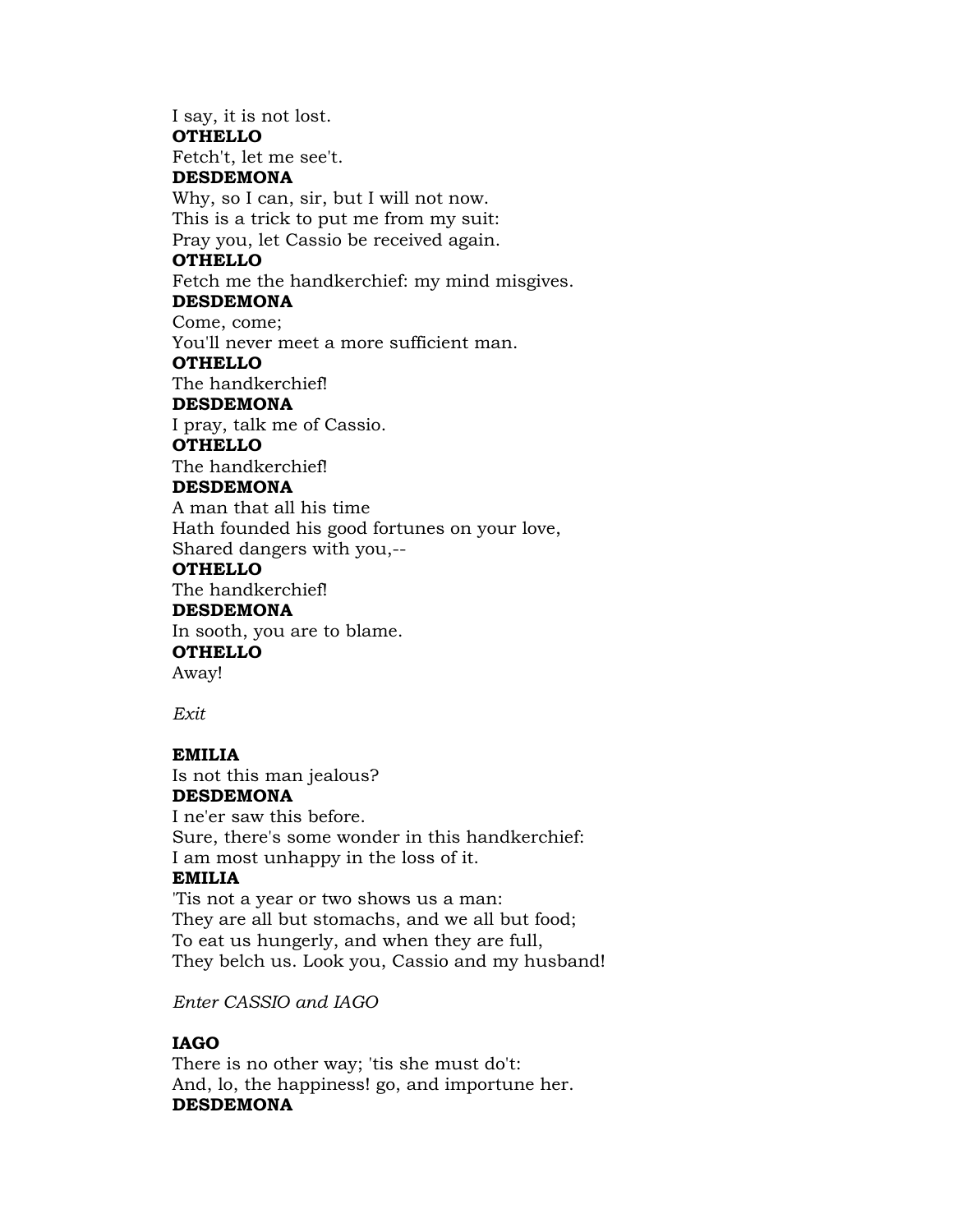I say, it is not lost.

**OTHELLO**

Fetch't, let me see't.

**DESDEMONA**

Why, so I can, sir, but I will not now.
This is a trick to put me from my suit:
Pray you, let Cassio be received again.

**OTHELLO**

Fetch me the handkerchief: my mind misgives.

**DESDEMONA**

Come, come;
You'll never meet a more sufficient man.

**OTHELLO**

The handkerchief!

**DESDEMONA**

I pray, talk me of Cassio.

**OTHELLO**

The handkerchief!

**DESDEMONA**

A man that all his time
Hath founded his good fortunes on your love,
Shared dangers with you,--

**OTHELLO**

The handkerchief!

**DESDEMONA**

In sooth, you are to blame.

**OTHELLO**

Away!

*Exit*

**EMILIA**

Is not this man jealous?

**DESDEMONA**

I ne'er saw this before.
Sure, there's some wonder in this handkerchief:
I am most unhappy in the loss of it.

**EMILIA**

'Tis not a year or two shows us a man:
They are all but stomachs, and we all but food;
To eat us hungerly, and when they are full,
They belch us. Look you, Cassio and my husband!

*Enter CASSIO and IAGO*

**IAGO**

There is no other way; 'tis she must do't:
And, lo, the happiness! go, and importune her.

**DESDEMONA**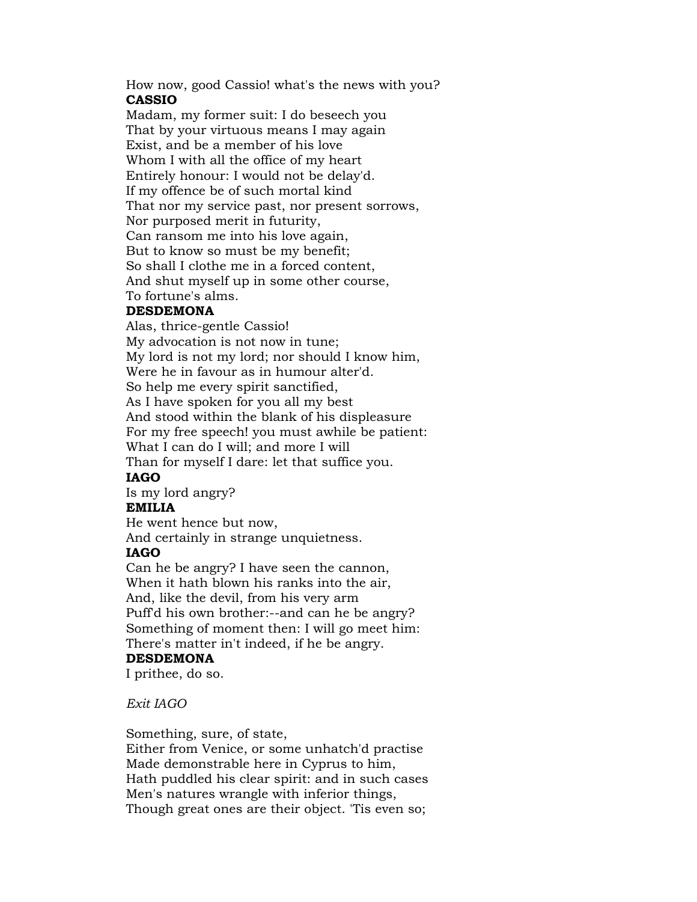How now, good Cassio! what's the news with you?

**CASSIO**

Madam, my former suit: I do beseech you
That by your virtuous means I may again
Exist, and be a member of his love
Whom I with all the office of my heart
Entirely honour: I would not be delay'd.
If my offence be of such mortal kind
That nor my service past, nor present sorrows,
Nor purposed merit in futurity,
Can ransom me into his love again,
But to know so must be my benefit;
So shall I clothe me in a forced content,
And shut myself up in some other course,
To fortune's alms.

**DESDEMONA**

Alas, thrice-gentle Cassio!
My advocation is not now in tune;
My lord is not my lord; nor should I know him,
Were he in favour as in humour alter'd.
So help me every spirit sanctified,
As I have spoken for you all my best
And stood within the blank of his displeasure
For my free speech! you must awhile be patient:
What I can do I will; and more I will
Than for myself I dare: let that suffice you.

**IAGO**

Is my lord angry?

**EMILIA**

He went hence but now,
And certainly in strange unquietness.

**IAGO**

Can he be angry? I have seen the cannon,
When it hath blown his ranks into the air,
And, like the devil, from his very arm
Puff'd his own brother:--and can he be angry?
Something of moment then: I will go meet him:
There's matter in't indeed, if he be angry.

**DESDEMONA**

I prithee, do so.

*Exit IAGO*

Something, sure, of state,
Either from Venice, or some unhatch'd practise
Made demonstrable here in Cyprus to him,
Hath puddled his clear spirit: and in such cases
Men's natures wrangle with inferior things,
Though great ones are their object. 'Tis even so;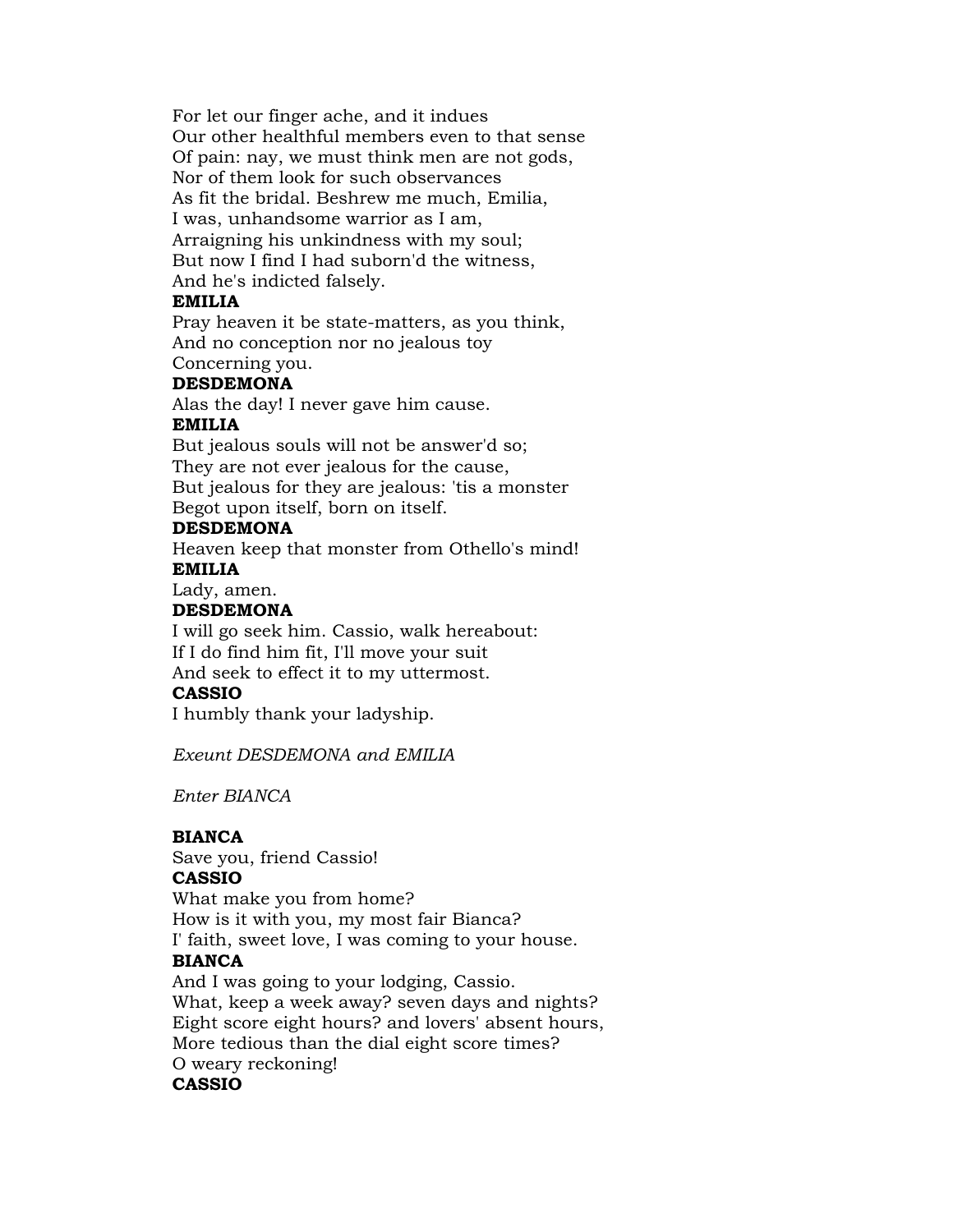For let our finger ache, and it indues
Our other healthful members even to that sense
Of pain: nay, we must think men are not gods,
Nor of them look for such observances
As fit the bridal. Beshrew me much, Emilia,
I was, unhandsome warrior as I am,
Arraigning his unkindness with my soul;
But now I find I had suborn'd the witness,
And he's indicted falsely.

**EMILIA**

Pray heaven it be state-matters, as you think,
And no conception nor no jealous toy
Concerning you.

**DESDEMONA**

Alas the day! I never gave him cause.

**EMILIA**

But jealous souls will not be answer'd so;
They are not ever jealous for the cause,
But jealous for they are jealous: 'tis a monster
Begot upon itself, born on itself.

**DESDEMONA**

Heaven keep that monster from Othello's mind!

**EMILIA**

Lady, amen.

**DESDEMONA**

I will go seek him. Cassio, walk hereabout:
If I do find him fit, I'll move your suit
And seek to effect it to my uttermost.

**CASSIO**

I humbly thank your ladyship.

*Exeunt DESDEMONA and EMILIA*

*Enter BIANCA*

**BIANCA**

Save you, friend Cassio!

**CASSIO**

What make you from home?
How is it with you, my most fair Bianca?
I' faith, sweet love, I was coming to your house.

**BIANCA**

And I was going to your lodging, Cassio.
What, keep a week away? seven days and nights?
Eight score eight hours? and lovers' absent hours,
More tedious than the dial eight score times?
O weary reckoning!

**CASSIO**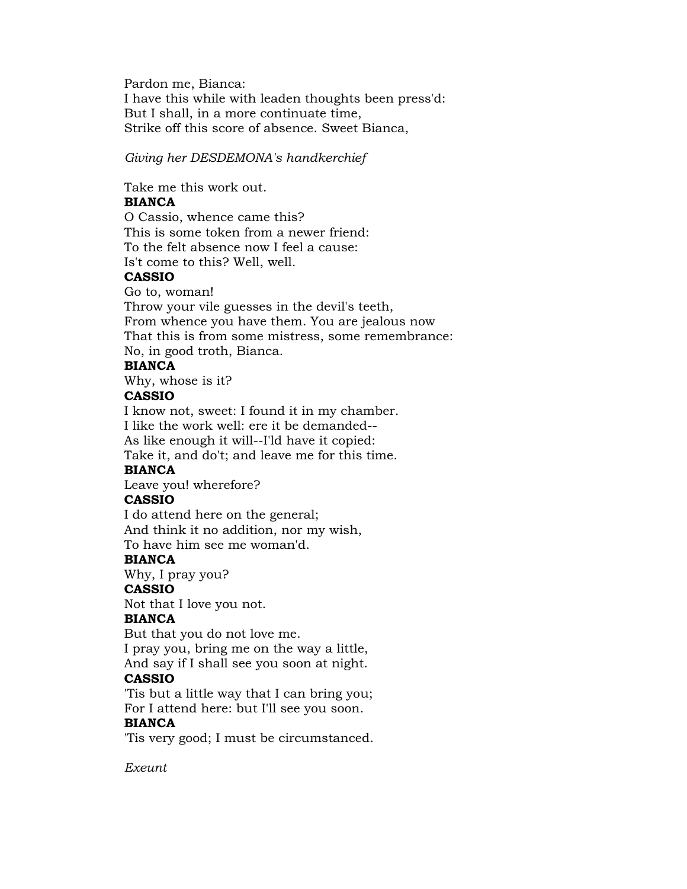Pardon me, Bianca:
I have this while with leaden thoughts been press'd:
But I shall, in a more continuate time,
Strike off this score of absence. Sweet Bianca,

*Giving her DESDEMONA's handkerchief*

Take me this work out.
**BIANCA**
O Cassio, whence came this?
This is some token from a newer friend:
To the felt absence now I feel a cause:
Is't come to this? Well, well.
**CASSIO**
Go to, woman!
Throw your vile guesses in the devil's teeth,
From whence you have them. You are jealous now
That this is from some mistress, some remembrance:
No, in good troth, Bianca.
**BIANCA**
Why, whose is it?
**CASSIO**
I know not, sweet: I found it in my chamber.
I like the work well: ere it be demanded--
As like enough it will--I'ld have it copied:
Take it, and do't; and leave me for this time.
**BIANCA**
Leave you! wherefore?
**CASSIO**
I do attend here on the general;
And think it no addition, nor my wish,
To have him see me woman'd.
**BIANCA**
Why, I pray you?
**CASSIO**
Not that I love you not.
**BIANCA**
But that you do not love me.
I pray you, bring me on the way a little,
And say if I shall see you soon at night.
**CASSIO**
'Tis but a little way that I can bring you;
For I attend here: but I'll see you soon.
**BIANCA**
'Tis very good; I must be circumstanced.

*Exeunt*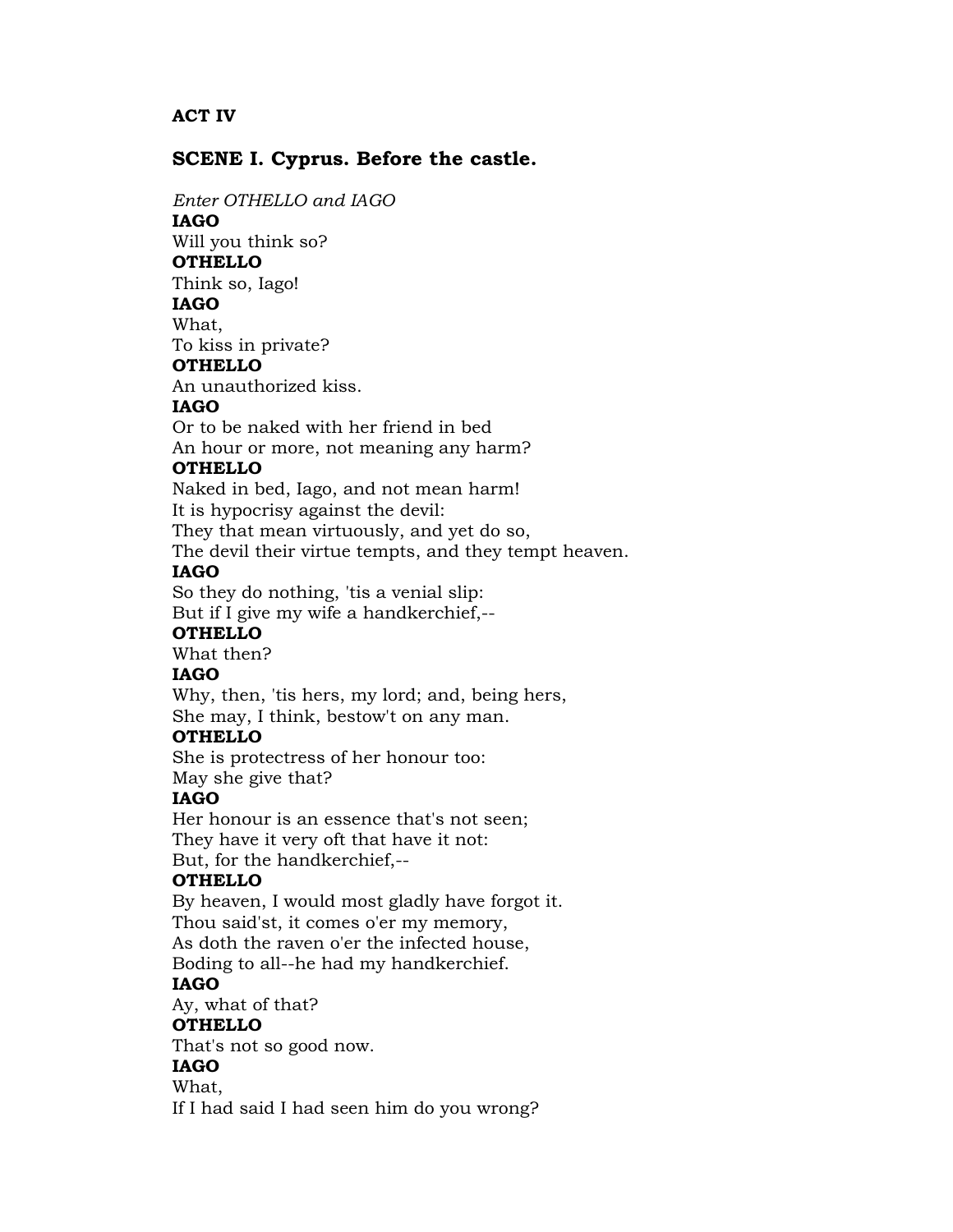## ACT IV

### SCENE I. Cyprus. Before the castle.

*Enter OTHELLO and IAGO*

**IAGO**
Will you think so?
**OTHELLO**
Think so, Iago!
**IAGO**
What,
To kiss in private?
**OTHELLO**
An unauthorized kiss.
**IAGO**
Or to be naked with her friend in bed
An hour or more, not meaning any harm?
**OTHELLO**
Naked in bed, Iago, and not mean harm!
It is hypocrisy against the devil:
They that mean virtuously, and yet do so,
The devil their virtue tempts, and they tempt heaven.
**IAGO**
So they do nothing, 'tis a venial slip:
But if I give my wife a handkerchief,--
**OTHELLO**
What then?
**IAGO**
Why, then, 'tis hers, my lord; and, being hers,
She may, I think, bestow't on any man.
**OTHELLO**
She is protectress of her honour too:
May she give that?
**IAGO**
Her honour is an essence that's not seen;
They have it very oft that have it not:
But, for the handkerchief,--
**OTHELLO**
By heaven, I would most gladly have forgot it.
Thou said'st, it comes o'er my memory,
As doth the raven o'er the infected house,
Boding to all--he had my handkerchief.
**IAGO**
Ay, what of that?
**OTHELLO**
That's not so good now.
**IAGO**
What,
If I had said I had seen him do you wrong?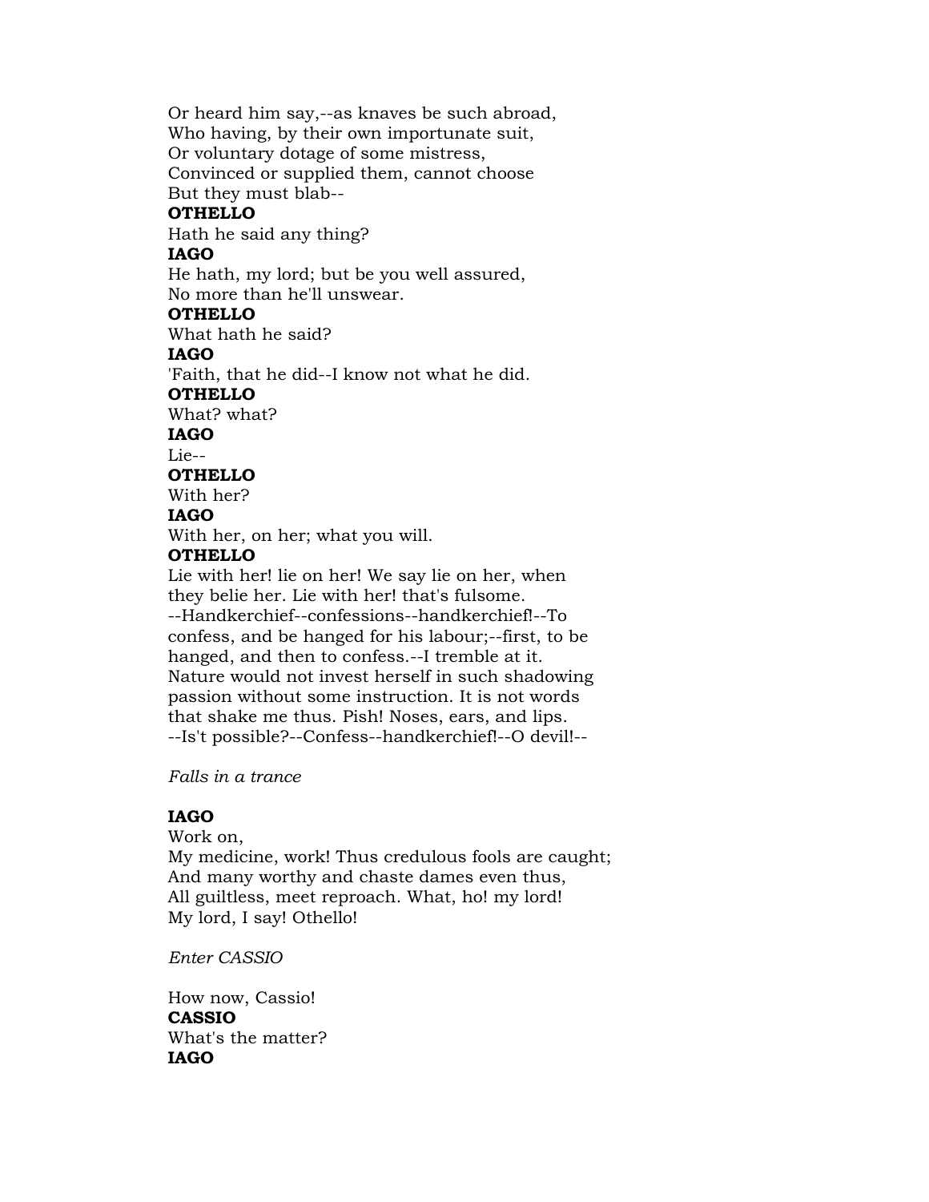Or heard him say,--as knaves be such abroad,
Who having, by their own importunate suit,
Or voluntary dotage of some mistress,
Convinced or supplied them, cannot choose
But they must blab--

**OTHELLO**

Hath he said any thing?

**IAGO**

He hath, my lord; but be you well assured,
No more than he'll unswear.

**OTHELLO**

What hath he said?

**IAGO**

'Faith, that he did--I know not what he did.

**OTHELLO**

What? what?

**IAGO**

Lie--

**OTHELLO**

With her?

**IAGO**

With her, on her; what you will.

**OTHELLO**

Lie with her! lie on her! We say lie on her, when
they belie her. Lie with her! that's fulsome.
--Handkerchief--confessions--handkerchief!--To
confess, and be hanged for his labour;--first, to be
hanged, and then to confess.--I tremble at it.
Nature would not invest herself in such shadowing
passion without some instruction. It is not words
that shake me thus. Pish! Noses, ears, and lips.
--Is't possible?--Confess--handkerchief!--O devil!--

*Falls in a trance*

**IAGO**

Work on,
My medicine, work! Thus credulous fools are caught;
And many worthy and chaste dames even thus,
All guiltless, meet reproach. What, ho! my lord!
My lord, I say! Othello!

*Enter CASSIO*

How now, Cassio!

**CASSIO**

What's the matter?

**IAGO**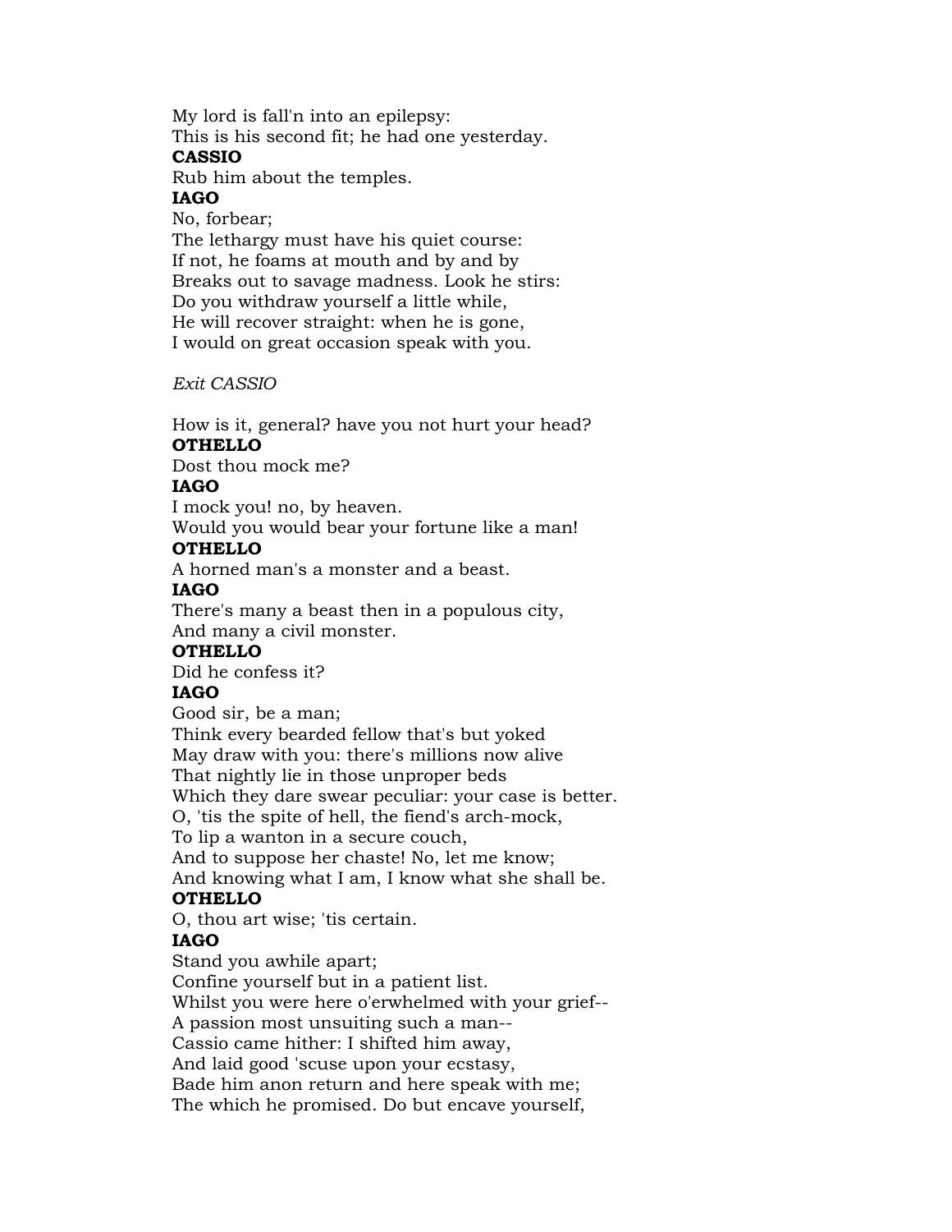My lord is fall'n into an epilepsy:
This is his second fit; he had one yesterday.

**CASSIO**

Rub him about the temples.

**IAGO**

No, forbear;
The lethargy must have his quiet course:
If not, he foams at mouth and by and by
Breaks out to savage madness. Look he stirs:
Do you withdraw yourself a little while,
He will recover straight: when he is gone,
I would on great occasion speak with you.

*Exit CASSIO*

How is it, general? have you not hurt your head?

**OTHELLO**

Dost thou mock me?

**IAGO**

I mock you! no, by heaven.
Would you would bear your fortune like a man!

**OTHELLO**

A horned man's a monster and a beast.

**IAGO**

There's many a beast then in a populous city,
And many a civil monster.

**OTHELLO**

Did he confess it?

**IAGO**

Good sir, be a man;
Think every bearded fellow that's but yoked
May draw with you: there's millions now alive
That nightly lie in those unproper beds
Which they dare swear peculiar: your case is better.
O, 'tis the spite of hell, the fiend's arch-mock,
To lip a wanton in a secure couch,
And to suppose her chaste! No, let me know;
And knowing what I am, I know what she shall be.

**OTHELLO**

O, thou art wise; 'tis certain.

**IAGO**

Stand you awhile apart;
Confine yourself but in a patient list.
Whilst you were here o'erwhelmed with your grief--
A passion most unsuiting such a man--
Cassio came hither: I shifted him away,
And laid good 'scuse upon your ecstasy,
Bade him anon return and here speak with me;
The which he promised. Do but encave yourself,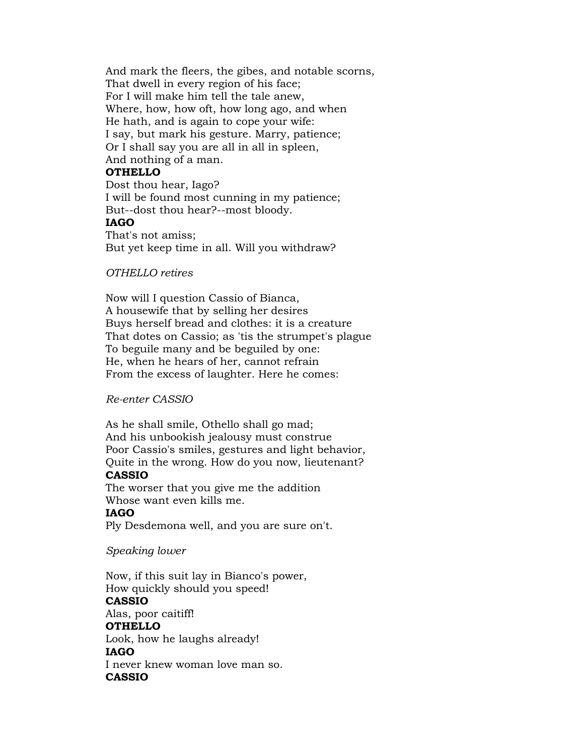And mark the fleers, the gibes, and notable scorns,
That dwell in every region of his face;
For I will make him tell the tale anew,
Where, how, how oft, how long ago, and when
He hath, and is again to cope your wife:
I say, but mark his gesture. Marry, patience;
Or I shall say you are all in all in spleen,
And nothing of a man.

**OTHELLO**

Dost thou hear, Iago?
I will be found most cunning in my patience;
But--dost thou hear?--most bloody.

**IAGO**

That's not amiss;
But yet keep time in all. Will you withdraw?

*OTHELLO retires*

Now will I question Cassio of Bianca,
A housewife that by selling her desires
Buys herself bread and clothes: it is a creature
That dotes on Cassio; as 'tis the strumpet's plague
To beguile many and be beguiled by one:
He, when he hears of her, cannot refrain
From the excess of laughter. Here he comes:

*Re-enter CASSIO*

As he shall smile, Othello shall go mad;
And his unbookish jealousy must construe
Poor Cassio's smiles, gestures and light behavior,
Quite in the wrong. How do you now, lieutenant?

**CASSIO**

The worser that you give me the addition
Whose want even kills me.

**IAGO**

Ply Desdemona well, and you are sure on't.

*Speaking lower*

Now, if this suit lay in Bianco's power,
How quickly should you speed!

**CASSIO**

Alas, poor caitiff!

**OTHELLO**

Look, how he laughs already!

**IAGO**

I never knew woman love man so.

**CASSIO**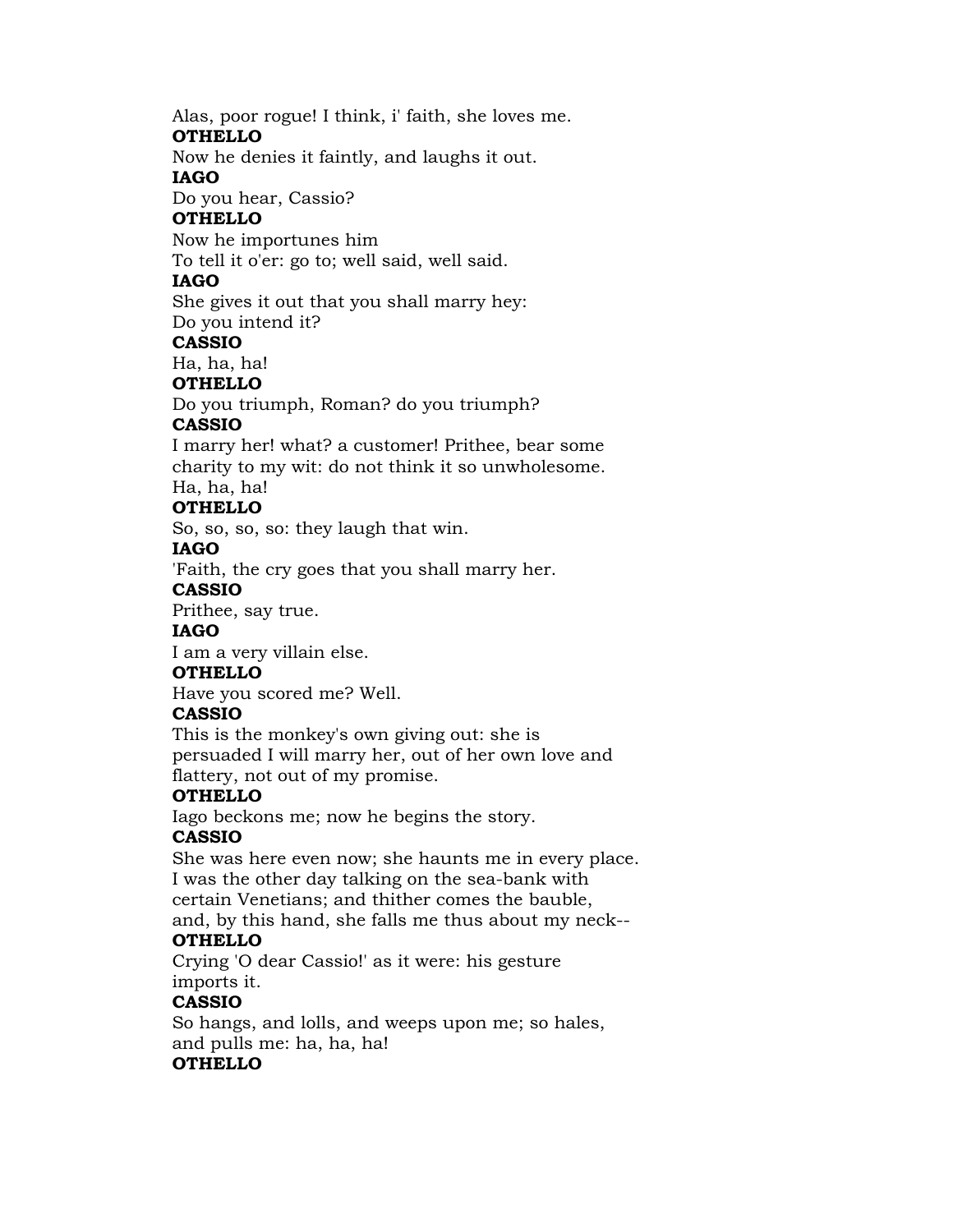Alas, poor rogue! I think, i' faith, she loves me.

**OTHELLO**

Now he denies it faintly, and laughs it out.

**IAGO**

Do you hear, Cassio?

**OTHELLO**

Now he importunes him
To tell it o'er: go to; well said, well said.

**IAGO**

She gives it out that you shall marry hey:
Do you intend it?

**CASSIO**

Ha, ha, ha!

**OTHELLO**

Do you triumph, Roman? do you triumph?

**CASSIO**

I marry her! what? a customer! Prithee, bear some
charity to my wit: do not think it so unwholesome.
Ha, ha, ha!

**OTHELLO**

So, so, so, so: they laugh that win.

**IAGO**

'Faith, the cry goes that you shall marry her.

**CASSIO**

Prithee, say true.

**IAGO**

I am a very villain else.

**OTHELLO**

Have you scored me? Well.

**CASSIO**

This is the monkey's own giving out: she is
persuaded I will marry her, out of her own love and
flattery, not out of my promise.

**OTHELLO**

Iago beckons me; now he begins the story.

**CASSIO**

She was here even now; she haunts me in every place.
I was the other day talking on the sea-bank with
certain Venetians; and thither comes the bauble,
and, by this hand, she falls me thus about my neck--

**OTHELLO**

Crying 'O dear Cassio!' as it were: his gesture
imports it.

**CASSIO**

So hangs, and lolls, and weeps upon me; so hales,
and pulls me: ha, ha, ha!

**OTHELLO**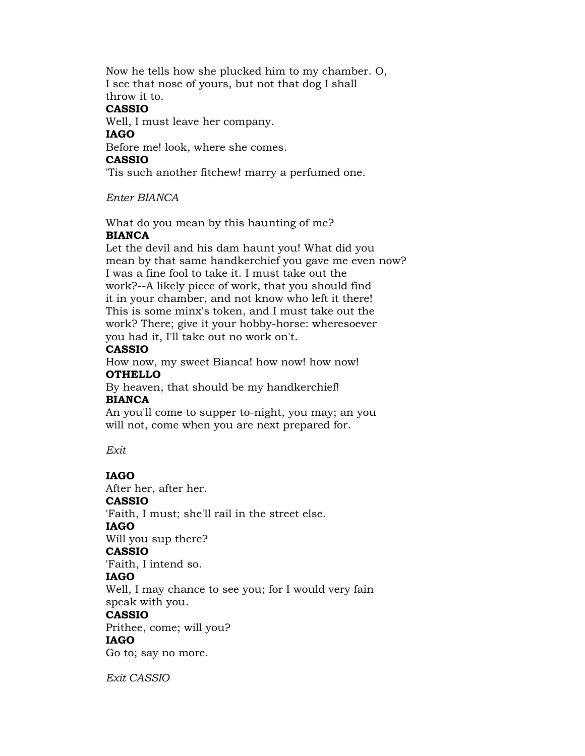Now he tells how she plucked him to my chamber. O,
I see that nose of yours, but not that dog I shall
throw it to.

**CASSIO**

Well, I must leave her company.

**IAGO**

Before me! look, where she comes.

**CASSIO**

'Tis such another fitchew! marry a perfumed one.

*Enter BIANCA*

What do you mean by this haunting of me?

**BIANCA**

Let the devil and his dam haunt you! What did you
mean by that same handkerchief you gave me even now?
I was a fine fool to take it. I must take out the
work?--A likely piece of work, that you should find
it in your chamber, and not know who left it there!
This is some minx's token, and I must take out the
work? There; give it your hobby-horse: wheresoever
you had it, I'll take out no work on't.

**CASSIO**

How now, my sweet Bianca! how now! how now!

**OTHELLO**

By heaven, that should be my handkerchief!

**BIANCA**

An you'll come to supper to-night, you may; an you
will not, come when you are next prepared for.

*Exit*

**IAGO**

After her, after her.

**CASSIO**

'Faith, I must; she'll rail in the street else.

**IAGO**

Will you sup there?

**CASSIO**

'Faith, I intend so.

**IAGO**

Well, I may chance to see you; for I would very fain
speak with you.

**CASSIO**

Prithee, come; will you?

**IAGO**

Go to; say no more.

*Exit CASSIO*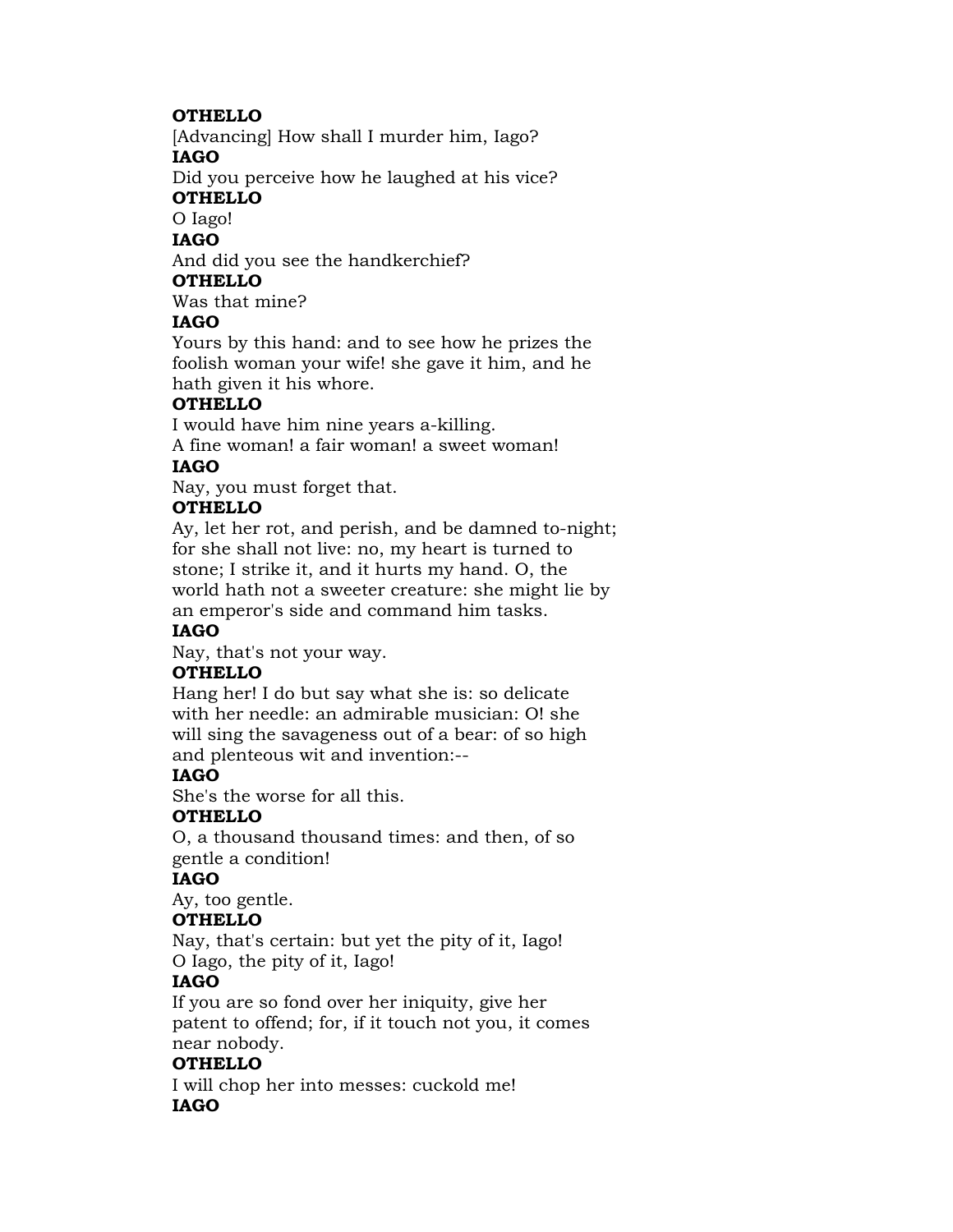**OTHELLO**

[Advancing] How shall I murder him, Iago?

**IAGO**

Did you perceive how he laughed at his vice?

**OTHELLO**

O Iago!

**IAGO**

And did you see the handkerchief?

**OTHELLO**

Was that mine?

**IAGO**

Yours by this hand: and to see how he prizes the
foolish woman your wife! she gave it him, and he
hath given it his whore.

**OTHELLO**

I would have him nine years a-killing.
A fine woman! a fair woman! a sweet woman!

**IAGO**

Nay, you must forget that.

**OTHELLO**

Ay, let her rot, and perish, and be damned to-night;
for she shall not live: no, my heart is turned to
stone; I strike it, and it hurts my hand. O, the
world hath not a sweeter creature: she might lie by
an emperor's side and command him tasks.

**IAGO**

Nay, that's not your way.

**OTHELLO**

Hang her! I do but say what she is: so delicate
with her needle: an admirable musician: O! she
will sing the savageness out of a bear: of so high
and plenteous wit and invention:--

**IAGO**

She's the worse for all this.

**OTHELLO**

O, a thousand thousand times: and then, of so
gentle a condition!

**IAGO**

Ay, too gentle.

**OTHELLO**

Nay, that's certain: but yet the pity of it, Iago!
O Iago, the pity of it, Iago!

**IAGO**

If you are so fond over her iniquity, give her
patent to offend; for, if it touch not you, it comes
near nobody.

**OTHELLO**

I will chop her into messes: cuckold me!

**IAGO**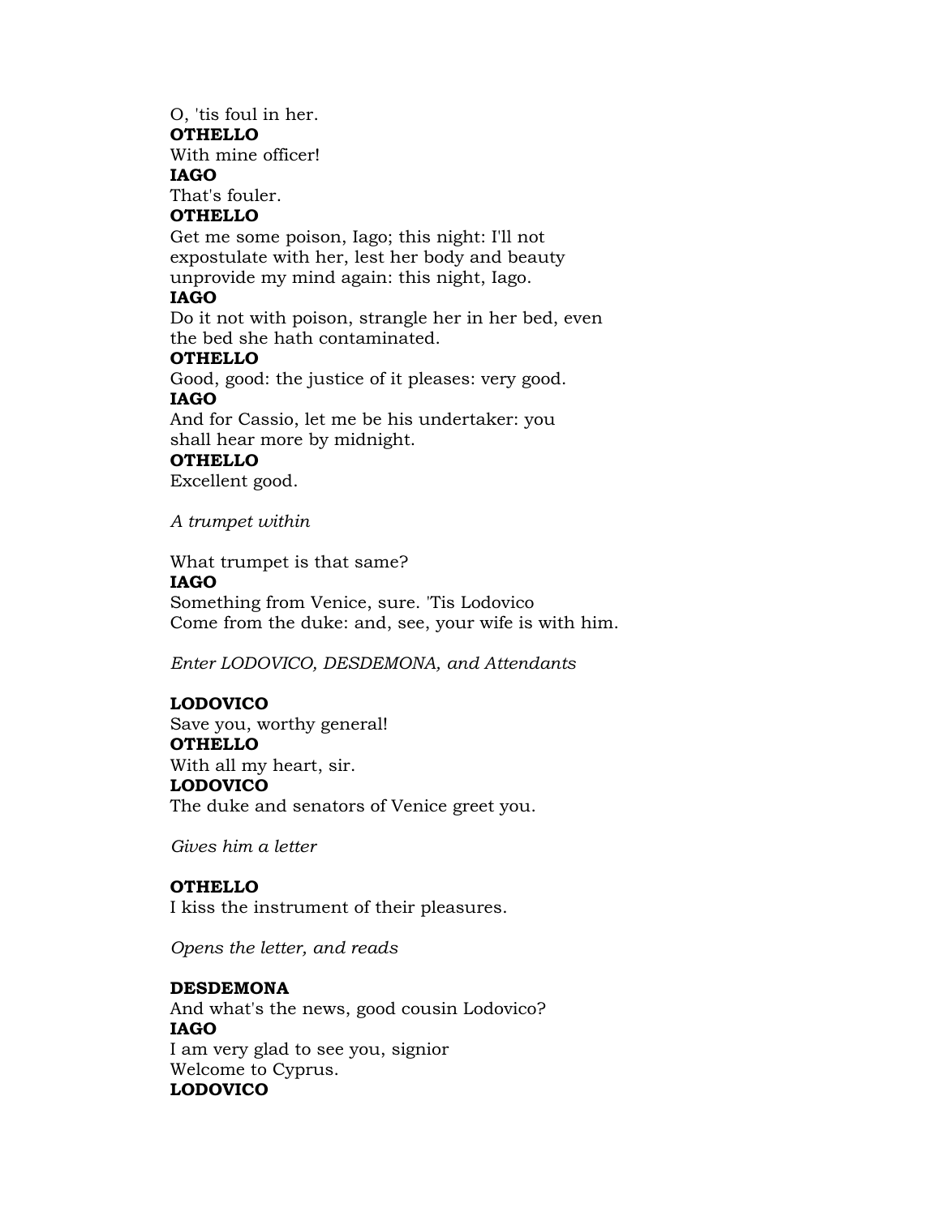O, 'tis foul in her.

**OTHELLO**

With mine officer!

**IAGO**

That's fouler.

**OTHELLO**

Get me some poison, Iago; this night: I'll not
expostulate with her, lest her body and beauty
unprovide my mind again: this night, Iago.

**IAGO**

Do it not with poison, strangle her in her bed, even
the bed she hath contaminated.

**OTHELLO**

Good, good: the justice of it pleases: very good.

**IAGO**

And for Cassio, let me be his undertaker: you
shall hear more by midnight.

**OTHELLO**

Excellent good.

*A trumpet within*

What trumpet is that same?

**IAGO**

Something from Venice, sure. 'Tis Lodovico
Come from the duke: and, see, your wife is with him.

*Enter LODOVICO, DESDEMONA, and Attendants*

**LODOVICO**

Save you, worthy general!

**OTHELLO**

With all my heart, sir.

**LODOVICO**

The duke and senators of Venice greet you.

*Gives him a letter*

**OTHELLO**

I kiss the instrument of their pleasures.

*Opens the letter, and reads*

**DESDEMONA**

And what's the news, good cousin Lodovico?

**IAGO**

I am very glad to see you, signior
Welcome to Cyprus.

**LODOVICO**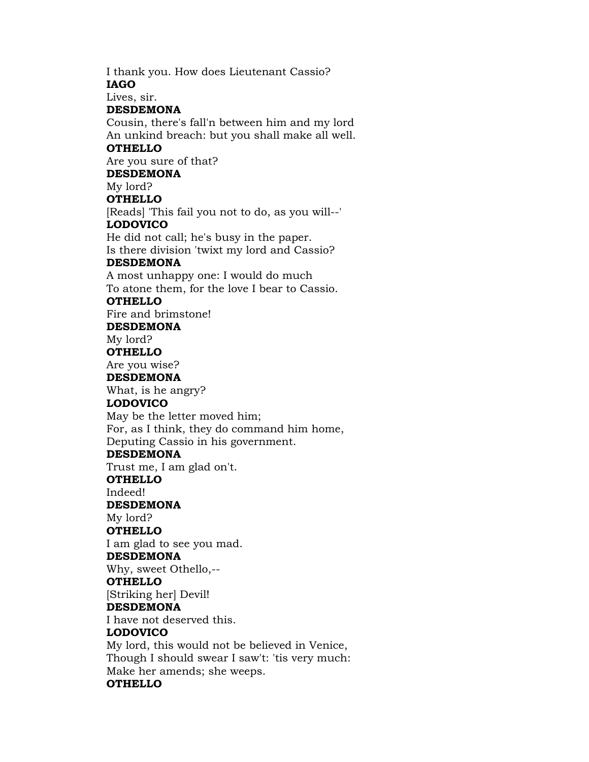I thank you. How does Lieutenant Cassio?
**IAGO**
Lives, sir.
**DESDEMONA**
Cousin, there's fall'n between him and my lord
An unkind breach: but you shall make all well.
**OTHELLO**
Are you sure of that?
**DESDEMONA**
My lord?
**OTHELLO**
[Reads] 'This fail you not to do, as you will--'
**LODOVICO**
He did not call; he's busy in the paper.
Is there division 'twixt my lord and Cassio?
**DESDEMONA**
A most unhappy one: I would do much
To atone them, for the love I bear to Cassio.
**OTHELLO**
Fire and brimstone!
**DESDEMONA**
My lord?
**OTHELLO**
Are you wise?
**DESDEMONA**
What, is he angry?
**LODOVICO**
May be the letter moved him;
For, as I think, they do command him home,
Deputing Cassio in his government.
**DESDEMONA**
Trust me, I am glad on't.
**OTHELLO**
Indeed!
**DESDEMONA**
My lord?
**OTHELLO**
I am glad to see you mad.
**DESDEMONA**
Why, sweet Othello,--
**OTHELLO**
[Striking her] Devil!
**DESDEMONA**
I have not deserved this.
**LODOVICO**
My lord, this would not be believed in Venice,
Though I should swear I saw't: 'tis very much:
Make her amends; she weeps.
**OTHELLO**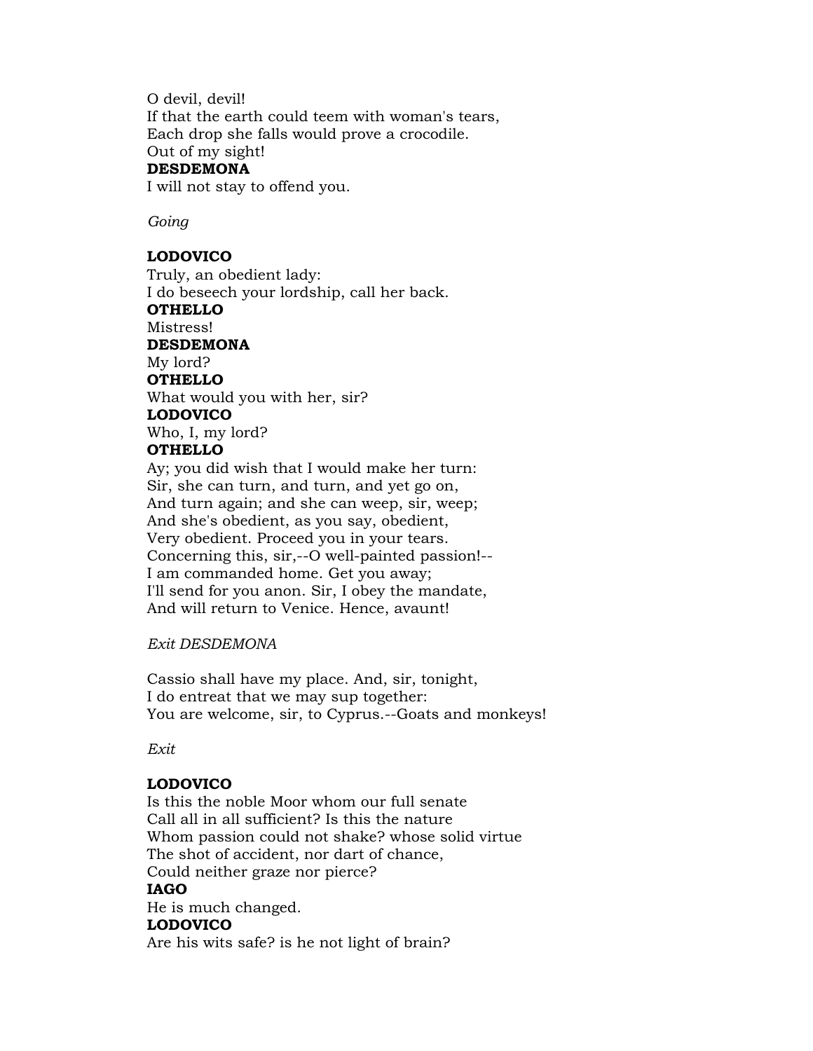O devil, devil!
If that the earth could teem with woman's tears,
Each drop she falls would prove a crocodile.
Out of my sight!
**DESDEMONA**
I will not stay to offend you.

*Going*

**LODOVICO**
Truly, an obedient lady:
I do beseech your lordship, call her back.
**OTHELLO**
Mistress!
**DESDEMONA**
My lord?
**OTHELLO**
What would you with her, sir?
**LODOVICO**
Who, I, my lord?
**OTHELLO**
Ay; you did wish that I would make her turn:
Sir, she can turn, and turn, and yet go on,
And turn again; and she can weep, sir, weep;
And she's obedient, as you say, obedient,
Very obedient. Proceed you in your tears.
Concerning this, sir,--O well-painted passion!--
I am commanded home. Get you away;
I'll send for you anon. Sir, I obey the mandate,
And will return to Venice. Hence, avaunt!

*Exit DESDEMONA*

Cassio shall have my place. And, sir, tonight,
I do entreat that we may sup together:
You are welcome, sir, to Cyprus.--Goats and monkeys!

*Exit*

**LODOVICO**
Is this the noble Moor whom our full senate
Call all in all sufficient? Is this the nature
Whom passion could not shake? whose solid virtue
The shot of accident, nor dart of chance,
Could neither graze nor pierce?
**IAGO**
He is much changed.
**LODOVICO**
Are his wits safe? is he not light of brain?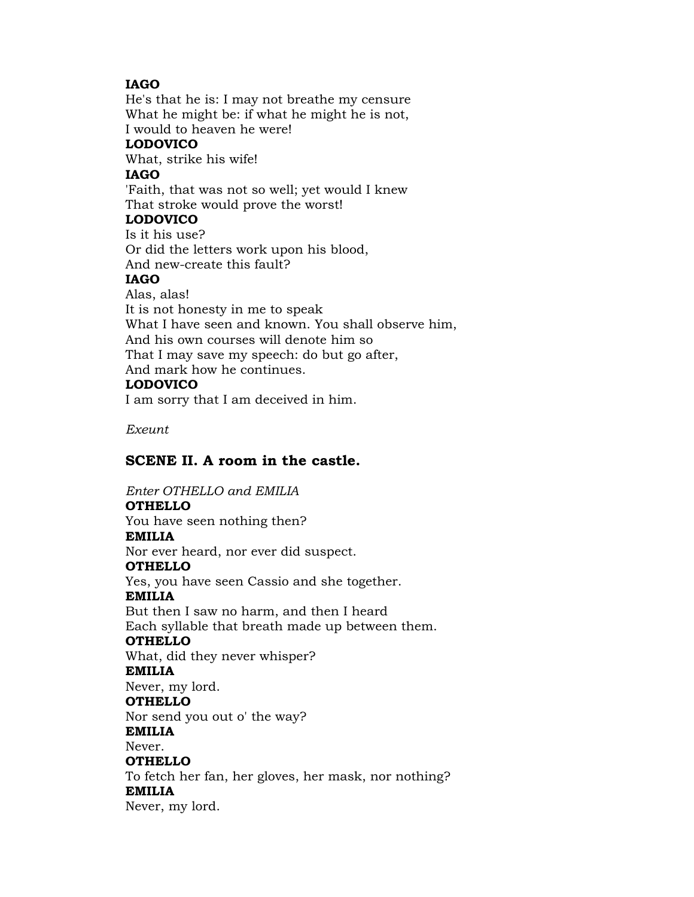**IAGO**
He's that he is: I may not breathe my censure
What he might be: if what he might he is not,
I would to heaven he were!
**LODOVICO**
What, strike his wife!
**IAGO**
'Faith, that was not so well; yet would I knew
That stroke would prove the worst!
**LODOVICO**
Is it his use?
Or did the letters work upon his blood,
And new-create this fault?
**IAGO**
Alas, alas!
It is not honesty in me to speak
What I have seen and known. You shall observe him,
And his own courses will denote him so
That I may save my speech: do but go after,
And mark how he continues.
**LODOVICO**
I am sorry that I am deceived in him.

*Exeunt*

### SCENE II. A room in the castle.

*Enter OTHELLO and EMILIA*
**OTHELLO**
You have seen nothing then?
**EMILIA**
Nor ever heard, nor ever did suspect.
**OTHELLO**
Yes, you have seen Cassio and she together.
**EMILIA**
But then I saw no harm, and then I heard
Each syllable that breath made up between them.
**OTHELLO**
What, did they never whisper?
**EMILIA**
Never, my lord.
**OTHELLO**
Nor send you out o' the way?
**EMILIA**
Never.
**OTHELLO**
To fetch her fan, her gloves, her mask, nor nothing?
**EMILIA**
Never, my lord.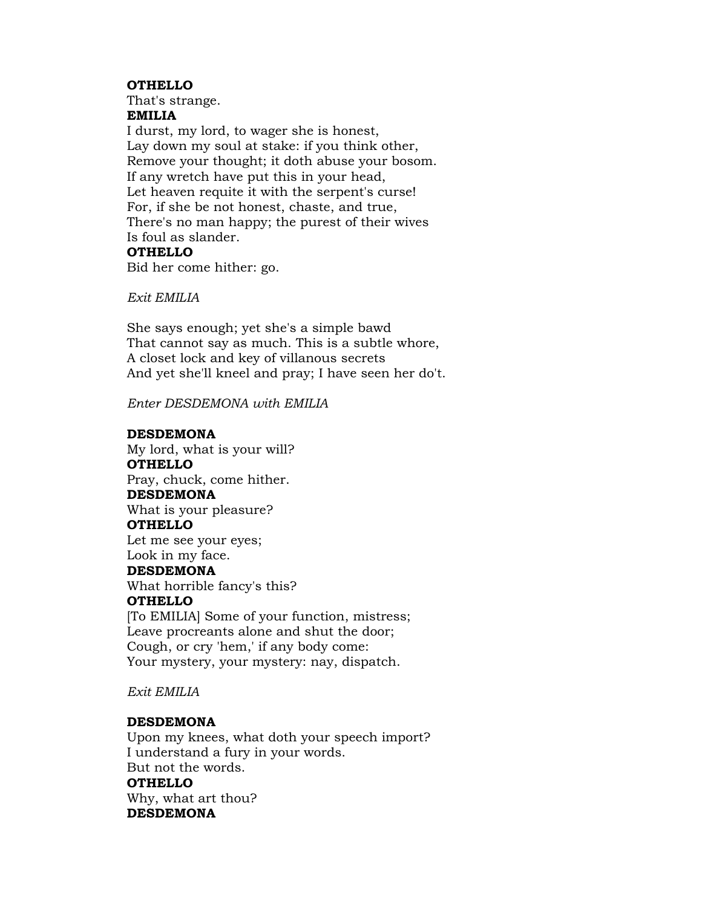**OTHELLO**
That's strange.
**EMILIA**
I durst, my lord, to wager she is honest,
Lay down my soul at stake: if you think other,
Remove your thought; it doth abuse your bosom.
If any wretch have put this in your head,
Let heaven requite it with the serpent's curse!
For, if she be not honest, chaste, and true,
There's no man happy; the purest of their wives
Is foul as slander.
**OTHELLO**
Bid her come hither: go.

*Exit EMILIA*

She says enough; yet she's a simple bawd
That cannot say as much. This is a subtle whore,
A closet lock and key of villanous secrets
And yet she'll kneel and pray; I have seen her do't.

*Enter DESDEMONA with EMILIA*

**DESDEMONA**
My lord, what is your will?
**OTHELLO**
Pray, chuck, come hither.
**DESDEMONA**
What is your pleasure?
**OTHELLO**
Let me see your eyes;
Look in my face.
**DESDEMONA**
What horrible fancy's this?
**OTHELLO**
[To EMILIA] Some of your function, mistress;
Leave procreants alone and shut the door;
Cough, or cry 'hem,' if any body come:
Your mystery, your mystery: nay, dispatch.

*Exit EMILIA*

**DESDEMONA**
Upon my knees, what doth your speech import?
I understand a fury in your words.
But not the words.
**OTHELLO**
Why, what art thou?
**DESDEMONA**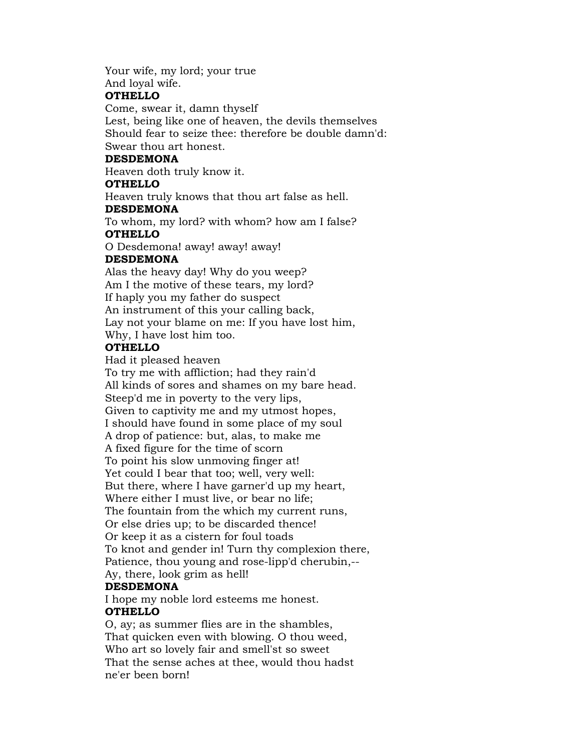Your wife, my lord; your true
And loyal wife.

**OTHELLO**

Come, swear it, damn thyself
Lest, being like one of heaven, the devils themselves
Should fear to seize thee: therefore be double damn'd:
Swear thou art honest.

**DESDEMONA**

Heaven doth truly know it.

**OTHELLO**

Heaven truly knows that thou art false as hell.

**DESDEMONA**

To whom, my lord? with whom? how am I false?

**OTHELLO**

O Desdemona! away! away! away!

**DESDEMONA**

Alas the heavy day! Why do you weep?
Am I the motive of these tears, my lord?
If haply you my father do suspect
An instrument of this your calling back,
Lay not your blame on me: If you have lost him,
Why, I have lost him too.

**OTHELLO**

Had it pleased heaven
To try me with affliction; had they rain'd
All kinds of sores and shames on my bare head.
Steep'd me in poverty to the very lips,
Given to captivity me and my utmost hopes,
I should have found in some place of my soul
A drop of patience: but, alas, to make me
A fixed figure for the time of scorn
To point his slow unmoving finger at!
Yet could I bear that too; well, very well:
But there, where I have garner'd up my heart,
Where either I must live, or bear no life;
The fountain from the which my current runs,
Or else dries up; to be discarded thence!
Or keep it as a cistern for foul toads
To knot and gender in! Turn thy complexion there,
Patience, thou young and rose-lipp'd cherubin,--
Ay, there, look grim as hell!

**DESDEMONA**

I hope my noble lord esteems me honest.

**OTHELLO**

O, ay; as summer flies are in the shambles,
That quicken even with blowing. O thou weed,
Who art so lovely fair and smell'st so sweet
That the sense aches at thee, would thou hadst
ne'er been born!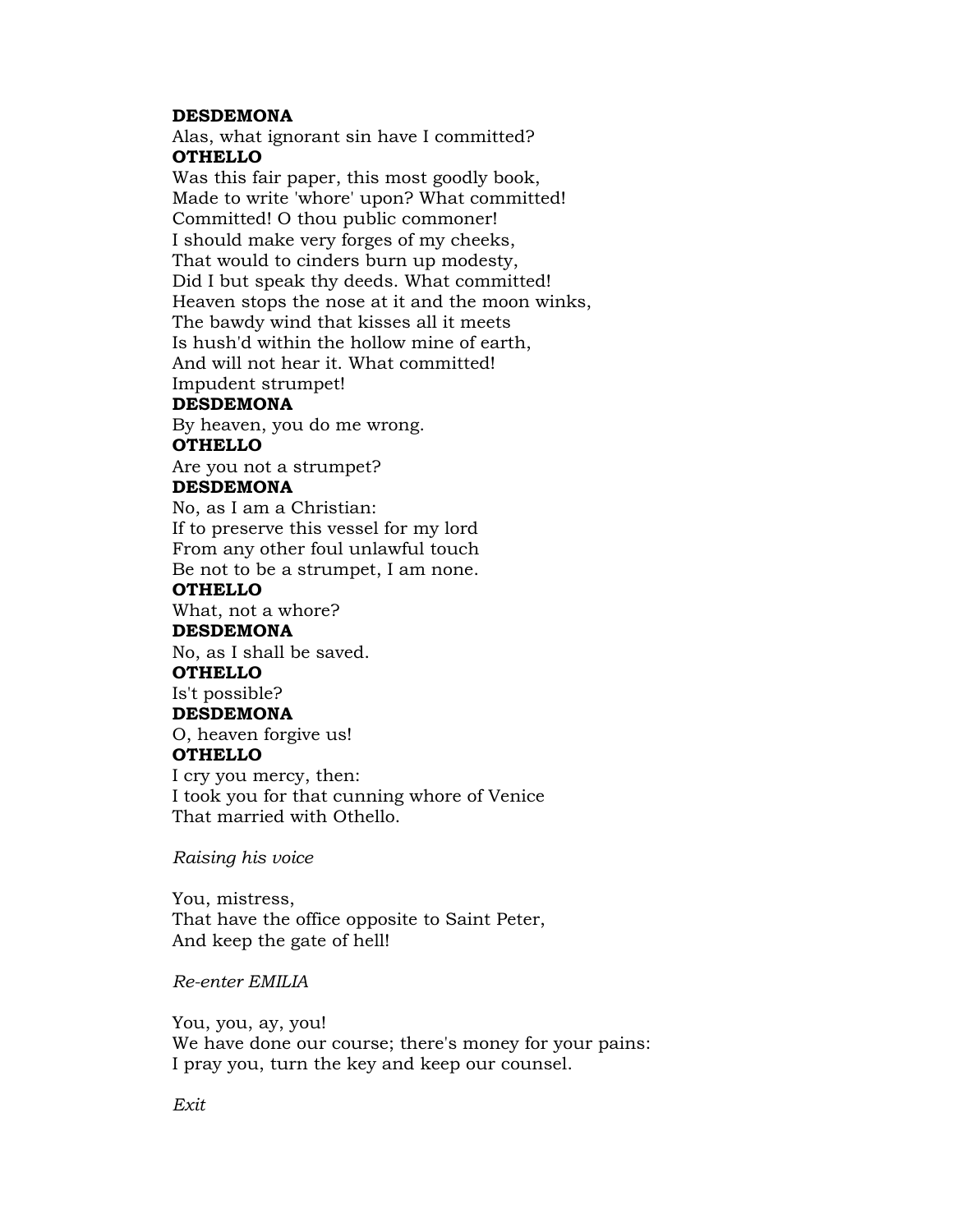**DESDEMONA**
Alas, what ignorant sin have I committed?
**OTHELLO**
Was this fair paper, this most goodly book,
Made to write 'whore' upon? What committed!
Committed! O thou public commoner!
I should make very forges of my cheeks,
That would to cinders burn up modesty,
Did I but speak thy deeds. What committed!
Heaven stops the nose at it and the moon winks,
The bawdy wind that kisses all it meets
Is hush'd within the hollow mine of earth,
And will not hear it. What committed!
Impudent strumpet!
**DESDEMONA**
By heaven, you do me wrong.
**OTHELLO**
Are you not a strumpet?
**DESDEMONA**
No, as I am a Christian:
If to preserve this vessel for my lord
From any other foul unlawful touch
Be not to be a strumpet, I am none.
**OTHELLO**
What, not a whore?
**DESDEMONA**
No, as I shall be saved.
**OTHELLO**
Is't possible?
**DESDEMONA**
O, heaven forgive us!
**OTHELLO**
I cry you mercy, then:
I took you for that cunning whore of Venice
That married with Othello.

*Raising his voice*

You, mistress,
That have the office opposite to Saint Peter,
And keep the gate of hell!

*Re-enter EMILIA*

You, you, ay, you!
We have done our course; there's money for your pains:
I pray you, turn the key and keep our counsel.

*Exit*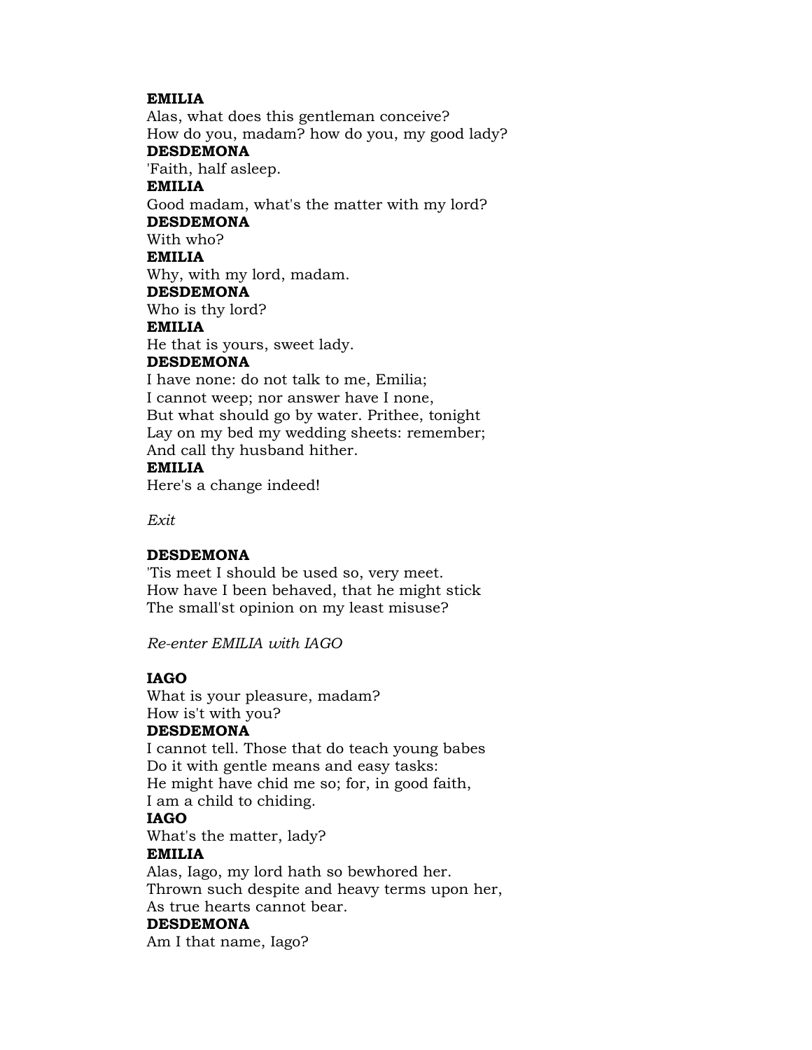**EMILIA**
Alas, what does this gentleman conceive?
How do you, madam? how do you, my good lady?
**DESDEMONA**
'Faith, half asleep.
**EMILIA**
Good madam, what's the matter with my lord?
**DESDEMONA**
With who?
**EMILIA**
Why, with my lord, madam.
**DESDEMONA**
Who is thy lord?
**EMILIA**
He that is yours, sweet lady.
**DESDEMONA**
I have none: do not talk to me, Emilia;
I cannot weep; nor answer have I none,
But what should go by water. Prithee, tonight
Lay on my bed my wedding sheets: remember;
And call thy husband hither.
**EMILIA**
Here's a change indeed!

*Exit*

**DESDEMONA**
'Tis meet I should be used so, very meet.
How have I been behaved, that he might stick
The small'st opinion on my least misuse?

*Re-enter EMILIA with IAGO*

**IAGO**
What is your pleasure, madam?
How is't with you?
**DESDEMONA**
I cannot tell. Those that do teach young babes
Do it with gentle means and easy tasks:
He might have chid me so; for, in good faith,
I am a child to chiding.
**IAGO**
What's the matter, lady?
**EMILIA**
Alas, Iago, my lord hath so bewhored her.
Thrown such despite and heavy terms upon her,
As true hearts cannot bear.
**DESDEMONA**
Am I that name, Iago?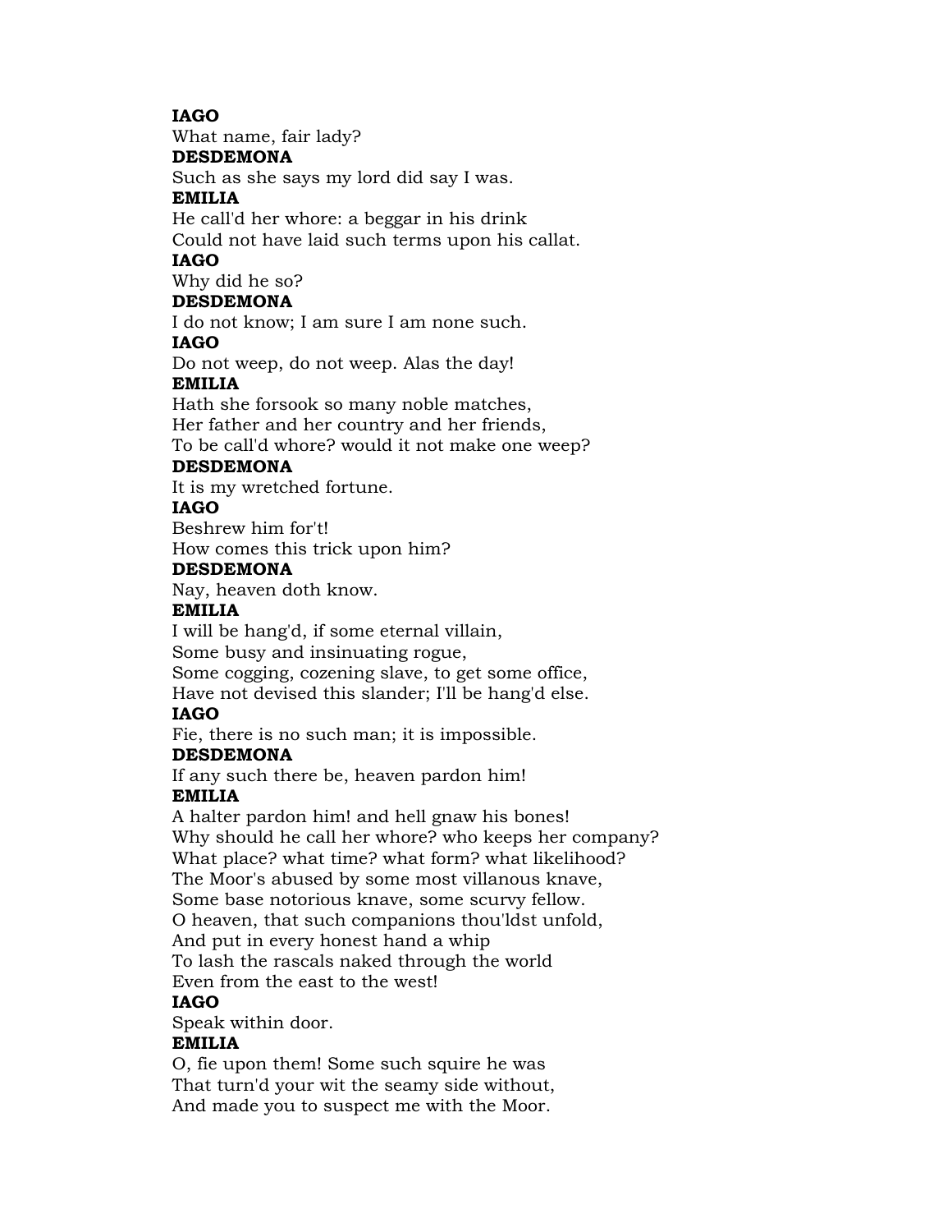**IAGO**  
What name, fair lady?  
**DESDEMONA**  
Such as she says my lord did say I was.  
**EMILIA**  
He call'd her whore: a beggar in his drink  
Could not have laid such terms upon his callat.  
**IAGO**  
Why did he so?  
**DESDEMONA**  
I do not know; I am sure I am none such.  
**IAGO**  
Do not weep, do not weep. Alas the day!  
**EMILIA**  
Hath she forsook so many noble matches,  
Her father and her country and her friends,  
To be call'd whore? would it not make one weep?  
**DESDEMONA**  
It is my wretched fortune.  
**IAGO**  
Beshrew him for't!  
How comes this trick upon him?  
**DESDEMONA**  
Nay, heaven doth know.  
**EMILIA**  
I will be hang'd, if some eternal villain,  
Some busy and insinuating rogue,  
Some cogging, cozening slave, to get some office,  
Have not devised this slander; I'll be hang'd else.  
**IAGO**  
Fie, there is no such man; it is impossible.  
**DESDEMONA**  
If any such there be, heaven pardon him!  
**EMILIA**  
A halter pardon him! and hell gnaw his bones!  
Why should he call her whore? who keeps her company?  
What place? what time? what form? what likelihood?  
The Moor's abused by some most villanous knave,  
Some base notorious knave, some scurvy fellow.  
O heaven, that such companions thou'ldst unfold,  
And put in every honest hand a whip  
To lash the rascals naked through the world  
Even from the east to the west!  
**IAGO**  
Speak within door.  
**EMILIA**  
O, fie upon them! Some such squire he was  
That turn'd your wit the seamy side without,  
And made you to suspect me with the Moor.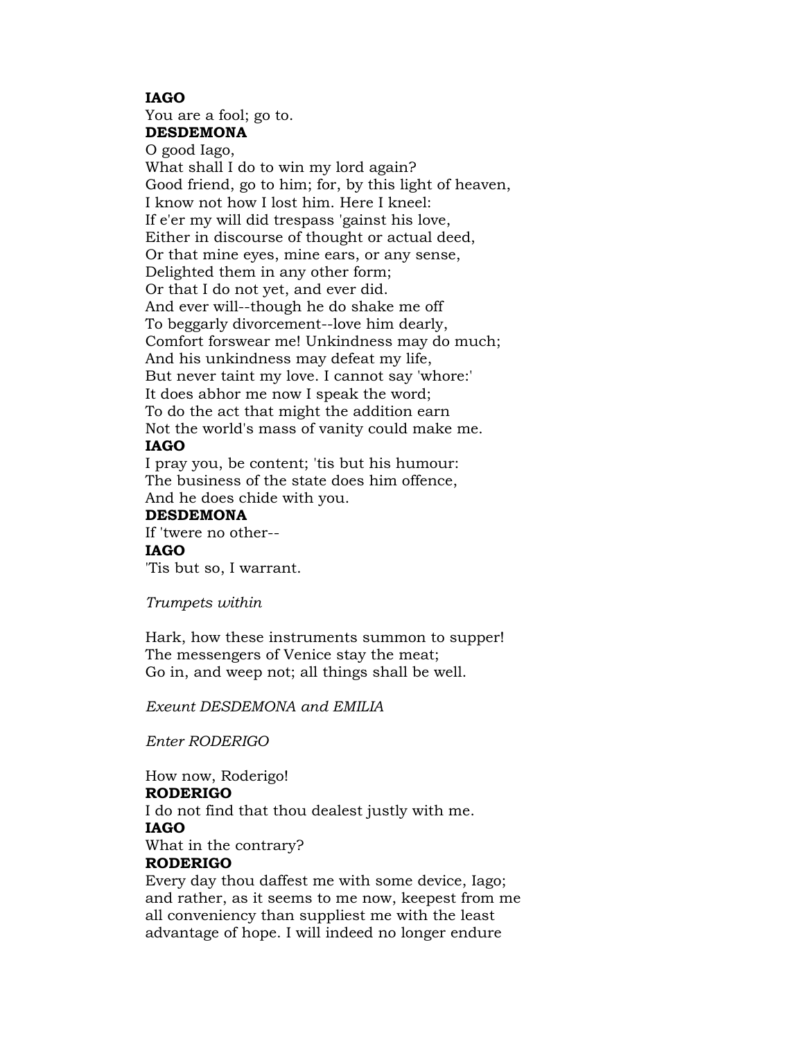**IAGO**
You are a fool; go to.
**DESDEMONA**
O good Iago,
What shall I do to win my lord again?
Good friend, go to him; for, by this light of heaven,
I know not how I lost him. Here I kneel:
If e'er my will did trespass 'gainst his love,
Either in discourse of thought or actual deed,
Or that mine eyes, mine ears, or any sense,
Delighted them in any other form;
Or that I do not yet, and ever did.
And ever will--though he do shake me off
To beggarly divorcement--love him dearly,
Comfort forswear me! Unkindness may do much;
And his unkindness may defeat my life,
But never taint my love. I cannot say 'whore:'
It does abhor me now I speak the word;
To do the act that might the addition earn
Not the world's mass of vanity could make me.
**IAGO**
I pray you, be content; 'tis but his humour:
The business of the state does him offence,
And he does chide with you.
**DESDEMONA**
If 'twere no other--
**IAGO**
'Tis but so, I warrant.

*Trumpets within*

Hark, how these instruments summon to supper!
The messengers of Venice stay the meat;
Go in, and weep not; all things shall be well.

*Exeunt DESDEMONA and EMILIA*

*Enter RODERIGO*

How now, Roderigo!
**RODERIGO**
I do not find that thou dealest justly with me.
**IAGO**
What in the contrary?
**RODERIGO**
Every day thou daffest me with some device, Iago;
and rather, as it seems to me now, keepest from me
all conveniency than suppliest me with the least
advantage of hope. I will indeed no longer endure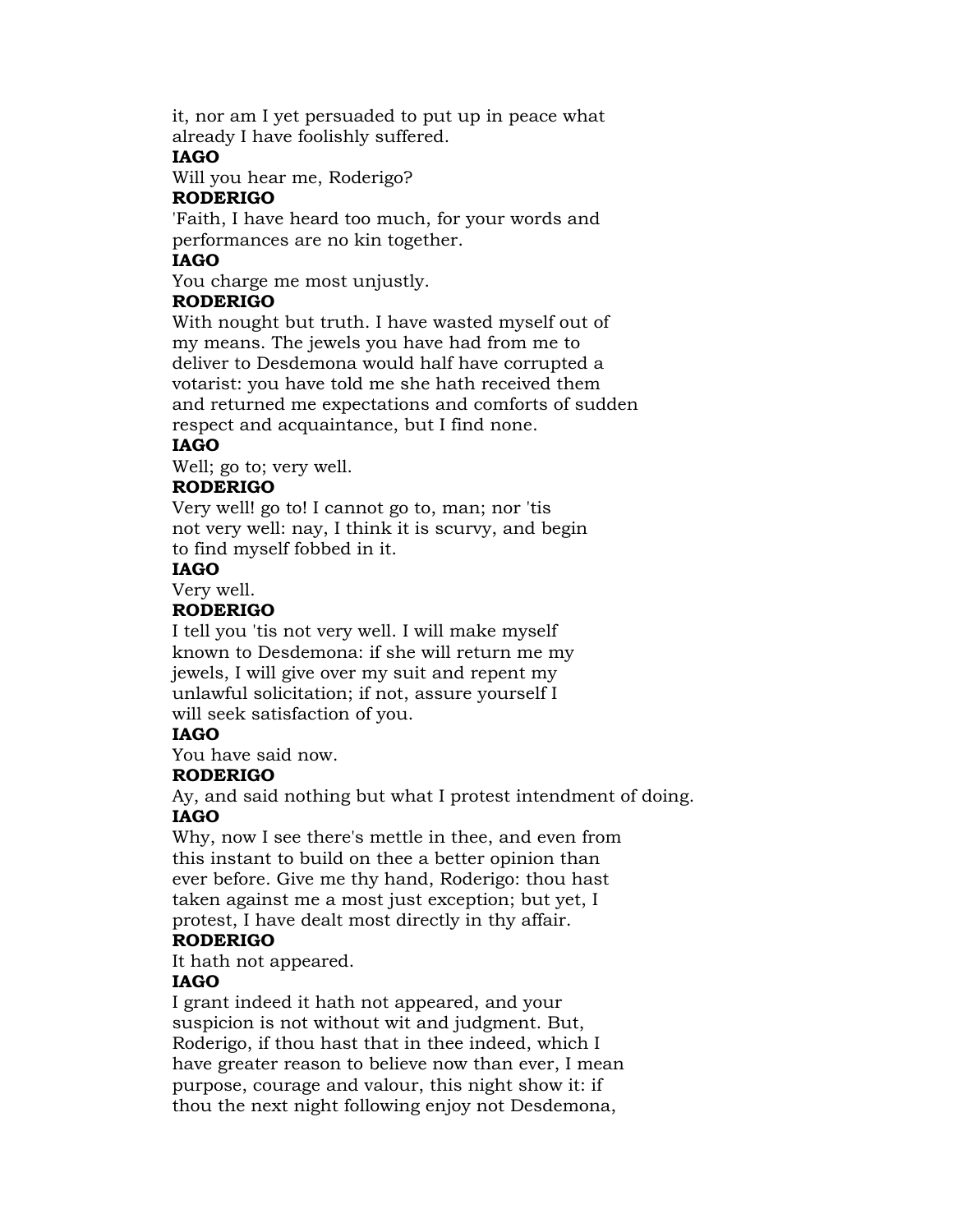it, nor am I yet persuaded to put up in peace what
already I have foolishly suffered.

**IAGO**

Will you hear me, Roderigo?

**RODERIGO**

'Faith, I have heard too much, for your words and
performances are no kin together.

**IAGO**

You charge me most unjustly.

**RODERIGO**

With nought but truth. I have wasted myself out of
my means. The jewels you have had from me to
deliver to Desdemona would half have corrupted a
votarist: you have told me she hath received them
and returned me expectations and comforts of sudden
respect and acquaintance, but I find none.

**IAGO**

Well; go to; very well.

**RODERIGO**

Very well! go to! I cannot go to, man; nor 'tis
not very well: nay, I think it is scurvy, and begin
to find myself fobbed in it.

**IAGO**

Very well.

**RODERIGO**

I tell you 'tis not very well. I will make myself
known to Desdemona: if she will return me my
jewels, I will give over my suit and repent my
unlawful solicitation; if not, assure yourself I
will seek satisfaction of you.

**IAGO**

You have said now.

**RODERIGO**

Ay, and said nothing but what I protest intendment of doing.

**IAGO**

Why, now I see there's mettle in thee, and even from
this instant to build on thee a better opinion than
ever before. Give me thy hand, Roderigo: thou hast
taken against me a most just exception; but yet, I
protest, I have dealt most directly in thy affair.

**RODERIGO**

It hath not appeared.

**IAGO**

I grant indeed it hath not appeared, and your
suspicion is not without wit and judgment. But,
Roderigo, if thou hast that in thee indeed, which I
have greater reason to believe now than ever, I mean
purpose, courage and valour, this night show it: if
thou the next night following enjoy not Desdemona,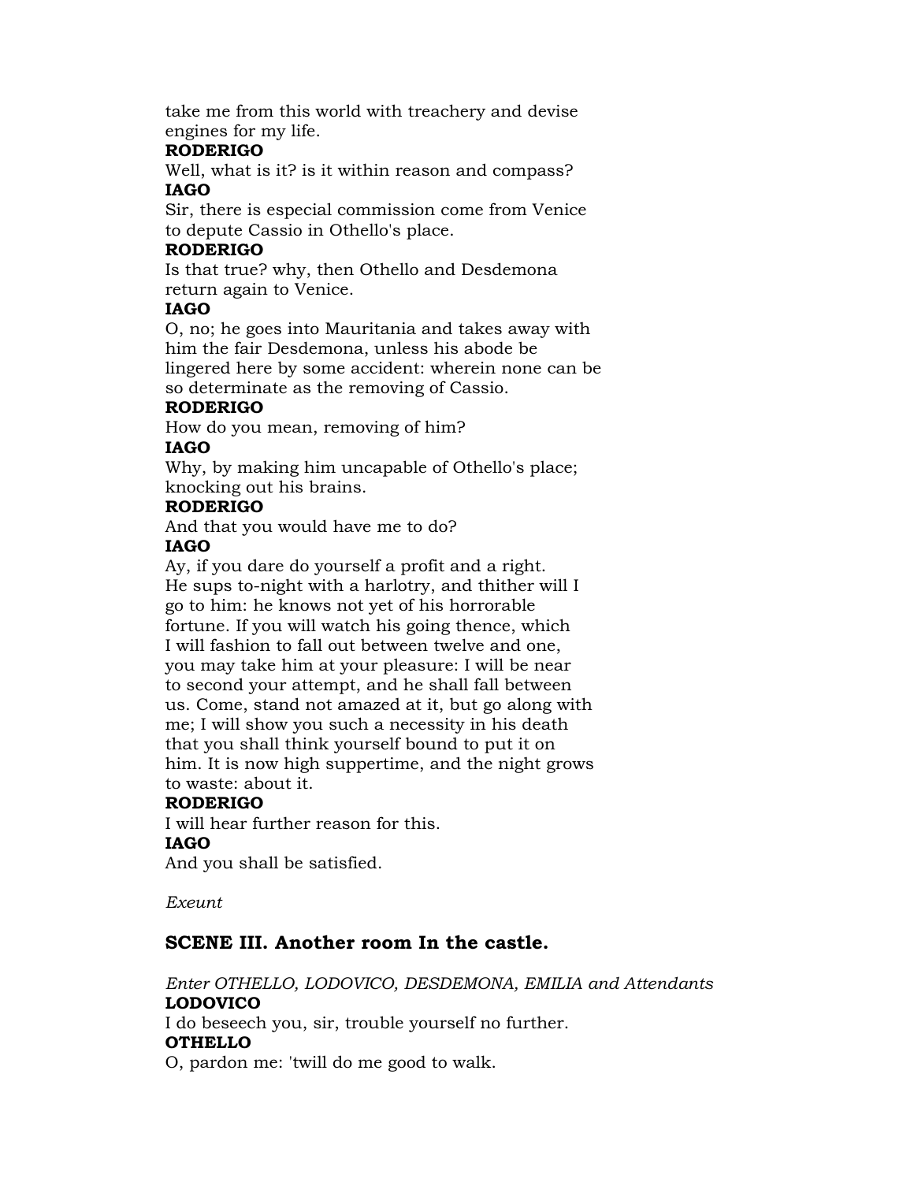take me from this world with treachery and devise
engines for my life.

**RODERIGO**

Well, what is it? is it within reason and compass?

**IAGO**

Sir, there is especial commission come from Venice
to depute Cassio in Othello's place.

**RODERIGO**

Is that true? why, then Othello and Desdemona
return again to Venice.

**IAGO**

O, no; he goes into Mauritania and takes away with
him the fair Desdemona, unless his abode be
lingered here by some accident: wherein none can be
so determinate as the removing of Cassio.

**RODERIGO**

How do you mean, removing of him?

**IAGO**

Why, by making him uncapable of Othello's place;
knocking out his brains.

**RODERIGO**

And that you would have me to do?

**IAGO**

Ay, if you dare do yourself a profit and a right.
He sups to-night with a harlotry, and thither will I
go to him: he knows not yet of his horrorable
fortune. If you will watch his going thence, which
I will fashion to fall out between twelve and one,
you may take him at your pleasure: I will be near
to second your attempt, and he shall fall between
us. Come, stand not amazed at it, but go along with
me; I will show you such a necessity in his death
that you shall think yourself bound to put it on
him. It is now high suppertime, and the night grows
to waste: about it.

**RODERIGO**

I will hear further reason for this.

**IAGO**

And you shall be satisfied.

*Exeunt*

## SCENE III. Another room In the castle.

*Enter OTHELLO, LODOVICO, DESDEMONA, EMILIA and Attendants*

**LODOVICO**

I do beseech you, sir, trouble yourself no further.

**OTHELLO**

O, pardon me: 'twill do me good to walk.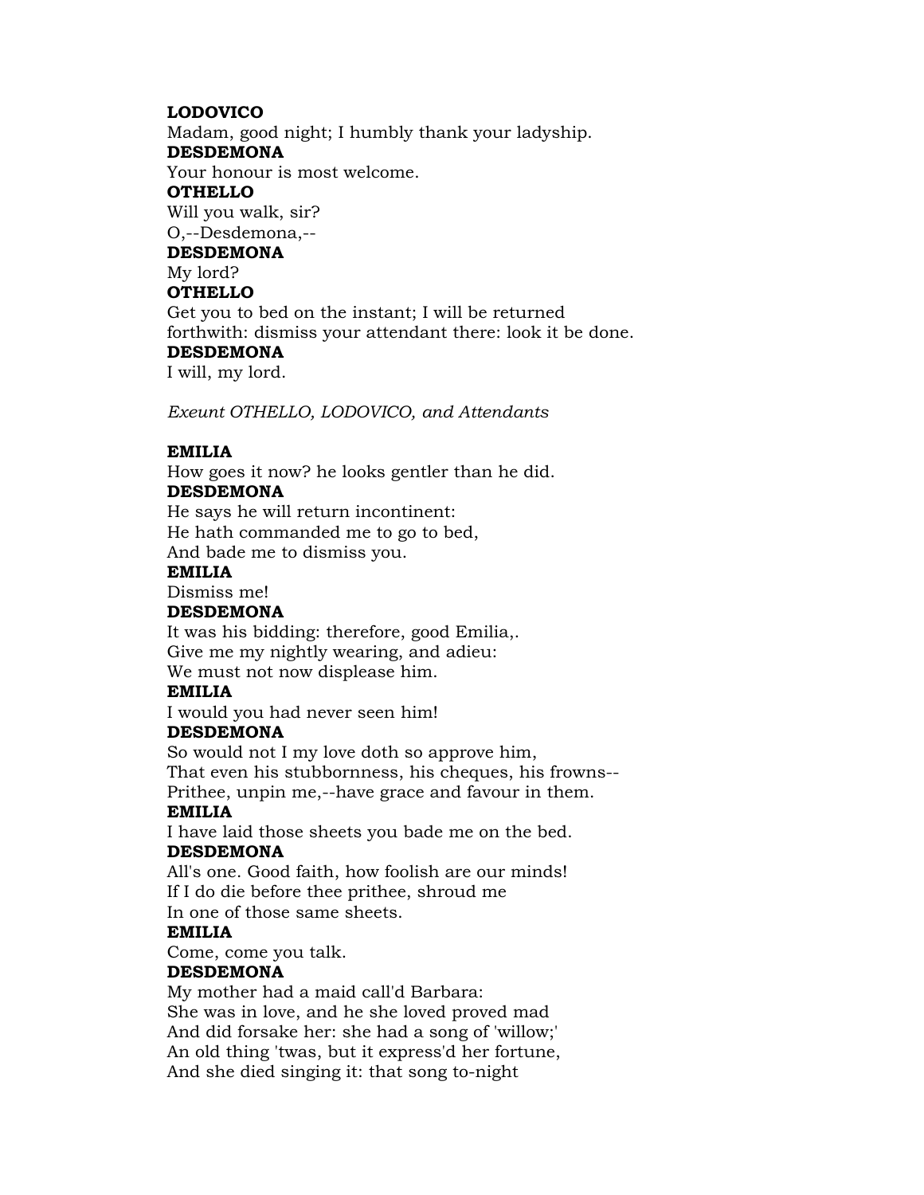**LODOVICO**
Madam, good night; I humbly thank your ladyship.
**DESDEMONA**
Your honour is most welcome.
**OTHELLO**
Will you walk, sir?
O,--Desdemona,--
**DESDEMONA**
My lord?
**OTHELLO**
Get you to bed on the instant; I will be returned
forthwith: dismiss your attendant there: look it be done.
**DESDEMONA**
I will, my lord.

*Exeunt OTHELLO, LODOVICO, and Attendants*

**EMILIA**
How goes it now? he looks gentler than he did.
**DESDEMONA**
He says he will return incontinent:
He hath commanded me to go to bed,
And bade me to dismiss you.
**EMILIA**
Dismiss me!
**DESDEMONA**
It was his bidding: therefore, good Emilia,.
Give me my nightly wearing, and adieu:
We must not now displease him.
**EMILIA**
I would you had never seen him!
**DESDEMONA**
So would not I my love doth so approve him,
That even his stubbornness, his cheques, his frowns--
Prithee, unpin me,--have grace and favour in them.
**EMILIA**
I have laid those sheets you bade me on the bed.
**DESDEMONA**
All's one. Good faith, how foolish are our minds!
If I do die before thee prithee, shroud me
In one of those same sheets.
**EMILIA**
Come, come you talk.
**DESDEMONA**
My mother had a maid call'd Barbara:
She was in love, and he she loved proved mad
And did forsake her: she had a song of 'willow;'
An old thing 'twas, but it express'd her fortune,
And she died singing it: that song to-night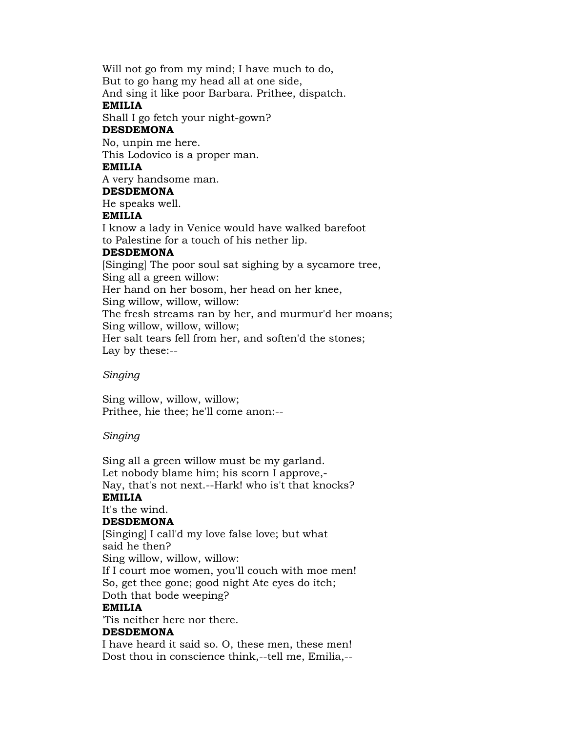Will not go from my mind; I have much to do,
But to go hang my head all at one side,
And sing it like poor Barbara. Prithee, dispatch.

**EMILIA**

Shall I go fetch your night-gown?

**DESDEMONA**

No, unpin me here.
This Lodovico is a proper man.

**EMILIA**

A very handsome man.

**DESDEMONA**

He speaks well.

**EMILIA**

I know a lady in Venice would have walked barefoot
to Palestine for a touch of his nether lip.

**DESDEMONA**

[Singing] The poor soul sat sighing by a sycamore tree,
Sing all a green willow:
Her hand on her bosom, her head on her knee,
Sing willow, willow, willow:
The fresh streams ran by her, and murmur'd her moans;
Sing willow, willow, willow;
Her salt tears fell from her, and soften'd the stones;
Lay by these:--

*Singing*

Sing willow, willow, willow;
Prithee, hie thee; he'll come anon:--

*Singing*

Sing all a green willow must be my garland.
Let nobody blame him; his scorn I approve,-
Nay, that's not next.--Hark! who is't that knocks?

**EMILIA**

It's the wind.

**DESDEMONA**

[Singing] I call'd my love false love; but what
said he then?
Sing willow, willow, willow:
If I court moe women, you'll couch with moe men!
So, get thee gone; good night Ate eyes do itch;
Doth that bode weeping?

**EMILIA**

'Tis neither here nor there.

**DESDEMONA**

I have heard it said so. O, these men, these men!
Dost thou in conscience think,--tell me, Emilia,--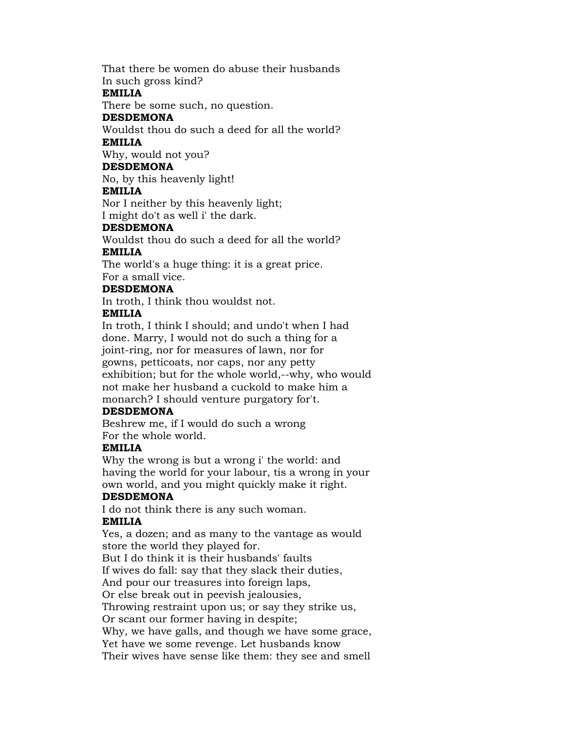That there be women do abuse their husbands
In such gross kind?

**EMILIA**

There be some such, no question.

**DESDEMONA**

Wouldst thou do such a deed for all the world?

**EMILIA**

Why, would not you?

**DESDEMONA**

No, by this heavenly light!

**EMILIA**

Nor I neither by this heavenly light;
I might do't as well i' the dark.

**DESDEMONA**

Wouldst thou do such a deed for all the world?

**EMILIA**

The world's a huge thing: it is a great price.
For a small vice.

**DESDEMONA**

In troth, I think thou wouldst not.

**EMILIA**

In troth, I think I should; and undo't when I had
done. Marry, I would not do such a thing for a
joint-ring, nor for measures of lawn, nor for
gowns, petticoats, nor caps, nor any petty
exhibition; but for the whole world,--why, who would
not make her husband a cuckold to make him a
monarch? I should venture purgatory for't.

**DESDEMONA**

Beshrew me, if I would do such a wrong
For the whole world.

**EMILIA**

Why the wrong is but a wrong i' the world: and
having the world for your labour, tis a wrong in your
own world, and you might quickly make it right.

**DESDEMONA**

I do not think there is any such woman.

**EMILIA**

Yes, a dozen; and as many to the vantage as would
store the world they played for.
But I do think it is their husbands' faults
If wives do fall: say that they slack their duties,
And pour our treasures into foreign laps,
Or else break out in peevish jealousies,
Throwing restraint upon us; or say they strike us,
Or scant our former having in despite;
Why, we have galls, and though we have some grace,
Yet have we some revenge. Let husbands know
Their wives have sense like them: they see and smell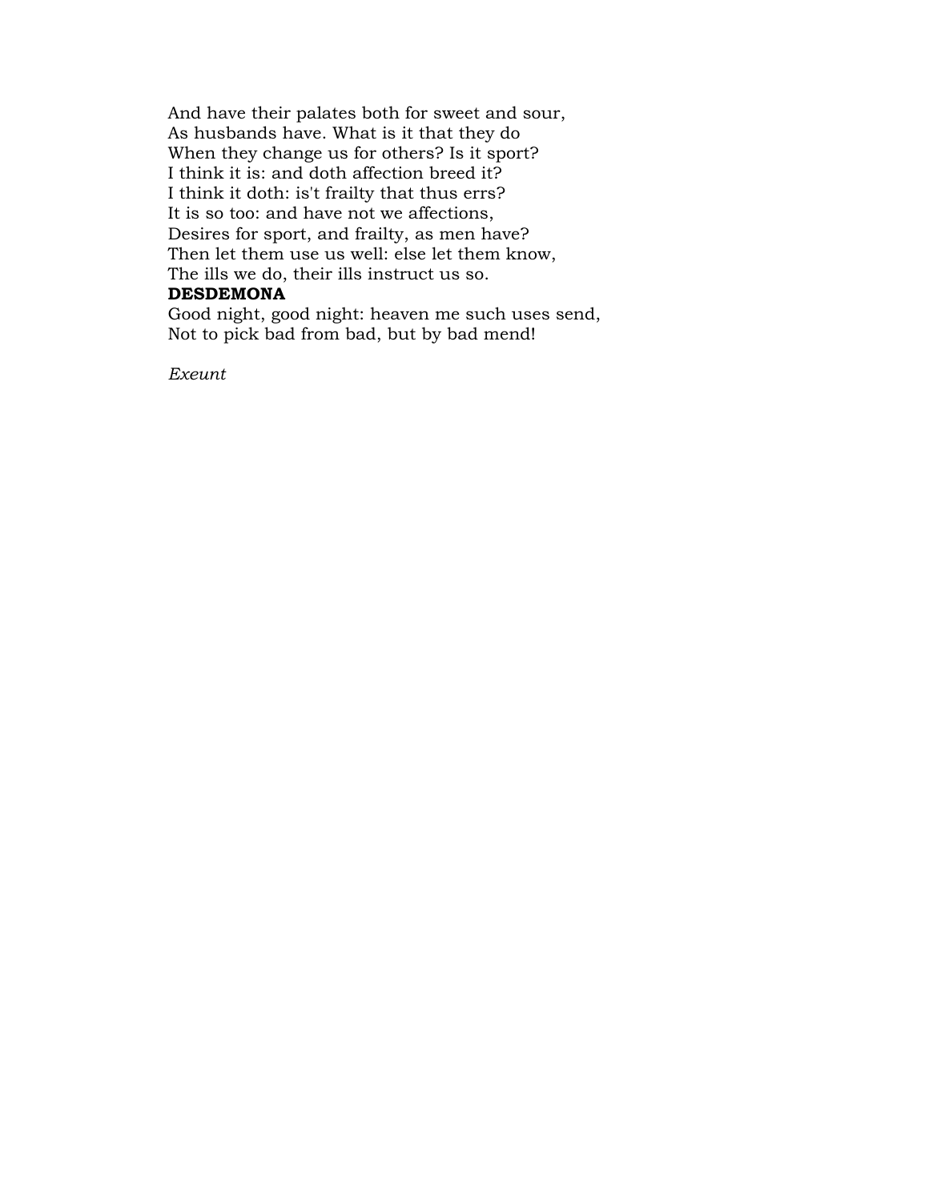And have their palates both for sweet and sour,  
As husbands have. What is it that they do  
When they change us for others? Is it sport?  
I think it is: and doth affection breed it?  
I think it doth: is't frailty that thus errs?  
It is so too: and have not we affections,  
Desires for sport, and frailty, as men have?  
Then let them use us well: else let them know,  
The ills we do, their ills instruct us so.

**DESDEMONA**

Good night, good night: heaven me such uses send,  
Not to pick bad from bad, but by bad mend!

*Exeunt*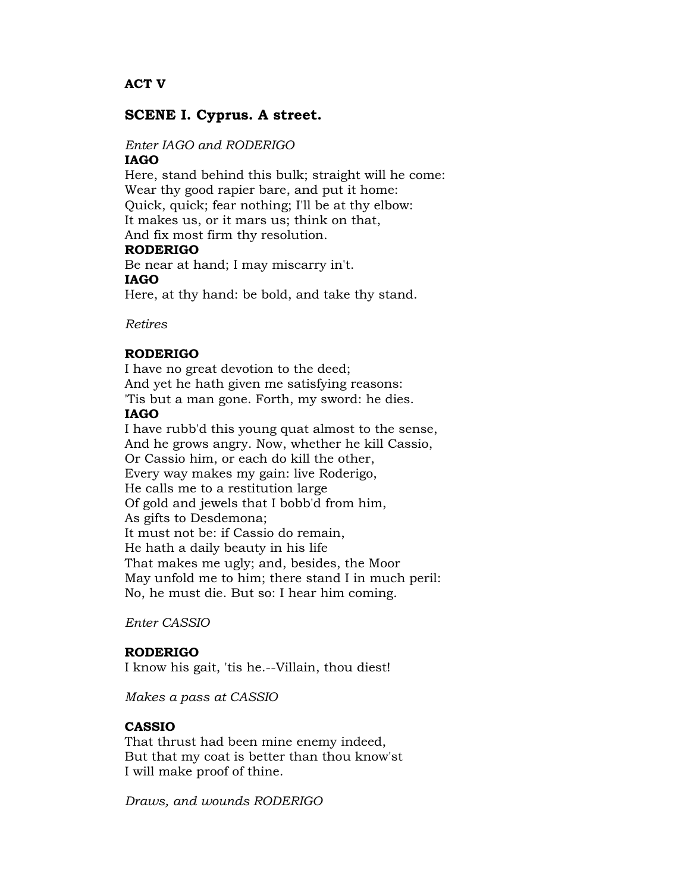**ACT V**

## SCENE I. Cyprus. A street.

*Enter IAGO and RODERIGO*

**IAGO**

Here, stand behind this bulk; straight will he come:
Wear thy good rapier bare, and put it home:
Quick, quick; fear nothing; I'll be at thy elbow:
It makes us, or it mars us; think on that,
And fix most firm thy resolution.

**RODERIGO**

Be near at hand; I may miscarry in't.

**IAGO**

Here, at thy hand: be bold, and take thy stand.

*Retires*

**RODERIGO**

I have no great devotion to the deed;
And yet he hath given me satisfying reasons:
'Tis but a man gone. Forth, my sword: he dies.

**IAGO**

I have rubb'd this young quat almost to the sense,
And he grows angry. Now, whether he kill Cassio,
Or Cassio him, or each do kill the other,
Every way makes my gain: live Roderigo,
He calls me to a restitution large
Of gold and jewels that I bobb'd from him,
As gifts to Desdemona;
It must not be: if Cassio do remain,
He hath a daily beauty in his life
That makes me ugly; and, besides, the Moor
May unfold me to him; there stand I in much peril:
No, he must die. But so: I hear him coming.

*Enter CASSIO*

**RODERIGO**

I know his gait, 'tis he.--Villain, thou diest!

*Makes a pass at CASSIO*

**CASSIO**

That thrust had been mine enemy indeed,
But that my coat is better than thou know'st
I will make proof of thine.

*Draws, and wounds RODERIGO*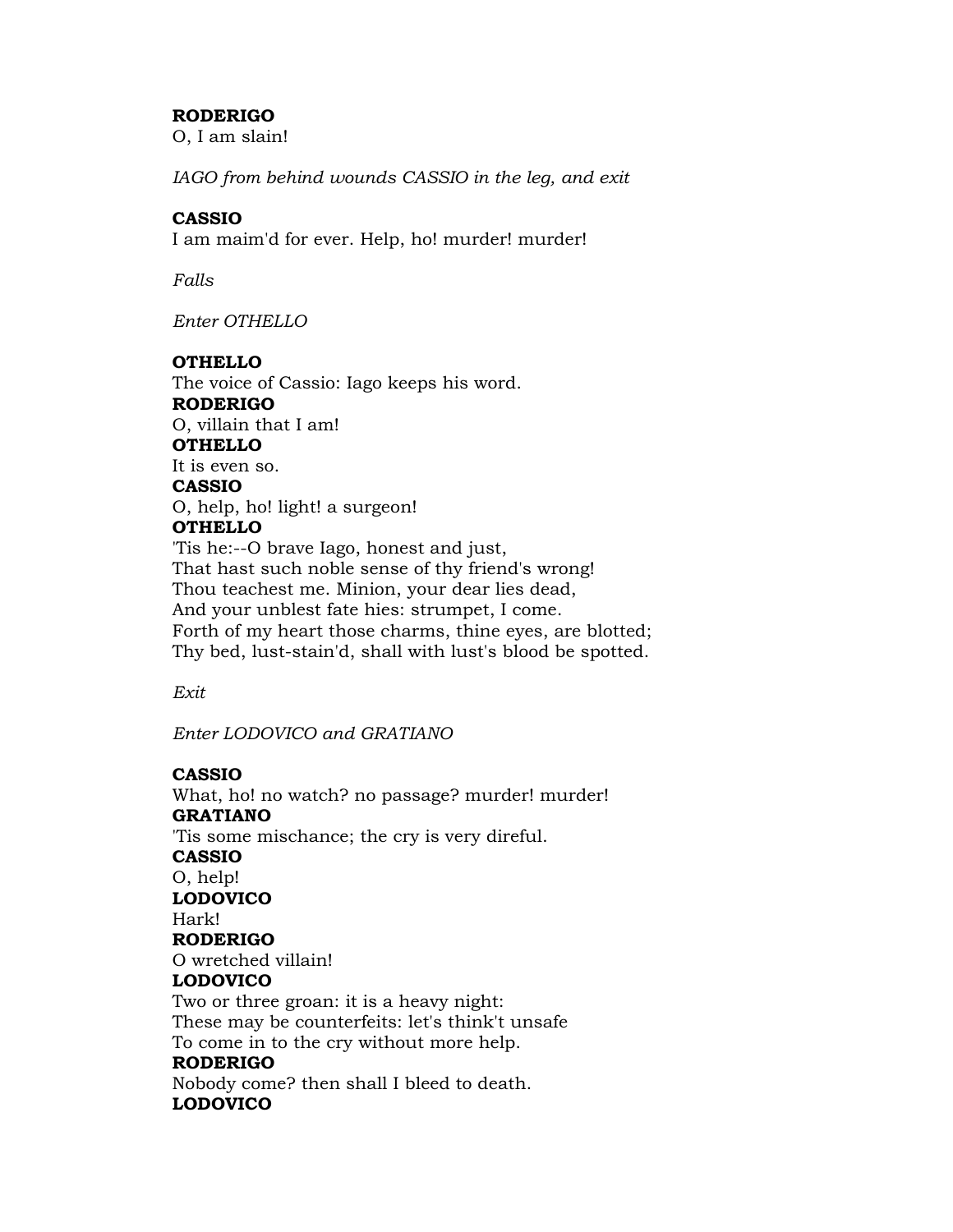**RODERIGO**
O, I am slain!

*IAGO from behind wounds CASSIO in the leg, and exit*

**CASSIO**
I am maim'd for ever. Help, ho! murder! murder!

*Falls*

*Enter OTHELLO*

**OTHELLO**
The voice of Cassio: Iago keeps his word.
**RODERIGO**
O, villain that I am!
**OTHELLO**
It is even so.
**CASSIO**
O, help, ho! light! a surgeon!
**OTHELLO**
'Tis he:--O brave Iago, honest and just,
That hast such noble sense of thy friend's wrong!
Thou teachest me. Minion, your dear lies dead,
And your unblest fate hies: strumpet, I come.
Forth of my heart those charms, thine eyes, are blotted;
Thy bed, lust-stain'd, shall with lust's blood be spotted.

*Exit*

*Enter LODOVICO and GRATIANO*

**CASSIO**
What, ho! no watch? no passage? murder! murder!
**GRATIANO**
'Tis some mischance; the cry is very direful.
**CASSIO**
O, help!
**LODOVICO**
Hark!
**RODERIGO**
O wretched villain!
**LODOVICO**
Two or three groan: it is a heavy night:
These may be counterfeits: let's think't unsafe
To come in to the cry without more help.
**RODERIGO**
Nobody come? then shall I bleed to death.
**LODOVICO**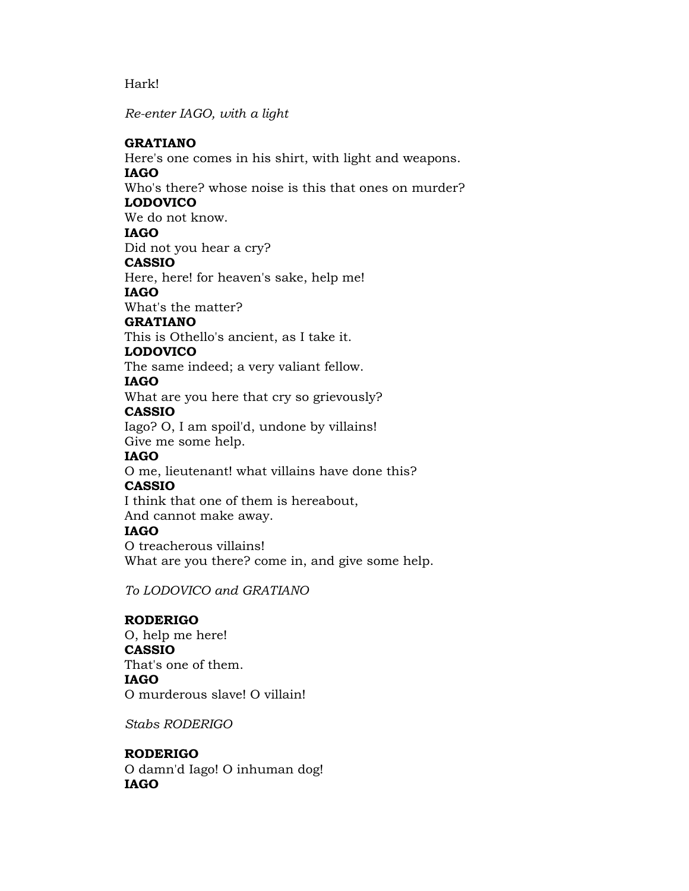Hark!

*Re-enter IAGO, with a light*

**GRATIANO**
Here's one comes in his shirt, with light and weapons.
**IAGO**
Who's there? whose noise is this that ones on murder?
**LODOVICO**
We do not know.
**IAGO**
Did not you hear a cry?
**CASSIO**
Here, here! for heaven's sake, help me!
**IAGO**
What's the matter?
**GRATIANO**
This is Othello's ancient, as I take it.
**LODOVICO**
The same indeed; a very valiant fellow.
**IAGO**
What are you here that cry so grievously?
**CASSIO**
Iago? O, I am spoil'd, undone by villains!
Give me some help.
**IAGO**
O me, lieutenant! what villains have done this?
**CASSIO**
I think that one of them is hereabout,
And cannot make away.
**IAGO**
O treacherous villains!
What are you there? come in, and give some help.

*To LODOVICO and GRATIANO*

**RODERIGO**
O, help me here!
**CASSIO**
That's one of them.
**IAGO**
O murderous slave! O villain!

*Stabs RODERIGO*

**RODERIGO**
O damn'd Iago! O inhuman dog!
**IAGO**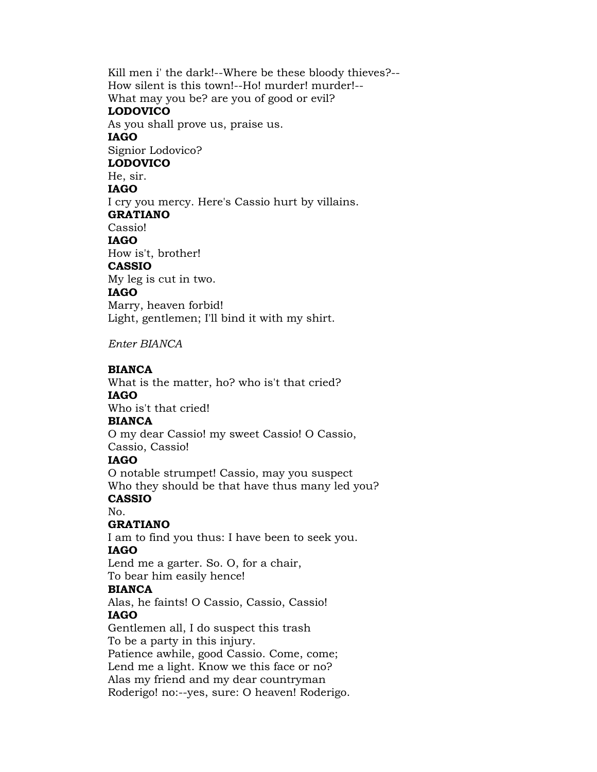Kill men i' the dark!--Where be these bloody thieves?--
How silent is this town!--Ho! murder! murder!--
What may you be? are you of good or evil?

**LODOVICO**
As you shall prove us, praise us.

**IAGO**
Signior Lodovico?

**LODOVICO**
He, sir.

**IAGO**
I cry you mercy. Here's Cassio hurt by villains.

**GRATIANO**
Cassio!

**IAGO**
How is't, brother!

**CASSIO**
My leg is cut in two.

**IAGO**
Marry, heaven forbid!
Light, gentlemen; I'll bind it with my shirt.

*Enter BIANCA*

**BIANCA**
What is the matter, ho? who is't that cried?

**IAGO**
Who is't that cried!

**BIANCA**
O my dear Cassio! my sweet Cassio! O Cassio,
Cassio, Cassio!

**IAGO**
O notable strumpet! Cassio, may you suspect
Who they should be that have thus many led you?

**CASSIO**
No.

**GRATIANO**
I am to find you thus: I have been to seek you.

**IAGO**
Lend me a garter. So. O, for a chair,
To bear him easily hence!

**BIANCA**
Alas, he faints! O Cassio, Cassio, Cassio!

**IAGO**
Gentlemen all, I do suspect this trash
To be a party in this injury.
Patience awhile, good Cassio. Come, come;
Lend me a light. Know we this face or no?
Alas my friend and my dear countryman
Roderigo! no:--yes, sure: O heaven! Roderigo.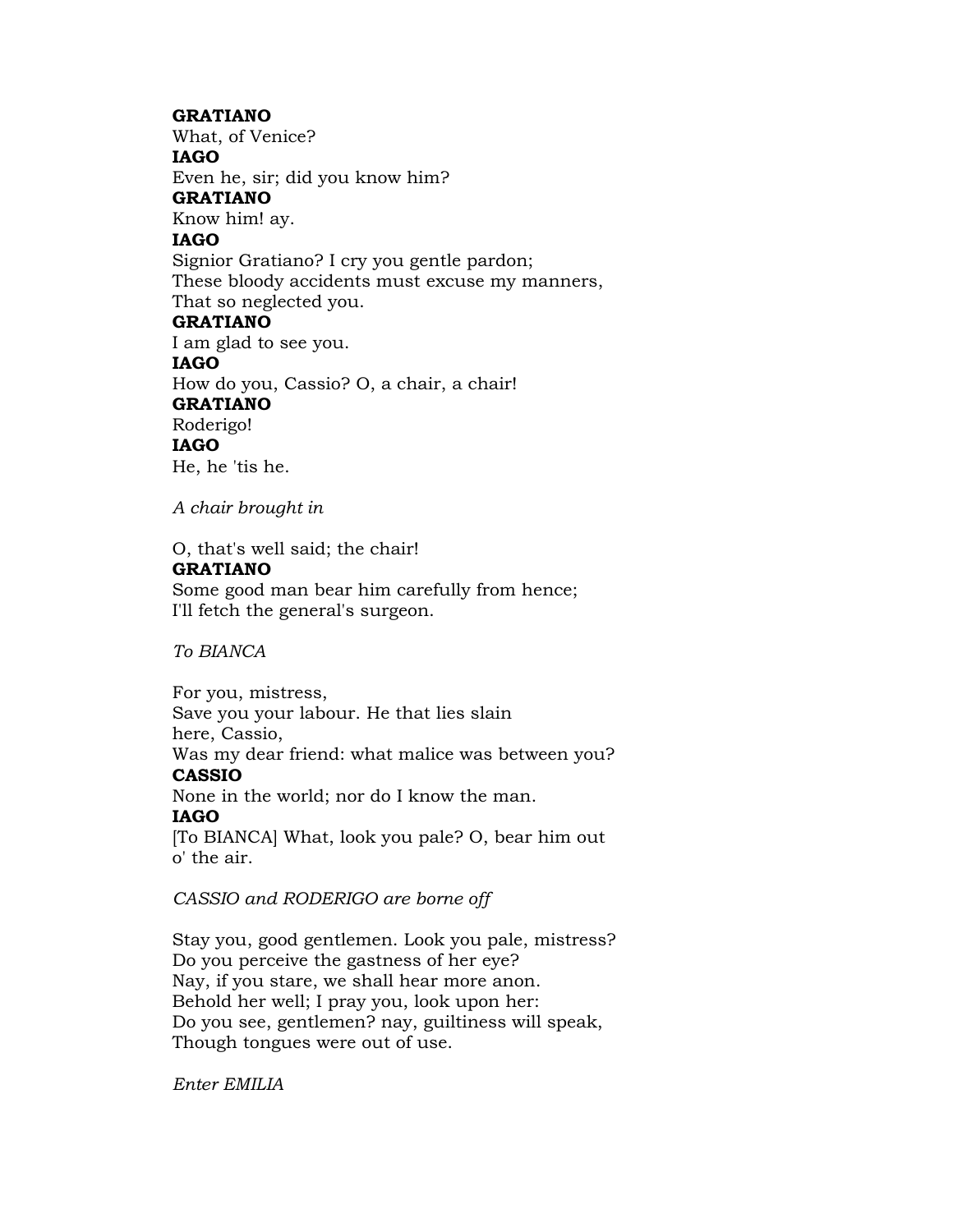**GRATIANO**
What, of Venice?
**IAGO**
Even he, sir; did you know him?
**GRATIANO**
Know him! ay.
**IAGO**
Signior Gratiano? I cry you gentle pardon;
These bloody accidents must excuse my manners,
That so neglected you.
**GRATIANO**
I am glad to see you.
**IAGO**
How do you, Cassio? O, a chair, a chair!
**GRATIANO**
Roderigo!
**IAGO**
He, he 'tis he.

*A chair brought in*

O, that's well said; the chair!
**GRATIANO**
Some good man bear him carefully from hence;
I'll fetch the general's surgeon.

*To BIANCA*

For you, mistress,
Save you your labour. He that lies slain
here, Cassio,
Was my dear friend: what malice was between you?
**CASSIO**
None in the world; nor do I know the man.
**IAGO**
[To BIANCA] What, look you pale? O, bear him out
o' the air.

*CASSIO and RODERIGO are borne off*

Stay you, good gentlemen. Look you pale, mistress?
Do you perceive the gastness of her eye?
Nay, if you stare, we shall hear more anon.
Behold her well; I pray you, look upon her:
Do you see, gentlemen? nay, guiltiness will speak,
Though tongues were out of use.

*Enter EMILIA*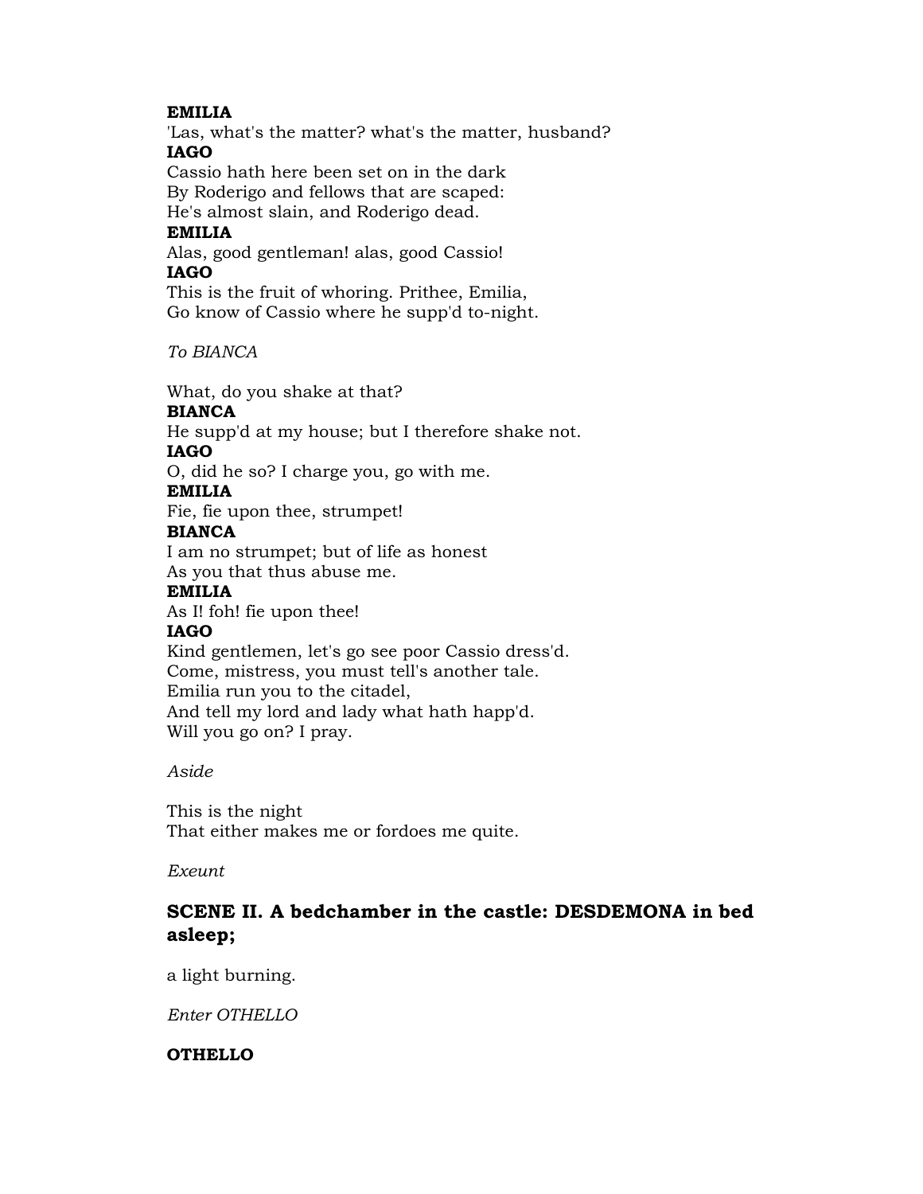**EMILIA**
'Las, what's the matter? what's the matter, husband?
**IAGO**
Cassio hath here been set on in the dark
By Roderigo and fellows that are scaped:
He's almost slain, and Roderigo dead.
**EMILIA**
Alas, good gentleman! alas, good Cassio!
**IAGO**
This is the fruit of whoring. Prithee, Emilia,
Go know of Cassio where he supp'd to-night.

*To BIANCA*

What, do you shake at that?
**BIANCA**
He supp'd at my house; but I therefore shake not.
**IAGO**
O, did he so? I charge you, go with me.
**EMILIA**
Fie, fie upon thee, strumpet!
**BIANCA**
I am no strumpet; but of life as honest
As you that thus abuse me.
**EMILIA**
As I! foh! fie upon thee!
**IAGO**
Kind gentlemen, let's go see poor Cassio dress'd.
Come, mistress, you must tell's another tale.
Emilia run you to the citadel,
And tell my lord and lady what hath happ'd.
Will you go on? I pray.

*Aside*

This is the night
That either makes me or fordoes me quite.

*Exeunt*

## SCENE II. A bedchamber in the castle: DESDEMONA in bed asleep;

a light burning.

*Enter OTHELLO*

**OTHELLO**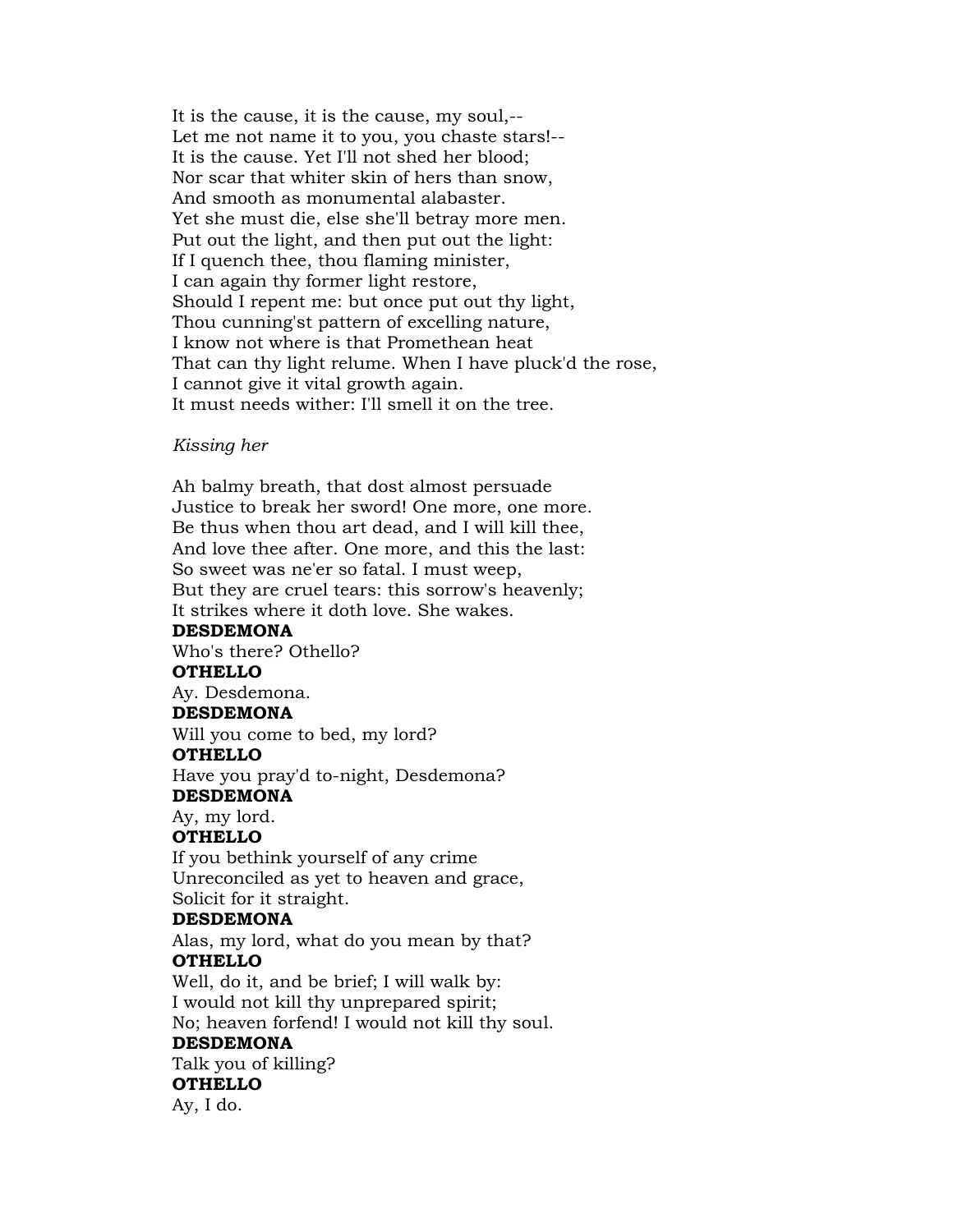It is the cause, it is the cause, my soul,--
Let me not name it to you, you chaste stars!--
It is the cause. Yet I'll not shed her blood;
Nor scar that whiter skin of hers than snow,
And smooth as monumental alabaster.
Yet she must die, else she'll betray more men.
Put out the light, and then put out the light:
If I quench thee, thou flaming minister,
I can again thy former light restore,
Should I repent me: but once put out thy light,
Thou cunning'st pattern of excelling nature,
I know not where is that Promethean heat
That can thy light relume. When I have pluck'd the rose,
I cannot give it vital growth again.
It must needs wither: I'll smell it on the tree.

*Kissing her*

Ah balmy breath, that dost almost persuade
Justice to break her sword! One more, one more.
Be thus when thou art dead, and I will kill thee,
And love thee after. One more, and this the last:
So sweet was ne'er so fatal. I must weep,
But they are cruel tears: this sorrow's heavenly;
It strikes where it doth love. She wakes.

**DESDEMONA**

Who's there? Othello?

**OTHELLO**

Ay. Desdemona.

**DESDEMONA**

Will you come to bed, my lord?

**OTHELLO**

Have you pray'd to-night, Desdemona?

**DESDEMONA**

Ay, my lord.

**OTHELLO**

If you bethink yourself of any crime
Unreconciled as yet to heaven and grace,
Solicit for it straight.

**DESDEMONA**

Alas, my lord, what do you mean by that?

**OTHELLO**

Well, do it, and be brief; I will walk by:
I would not kill thy unprepared spirit;
No; heaven forfend! I would not kill thy soul.

**DESDEMONA**

Talk you of killing?

**OTHELLO**

Ay, I do.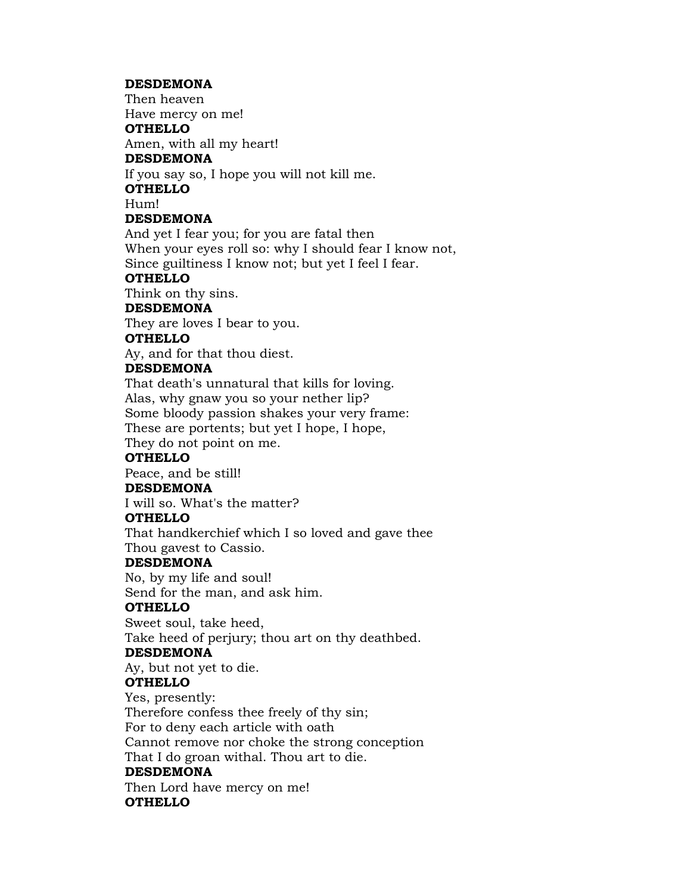**DESDEMONA**
Then heaven
Have mercy on me!
**OTHELLO**
Amen, with all my heart!
**DESDEMONA**
If you say so, I hope you will not kill me.
**OTHELLO**
Hum!
**DESDEMONA**
And yet I fear you; for you are fatal then
When your eyes roll so: why I should fear I know not,
Since guiltiness I know not; but yet I feel I fear.
**OTHELLO**
Think on thy sins.
**DESDEMONA**
They are loves I bear to you.
**OTHELLO**
Ay, and for that thou diest.
**DESDEMONA**
That death's unnatural that kills for loving.
Alas, why gnaw you so your nether lip?
Some bloody passion shakes your very frame:
These are portents; but yet I hope, I hope,
They do not point on me.
**OTHELLO**
Peace, and be still!
**DESDEMONA**
I will so. What's the matter?
**OTHELLO**
That handkerchief which I so loved and gave thee
Thou gavest to Cassio.
**DESDEMONA**
No, by my life and soul!
Send for the man, and ask him.
**OTHELLO**
Sweet soul, take heed,
Take heed of perjury; thou art on thy deathbed.
**DESDEMONA**
Ay, but not yet to die.
**OTHELLO**
Yes, presently:
Therefore confess thee freely of thy sin;
For to deny each article with oath
Cannot remove nor choke the strong conception
That I do groan withal. Thou art to die.
**DESDEMONA**
Then Lord have mercy on me!
**OTHELLO**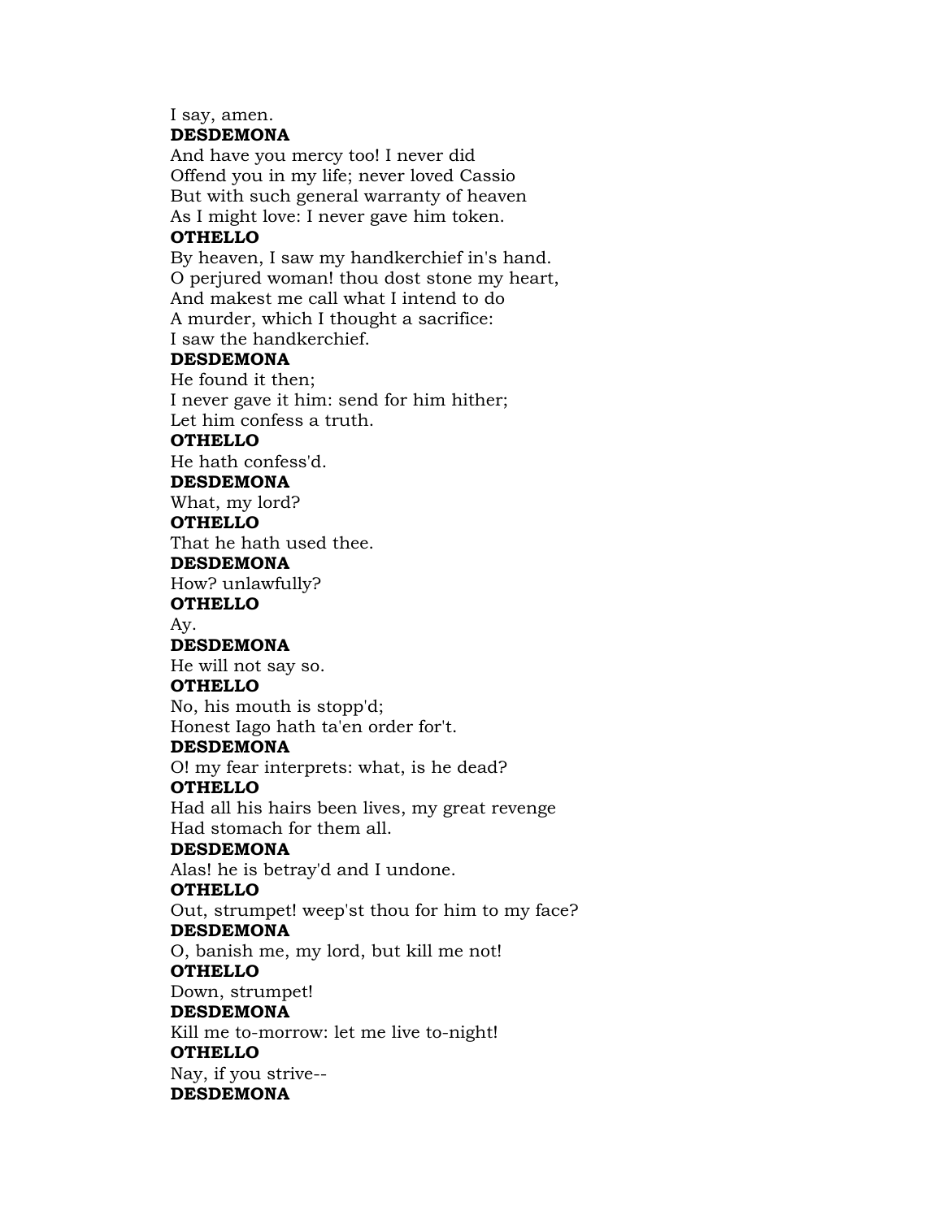I say, amen.

**DESDEMONA**

And have you mercy too! I never did
Offend you in my life; never loved Cassio
But with such general warranty of heaven
As I might love: I never gave him token.

**OTHELLO**

By heaven, I saw my handkerchief in's hand.
O perjured woman! thou dost stone my heart,
And makest me call what I intend to do
A murder, which I thought a sacrifice:
I saw the handkerchief.

**DESDEMONA**

He found it then;
I never gave it him: send for him hither;
Let him confess a truth.

**OTHELLO**

He hath confess'd.

**DESDEMONA**

What, my lord?

**OTHELLO**

That he hath used thee.

**DESDEMONA**

How? unlawfully?

**OTHELLO**

Ay.

**DESDEMONA**

He will not say so.

**OTHELLO**

No, his mouth is stopp'd;
Honest Iago hath ta'en order for't.

**DESDEMONA**

O! my fear interprets: what, is he dead?

**OTHELLO**

Had all his hairs been lives, my great revenge
Had stomach for them all.

**DESDEMONA**

Alas! he is betray'd and I undone.

**OTHELLO**

Out, strumpet! weep'st thou for him to my face?

**DESDEMONA**

O, banish me, my lord, but kill me not!

**OTHELLO**

Down, strumpet!

**DESDEMONA**

Kill me to-morrow: let me live to-night!

**OTHELLO**

Nay, if you strive--

**DESDEMONA**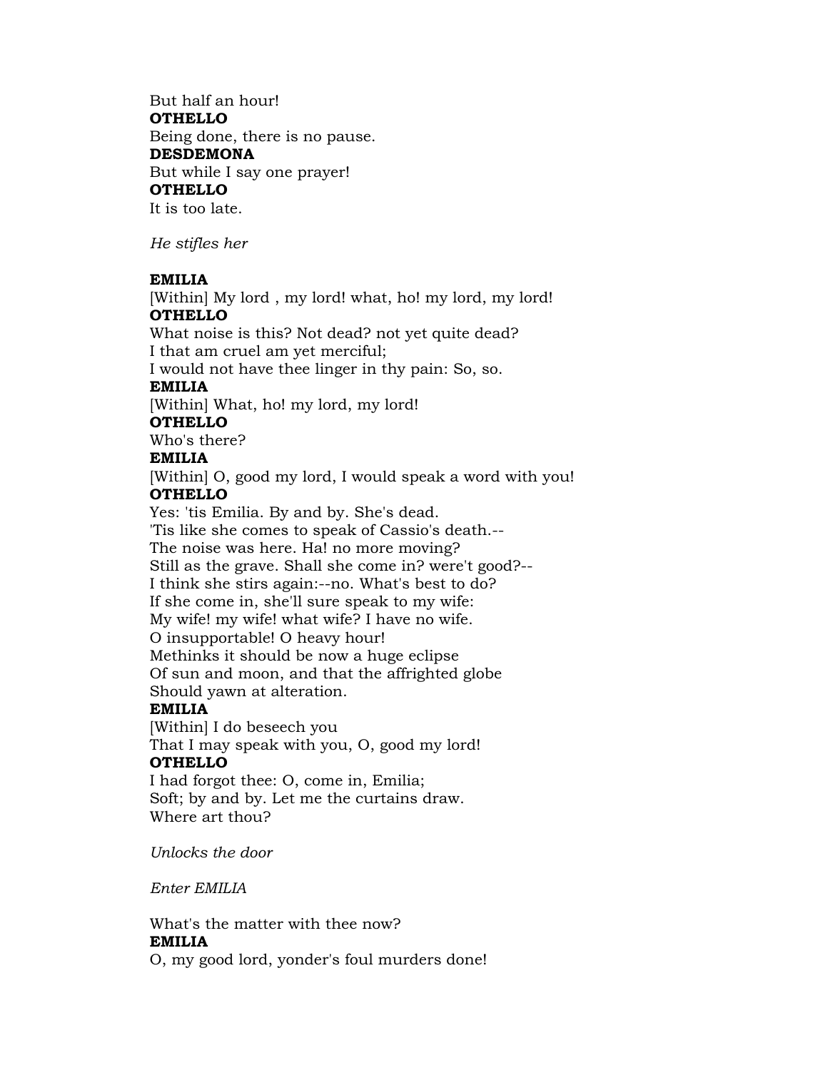But half an hour!
**OTHELLO**
Being done, there is no pause.
**DESDEMONA**
But while I say one prayer!
**OTHELLO**
It is too late.

*He stifles her*

**EMILIA**
[Within] My lord , my lord! what, ho! my lord, my lord!
**OTHELLO**
What noise is this? Not dead? not yet quite dead?
I that am cruel am yet merciful;
I would not have thee linger in thy pain: So, so.
**EMILIA**
[Within] What, ho! my lord, my lord!
**OTHELLO**
Who's there?
**EMILIA**
[Within] O, good my lord, I would speak a word with you!
**OTHELLO**
Yes: 'tis Emilia. By and by. She's dead.
'Tis like she comes to speak of Cassio's death.--
The noise was here. Ha! no more moving?
Still as the grave. Shall she come in? were't good?--
I think she stirs again:--no. What's best to do?
If she come in, she'll sure speak to my wife:
My wife! my wife! what wife? I have no wife.
O insupportable! O heavy hour!
Methinks it should be now a huge eclipse
Of sun and moon, and that the affrighted globe
Should yawn at alteration.
**EMILIA**
[Within] I do beseech you
That I may speak with you, O, good my lord!
**OTHELLO**
I had forgot thee: O, come in, Emilia;
Soft; by and by. Let me the curtains draw.
Where art thou?

*Unlocks the door*

*Enter EMILIA*

What's the matter with thee now?
**EMILIA**
O, my good lord, yonder's foul murders done!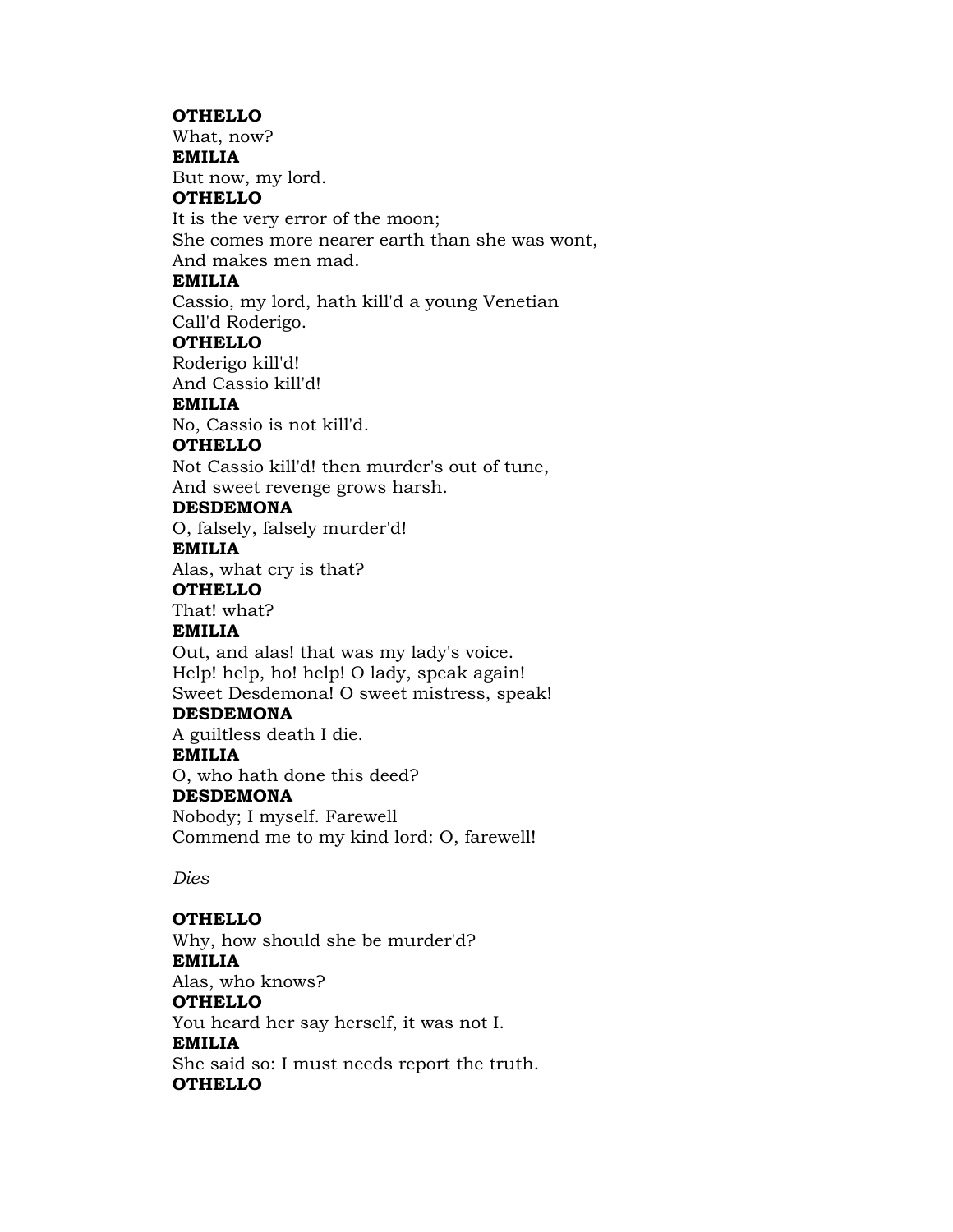**OTHELLO**
What, now?
**EMILIA**
But now, my lord.
**OTHELLO**
It is the very error of the moon;
She comes more nearer earth than she was wont,
And makes men mad.
**EMILIA**
Cassio, my lord, hath kill'd a young Venetian
Call'd Roderigo.
**OTHELLO**
Roderigo kill'd!
And Cassio kill'd!
**EMILIA**
No, Cassio is not kill'd.
**OTHELLO**
Not Cassio kill'd! then murder's out of tune,
And sweet revenge grows harsh.
**DESDEMONA**
O, falsely, falsely murder'd!
**EMILIA**
Alas, what cry is that?
**OTHELLO**
That! what?
**EMILIA**
Out, and alas! that was my lady's voice.
Help! help, ho! help! O lady, speak again!
Sweet Desdemona! O sweet mistress, speak!
**DESDEMONA**
A guiltless death I die.
**EMILIA**
O, who hath done this deed?
**DESDEMONA**
Nobody; I myself. Farewell
Commend me to my kind lord: O, farewell!

*Dies*

**OTHELLO**
Why, how should she be murder'd?
**EMILIA**
Alas, who knows?
**OTHELLO**
You heard her say herself, it was not I.
**EMILIA**
She said so: I must needs report the truth.
**OTHELLO**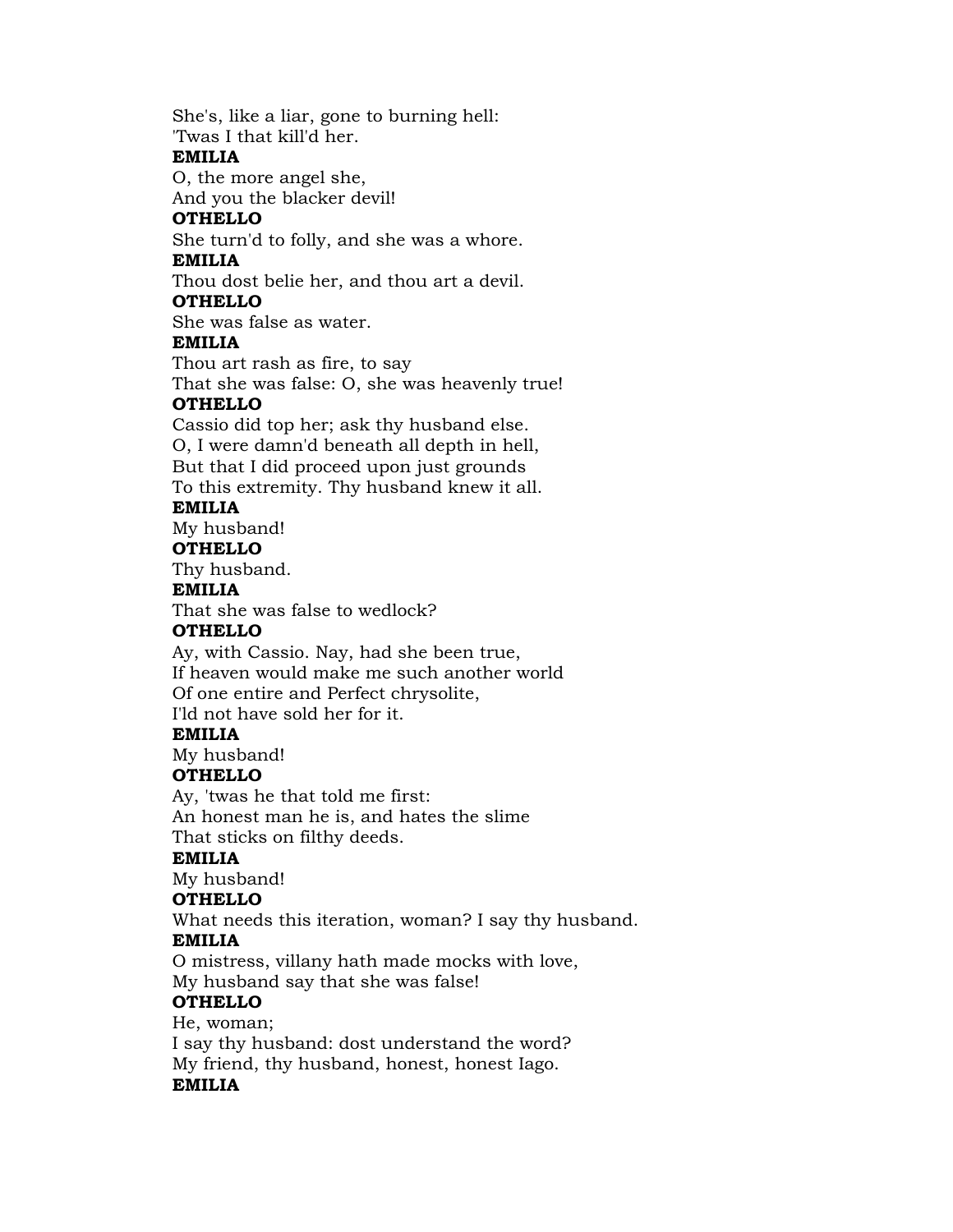She's, like a liar, gone to burning hell:
'Twas I that kill'd her.

**EMILIA**

O, the more angel she,
And you the blacker devil!

**OTHELLO**

She turn'd to folly, and she was a whore.

**EMILIA**

Thou dost belie her, and thou art a devil.

**OTHELLO**

She was false as water.

**EMILIA**

Thou art rash as fire, to say
That she was false: O, she was heavenly true!

**OTHELLO**

Cassio did top her; ask thy husband else.
O, I were damn'd beneath all depth in hell,
But that I did proceed upon just grounds
To this extremity. Thy husband knew it all.

**EMILIA**

My husband!

**OTHELLO**

Thy husband.

**EMILIA**

That she was false to wedlock?

**OTHELLO**

Ay, with Cassio. Nay, had she been true,
If heaven would make me such another world
Of one entire and Perfect chrysolite,
I'ld not have sold her for it.

**EMILIA**

My husband!

**OTHELLO**

Ay, 'twas he that told me first:
An honest man he is, and hates the slime
That sticks on filthy deeds.

**EMILIA**

My husband!

**OTHELLO**

What needs this iteration, woman? I say thy husband.

**EMILIA**

O mistress, villany hath made mocks with love,
My husband say that she was false!

**OTHELLO**

He, woman;
I say thy husband: dost understand the word?
My friend, thy husband, honest, honest Iago.

**EMILIA**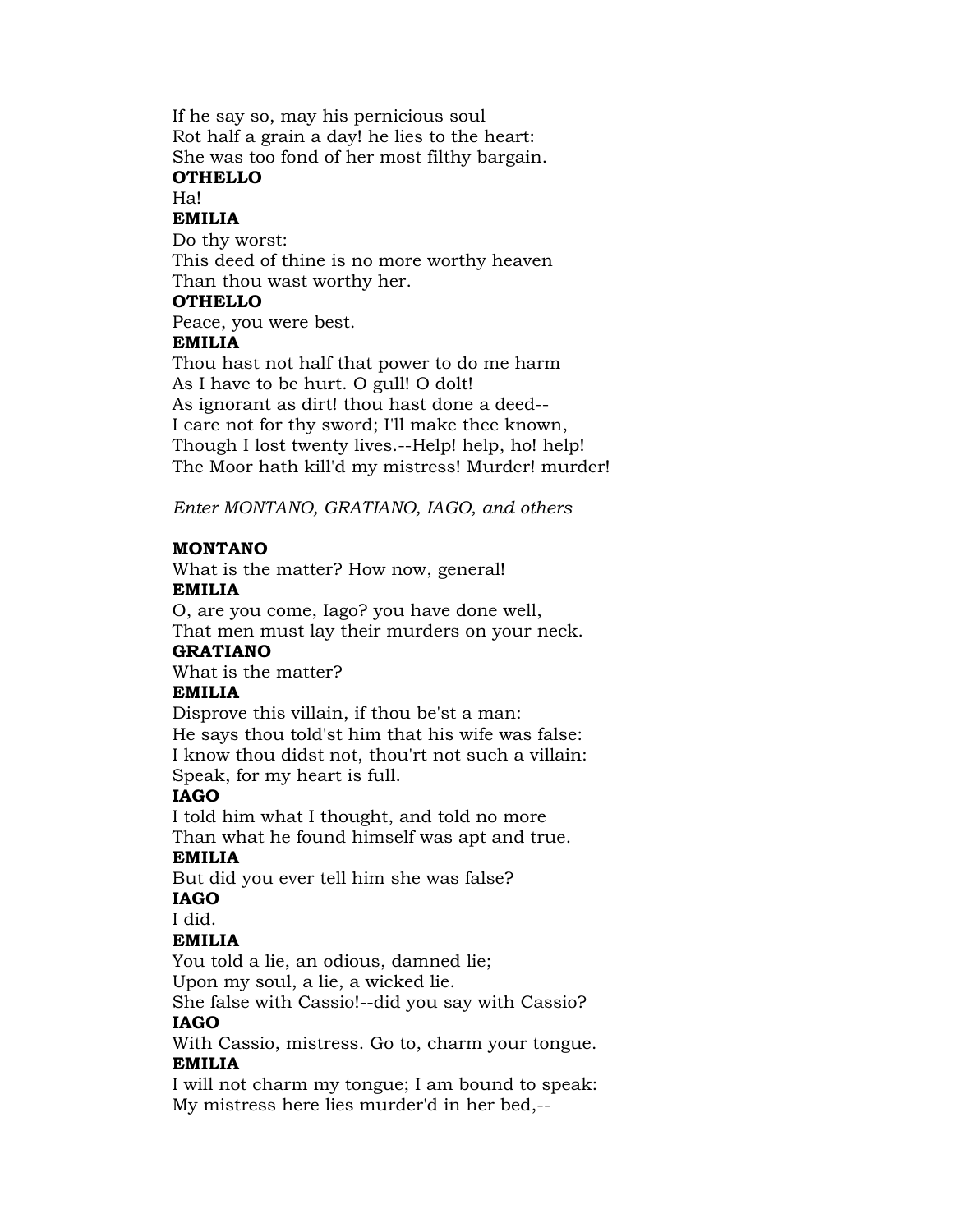If he say so, may his pernicious soul
Rot half a grain a day! he lies to the heart:
She was too fond of her most filthy bargain.

**OTHELLO**

Ha!

**EMILIA**

Do thy worst:
This deed of thine is no more worthy heaven
Than thou wast worthy her.

**OTHELLO**

Peace, you were best.

**EMILIA**

Thou hast not half that power to do me harm
As I have to be hurt. O gull! O dolt!
As ignorant as dirt! thou hast done a deed--
I care not for thy sword; I'll make thee known,
Though I lost twenty lives.--Help! help, ho! help!
The Moor hath kill'd my mistress! Murder! murder!

*Enter MONTANO, GRATIANO, IAGO, and others*

**MONTANO**

What is the matter? How now, general!

**EMILIA**

O, are you come, Iago? you have done well,
That men must lay their murders on your neck.

**GRATIANO**

What is the matter?

**EMILIA**

Disprove this villain, if thou be'st a man:
He says thou told'st him that his wife was false:
I know thou didst not, thou'rt not such a villain:
Speak, for my heart is full.

**IAGO**

I told him what I thought, and told no more
Than what he found himself was apt and true.

**EMILIA**

But did you ever tell him she was false?

**IAGO**

I did.

**EMILIA**

You told a lie, an odious, damned lie;
Upon my soul, a lie, a wicked lie.
She false with Cassio!--did you say with Cassio?

**IAGO**

With Cassio, mistress. Go to, charm your tongue.

**EMILIA**

I will not charm my tongue; I am bound to speak:
My mistress here lies murder'd in her bed,--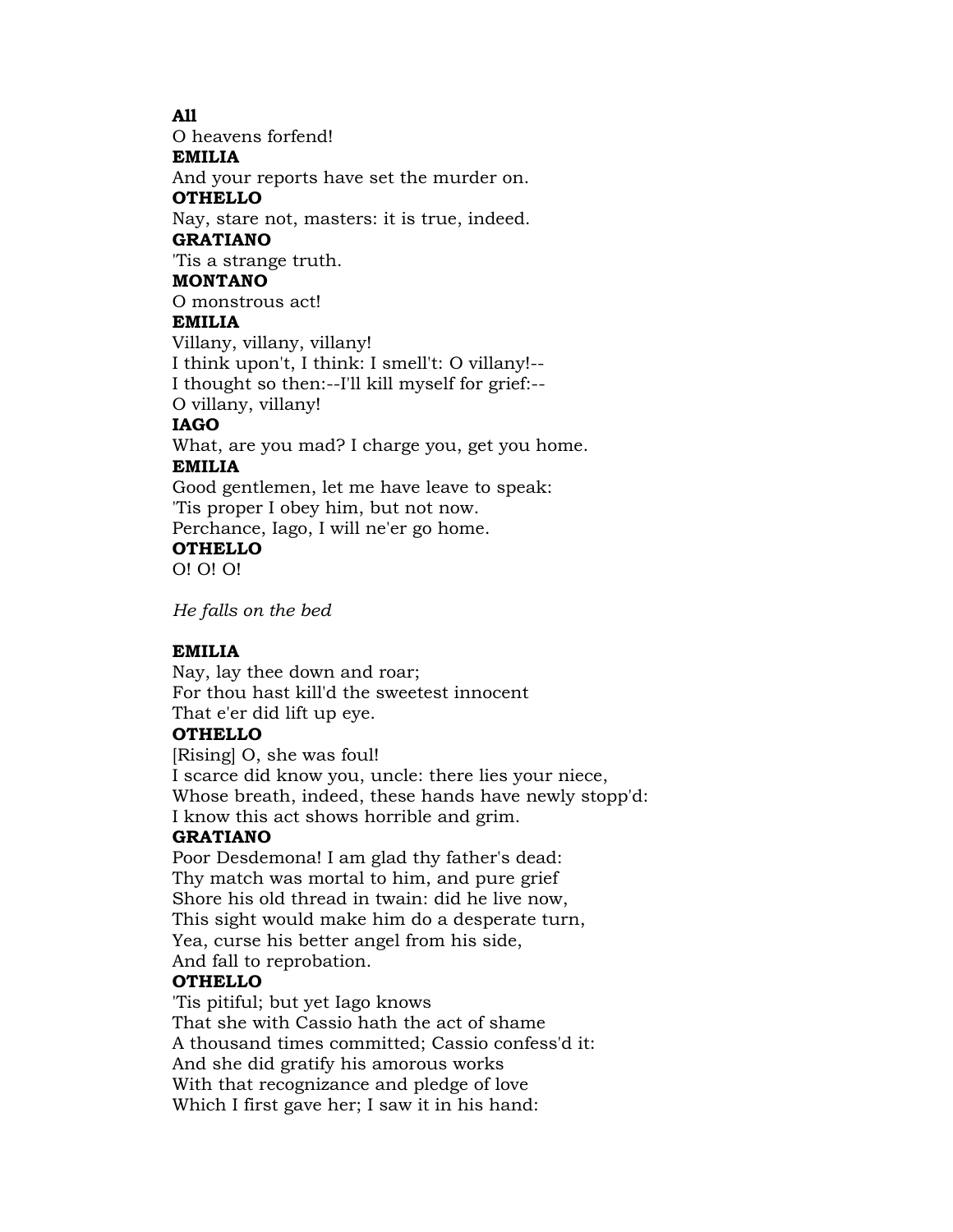**All**
O heavens forfend!
**EMILIA**
And your reports have set the murder on.
**OTHELLO**
Nay, stare not, masters: it is true, indeed.
**GRATIANO**
'Tis a strange truth.
**MONTANO**
O monstrous act!
**EMILIA**
Villany, villany, villany!
I think upon't, I think: I smell't: O villany!--
I thought so then:--I'll kill myself for grief:--
O villany, villany!
**IAGO**
What, are you mad? I charge you, get you home.
**EMILIA**
Good gentlemen, let me have leave to speak:
'Tis proper I obey him, but not now.
Perchance, Iago, I will ne'er go home.
**OTHELLO**
O! O! O!

*He falls on the bed*

**EMILIA**
Nay, lay thee down and roar;
For thou hast kill'd the sweetest innocent
That e'er did lift up eye.
**OTHELLO**
[Rising] O, she was foul!
I scarce did know you, uncle: there lies your niece,
Whose breath, indeed, these hands have newly stopp'd:
I know this act shows horrible and grim.
**GRATIANO**
Poor Desdemona! I am glad thy father's dead:
Thy match was mortal to him, and pure grief
Shore his old thread in twain: did he live now,
This sight would make him do a desperate turn,
Yea, curse his better angel from his side,
And fall to reprobation.
**OTHELLO**
'Tis pitiful; but yet Iago knows
That she with Cassio hath the act of shame
A thousand times committed; Cassio confess'd it:
And she did gratify his amorous works
With that recognizance and pledge of love
Which I first gave her; I saw it in his hand: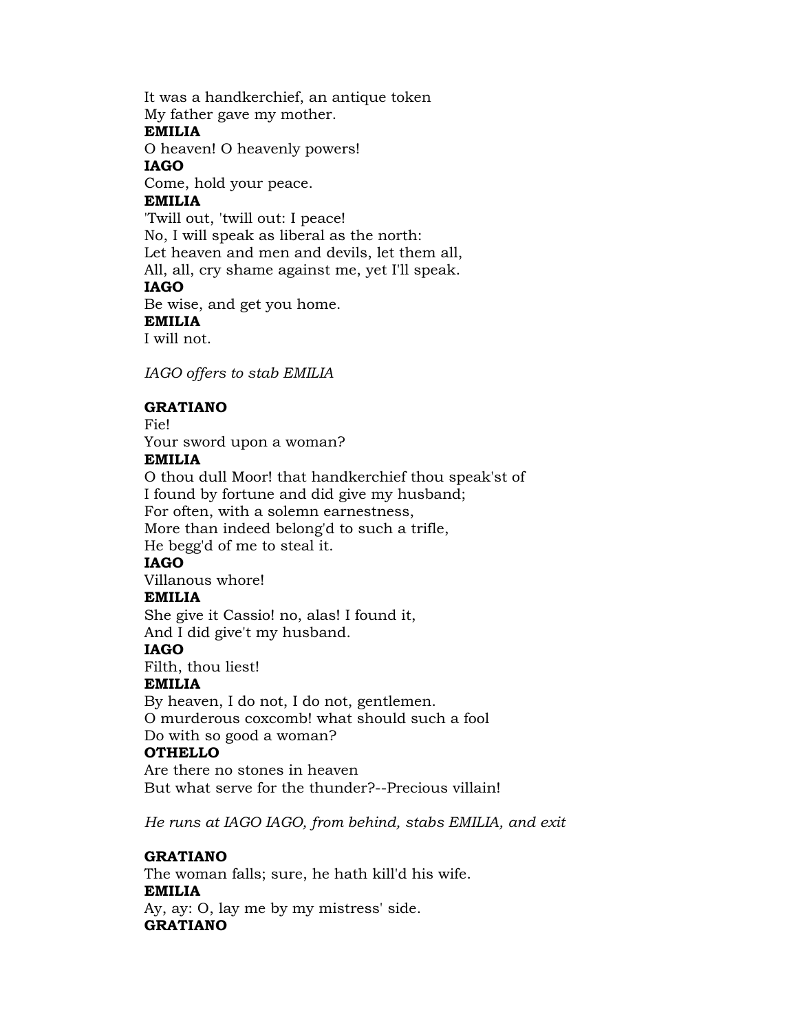It was a handkerchief, an antique token
My father gave my mother.

**EMILIA**

O heaven! O heavenly powers!

**IAGO**

Come, hold your peace.

**EMILIA**

'Twill out, 'twill out: I peace!
No, I will speak as liberal as the north:
Let heaven and men and devils, let them all,
All, all, cry shame against me, yet I'll speak.

**IAGO**

Be wise, and get you home.

**EMILIA**

I will not.

*IAGO offers to stab EMILIA*

**GRATIANO**

Fie!
Your sword upon a woman?

**EMILIA**

O thou dull Moor! that handkerchief thou speak'st of
I found by fortune and did give my husband;
For often, with a solemn earnestness,
More than indeed belong'd to such a trifle,
He begg'd of me to steal it.

**IAGO**

Villanous whore!

**EMILIA**

She give it Cassio! no, alas! I found it,
And I did give't my husband.

**IAGO**

Filth, thou liest!

**EMILIA**

By heaven, I do not, I do not, gentlemen.
O murderous coxcomb! what should such a fool
Do with so good a woman?

**OTHELLO**

Are there no stones in heaven
But what serve for the thunder?--Precious villain!

*He runs at IAGO IAGO, from behind, stabs EMILIA, and exit*

**GRATIANO**

The woman falls; sure, he hath kill'd his wife.

**EMILIA**

Ay, ay: O, lay me by my mistress' side.

**GRATIANO**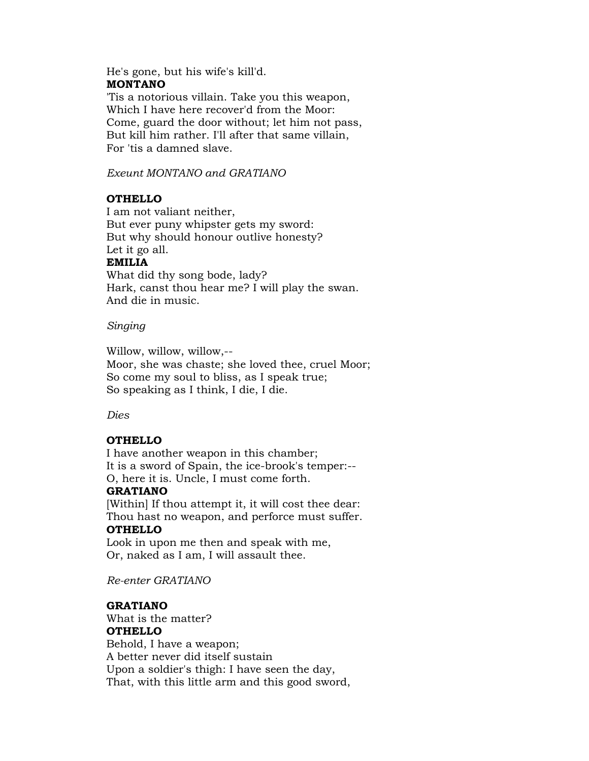He's gone, but his wife's kill'd.

**MONTANO**

'Tis a notorious villain. Take you this weapon,
Which I have here recover'd from the Moor:
Come, guard the door without; let him not pass,
But kill him rather. I'll after that same villain,
For 'tis a damned slave.

*Exeunt MONTANO and GRATIANO*

**OTHELLO**

I am not valiant neither,
But ever puny whipster gets my sword:
But why should honour outlive honesty?
Let it go all.

**EMILIA**

What did thy song bode, lady?
Hark, canst thou hear me? I will play the swan.
And die in music.

*Singing*

Willow, willow, willow,--
Moor, she was chaste; she loved thee, cruel Moor;
So come my soul to bliss, as I speak true;
So speaking as I think, I die, I die.

*Dies*

**OTHELLO**

I have another weapon in this chamber;
It is a sword of Spain, the ice-brook's temper:--
O, here it is. Uncle, I must come forth.

**GRATIANO**

[Within] If thou attempt it, it will cost thee dear:
Thou hast no weapon, and perforce must suffer.

**OTHELLO**

Look in upon me then and speak with me,
Or, naked as I am, I will assault thee.

*Re-enter GRATIANO*

**GRATIANO**

What is the matter?

**OTHELLO**

Behold, I have a weapon;
A better never did itself sustain
Upon a soldier's thigh: I have seen the day,
That, with this little arm and this good sword,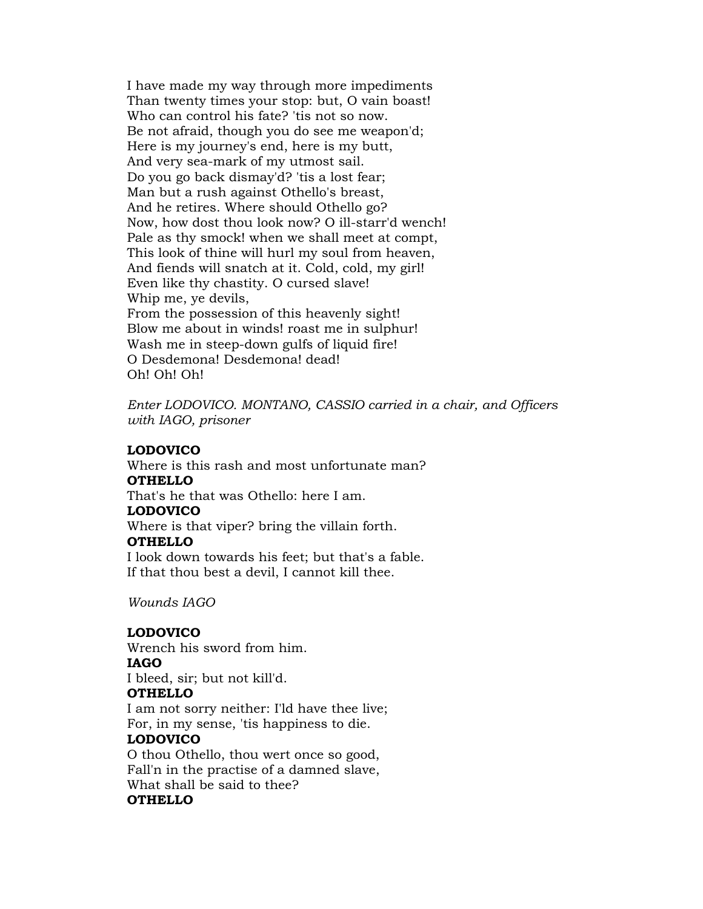I have made my way through more impediments  
Than twenty times your stop: but, O vain boast!  
Who can control his fate? 'tis not so now.  
Be not afraid, though you do see me weapon'd;  
Here is my journey's end, here is my butt,  
And very sea-mark of my utmost sail.  
Do you go back dismay'd? 'tis a lost fear;  
Man but a rush against Othello's breast,  
And he retires. Where should Othello go?  
Now, how dost thou look now? O ill-starr'd wench!  
Pale as thy smock! when we shall meet at compt,  
This look of thine will hurl my soul from heaven,  
And fiends will snatch at it. Cold, cold, my girl!  
Even like thy chastity. O cursed slave!  
Whip me, ye devils,  
From the possession of this heavenly sight!  
Blow me about in winds! roast me in sulphur!  
Wash me in steep-down gulfs of liquid fire!  
O Desdemona! Desdemona! dead!  
Oh! Oh! Oh!

*Enter LODOVICO. MONTANO, CASSIO carried in a chair, and Officers with IAGO, prisoner*

**LODOVICO**  
Where is this rash and most unfortunate man?  
**OTHELLO**  
That's he that was Othello: here I am.  
**LODOVICO**  
Where is that viper? bring the villain forth.  
**OTHELLO**  
I look down towards his feet; but that's a fable.  
If that thou best a devil, I cannot kill thee.

*Wounds IAGO*

**LODOVICO**  
Wrench his sword from him.  
**IAGO**  
I bleed, sir; but not kill'd.  
**OTHELLO**  
I am not sorry neither: I'ld have thee live;  
For, in my sense, 'tis happiness to die.  
**LODOVICO**  
O thou Othello, thou wert once so good,  
Fall'n in the practise of a damned slave,  
What shall be said to thee?  
**OTHELLO**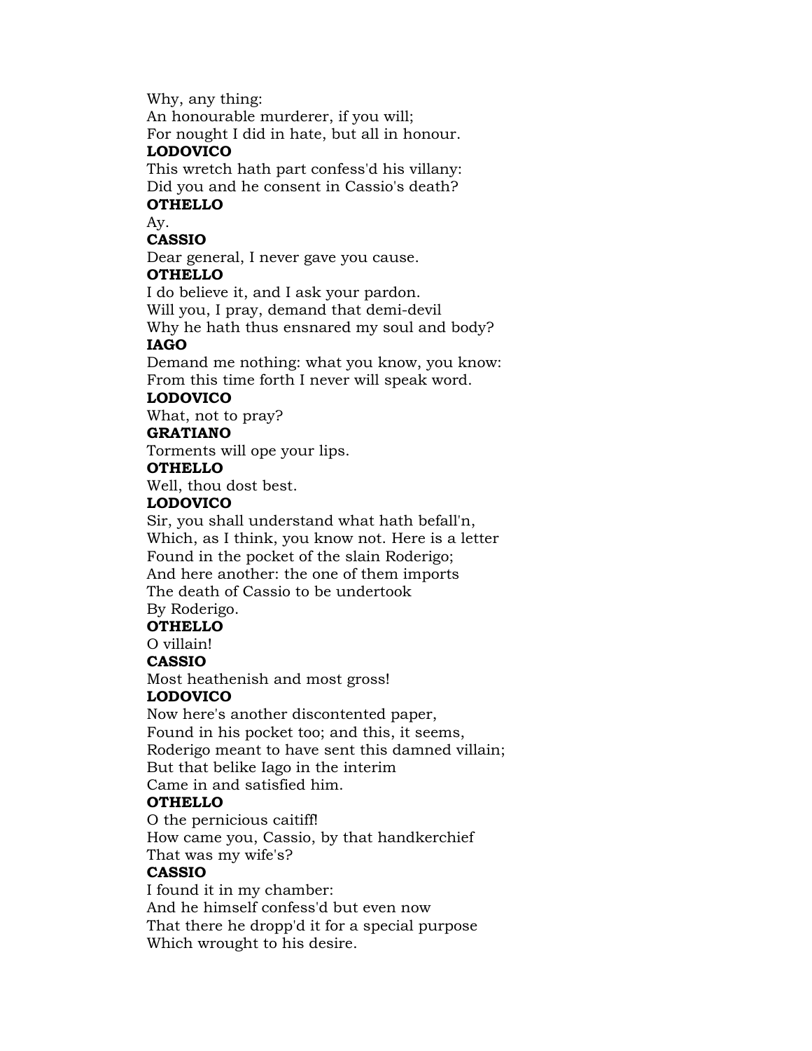Why, any thing:
An honourable murderer, if you will;
For nought I did in hate, but all in honour.

**LODOVICO**

This wretch hath part confess'd his villany:
Did you and he consent in Cassio's death?

**OTHELLO**

Ay.

**CASSIO**

Dear general, I never gave you cause.

**OTHELLO**

I do believe it, and I ask your pardon.
Will you, I pray, demand that demi-devil
Why he hath thus ensnared my soul and body?

**IAGO**

Demand me nothing: what you know, you know:
From this time forth I never will speak word.

**LODOVICO**

What, not to pray?

**GRATIANO**

Torments will ope your lips.

**OTHELLO**

Well, thou dost best.

**LODOVICO**

Sir, you shall understand what hath befall'n,
Which, as I think, you know not. Here is a letter
Found in the pocket of the slain Roderigo;
And here another: the one of them imports
The death of Cassio to be undertook
By Roderigo.

**OTHELLO**

O villain!

**CASSIO**

Most heathenish and most gross!

**LODOVICO**

Now here's another discontented paper,
Found in his pocket too; and this, it seems,
Roderigo meant to have sent this damned villain;
But that belike Iago in the interim
Came in and satisfied him.

**OTHELLO**

O the pernicious caitiff!
How came you, Cassio, by that handkerchief
That was my wife's?

**CASSIO**

I found it in my chamber:
And he himself confess'd but even now
That there he dropp'd it for a special purpose
Which wrought to his desire.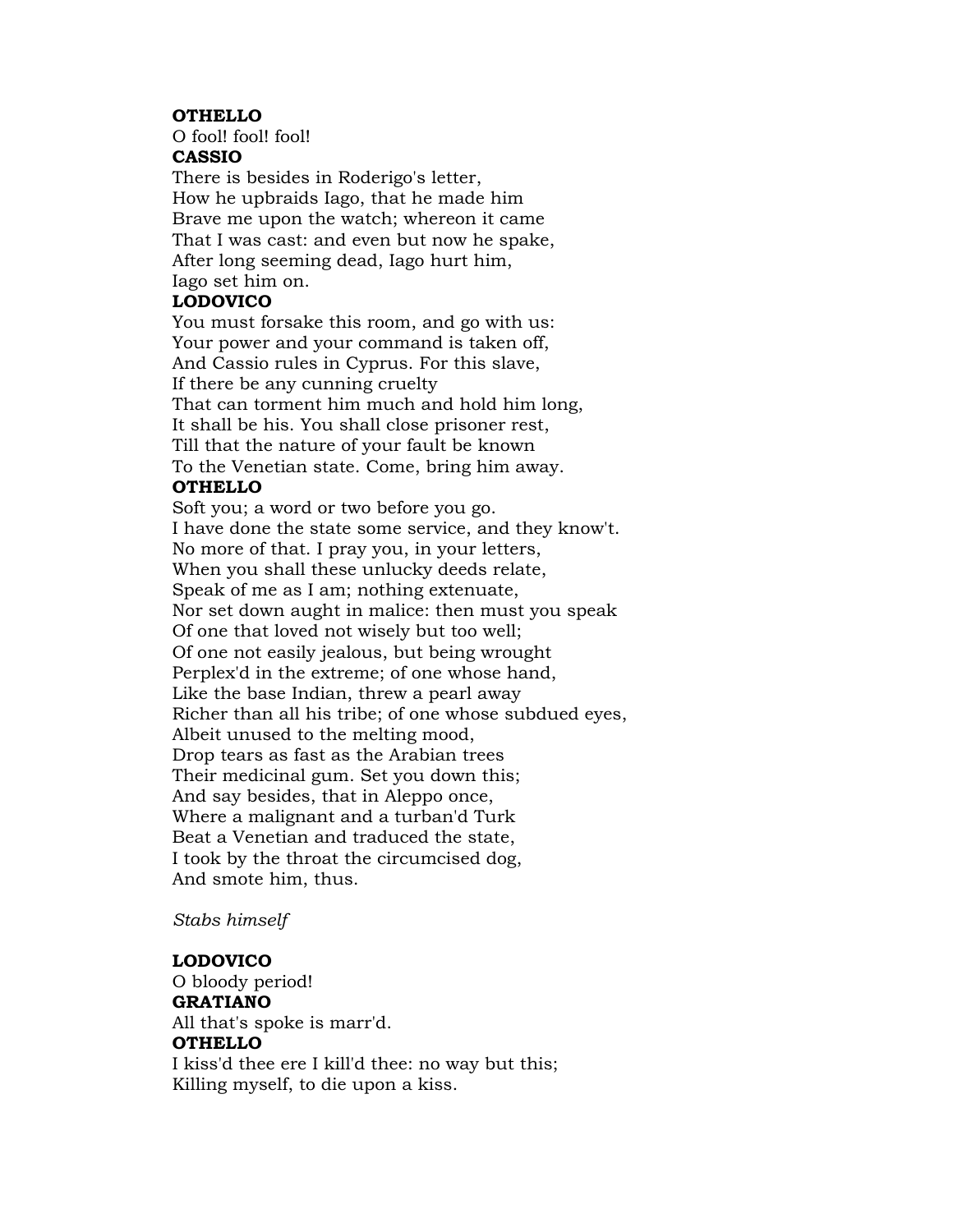**OTHELLO**
O fool! fool! fool!
**CASSIO**
There is besides in Roderigo's letter,
How he upbraids Iago, that he made him
Brave me upon the watch; whereon it came
That I was cast: and even but now he spake,
After long seeming dead, Iago hurt him,
Iago set him on.
**LODOVICO**
You must forsake this room, and go with us:
Your power and your command is taken off,
And Cassio rules in Cyprus. For this slave,
If there be any cunning cruelty
That can torment him much and hold him long,
It shall be his. You shall close prisoner rest,
Till that the nature of your fault be known
To the Venetian state. Come, bring him away.
**OTHELLO**
Soft you; a word or two before you go.
I have done the state some service, and they know't.
No more of that. I pray you, in your letters,
When you shall these unlucky deeds relate,
Speak of me as I am; nothing extenuate,
Nor set down aught in malice: then must you speak
Of one that loved not wisely but too well;
Of one not easily jealous, but being wrought
Perplex'd in the extreme; of one whose hand,
Like the base Indian, threw a pearl away
Richer than all his tribe; of one whose subdued eyes,
Albeit unused to the melting mood,
Drop tears as fast as the Arabian trees
Their medicinal gum. Set you down this;
And say besides, that in Aleppo once,
Where a malignant and a turban'd Turk
Beat a Venetian and traduced the state,
I took by the throat the circumcised dog,
And smote him, thus.

*Stabs himself*

**LODOVICO**
O bloody period!
**GRATIANO**
All that's spoke is marr'd.
**OTHELLO**
I kiss'd thee ere I kill'd thee: no way but this;
Killing myself, to die upon a kiss.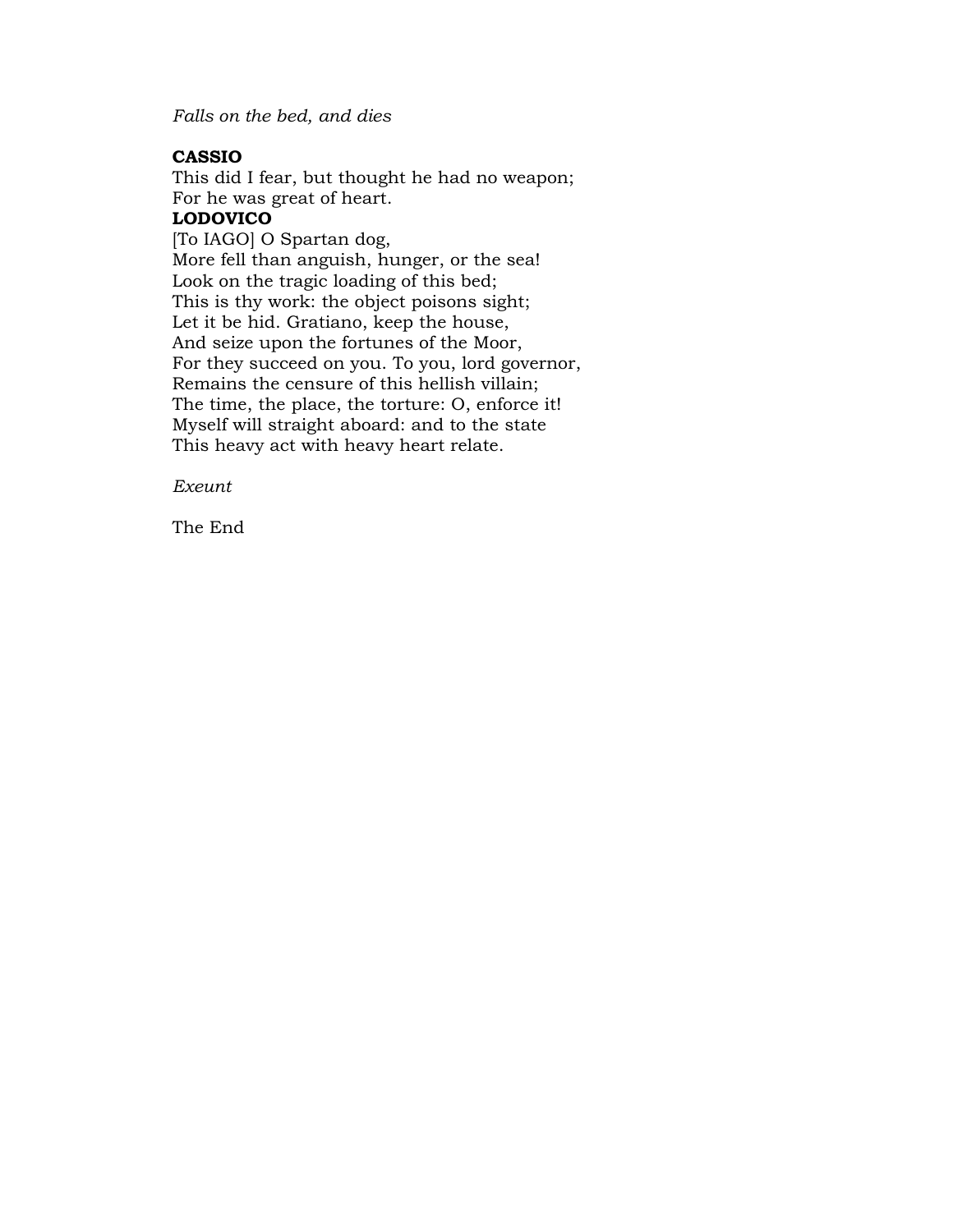*Falls on the bed, and dies*

**CASSIO**
This did I fear, but thought he had no weapon;
For he was great of heart.
**LODOVICO**
[To IAGO] O Spartan dog,
More fell than anguish, hunger, or the sea!
Look on the tragic loading of this bed;
This is thy work: the object poisons sight;
Let it be hid. Gratiano, keep the house,
And seize upon the fortunes of the Moor,
For they succeed on you. To you, lord governor,
Remains the censure of this hellish villain;
The time, the place, the torture: O, enforce it!
Myself will straight aboard: and to the state
This heavy act with heavy heart relate.

*Exeunt*

The End